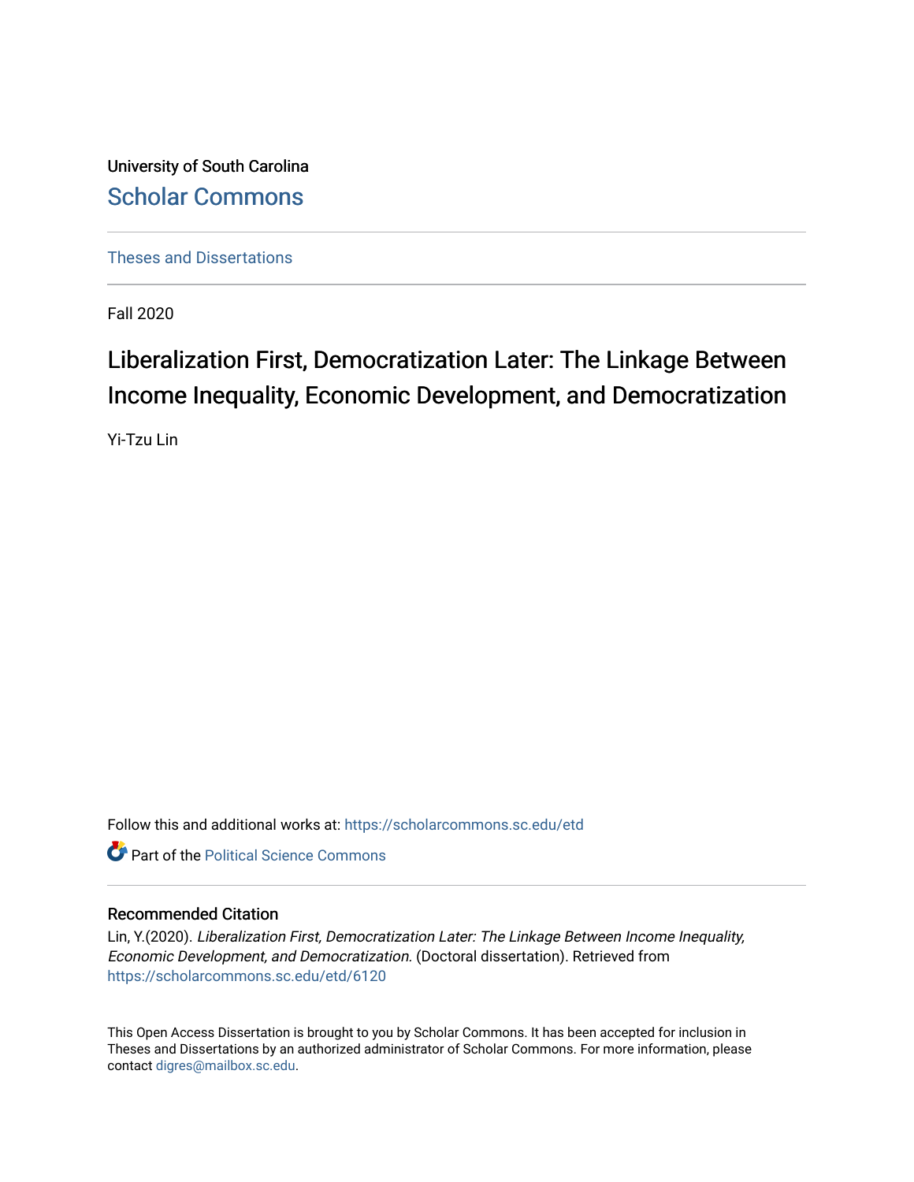University of South Carolina

Scholar Commons

Theses and Dissertations

Fall 2020

# Liberalization First, Democratization Later: The Linkage Between Income Inequality, Economic Development, and Democratization

Yi-Tzu Lin

Follow this and additional works at: https://scholarcommons.sc.edu/etd

Part of the Political Science Commons

## Recommended Citation

Lin, Y.(2020). *Liberalization First, Democratization Later: The Linkage Between Income Inequality, Economic Development, and Democratization.* (Doctoral dissertation). Retrieved from https://scholarcommons.sc.edu/etd/6120

This Open Access Dissertation is brought to you by Scholar Commons. It has been accepted for inclusion in Theses and Dissertations by an authorized administrator of Scholar Commons. For more information, please contact digres@mailbox.sc.edu.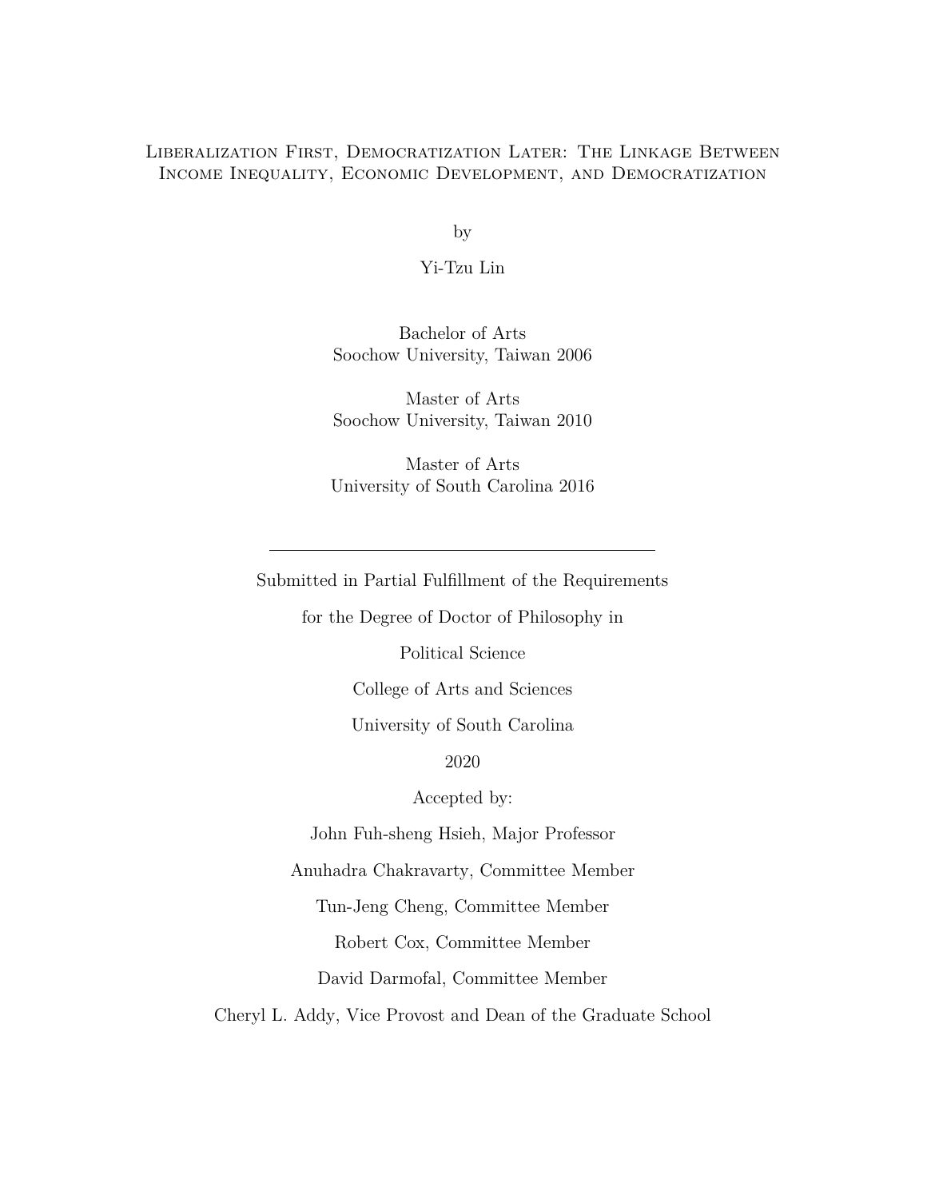# Liberalization First, Democratization Later: The Linkage Between Income Inequality, Economic Development, and Democratization

by

Yi-Tzu Lin

Bachelor of Arts
Soochow University, Taiwan 2006

Master of Arts
Soochow University, Taiwan 2010

Master of Arts
University of South Carolina 2016

---

Submitted in Partial Fulfillment of the Requirements

for the Degree of Doctor of Philosophy in

Political Science

College of Arts and Sciences

University of South Carolina

2020

Accepted by:

John Fuh-sheng Hsieh, Major Professor

Anuhadra Chakravarty, Committee Member

Tun-Jeng Cheng, Committee Member

Robert Cox, Committee Member

David Darmofal, Committee Member

Cheryl L. Addy, Vice Provost and Dean of the Graduate School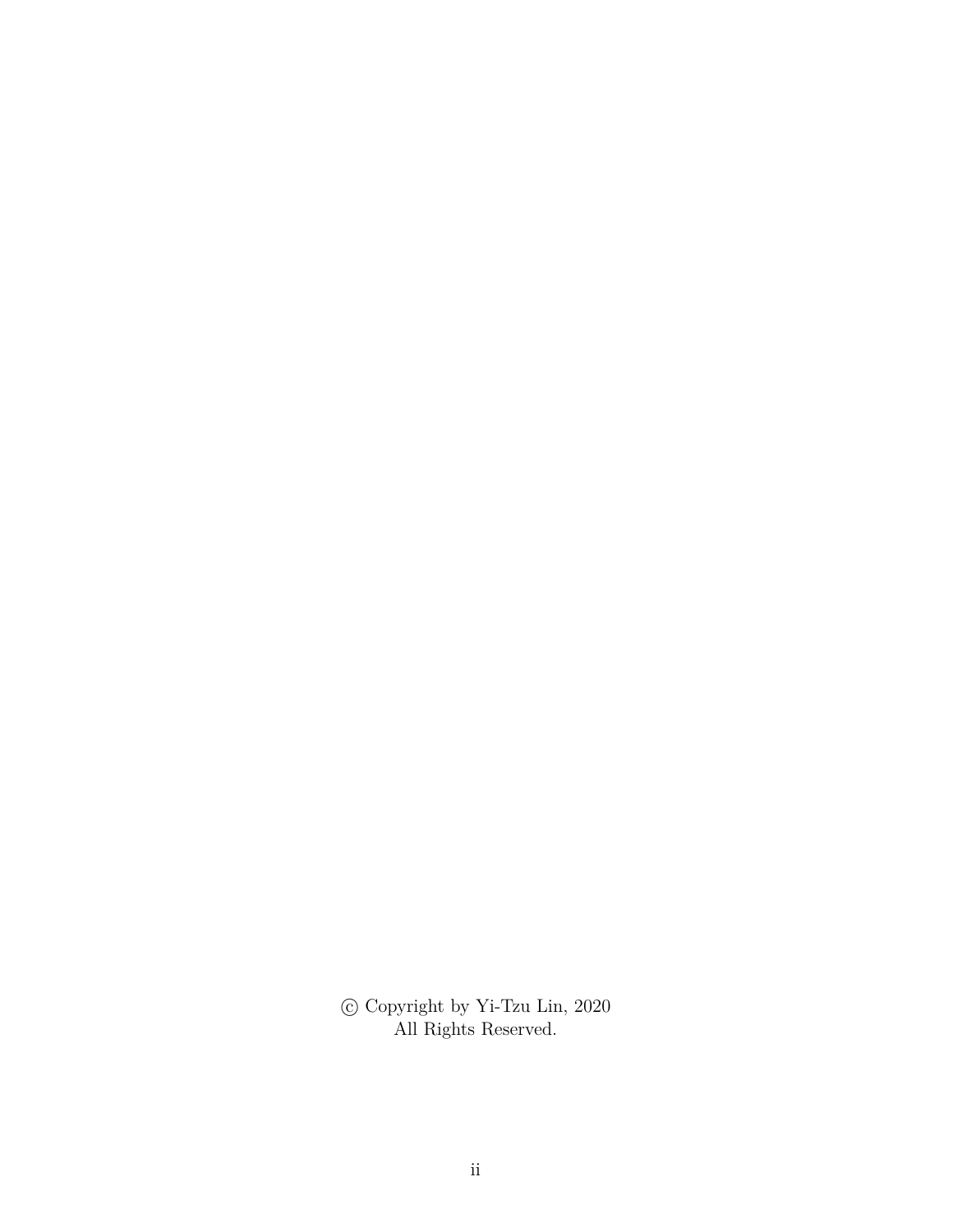© Copyright by Yi-Tzu Lin, 2020
All Rights Reserved.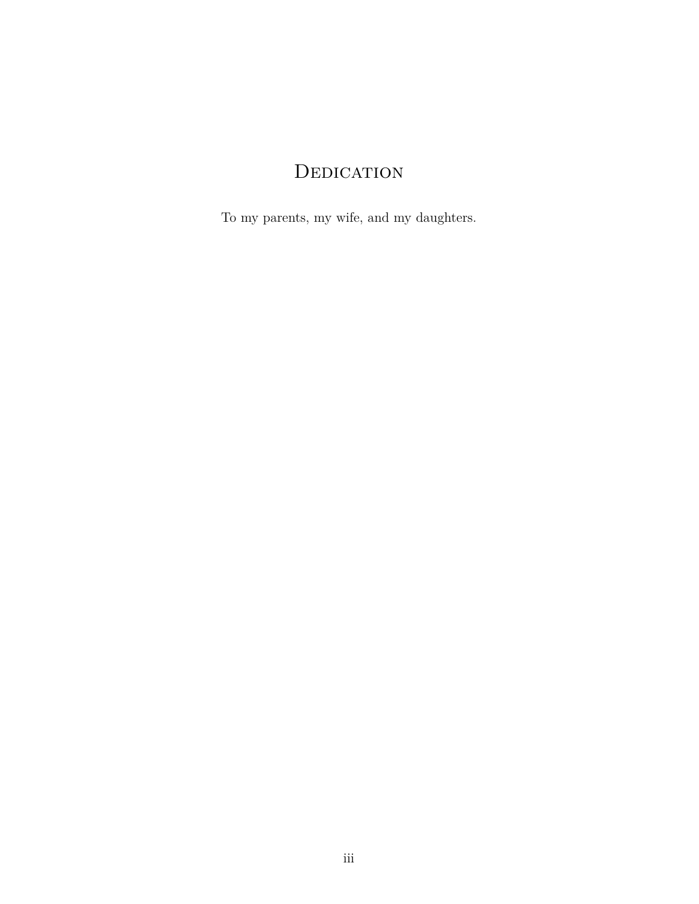# Dedication

To my parents, my wife, and my daughters.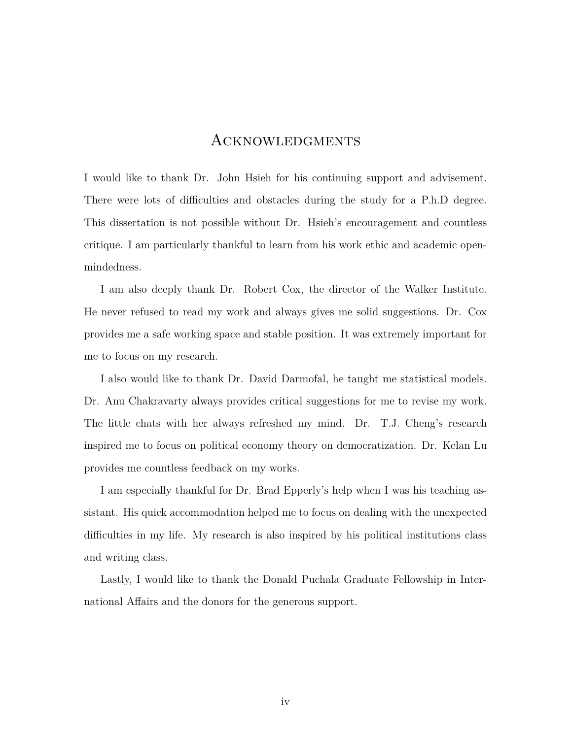# Acknowledgments

I would like to thank Dr. John Hsieh for his continuing support and advisement. There were lots of difficulties and obstacles during the study for a P.h.D degree. This dissertation is not possible without Dr. Hsieh's encouragement and countless critique. I am particularly thankful to learn from his work ethic and academic open-mindedness.

I am also deeply thank Dr. Robert Cox, the director of the Walker Institute. He never refused to read my work and always gives me solid suggestions. Dr. Cox provides me a safe working space and stable position. It was extremely important for me to focus on my research.

I also would like to thank Dr. David Darmofal, he taught me statistical models. Dr. Anu Chakravarty always provides critical suggestions for me to revise my work. The little chats with her always refreshed my mind. Dr. T.J. Cheng's research inspired me to focus on political economy theory on democratization. Dr. Kelan Lu provides me countless feedback on my works.

I am especially thankful for Dr. Brad Epperly's help when I was his teaching assistant. His quick accommodation helped me to focus on dealing with the unexpected difficulties in my life. My research is also inspired by his political institutions class and writing class.

Lastly, I would like to thank the Donald Puchala Graduate Fellowship in International Affairs and the donors for the generous support.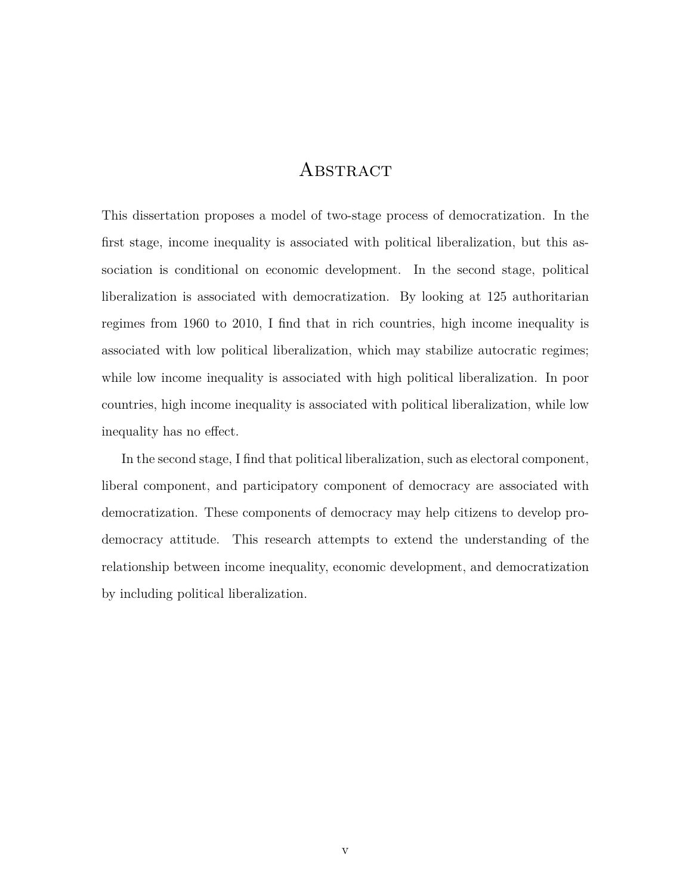# Abstract

This dissertation proposes a model of two-stage process of democratization. In the first stage, income inequality is associated with political liberalization, but this association is conditional on economic development. In the second stage, political liberalization is associated with democratization. By looking at 125 authoritarian regimes from 1960 to 2010, I find that in rich countries, high income inequality is associated with low political liberalization, which may stabilize autocratic regimes; while low income inequality is associated with high political liberalization. In poor countries, high income inequality is associated with political liberalization, while low inequality has no effect.

In the second stage, I find that political liberalization, such as electoral component, liberal component, and participatory component of democracy are associated with democratization. These components of democracy may help citizens to develop pro-democracy attitude. This research attempts to extend the understanding of the relationship between income inequality, economic development, and democratization by including political liberalization.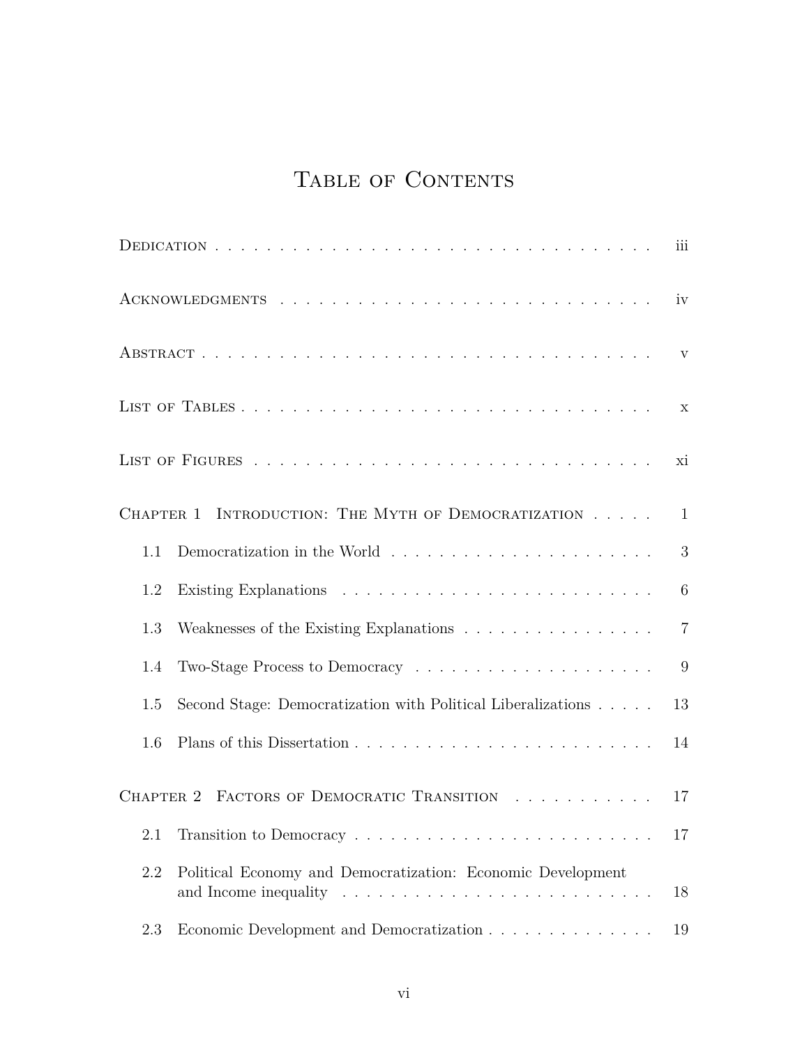# Table of Contents

Dedication . . . . . . . . . . . . . . . . . . . . . . . . . . . . . . . . . . iii

Acknowledgments . . . . . . . . . . . . . . . . . . . . . . . . . . . . . iv

Abstract . . . . . . . . . . . . . . . . . . . . . . . . . . . . . . . . . . . v

List of Tables . . . . . . . . . . . . . . . . . . . . . . . . . . . . . . . . x

List of Figures . . . . . . . . . . . . . . . . . . . . . . . . . . . . . . . xi

Chapter 1 Introduction: The Myth of Democratization . . . . . 1

- 1.1 Democratization in the World . . . . . . . . . . . . . . . . . . . . . . 3
- 1.2 Existing Explanations . . . . . . . . . . . . . . . . . . . . . . . . . . 6
- 1.3 Weaknesses of the Existing Explanations . . . . . . . . . . . . . . . . 7
- 1.4 Two-Stage Process to Democracy . . . . . . . . . . . . . . . . . . . . 9
- 1.5 Second Stage: Democratization with Political Liberalizations . . . . . 13
- 1.6 Plans of this Dissertation . . . . . . . . . . . . . . . . . . . . . . . . 14

Chapter 2 Factors of Democratic Transition . . . . . . . . . . . 17

- 2.1 Transition to Democracy . . . . . . . . . . . . . . . . . . . . . . . . . 17
- 2.2 Political Economy and Democratization: Economic Development and Income inequality . . . . . . . . . . . . . . . . . . . . . . . . . 18
- 2.3 Economic Development and Democratization . . . . . . . . . . . . . . 19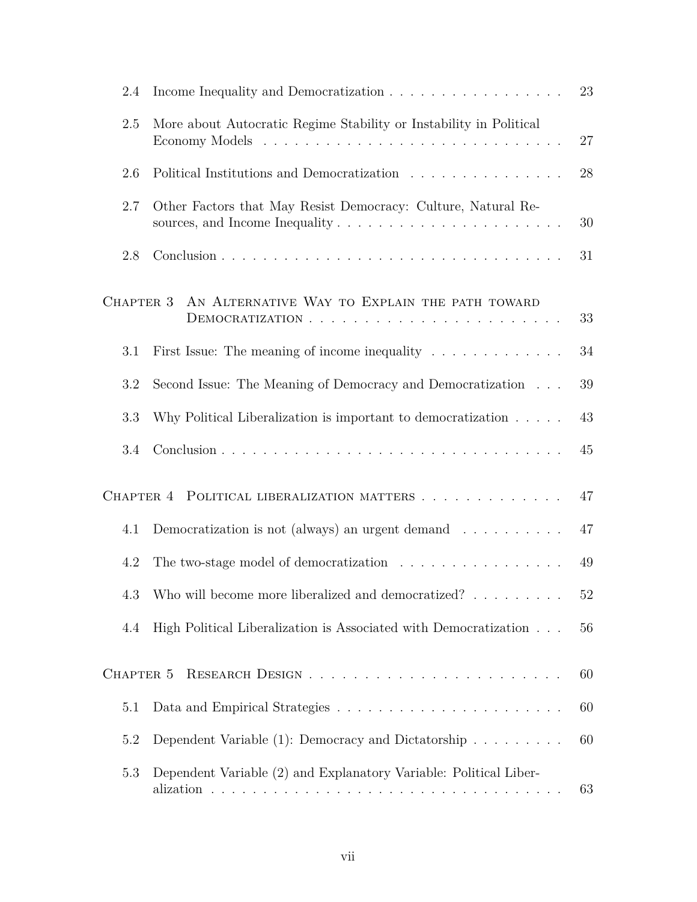| | | |
|---|---|---|
| 2.4 | Income Inequality and Democratization | 23 |
| 2.5 | More about Autocratic Regime Stability or Instability in Political Economy Models | 27 |
| 2.6 | Political Institutions and Democratization | 28 |
| 2.7 | Other Factors that May Resist Democracy: Culture, Natural Resources, and Income Inequality | 30 |
| 2.8 | Conclusion | 31 |
| Chapter 3 | An Alternative Way to Explain the path toward Democratization | 33 |
| 3.1 | First Issue: The meaning of income inequality | 34 |
| 3.2 | Second Issue: The Meaning of Democracy and Democratization | 39 |
| 3.3 | Why Political Liberalization is important to democratization | 43 |
| 3.4 | Conclusion | 45 |
| Chapter 4 | Political liberalization matters | 47 |
| 4.1 | Democratization is not (always) an urgent demand | 47 |
| 4.2 | The two-stage model of democratization | 49 |
| 4.3 | Who will become more liberalized and democratized? | 52 |
| 4.4 | High Political Liberalization is Associated with Democratization | 56 |
| Chapter 5 | Research Design | 60 |
| 5.1 | Data and Empirical Strategies | 60 |
| 5.2 | Dependent Variable (1): Democracy and Dictatorship | 60 |
| 5.3 | Dependent Variable (2) and Explanatory Variable: Political Liberalization | 63 |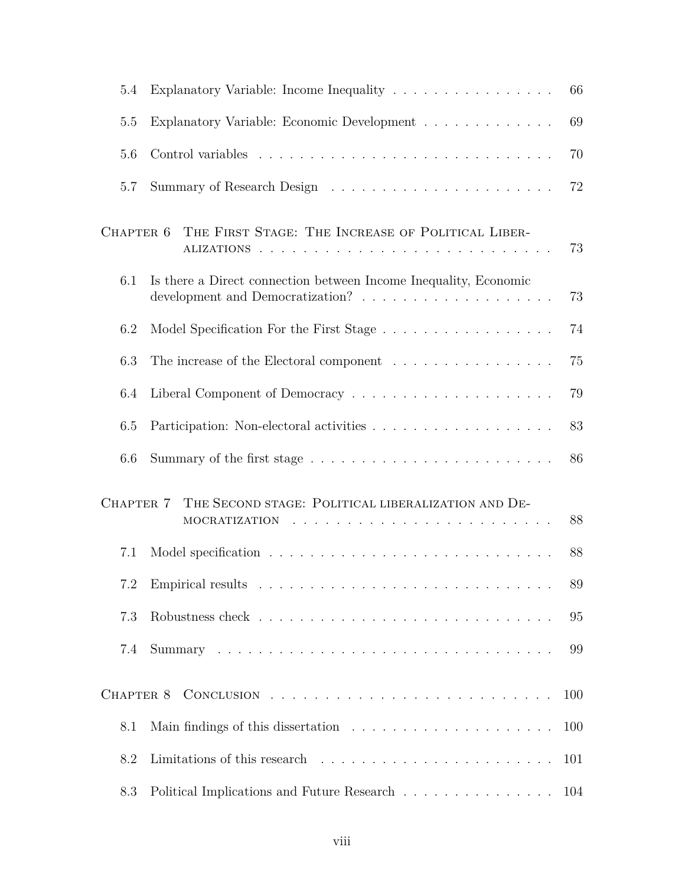| | | |
|---|---|---|
| 5.4 | Explanatory Variable: Income Inequality | 66 |
| 5.5 | Explanatory Variable: Economic Development | 69 |
| 5.6 | Control variables | 70 |
| 5.7 | Summary of Research Design | 72 |
| Chapter 6 | The First Stage: The Increase of Political Liberalizations | 73 |
| 6.1 | Is there a Direct connection between Income Inequality, Economic development and Democratization? | 73 |
| 6.2 | Model Specification For the First Stage | 74 |
| 6.3 | The increase of the Electoral component | 75 |
| 6.4 | Liberal Component of Democracy | 79 |
| 6.5 | Participation: Non-electoral activities | 83 |
| 6.6 | Summary of the first stage | 86 |
| Chapter 7 | The Second stage: Political liberalization and Democratization | 88 |
| 7.1 | Model specification | 88 |
| 7.2 | Empirical results | 89 |
| 7.3 | Robustness check | 95 |
| 7.4 | Summary | 99 |
| Chapter 8 | Conclusion | 100 |
| 8.1 | Main findings of this dissertation | 100 |
| 8.2 | Limitations of this research | 101 |
| 8.3 | Political Implications and Future Research | 104 |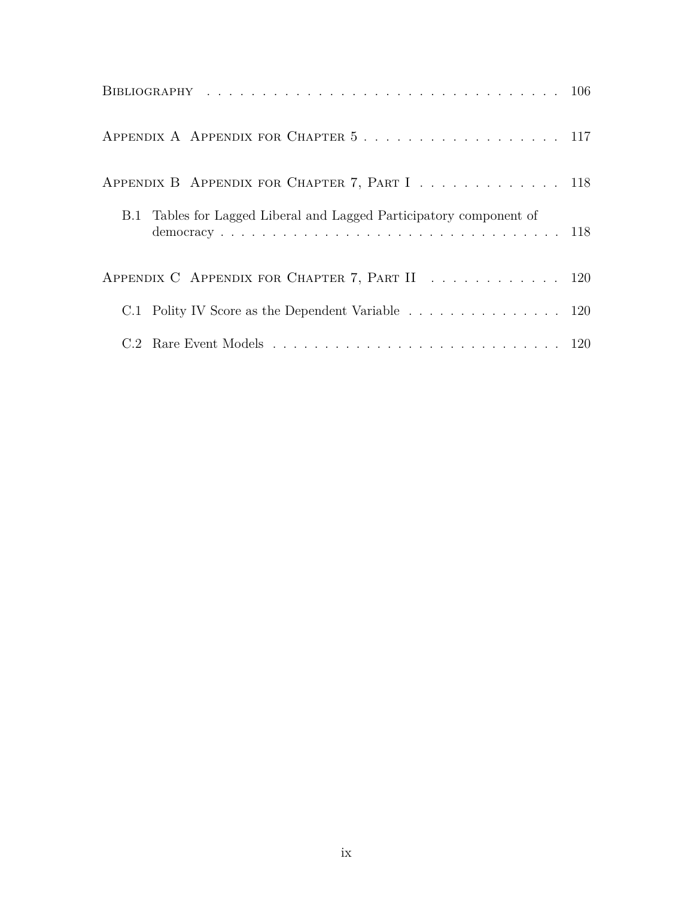Bibliography . . . . . . . . . . . . . . . . . . . . . . . . . . . . . . . . 106

Appendix A Appendix for Chapter 5 . . . . . . . . . . . . . . . . . . 117

Appendix B Appendix for Chapter 7, Part I . . . . . . . . . . . . . . 118

B.1 Tables for Lagged Liberal and Lagged Participatory component of democracy . . . . . . . . . . . . . . . . . . . . . . . . . . . . . . . . . 118

Appendix C Appendix for Chapter 7, Part II . . . . . . . . . . . . . 120

C.1 Polity IV Score as the Dependent Variable . . . . . . . . . . . . . . . 120

C.2 Rare Event Models . . . . . . . . . . . . . . . . . . . . . . . . . . . . 120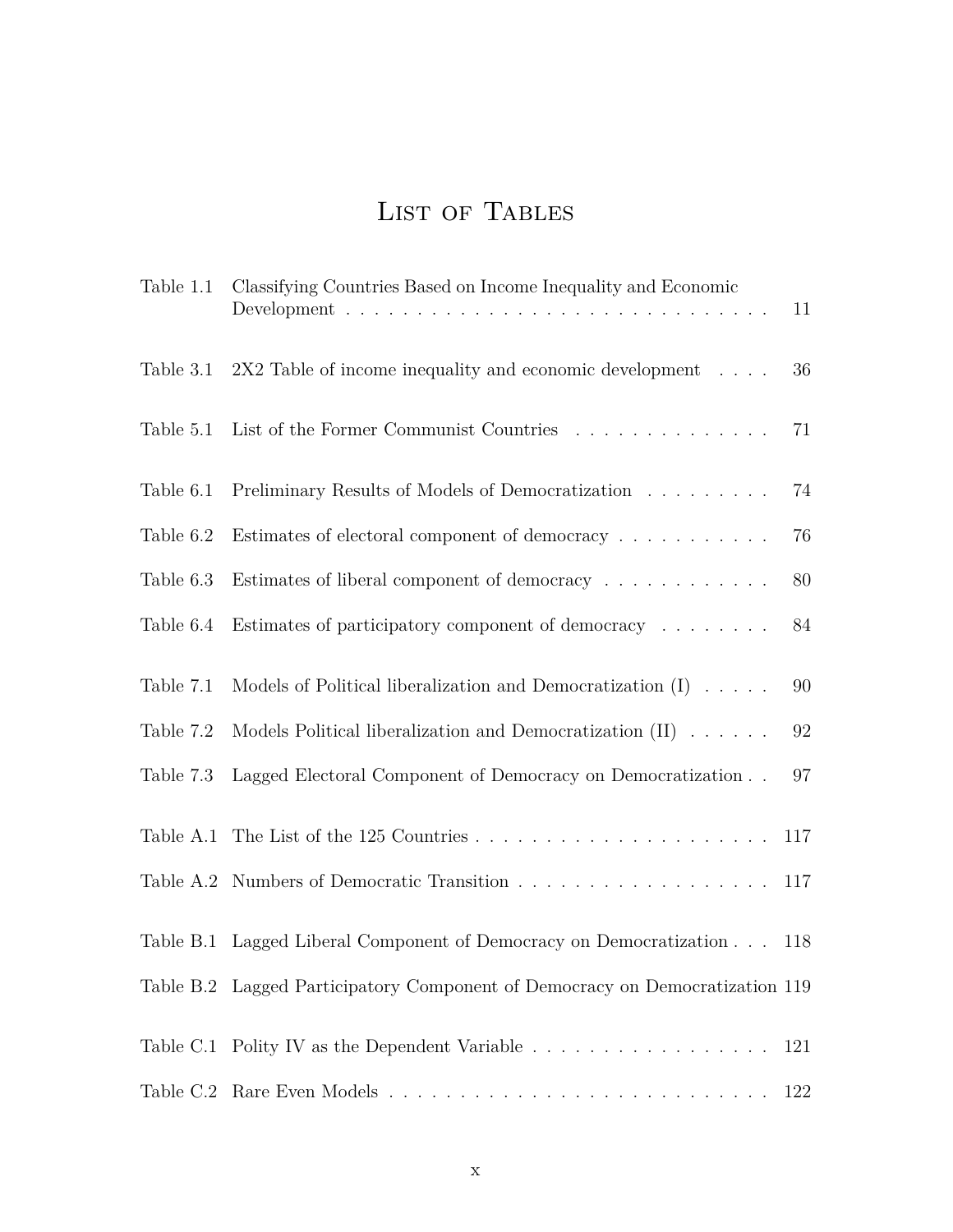# List of Tables

| | | |
|---|---|---|
| Table 1.1 | Classifying Countries Based on Income Inequality and Economic Development | 11 |
| Table 3.1 | 2X2 Table of income inequality and economic development | 36 |
| Table 5.1 | List of the Former Communist Countries | 71 |
| Table 6.1 | Preliminary Results of Models of Democratization | 74 |
| Table 6.2 | Estimates of electoral component of democracy | 76 |
| Table 6.3 | Estimates of liberal component of democracy | 80 |
| Table 6.4 | Estimates of participatory component of democracy | 84 |
| Table 7.1 | Models of Political liberalization and Democratization (I) | 90 |
| Table 7.2 | Models Political liberalization and Democratization (II) | 92 |
| Table 7.3 | Lagged Electoral Component of Democracy on Democratization | 97 |
| Table A.1 | The List of the 125 Countries | 117 |
| Table A.2 | Numbers of Democratic Transition | 117 |
| Table B.1 | Lagged Liberal Component of Democracy on Democratization | 118 |
| Table B.2 | Lagged Participatory Component of Democracy on Democratization | 119 |
| Table C.1 | Polity IV as the Dependent Variable | 121 |
| Table C.2 | Rare Even Models | 122 |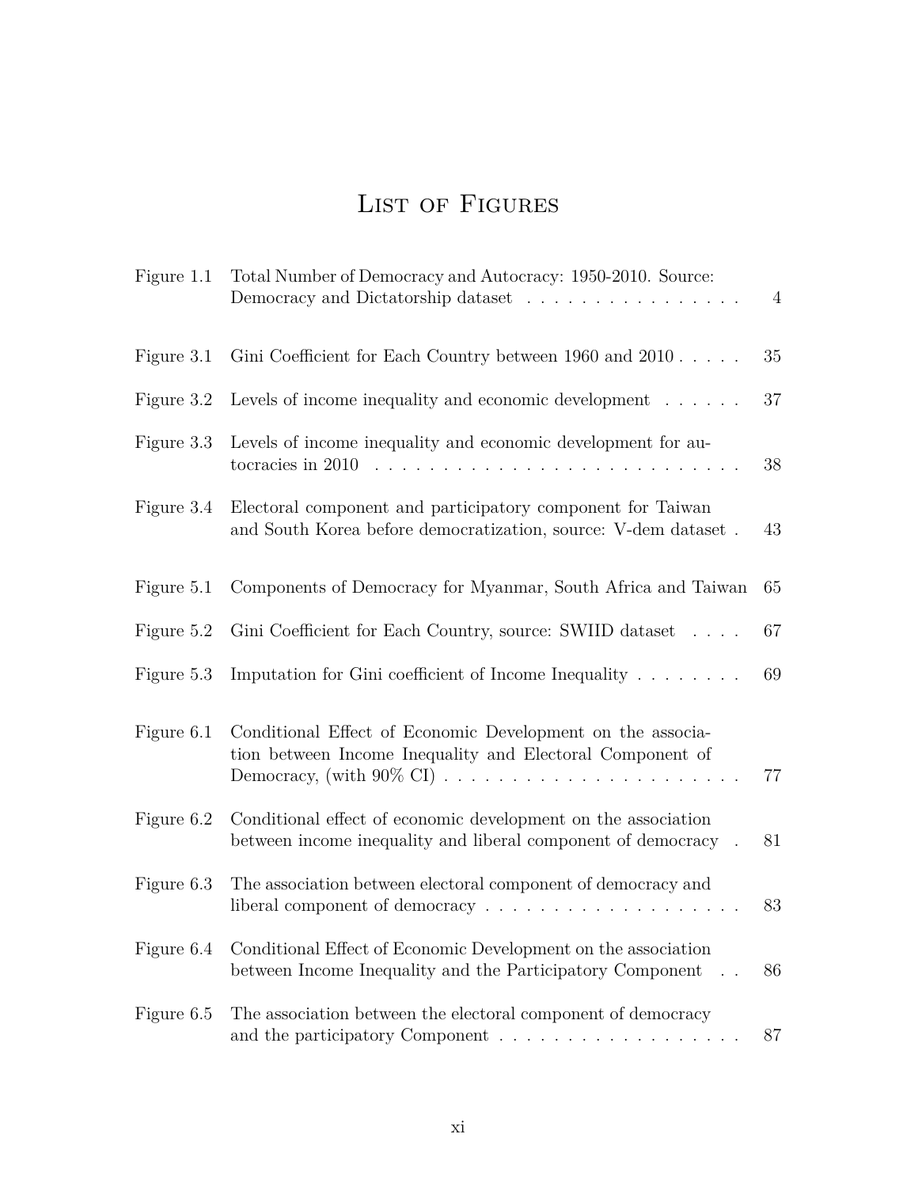# List of Figures

| | | |
|---|---|---|
| Figure 1.1 | Total Number of Democracy and Autocracy: 1950-2010. Source: Democracy and Dictatorship dataset | 4 |
| Figure 3.1 | Gini Coefficient for Each Country between 1960 and 2010 | 35 |
| Figure 3.2 | Levels of income inequality and economic development | 37 |
| Figure 3.3 | Levels of income inequality and economic development for autocracies in 2010 | 38 |
| Figure 3.4 | Electoral component and participatory component for Taiwan and South Korea before democratization, source: V-dem dataset | 43 |
| Figure 5.1 | Components of Democracy for Myanmar, South Africa and Taiwan | 65 |
| Figure 5.2 | Gini Coefficient for Each Country, source: SWIID dataset | 67 |
| Figure 5.3 | Imputation for Gini coefficient of Income Inequality | 69 |
| Figure 6.1 | Conditional Effect of Economic Development on the association between Income Inequality and Electoral Component of Democracy, (with 90% CI) | 77 |
| Figure 6.2 | Conditional effect of economic development on the association between income inequality and liberal component of democracy | 81 |
| Figure 6.3 | The association between electoral component of democracy and liberal component of democracy | 83 |
| Figure 6.4 | Conditional Effect of Economic Development on the association between Income Inequality and the Participatory Component | 86 |
| Figure 6.5 | The association between the electoral component of democracy and the participatory Component | 87 |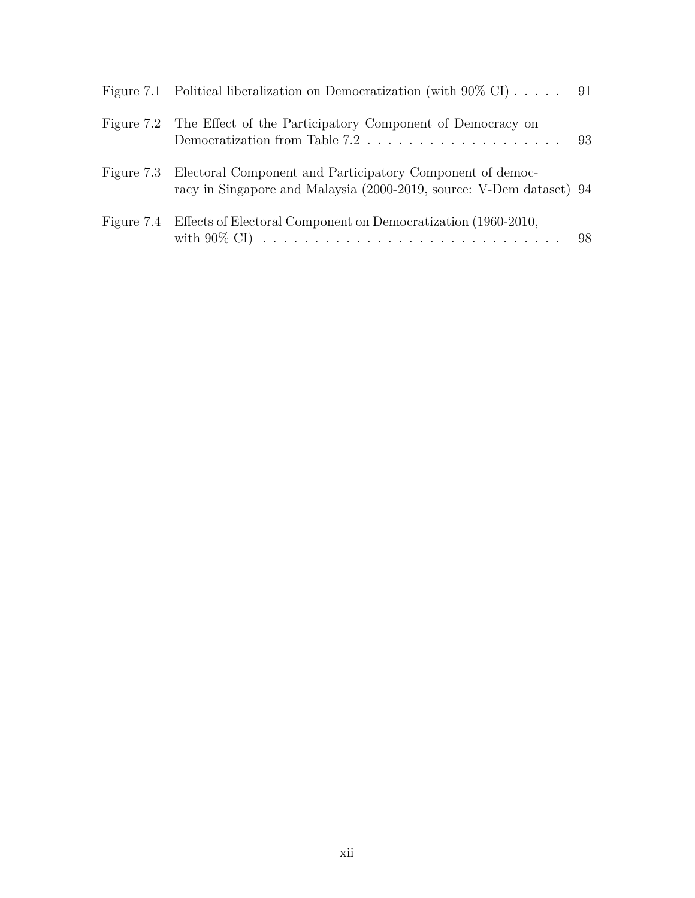| | | |
|---|---|---|
| Figure 7.1 | Political liberalization on Democratization (with 90% CI) | 91 |
| Figure 7.2 | The Effect of the Participatory Component of Democracy on Democratization from Table 7.2 | 93 |
| Figure 7.3 | Electoral Component and Participatory Component of democracy in Singapore and Malaysia (2000-2019, source: V-Dem dataset) | 94 |
| Figure 7.4 | Effects of Electoral Component on Democratization (1960-2010, with 90% CI) | 98 |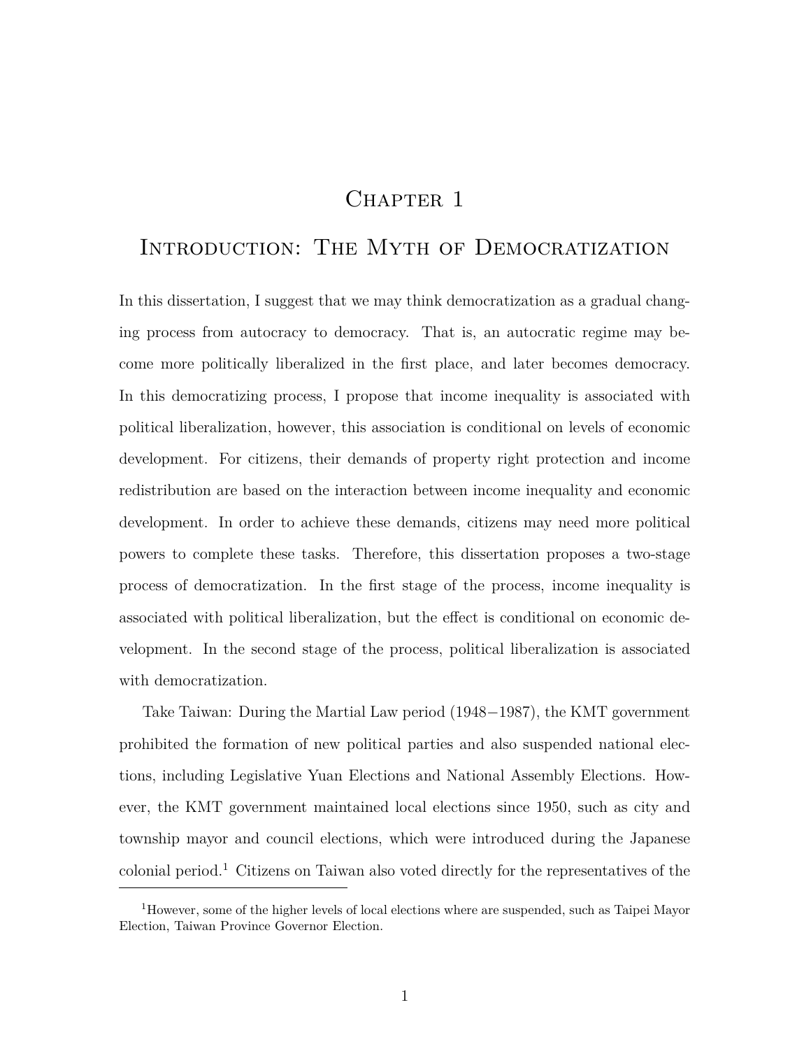# Chapter 1

# Introduction: The Myth of Democratization

In this dissertation, I suggest that we may think democratization as a gradual changing process from autocracy to democracy. That is, an autocratic regime may become more politically liberalized in the first place, and later becomes democracy. In this democratizing process, I propose that income inequality is associated with political liberalization, however, this association is conditional on levels of economic development. For citizens, their demands of property right protection and income redistribution are based on the interaction between income inequality and economic development. In order to achieve these demands, citizens may need more political powers to complete these tasks. Therefore, this dissertation proposes a two-stage process of democratization. In the first stage of the process, income inequality is associated with political liberalization, but the effect is conditional on economic development. In the second stage of the process, political liberalization is associated with democratization.

Take Taiwan: During the Martial Law period (1948−1987), the KMT government prohibited the formation of new political parties and also suspended national elections, including Legislative Yuan Elections and National Assembly Elections. However, the KMT government maintained local elections since 1950, such as city and township mayor and council elections, which were introduced during the Japanese colonial period.[1] Citizens on Taiwan also voted directly for the representatives of the

---

[1] However, some of the higher levels of local elections where are suspended, such as Taipei Mayor Election, Taiwan Province Governor Election.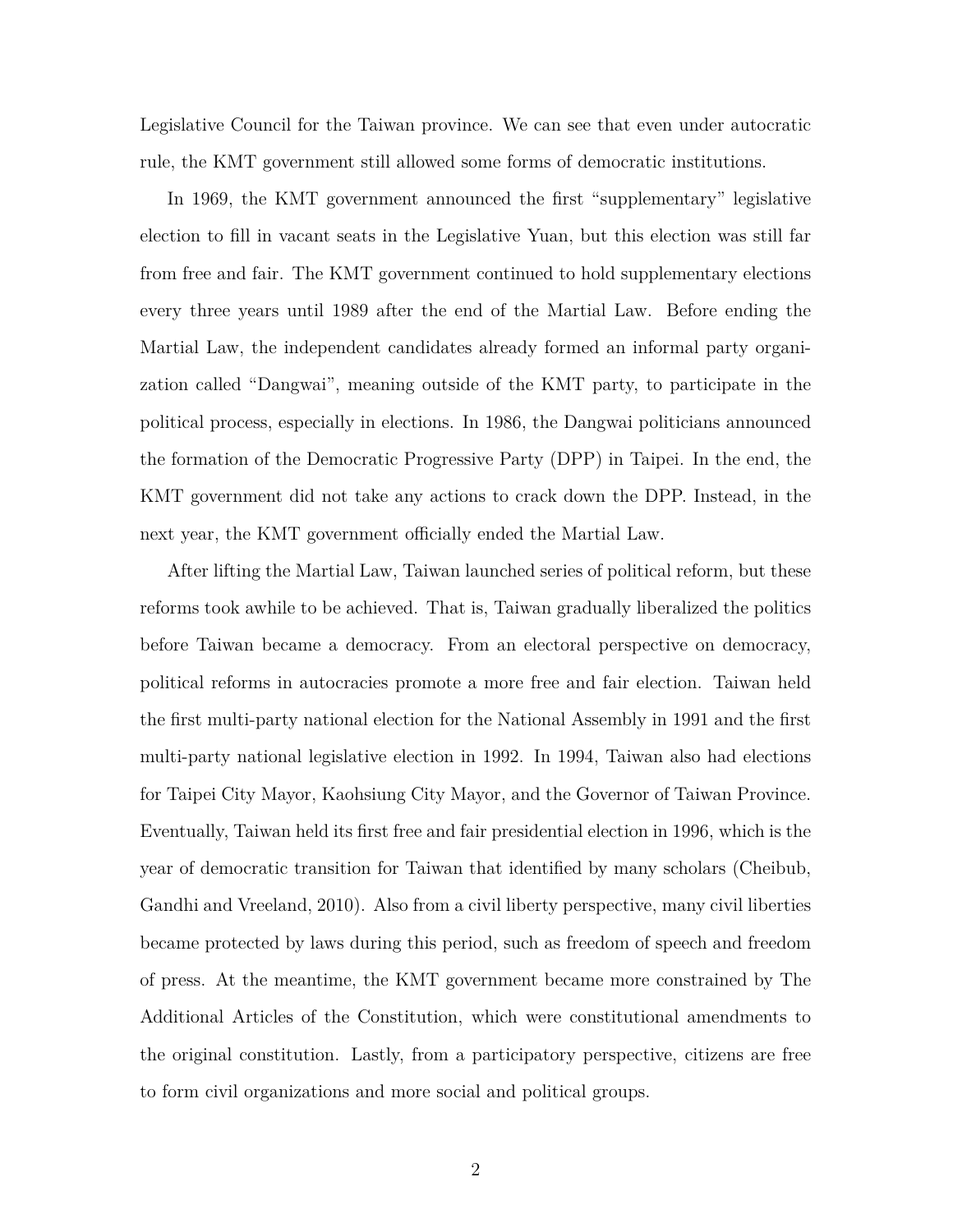Legislative Council for the Taiwan province. We can see that even under autocratic rule, the KMT government still allowed some forms of democratic institutions.

In 1969, the KMT government announced the first "supplementary" legislative election to fill in vacant seats in the Legislative Yuan, but this election was still far from free and fair. The KMT government continued to hold supplementary elections every three years until 1989 after the end of the Martial Law. Before ending the Martial Law, the independent candidates already formed an informal party organization called "Dangwai", meaning outside of the KMT party, to participate in the political process, especially in elections. In 1986, the Dangwai politicians announced the formation of the Democratic Progressive Party (DPP) in Taipei. In the end, the KMT government did not take any actions to crack down the DPP. Instead, in the next year, the KMT government officially ended the Martial Law.

After lifting the Martial Law, Taiwan launched series of political reform, but these reforms took awhile to be achieved. That is, Taiwan gradually liberalized the politics before Taiwan became a democracy. From an electoral perspective on democracy, political reforms in autocracies promote a more free and fair election. Taiwan held the first multi-party national election for the National Assembly in 1991 and the first multi-party national legislative election in 1992. In 1994, Taiwan also had elections for Taipei City Mayor, Kaohsiung City Mayor, and the Governor of Taiwan Province. Eventually, Taiwan held its first free and fair presidential election in 1996, which is the year of democratic transition for Taiwan that identified by many scholars (Cheibub, Gandhi and Vreeland, 2010). Also from a civil liberty perspective, many civil liberties became protected by laws during this period, such as freedom of speech and freedom of press. At the meantime, the KMT government became more constrained by The Additional Articles of the Constitution, which were constitutional amendments to the original constitution. Lastly, from a participatory perspective, citizens are free to form civil organizations and more social and political groups.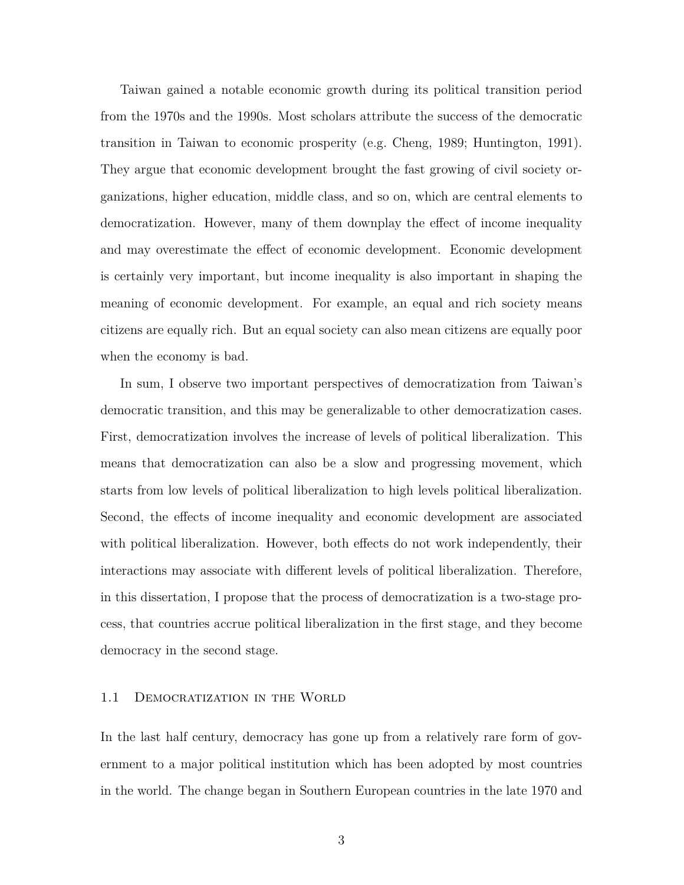Taiwan gained a notable economic growth during its political transition period from the 1970s and the 1990s. Most scholars attribute the success of the democratic transition in Taiwan to economic prosperity (e.g. Cheng, 1989; Huntington, 1991). They argue that economic development brought the fast growing of civil society organizations, higher education, middle class, and so on, which are central elements to democratization. However, many of them downplay the effect of income inequality and may overestimate the effect of economic development. Economic development is certainly very important, but income inequality is also important in shaping the meaning of economic development. For example, an equal and rich society means citizens are equally rich. But an equal society can also mean citizens are equally poor when the economy is bad.

In sum, I observe two important perspectives of democratization from Taiwan's democratic transition, and this may be generalizable to other democratization cases. First, democratization involves the increase of levels of political liberalization. This means that democratization can also be a slow and progressing movement, which starts from low levels of political liberalization to high levels political liberalization. Second, the effects of income inequality and economic development are associated with political liberalization. However, both effects do not work independently, their interactions may associate with different levels of political liberalization. Therefore, in this dissertation, I propose that the process of democratization is a two-stage process, that countries accrue political liberalization in the first stage, and they become democracy in the second stage.

## 1.1 Democratization in the World

In the last half century, democracy has gone up from a relatively rare form of government to a major political institution which has been adopted by most countries in the world. The change began in Southern European countries in the late 1970 and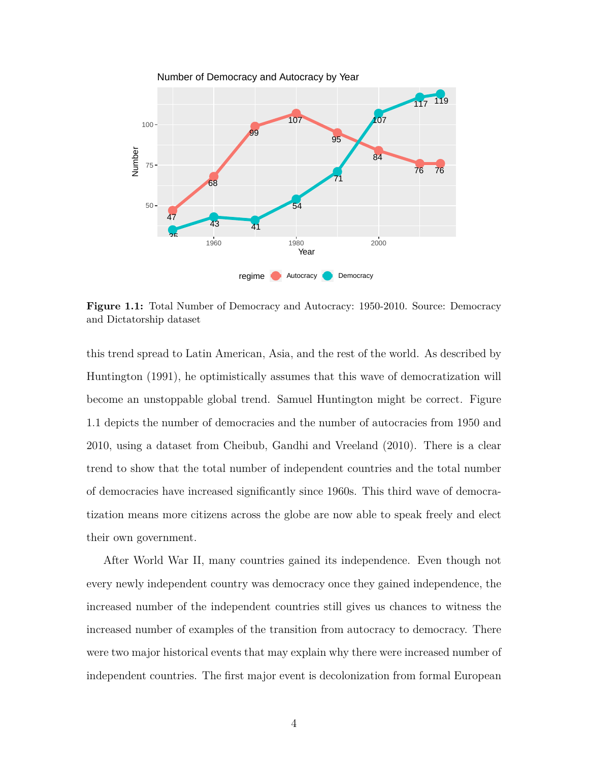**Figure 1.1:** Total Number of Democracy and Autocracy: 1950-2010. Source: Democracy and Dictatorship dataset

this trend spread to Latin American, Asia, and the rest of the world. As described by Huntington (1991), he optimistically assumes that this wave of democratization will become an unstoppable global trend. Samuel Huntington might be correct. Figure 1.1 depicts the number of democracies and the number of autocracies from 1950 and 2010, using a dataset from Cheibub, Gandhi and Vreeland (2010). There is a clear trend to show that the total number of independent countries and the total number of democracies have increased significantly since 1960s. This third wave of democratization means more citizens across the globe are now able to speak freely and elect their own government.

After World War II, many countries gained its independence. Even though not every newly independent country was democracy once they gained independence, the increased number of the independent countries still gives us chances to witness the increased number of examples of the transition from autocracy to democracy. There were two major historical events that may explain why there were increased number of independent countries. The first major event is decolonization from formal European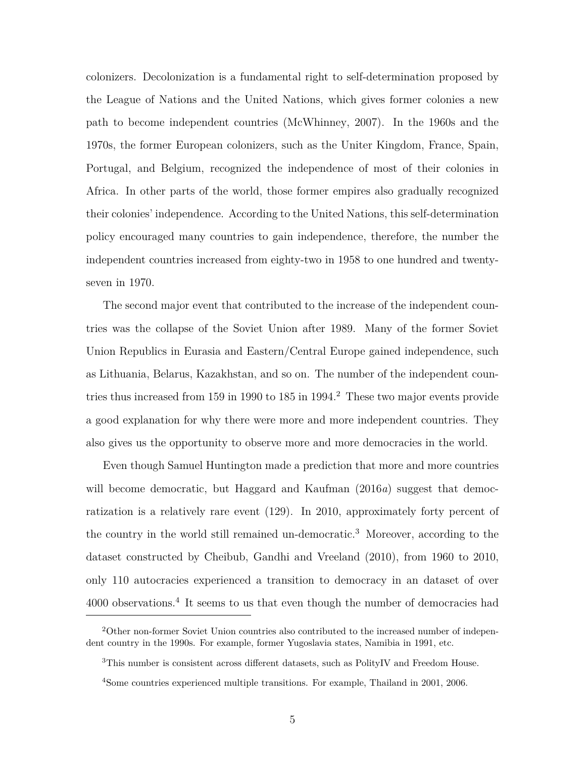colonizers. Decolonization is a fundamental right to self-determination proposed by the League of Nations and the United Nations, which gives former colonies a new path to become independent countries (McWhinney, 2007). In the 1960s and the 1970s, the former European colonizers, such as the Uniter Kingdom, France, Spain, Portugal, and Belgium, recognized the independence of most of their colonies in Africa. In other parts of the world, those former empires also gradually recognized their colonies' independence. According to the United Nations, this self-determination policy encouraged many countries to gain independence, therefore, the number the independent countries increased from eighty-two in 1958 to one hundred and twenty-seven in 1970.

The second major event that contributed to the increase of the independent countries was the collapse of the Soviet Union after 1989. Many of the former Soviet Union Republics in Eurasia and Eastern/Central Europe gained independence, such as Lithuania, Belarus, Kazakhstan, and so on. The number of the independent countries thus increased from 159 in 1990 to 185 in 1994.[2] These two major events provide a good explanation for why there were more and more independent countries. They also gives us the opportunity to observe more and more democracies in the world.

Even though Samuel Huntington made a prediction that more and more countries will become democratic, but Haggard and Kaufman (2016*a*) suggest that democratization is a relatively rare event (129). In 2010, approximately forty percent of the country in the world still remained un-democratic.[3] Moreover, according to the dataset constructed by Cheibub, Gandhi and Vreeland (2010), from 1960 to 2010, only 110 autocracies experienced a transition to democracy in an dataset of over 4000 observations.[4] It seems to us that even though the number of democracies had

[2] Other non-former Soviet Union countries also contributed to the increased number of independent country in the 1990s. For example, former Yugoslavia states, Namibia in 1991, etc.

[3] This number is consistent across different datasets, such as PolityIV and Freedom House.

[4] Some countries experienced multiple transitions. For example, Thailand in 2001, 2006.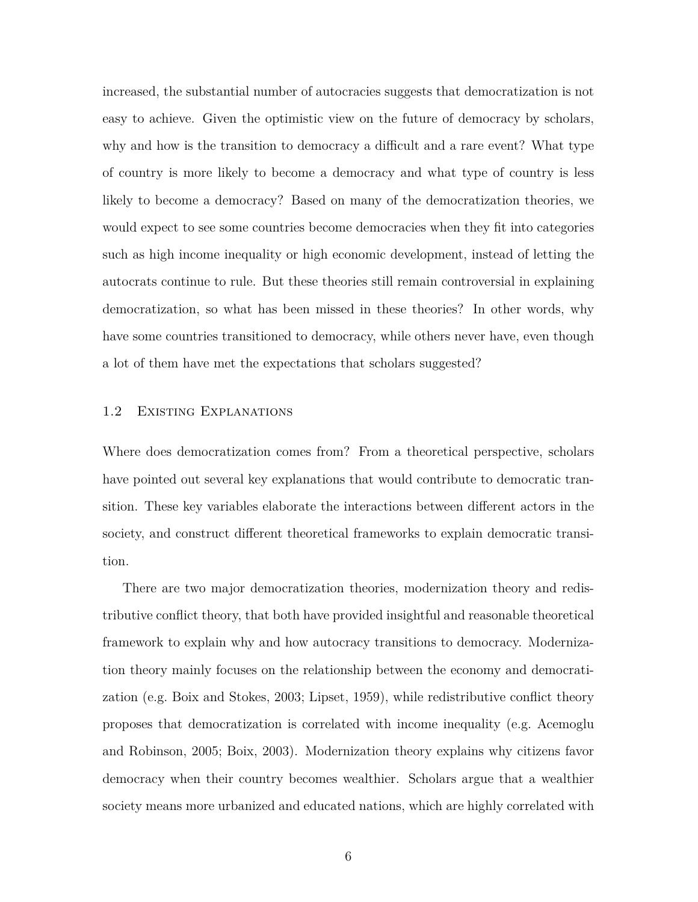increased, the substantial number of autocracies suggests that democratization is not easy to achieve. Given the optimistic view on the future of democracy by scholars, why and how is the transition to democracy a difficult and a rare event? What type of country is more likely to become a democracy and what type of country is less likely to become a democracy? Based on many of the democratization theories, we would expect to see some countries become democracies when they fit into categories such as high income inequality or high economic development, instead of letting the autocrats continue to rule. But these theories still remain controversial in explaining democratization, so what has been missed in these theories? In other words, why have some countries transitioned to democracy, while others never have, even though a lot of them have met the expectations that scholars suggested?

## 1.2 Existing Explanations

Where does democratization comes from? From a theoretical perspective, scholars have pointed out several key explanations that would contribute to democratic transition. These key variables elaborate the interactions between different actors in the society, and construct different theoretical frameworks to explain democratic transition.

There are two major democratization theories, modernization theory and redistributive conflict theory, that both have provided insightful and reasonable theoretical framework to explain why and how autocracy transitions to democracy. Modernization theory mainly focuses on the relationship between the economy and democratization (e.g. Boix and Stokes, 2003; Lipset, 1959), while redistributive conflict theory proposes that democratization is correlated with income inequality (e.g. Acemoglu and Robinson, 2005; Boix, 2003). Modernization theory explains why citizens favor democracy when their country becomes wealthier. Scholars argue that a wealthier society means more urbanized and educated nations, which are highly correlated with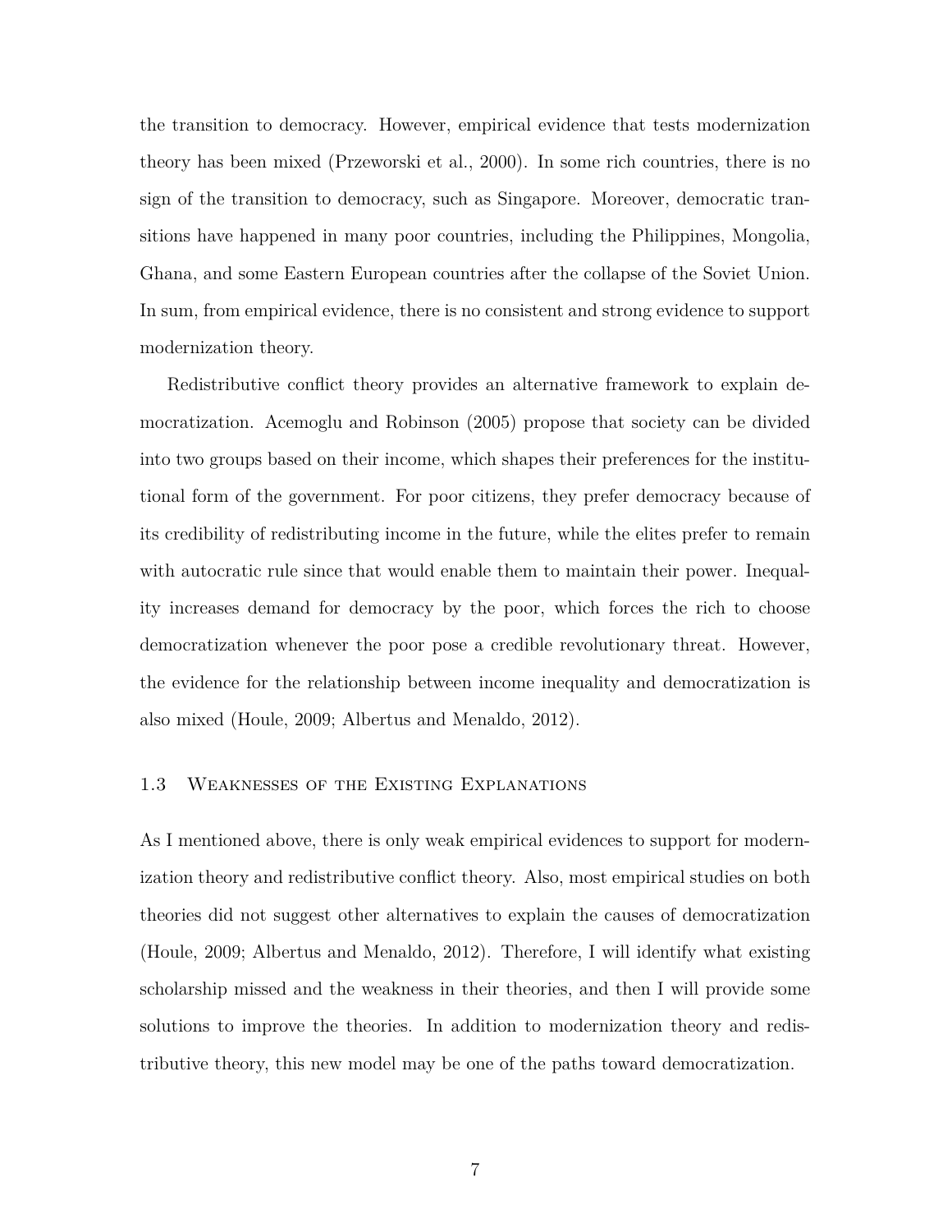the transition to democracy. However, empirical evidence that tests modernization theory has been mixed (Przeworski et al., 2000). In some rich countries, there is no sign of the transition to democracy, such as Singapore. Moreover, democratic transitions have happened in many poor countries, including the Philippines, Mongolia, Ghana, and some Eastern European countries after the collapse of the Soviet Union. In sum, from empirical evidence, there is no consistent and strong evidence to support modernization theory.

Redistributive conflict theory provides an alternative framework to explain democratization. Acemoglu and Robinson (2005) propose that society can be divided into two groups based on their income, which shapes their preferences for the institutional form of the government. For poor citizens, they prefer democracy because of its credibility of redistributing income in the future, while the elites prefer to remain with autocratic rule since that would enable them to maintain their power. Inequality increases demand for democracy by the poor, which forces the rich to choose democratization whenever the poor pose a credible revolutionary threat. However, the evidence for the relationship between income inequality and democratization is also mixed (Houle, 2009; Albertus and Menaldo, 2012).

### 1.3 Weaknesses of the Existing Explanations

As I mentioned above, there is only weak empirical evidences to support for modernization theory and redistributive conflict theory. Also, most empirical studies on both theories did not suggest other alternatives to explain the causes of democratization (Houle, 2009; Albertus and Menaldo, 2012). Therefore, I will identify what existing scholarship missed and the weakness in their theories, and then I will provide some solutions to improve the theories. In addition to modernization theory and redistributive theory, this new model may be one of the paths toward democratization.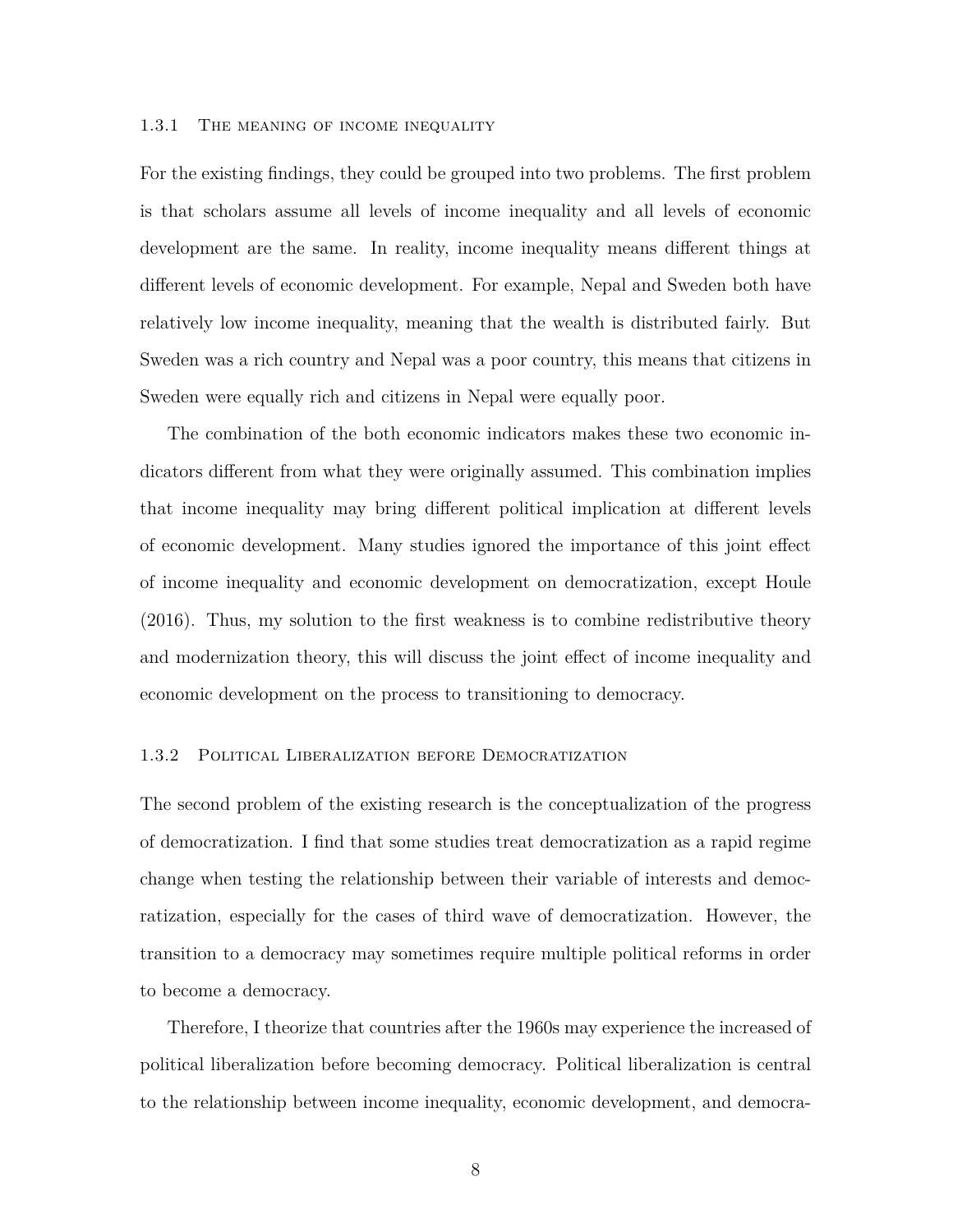### 1.3.1 The meaning of income inequality

For the existing findings, they could be grouped into two problems. The first problem is that scholars assume all levels of income inequality and all levels of economic development are the same. In reality, income inequality means different things at different levels of economic development. For example, Nepal and Sweden both have relatively low income inequality, meaning that the wealth is distributed fairly. But Sweden was a rich country and Nepal was a poor country, this means that citizens in Sweden were equally rich and citizens in Nepal were equally poor.

The combination of the both economic indicators makes these two economic indicators different from what they were originally assumed. This combination implies that income inequality may bring different political implication at different levels of economic development. Many studies ignored the importance of this joint effect of income inequality and economic development on democratization, except Houle (2016). Thus, my solution to the first weakness is to combine redistributive theory and modernization theory, this will discuss the joint effect of income inequality and economic development on the process to transitioning to democracy.

### 1.3.2 Political Liberalization before Democratization

The second problem of the existing research is the conceptualization of the progress of democratization. I find that some studies treat democratization as a rapid regime change when testing the relationship between their variable of interests and democratization, especially for the cases of third wave of democratization. However, the transition to a democracy may sometimes require multiple political reforms in order to become a democracy.

Therefore, I theorize that countries after the 1960s may experience the increased of political liberalization before becoming democracy. Political liberalization is central to the relationship between income inequality, economic development, and democra-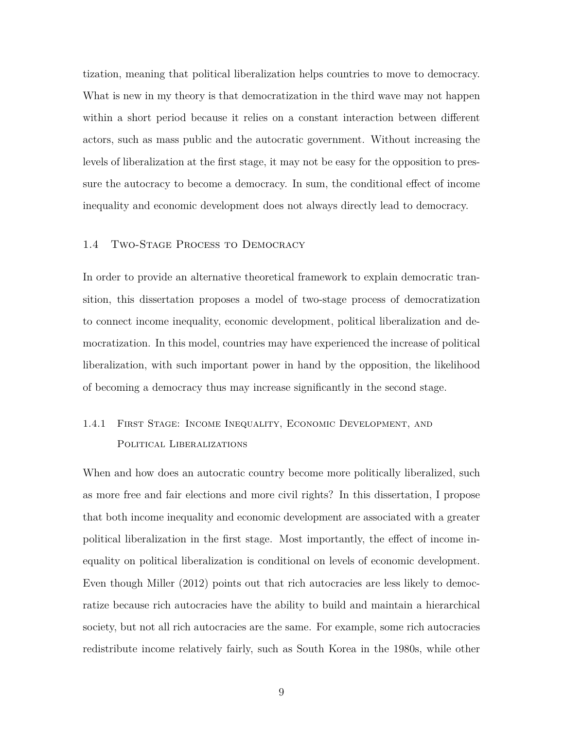tization, meaning that political liberalization helps countries to move to democracy. What is new in my theory is that democratization in the third wave may not happen within a short period because it relies on a constant interaction between different actors, such as mass public and the autocratic government. Without increasing the levels of liberalization at the first stage, it may not be easy for the opposition to pressure the autocracy to become a democracy. In sum, the conditional effect of income inequality and economic development does not always directly lead to democracy.

## 1.4 Two-Stage Process to Democracy

In order to provide an alternative theoretical framework to explain democratic transition, this dissertation proposes a model of two-stage process of democratization to connect income inequality, economic development, political liberalization and democratization. In this model, countries may have experienced the increase of political liberalization, with such important power in hand by the opposition, the likelihood of becoming a democracy thus may increase significantly in the second stage.

### 1.4.1 First Stage: Income Inequality, Economic Development, and Political Liberalizations

When and how does an autocratic country become more politically liberalized, such as more free and fair elections and more civil rights? In this dissertation, I propose that both income inequality and economic development are associated with a greater political liberalization in the first stage. Most importantly, the effect of income inequality on political liberalization is conditional on levels of economic development. Even though Miller (2012) points out that rich autocracies are less likely to democratize because rich autocracies have the ability to build and maintain a hierarchical society, but not all rich autocracies are the same. For example, some rich autocracies redistribute income relatively fairly, such as South Korea in the 1980s, while other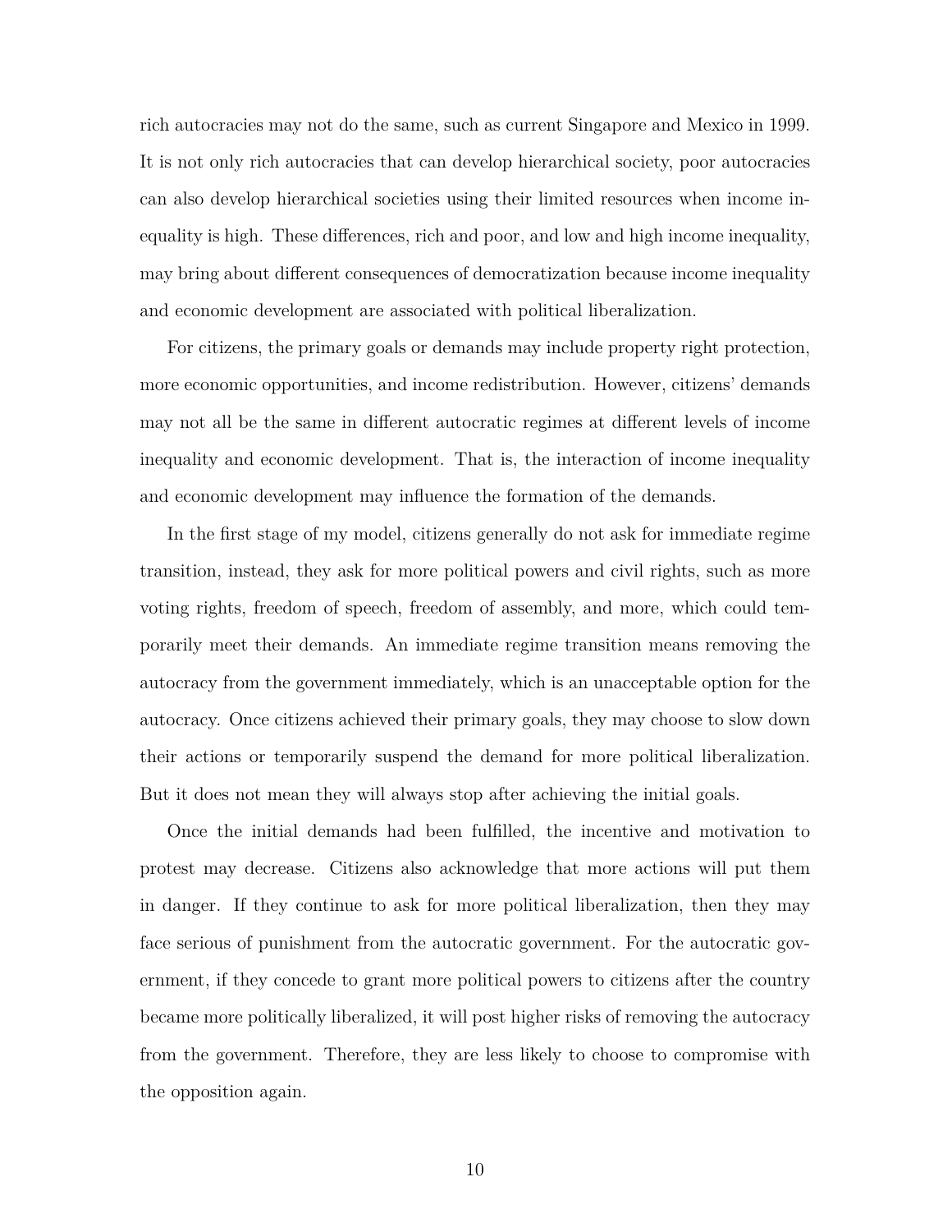rich autocracies may not do the same, such as current Singapore and Mexico in 1999. It is not only rich autocracies that can develop hierarchical society, poor autocracies can also develop hierarchical societies using their limited resources when income inequality is high. These differences, rich and poor, and low and high income inequality, may bring about different consequences of democratization because income inequality and economic development are associated with political liberalization.

For citizens, the primary goals or demands may include property right protection, more economic opportunities, and income redistribution. However, citizens' demands may not all be the same in different autocratic regimes at different levels of income inequality and economic development. That is, the interaction of income inequality and economic development may influence the formation of the demands.

In the first stage of my model, citizens generally do not ask for immediate regime transition, instead, they ask for more political powers and civil rights, such as more voting rights, freedom of speech, freedom of assembly, and more, which could temporarily meet their demands. An immediate regime transition means removing the autocracy from the government immediately, which is an unacceptable option for the autocracy. Once citizens achieved their primary goals, they may choose to slow down their actions or temporarily suspend the demand for more political liberalization. But it does not mean they will always stop after achieving the initial goals.

Once the initial demands had been fulfilled, the incentive and motivation to protest may decrease. Citizens also acknowledge that more actions will put them in danger. If they continue to ask for more political liberalization, then they may face serious of punishment from the autocratic government. For the autocratic government, if they concede to grant more political powers to citizens after the country became more politically liberalized, it will post higher risks of removing the autocracy from the government. Therefore, they are less likely to choose to compromise with the opposition again.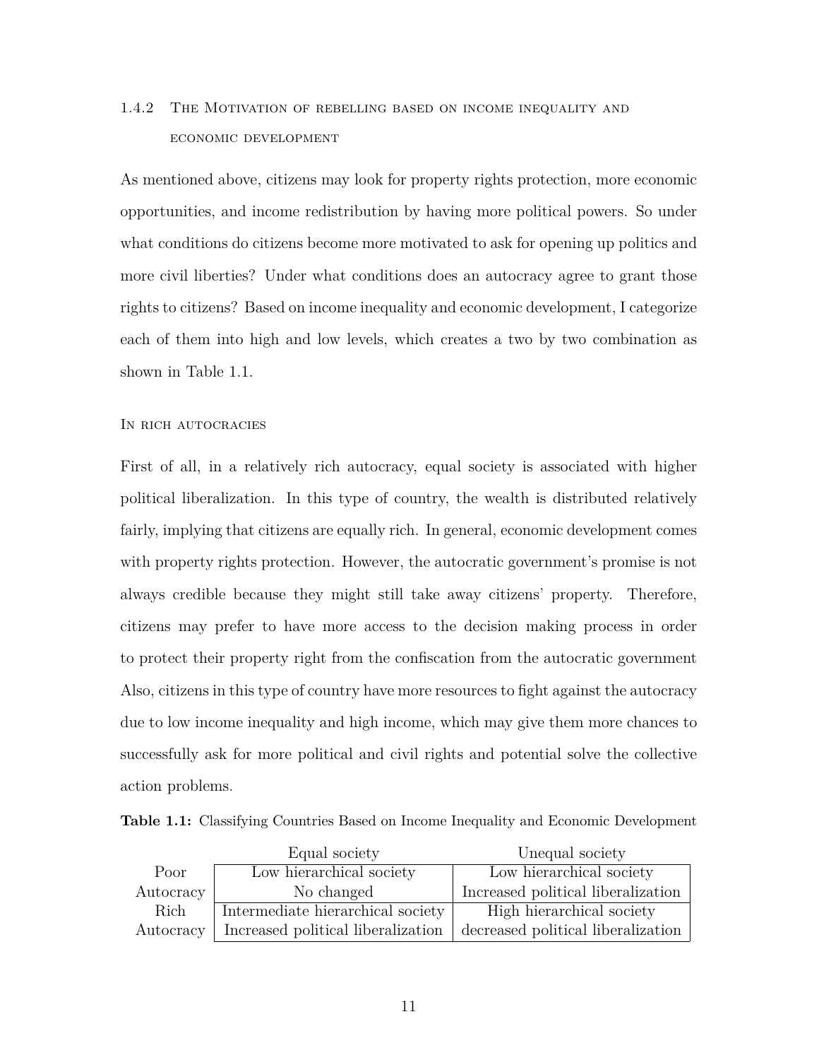### 1.4.2 The Motivation of rebelling based on income inequality and economic development

As mentioned above, citizens may look for property rights protection, more economic opportunities, and income redistribution by having more political powers. So under what conditions do citizens become more motivated to ask for opening up politics and more civil liberties? Under what conditions does an autocracy agree to grant those rights to citizens? Based on income inequality and economic development, I categorize each of them into high and low levels, which creates a two by two combination as shown in Table 1.1.

#### In rich autocracies

First of all, in a relatively rich autocracy, equal society is associated with higher political liberalization. In this type of country, the wealth is distributed relatively fairly, implying that citizens are equally rich. In general, economic development comes with property rights protection. However, the autocratic government's promise is not always credible because they might still take away citizens' property. Therefore, citizens may prefer to have more access to the decision making process in order to protect their property right from the confiscation from the autocratic government Also, citizens in this type of country have more resources to fight against the autocracy due to low income inequality and high income, which may give them more chances to successfully ask for more political and civil rights and potential solve the collective action problems.

**Table 1.1:** Classifying Countries Based on Income Inequality and Economic Development

| | Equal society | Unequal society |
|---|---|---|
| Poor Autocracy | Low hierarchical society<br>No changed | Low hierarchical society<br>Increased political liberalization |
| Rich Autocracy | Intermediate hierarchical society<br>Increased political liberalization | High hierarchical society<br>decreased political liberalization |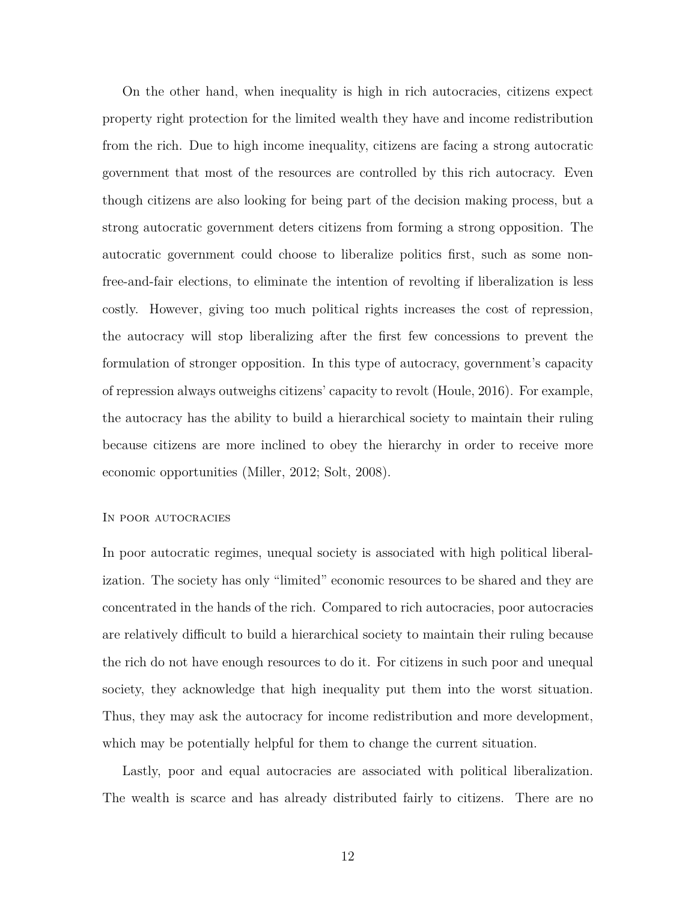On the other hand, when inequality is high in rich autocracies, citizens expect property right protection for the limited wealth they have and income redistribution from the rich. Due to high income inequality, citizens are facing a strong autocratic government that most of the resources are controlled by this rich autocracy. Even though citizens are also looking for being part of the decision making process, but a strong autocratic government deters citizens from forming a strong opposition. The autocratic government could choose to liberalize politics first, such as some non-free-and-fair elections, to eliminate the intention of revolting if liberalization is less costly. However, giving too much political rights increases the cost of repression, the autocracy will stop liberalizing after the first few concessions to prevent the formulation of stronger opposition. In this type of autocracy, government's capacity of repression always outweighs citizens' capacity to revolt (Houle, 2016). For example, the autocracy has the ability to build a hierarchical society to maintain their ruling because citizens are more inclined to obey the hierarchy in order to receive more economic opportunities (Miller, 2012; Solt, 2008).

#### In poor autocracies

In poor autocratic regimes, unequal society is associated with high political liberalization. The society has only "limited" economic resources to be shared and they are concentrated in the hands of the rich. Compared to rich autocracies, poor autocracies are relatively difficult to build a hierarchical society to maintain their ruling because the rich do not have enough resources to do it. For citizens in such poor and unequal society, they acknowledge that high inequality put them into the worst situation. Thus, they may ask the autocracy for income redistribution and more development, which may be potentially helpful for them to change the current situation.

Lastly, poor and equal autocracies are associated with political liberalization. The wealth is scarce and has already distributed fairly to citizens. There are no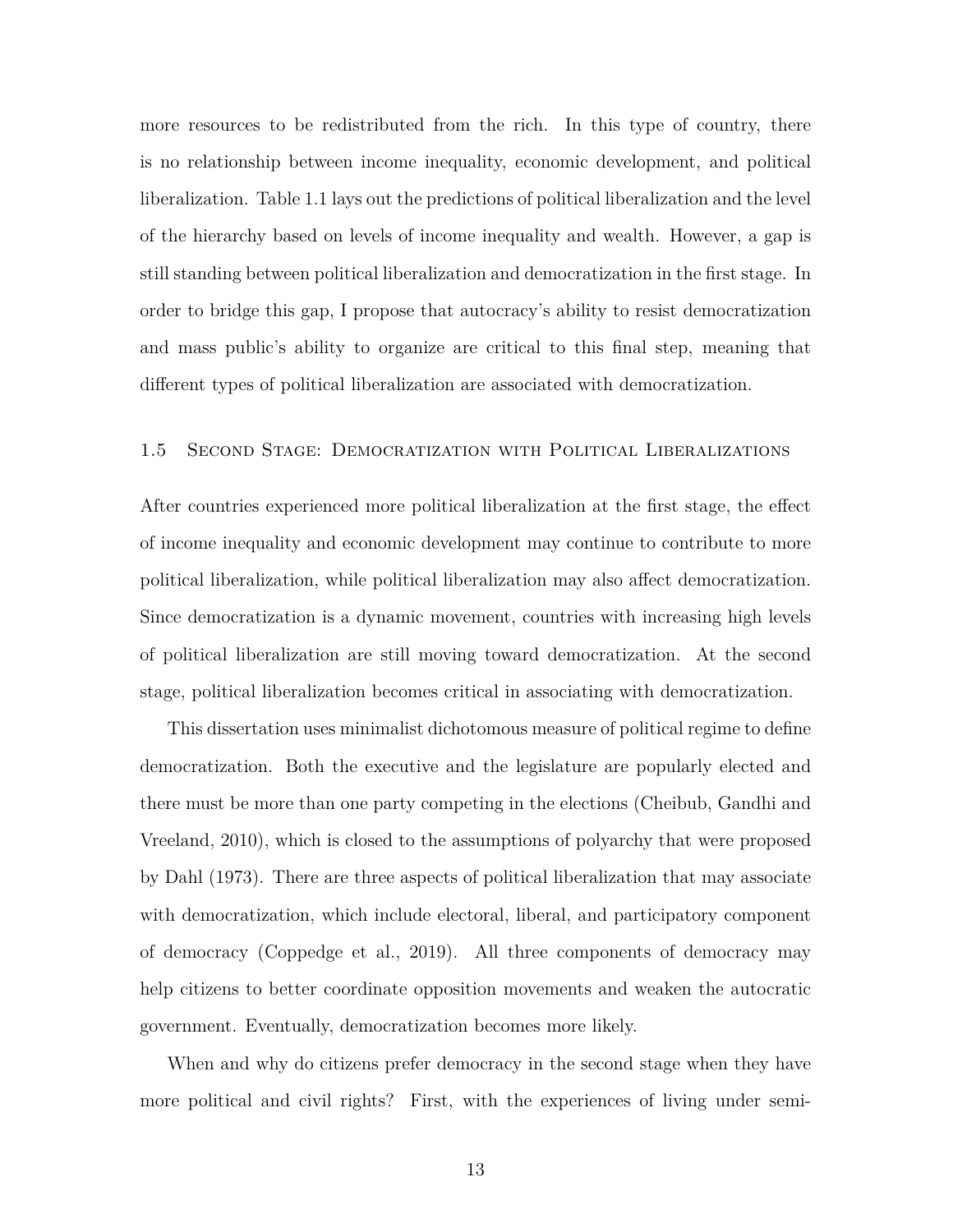more resources to be redistributed from the rich. In this type of country, there is no relationship between income inequality, economic development, and political liberalization. Table 1.1 lays out the predictions of political liberalization and the level of the hierarchy based on levels of income inequality and wealth. However, a gap is still standing between political liberalization and democratization in the first stage. In order to bridge this gap, I propose that autocracy's ability to resist democratization and mass public's ability to organize are critical to this final step, meaning that different types of political liberalization are associated with democratization.

### 1.5 Second Stage: Democratization with Political Liberalizations

After countries experienced more political liberalization at the first stage, the effect of income inequality and economic development may continue to contribute to more political liberalization, while political liberalization may also affect democratization. Since democratization is a dynamic movement, countries with increasing high levels of political liberalization are still moving toward democratization. At the second stage, political liberalization becomes critical in associating with democratization.

This dissertation uses minimalist dichotomous measure of political regime to define democratization. Both the executive and the legislature are popularly elected and there must be more than one party competing in the elections (Cheibub, Gandhi and Vreeland, 2010), which is closed to the assumptions of polyarchy that were proposed by Dahl (1973). There are three aspects of political liberalization that may associate with democratization, which include electoral, liberal, and participatory component of democracy (Coppedge et al., 2019). All three components of democracy may help citizens to better coordinate opposition movements and weaken the autocratic government. Eventually, democratization becomes more likely.

When and why do citizens prefer democracy in the second stage when they have more political and civil rights? First, with the experiences of living under semi-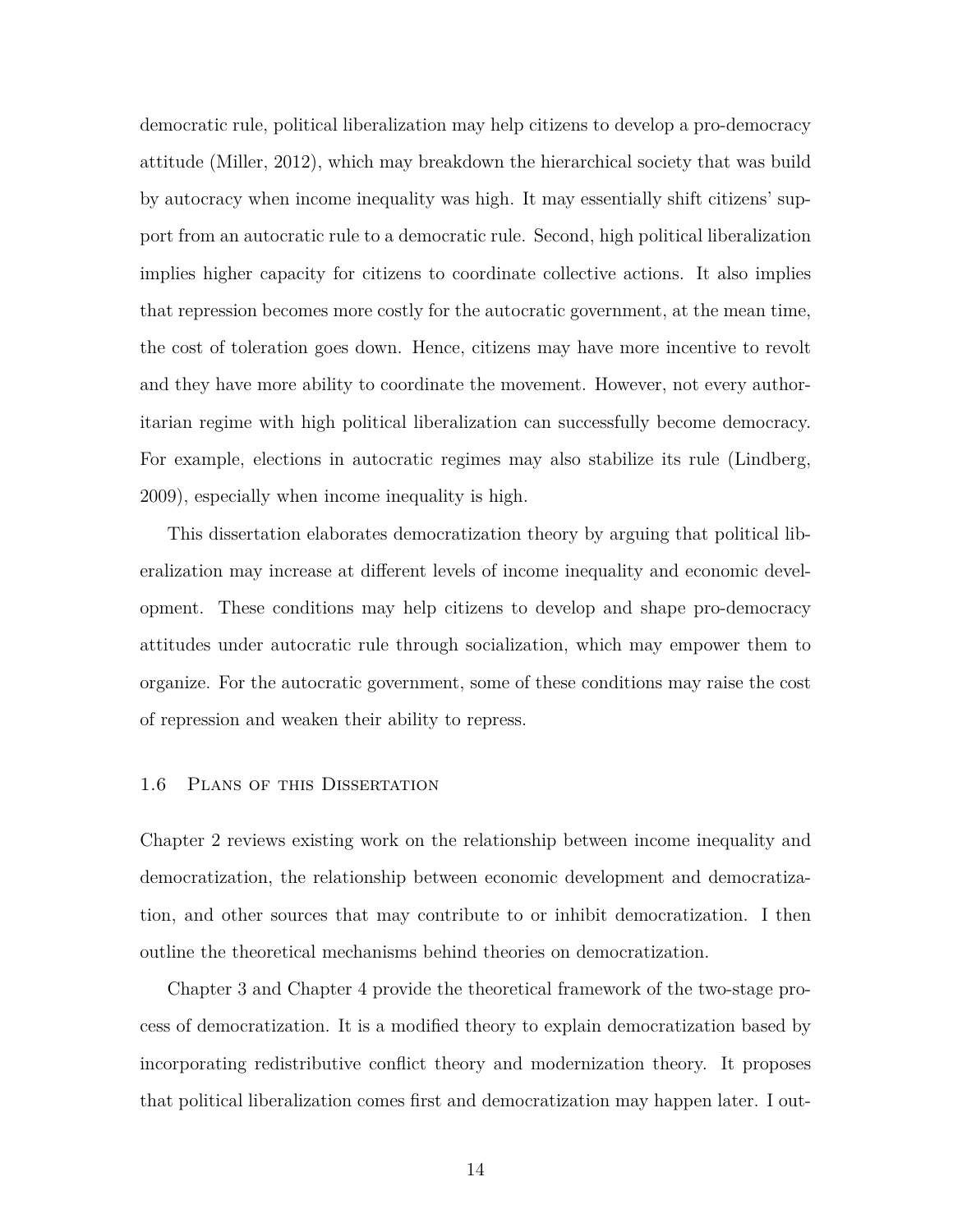democratic rule, political liberalization may help citizens to develop a pro-democracy attitude (Miller, 2012), which may breakdown the hierarchical society that was build by autocracy when income inequality was high. It may essentially shift citizens' support from an autocratic rule to a democratic rule. Second, high political liberalization implies higher capacity for citizens to coordinate collective actions. It also implies that repression becomes more costly for the autocratic government, at the mean time, the cost of toleration goes down. Hence, citizens may have more incentive to revolt and they have more ability to coordinate the movement. However, not every authoritarian regime with high political liberalization can successfully become democracy. For example, elections in autocratic regimes may also stabilize its rule (Lindberg, 2009), especially when income inequality is high.

This dissertation elaborates democratization theory by arguing that political liberalization may increase at different levels of income inequality and economic development. These conditions may help citizens to develop and shape pro-democracy attitudes under autocratic rule through socialization, which may empower them to organize. For the autocratic government, some of these conditions may raise the cost of repression and weaken their ability to repress.

### 1.6 Plans of this Dissertation

Chapter 2 reviews existing work on the relationship between income inequality and democratization, the relationship between economic development and democratization, and other sources that may contribute to or inhibit democratization. I then outline the theoretical mechanisms behind theories on democratization.

Chapter 3 and Chapter 4 provide the theoretical framework of the two-stage process of democratization. It is a modified theory to explain democratization based by incorporating redistributive conflict theory and modernization theory. It proposes that political liberalization comes first and democratization may happen later. I out-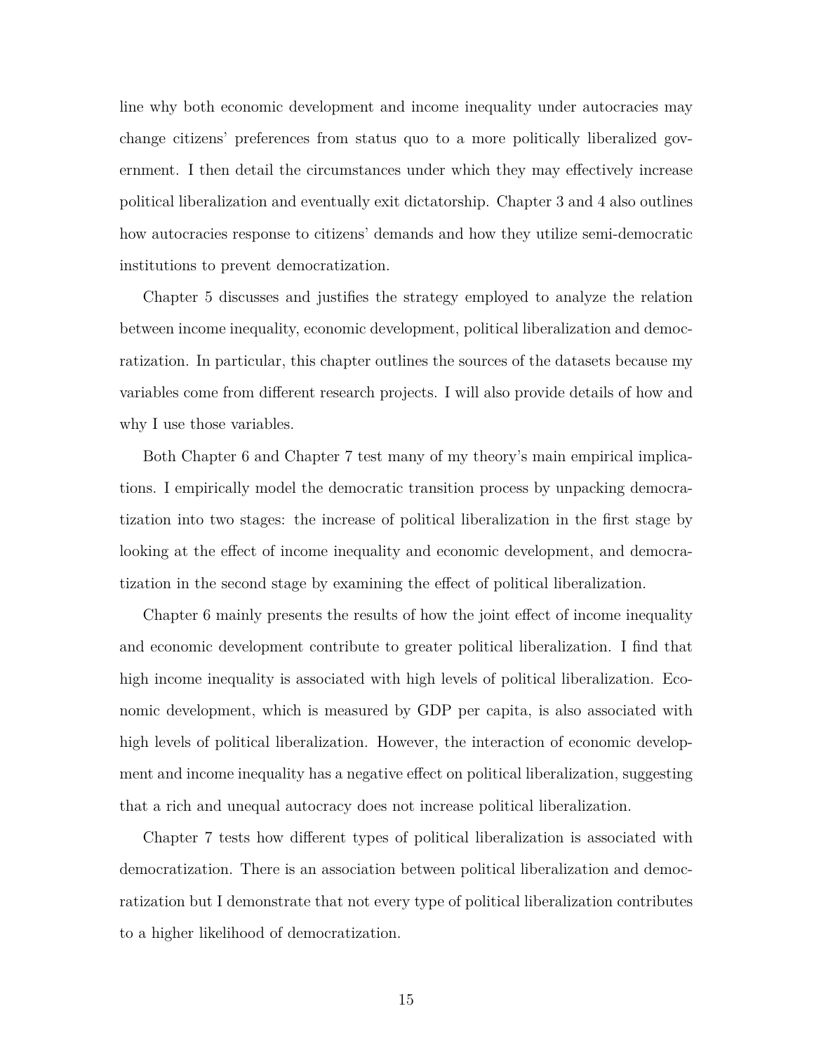line why both economic development and income inequality under autocracies may change citizens' preferences from status quo to a more politically liberalized government. I then detail the circumstances under which they may effectively increase political liberalization and eventually exit dictatorship. Chapter 3 and 4 also outlines how autocracies response to citizens' demands and how they utilize semi-democratic institutions to prevent democratization.

Chapter 5 discusses and justifies the strategy employed to analyze the relation between income inequality, economic development, political liberalization and democratization. In particular, this chapter outlines the sources of the datasets because my variables come from different research projects. I will also provide details of how and why I use those variables.

Both Chapter 6 and Chapter 7 test many of my theory's main empirical implications. I empirically model the democratic transition process by unpacking democratization into two stages: the increase of political liberalization in the first stage by looking at the effect of income inequality and economic development, and democratization in the second stage by examining the effect of political liberalization.

Chapter 6 mainly presents the results of how the joint effect of income inequality and economic development contribute to greater political liberalization. I find that high income inequality is associated with high levels of political liberalization. Economic development, which is measured by GDP per capita, is also associated with high levels of political liberalization. However, the interaction of economic development and income inequality has a negative effect on political liberalization, suggesting that a rich and unequal autocracy does not increase political liberalization.

Chapter 7 tests how different types of political liberalization is associated with democratization. There is an association between political liberalization and democratization but I demonstrate that not every type of political liberalization contributes to a higher likelihood of democratization.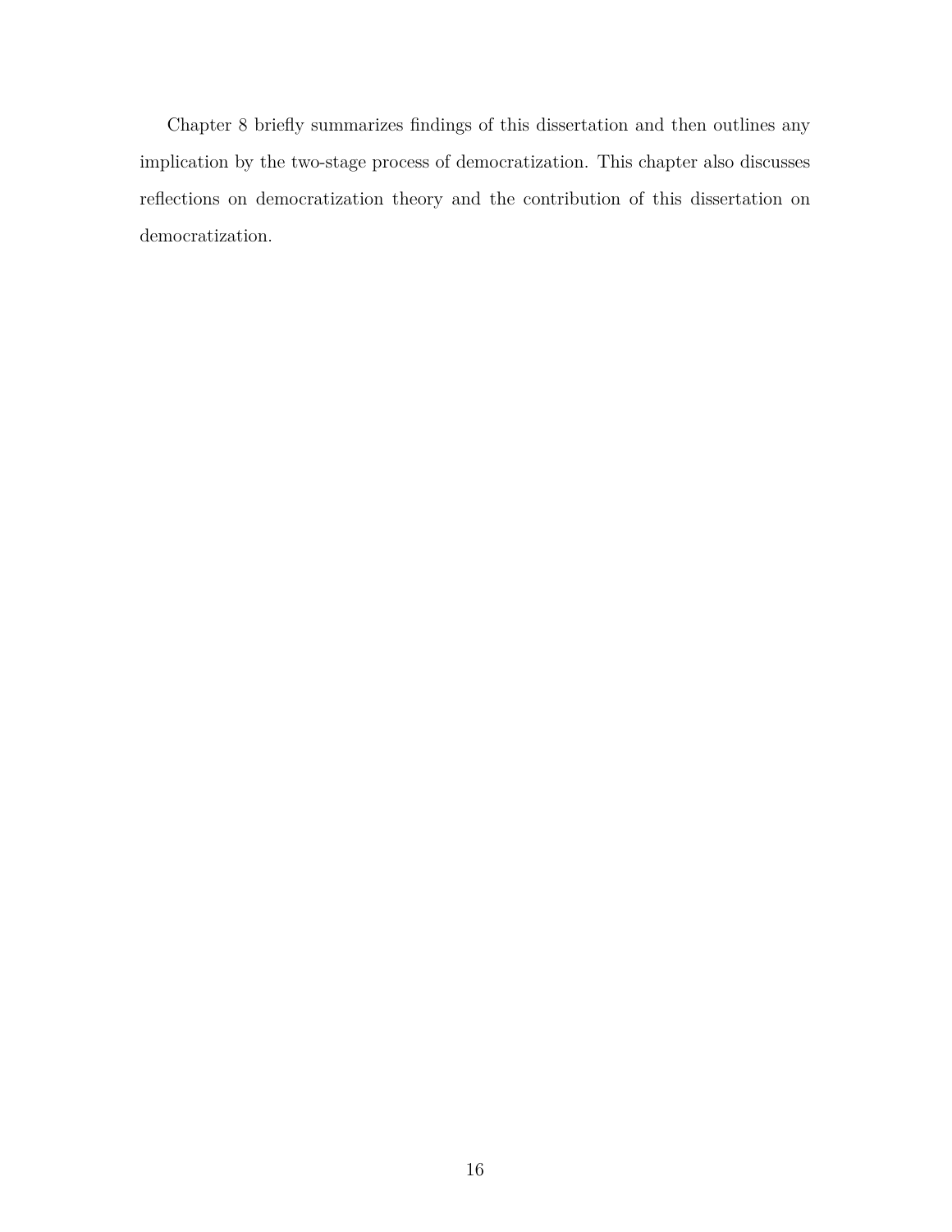Chapter 8 briefly summarizes findings of this dissertation and then outlines any implication by the two-stage process of democratization. This chapter also discusses reflections on democratization theory and the contribution of this dissertation on democratization.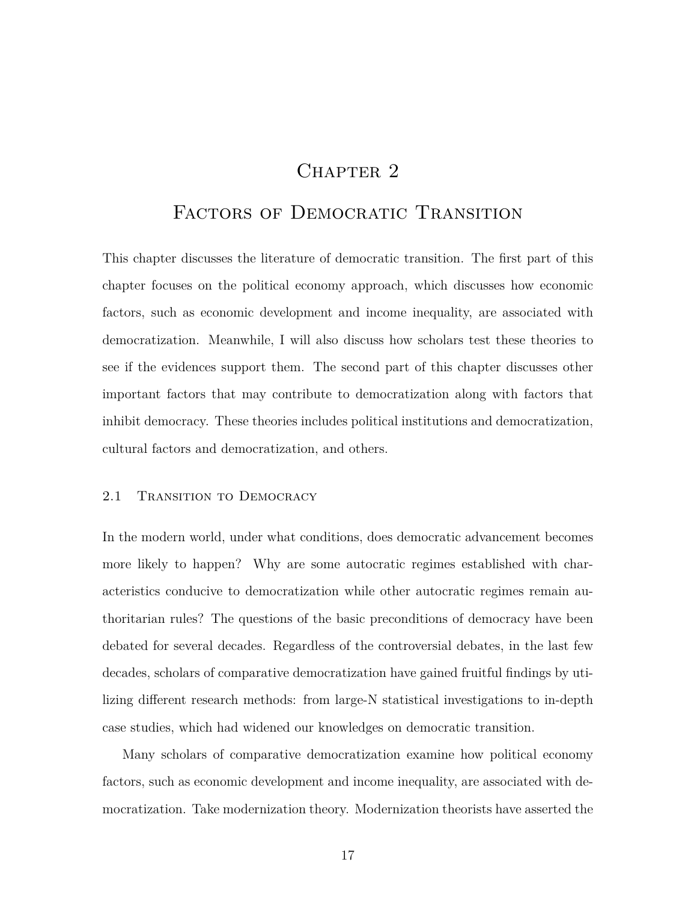# Chapter 2

# Factors of Democratic Transition

This chapter discusses the literature of democratic transition. The first part of this chapter focuses on the political economy approach, which discusses how economic factors, such as economic development and income inequality, are associated with democratization. Meanwhile, I will also discuss how scholars test these theories to see if the evidences support them. The second part of this chapter discusses other important factors that may contribute to democratization along with factors that inhibit democracy. These theories includes political institutions and democratization, cultural factors and democratization, and others.

## 2.1 Transition to Democracy

In the modern world, under what conditions, does democratic advancement becomes more likely to happen? Why are some autocratic regimes established with characteristics conducive to democratization while other autocratic regimes remain authoritarian rules? The questions of the basic preconditions of democracy have been debated for several decades. Regardless of the controversial debates, in the last few decades, scholars of comparative democratization have gained fruitful findings by utilizing different research methods: from large-N statistical investigations to in-depth case studies, which had widened our knowledges on democratic transition.

Many scholars of comparative democratization examine how political economy factors, such as economic development and income inequality, are associated with democratization. Take modernization theory. Modernization theorists have asserted the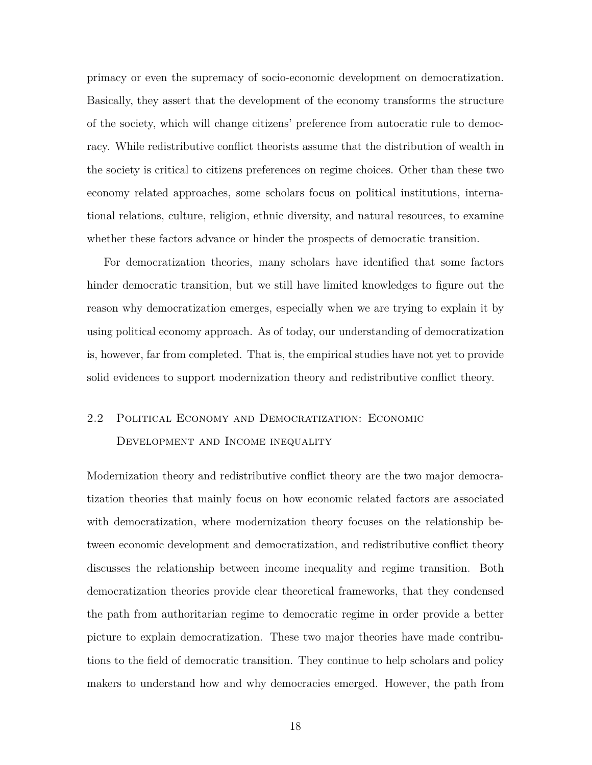primacy or even the supremacy of socio-economic development on democratization. Basically, they assert that the development of the economy transforms the structure of the society, which will change citizens' preference from autocratic rule to democracy. While redistributive conflict theorists assume that the distribution of wealth in the society is critical to citizens preferences on regime choices. Other than these two economy related approaches, some scholars focus on political institutions, international relations, culture, religion, ethnic diversity, and natural resources, to examine whether these factors advance or hinder the prospects of democratic transition.

For democratization theories, many scholars have identified that some factors hinder democratic transition, but we still have limited knowledges to figure out the reason why democratization emerges, especially when we are trying to explain it by using political economy approach. As of today, our understanding of democratization is, however, far from completed. That is, the empirical studies have not yet to provide solid evidences to support modernization theory and redistributive conflict theory.

## 2.2 Political Economy and Democratization: Economic Development and Income inequality

Modernization theory and redistributive conflict theory are the two major democratization theories that mainly focus on how economic related factors are associated with democratization, where modernization theory focuses on the relationship between economic development and democratization, and redistributive conflict theory discusses the relationship between income inequality and regime transition. Both democratization theories provide clear theoretical frameworks, that they condensed the path from authoritarian regime to democratic regime in order provide a better picture to explain democratization. These two major theories have made contributions to the field of democratic transition. They continue to help scholars and policy makers to understand how and why democracies emerged. However, the path from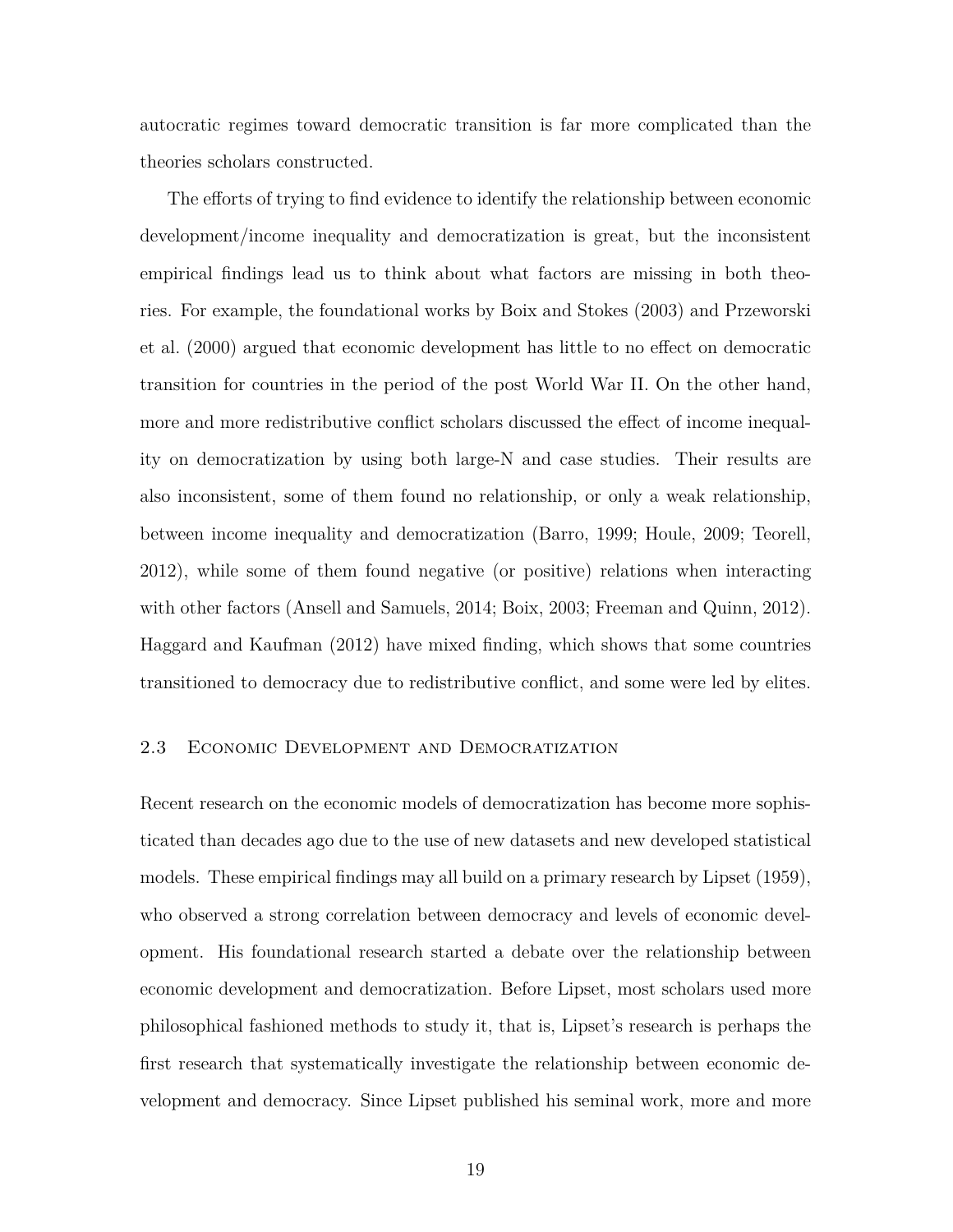autocratic regimes toward democratic transition is far more complicated than the theories scholars constructed.

The efforts of trying to find evidence to identify the relationship between economic development/income inequality and democratization is great, but the inconsistent empirical findings lead us to think about what factors are missing in both theories. For example, the foundational works by Boix and Stokes (2003) and Przeworski et al. (2000) argued that economic development has little to no effect on democratic transition for countries in the period of the post World War II. On the other hand, more and more redistributive conflict scholars discussed the effect of income inequality on democratization by using both large-N and case studies. Their results are also inconsistent, some of them found no relationship, or only a weak relationship, between income inequality and democratization (Barro, 1999; Houle, 2009; Teorell, 2012), while some of them found negative (or positive) relations when interacting with other factors (Ansell and Samuels, 2014; Boix, 2003; Freeman and Quinn, 2012). Haggard and Kaufman (2012) have mixed finding, which shows that some countries transitioned to democracy due to redistributive conflict, and some were led by elites.

## 2.3 Economic Development and Democratization

Recent research on the economic models of democratization has become more sophisticated than decades ago due to the use of new datasets and new developed statistical models. These empirical findings may all build on a primary research by Lipset (1959), who observed a strong correlation between democracy and levels of economic development. His foundational research started a debate over the relationship between economic development and democratization. Before Lipset, most scholars used more philosophical fashioned methods to study it, that is, Lipset's research is perhaps the first research that systematically investigate the relationship between economic development and democracy. Since Lipset published his seminal work, more and more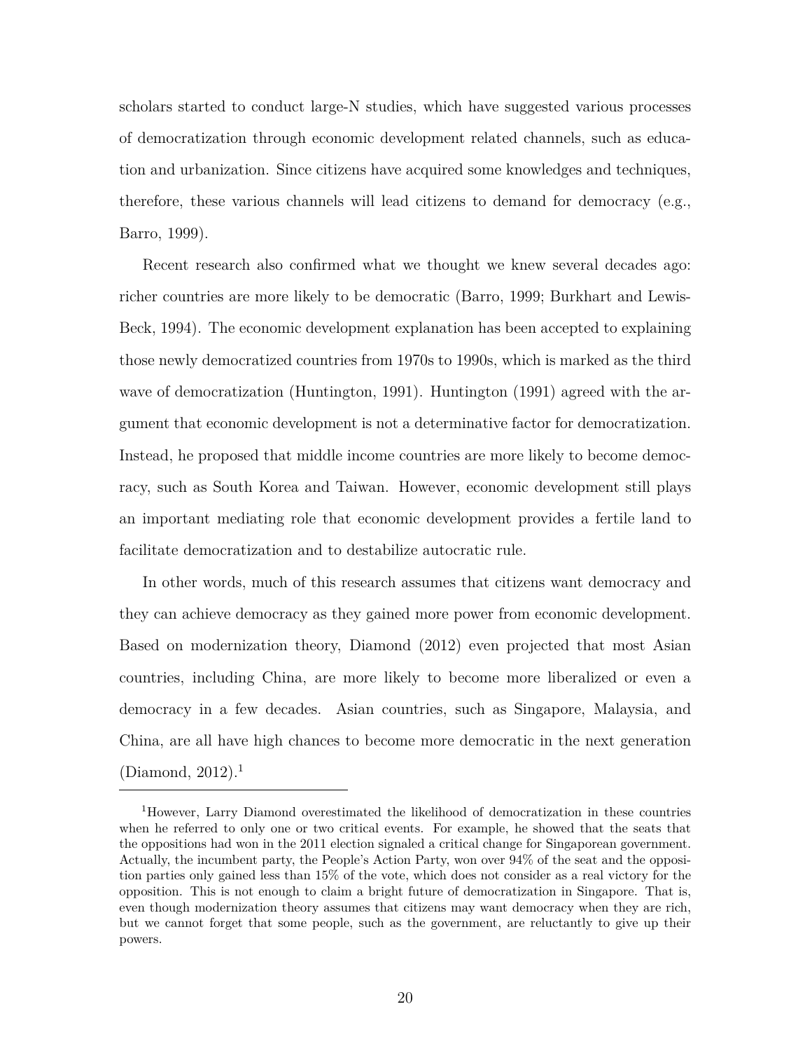scholars started to conduct large-N studies, which have suggested various processes of democratization through economic development related channels, such as education and urbanization. Since citizens have acquired some knowledges and techniques, therefore, these various channels will lead citizens to demand for democracy (e.g., Barro, 1999).

Recent research also confirmed what we thought we knew several decades ago: richer countries are more likely to be democratic (Barro, 1999; Burkhart and Lewis-Beck, 1994). The economic development explanation has been accepted to explaining those newly democratized countries from 1970s to 1990s, which is marked as the third wave of democratization (Huntington, 1991). Huntington (1991) agreed with the argument that economic development is not a determinative factor for democratization. Instead, he proposed that middle income countries are more likely to become democracy, such as South Korea and Taiwan. However, economic development still plays an important mediating role that economic development provides a fertile land to facilitate democratization and to destabilize autocratic rule.

In other words, much of this research assumes that citizens want democracy and they can achieve democracy as they gained more power from economic development. Based on modernization theory, Diamond (2012) even projected that most Asian countries, including China, are more likely to become more liberalized or even a democracy in a few decades. Asian countries, such as Singapore, Malaysia, and China, are all have high chances to become more democratic in the next generation (Diamond, 2012).[1]

[1]However, Larry Diamond overestimated the likelihood of democratization in these countries when he referred to only one or two critical events. For example, he showed that the seats that the oppositions had won in the 2011 election signaled a critical change for Singaporean government. Actually, the incumbent party, the People's Action Party, won over 94% of the seat and the opposition parties only gained less than 15% of the vote, which does not consider as a real victory for the opposition. This is not enough to claim a bright future of democratization in Singapore. That is, even though modernization theory assumes that citizens may want democracy when they are rich, but we cannot forget that some people, such as the government, are reluctantly to give up their powers.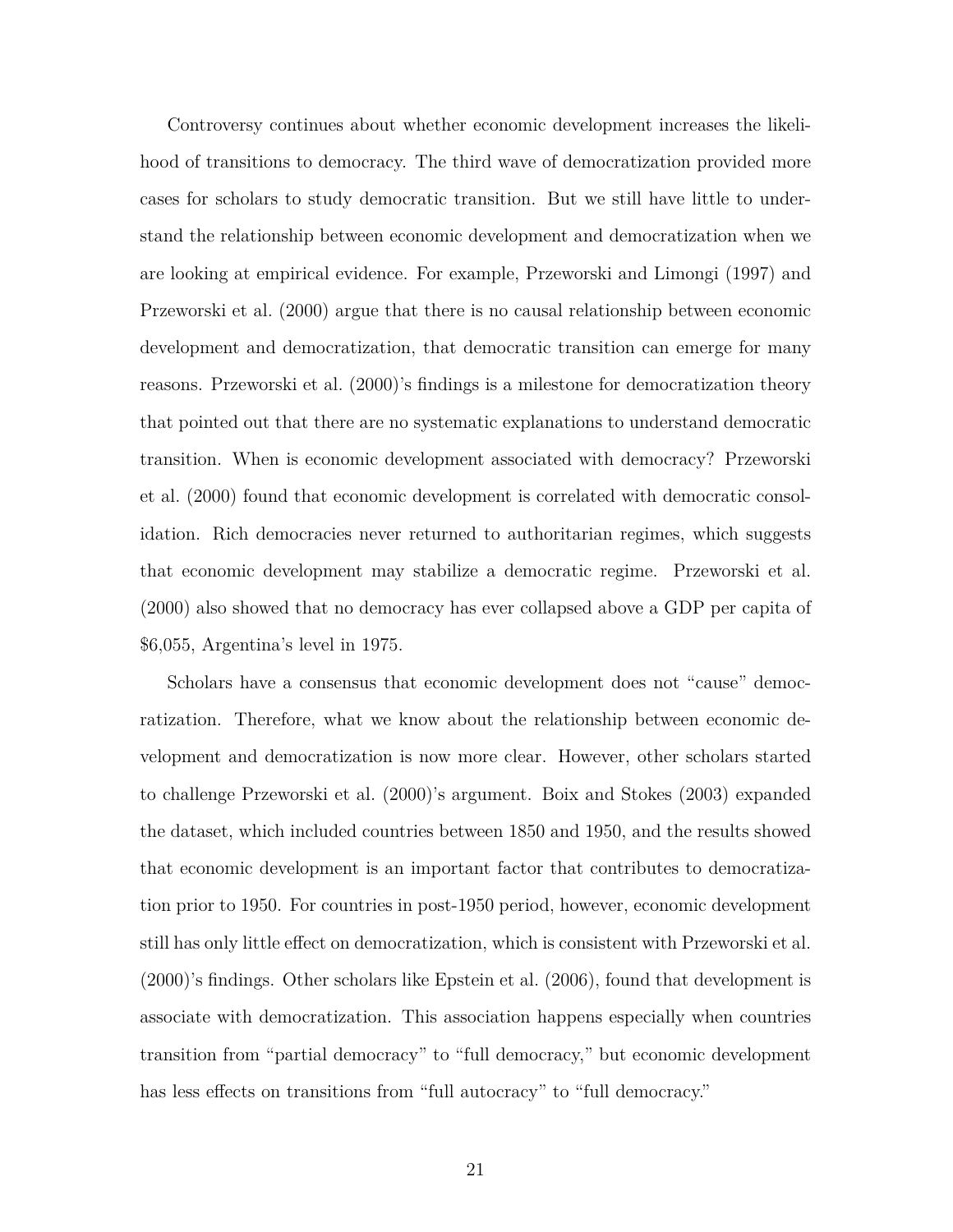Controversy continues about whether economic development increases the likelihood of transitions to democracy. The third wave of democratization provided more cases for scholars to study democratic transition. But we still have little to understand the relationship between economic development and democratization when we are looking at empirical evidence. For example, Przeworski and Limongi (1997) and Przeworski et al. (2000) argue that there is no causal relationship between economic development and democratization, that democratic transition can emerge for many reasons. Przeworski et al. (2000)'s findings is a milestone for democratization theory that pointed out that there are no systematic explanations to understand democratic transition. When is economic development associated with democracy? Przeworski et al. (2000) found that economic development is correlated with democratic consolidation. Rich democracies never returned to authoritarian regimes, which suggests that economic development may stabilize a democratic regime. Przeworski et al. (2000) also showed that no democracy has ever collapsed above a GDP per capita of $6,055, Argentina's level in 1975.

Scholars have a consensus that economic development does not "cause" democratization. Therefore, what we know about the relationship between economic development and democratization is now more clear. However, other scholars started to challenge Przeworski et al. (2000)'s argument. Boix and Stokes (2003) expanded the dataset, which included countries between 1850 and 1950, and the results showed that economic development is an important factor that contributes to democratization prior to 1950. For countries in post-1950 period, however, economic development still has only little effect on democratization, which is consistent with Przeworski et al. (2000)'s findings. Other scholars like Epstein et al. (2006), found that development is associate with democratization. This association happens especially when countries transition from "partial democracy" to "full democracy," but economic development has less effects on transitions from "full autocracy" to "full democracy."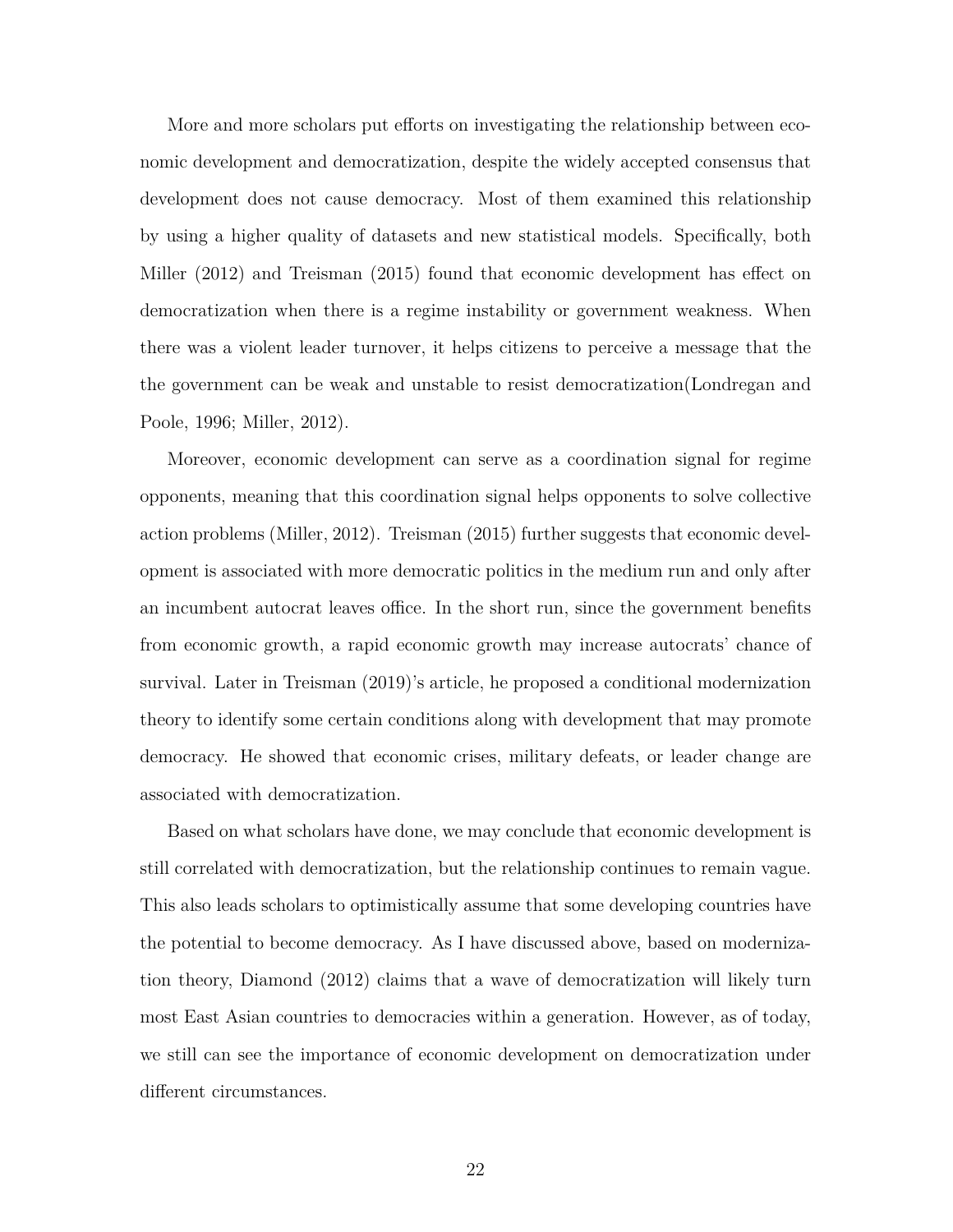More and more scholars put efforts on investigating the relationship between economic development and democratization, despite the widely accepted consensus that development does not cause democracy. Most of them examined this relationship by using a higher quality of datasets and new statistical models. Specifically, both Miller (2012) and Treisman (2015) found that economic development has effect on democratization when there is a regime instability or government weakness. When there was a violent leader turnover, it helps citizens to perceive a message that the the government can be weak and unstable to resist democratization(Londregan and Poole, 1996; Miller, 2012).

Moreover, economic development can serve as a coordination signal for regime opponents, meaning that this coordination signal helps opponents to solve collective action problems (Miller, 2012). Treisman (2015) further suggests that economic development is associated with more democratic politics in the medium run and only after an incumbent autocrat leaves office. In the short run, since the government benefits from economic growth, a rapid economic growth may increase autocrats' chance of survival. Later in Treisman (2019)'s article, he proposed a conditional modernization theory to identify some certain conditions along with development that may promote democracy. He showed that economic crises, military defeats, or leader change are associated with democratization.

Based on what scholars have done, we may conclude that economic development is still correlated with democratization, but the relationship continues to remain vague. This also leads scholars to optimistically assume that some developing countries have the potential to become democracy. As I have discussed above, based on modernization theory, Diamond (2012) claims that a wave of democratization will likely turn most East Asian countries to democracies within a generation. However, as of today, we still can see the importance of economic development on democratization under different circumstances.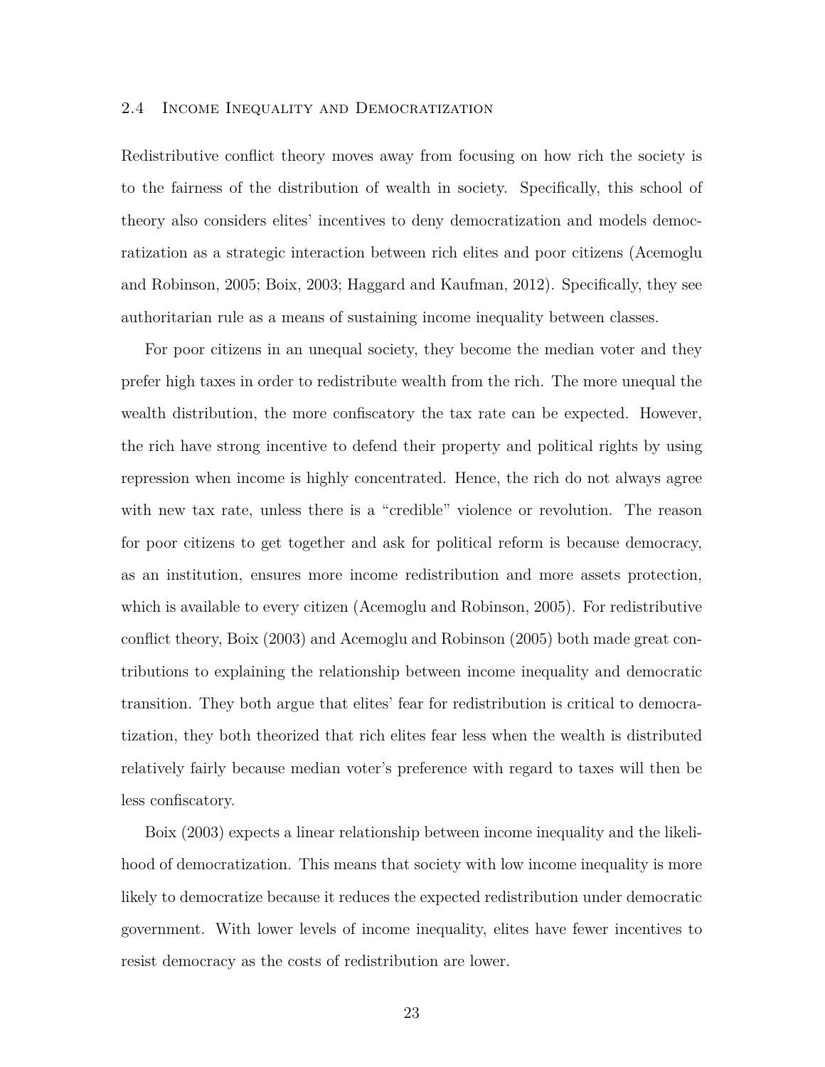### 2.4 Income Inequality and Democratization

Redistributive conflict theory moves away from focusing on how rich the society is to the fairness of the distribution of wealth in society. Specifically, this school of theory also considers elites' incentives to deny democratization and models democratization as a strategic interaction between rich elites and poor citizens (Acemoglu and Robinson, 2005; Boix, 2003; Haggard and Kaufman, 2012). Specifically, they see authoritarian rule as a means of sustaining income inequality between classes.

For poor citizens in an unequal society, they become the median voter and they prefer high taxes in order to redistribute wealth from the rich. The more unequal the wealth distribution, the more confiscatory the tax rate can be expected. However, the rich have strong incentive to defend their property and political rights by using repression when income is highly concentrated. Hence, the rich do not always agree with new tax rate, unless there is a "credible" violence or revolution. The reason for poor citizens to get together and ask for political reform is because democracy, as an institution, ensures more income redistribution and more assets protection, which is available to every citizen (Acemoglu and Robinson, 2005). For redistributive conflict theory, Boix (2003) and Acemoglu and Robinson (2005) both made great contributions to explaining the relationship between income inequality and democratic transition. They both argue that elites' fear for redistribution is critical to democratization, they both theorized that rich elites fear less when the wealth is distributed relatively fairly because median voter's preference with regard to taxes will then be less confiscatory.

Boix (2003) expects a linear relationship between income inequality and the likelihood of democratization. This means that society with low income inequality is more likely to democratize because it reduces the expected redistribution under democratic government. With lower levels of income inequality, elites have fewer incentives to resist democracy as the costs of redistribution are lower.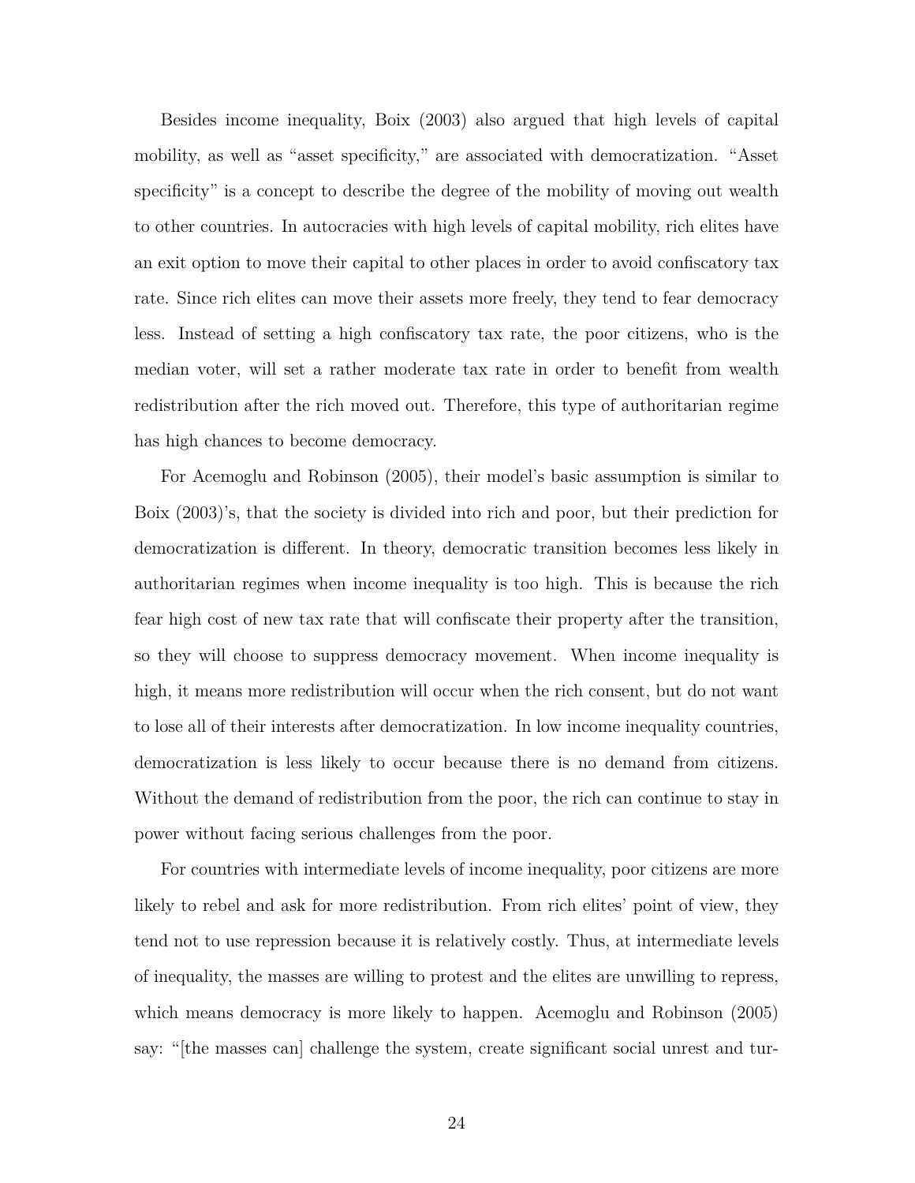Besides income inequality, Boix (2003) also argued that high levels of capital mobility, as well as "asset specificity," are associated with democratization. "Asset specificity" is a concept to describe the degree of the mobility of moving out wealth to other countries. In autocracies with high levels of capital mobility, rich elites have an exit option to move their capital to other places in order to avoid confiscatory tax rate. Since rich elites can move their assets more freely, they tend to fear democracy less. Instead of setting a high confiscatory tax rate, the poor citizens, who is the median voter, will set a rather moderate tax rate in order to benefit from wealth redistribution after the rich moved out. Therefore, this type of authoritarian regime has high chances to become democracy.

For Acemoglu and Robinson (2005), their model's basic assumption is similar to Boix (2003)'s, that the society is divided into rich and poor, but their prediction for democratization is different. In theory, democratic transition becomes less likely in authoritarian regimes when income inequality is too high. This is because the rich fear high cost of new tax rate that will confiscate their property after the transition, so they will choose to suppress democracy movement. When income inequality is high, it means more redistribution will occur when the rich consent, but do not want to lose all of their interests after democratization. In low income inequality countries, democratization is less likely to occur because there is no demand from citizens. Without the demand of redistribution from the poor, the rich can continue to stay in power without facing serious challenges from the poor.

For countries with intermediate levels of income inequality, poor citizens are more likely to rebel and ask for more redistribution. From rich elites' point of view, they tend not to use repression because it is relatively costly. Thus, at intermediate levels of inequality, the masses are willing to protest and the elites are unwilling to repress, which means democracy is more likely to happen. Acemoglu and Robinson (2005) say: "[the masses can] challenge the system, create significant social unrest and tur-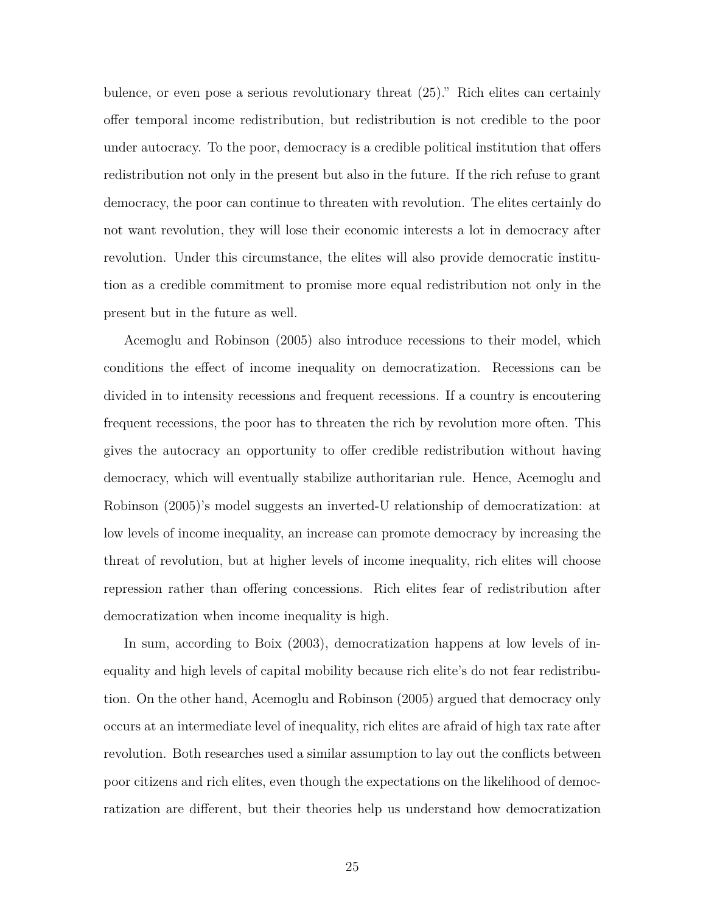bulence, or even pose a serious revolutionary threat (25)." Rich elites can certainly offer temporal income redistribution, but redistribution is not credible to the poor under autocracy. To the poor, democracy is a credible political institution that offers redistribution not only in the present but also in the future. If the rich refuse to grant democracy, the poor can continue to threaten with revolution. The elites certainly do not want revolution, they will lose their economic interests a lot in democracy after revolution. Under this circumstance, the elites will also provide democratic institution as a credible commitment to promise more equal redistribution not only in the present but in the future as well.

Acemoglu and Robinson (2005) also introduce recessions to their model, which conditions the effect of income inequality on democratization. Recessions can be divided in to intensity recessions and frequent recessions. If a country is encoutering frequent recessions, the poor has to threaten the rich by revolution more often. This gives the autocracy an opportunity to offer credible redistribution without having democracy, which will eventually stabilize authoritarian rule. Hence, Acemoglu and Robinson (2005)'s model suggests an inverted-U relationship of democratization: at low levels of income inequality, an increase can promote democracy by increasing the threat of revolution, but at higher levels of income inequality, rich elites will choose repression rather than offering concessions. Rich elites fear of redistribution after democratization when income inequality is high.

In sum, according to Boix (2003), democratization happens at low levels of inequality and high levels of capital mobility because rich elite's do not fear redistribution. On the other hand, Acemoglu and Robinson (2005) argued that democracy only occurs at an intermediate level of inequality, rich elites are afraid of high tax rate after revolution. Both researches used a similar assumption to lay out the conflicts between poor citizens and rich elites, even though the expectations on the likelihood of democratization are different, but their theories help us understand how democratization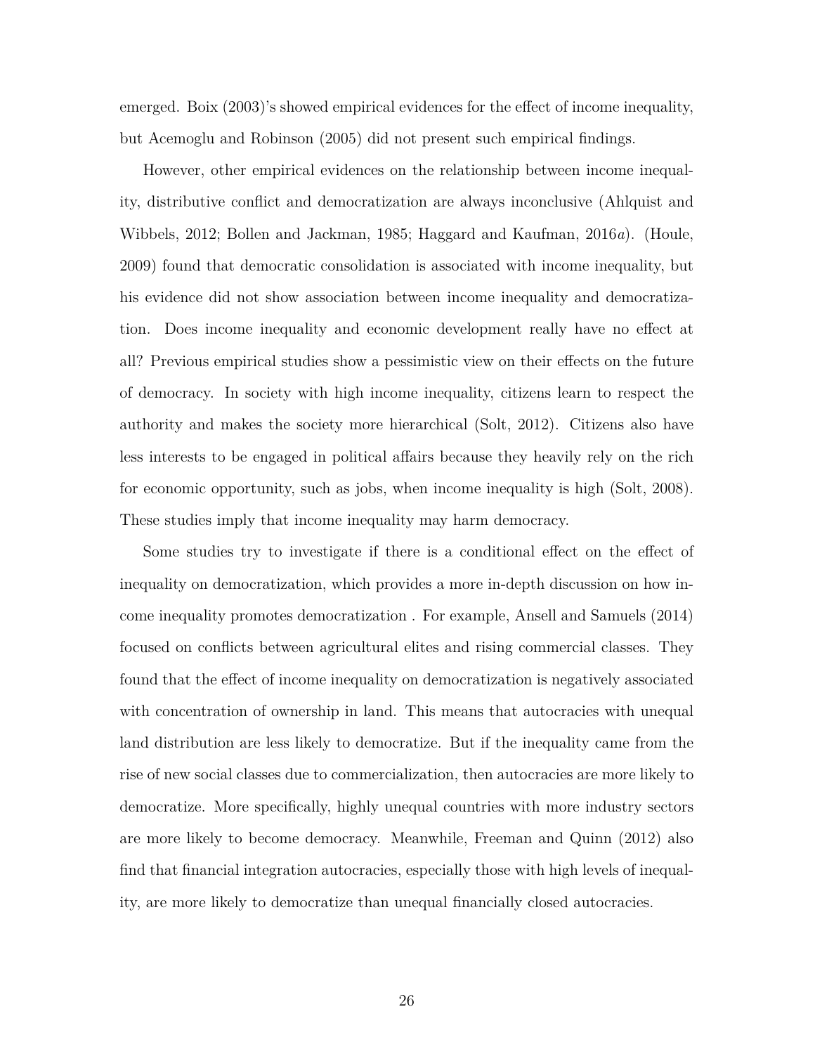emerged. Boix (2003)'s showed empirical evidences for the effect of income inequality, but Acemoglu and Robinson (2005) did not present such empirical findings.

However, other empirical evidences on the relationship between income inequality, distributive conflict and democratization are always inconclusive (Ahlquist and Wibbels, 2012; Bollen and Jackman, 1985; Haggard and Kaufman, 2016*a*). (Houle, 2009) found that democratic consolidation is associated with income inequality, but his evidence did not show association between income inequality and democratization. Does income inequality and economic development really have no effect at all? Previous empirical studies show a pessimistic view on their effects on the future of democracy. In society with high income inequality, citizens learn to respect the authority and makes the society more hierarchical (Solt, 2012). Citizens also have less interests to be engaged in political affairs because they heavily rely on the rich for economic opportunity, such as jobs, when income inequality is high (Solt, 2008). These studies imply that income inequality may harm democracy.

Some studies try to investigate if there is a conditional effect on the effect of inequality on democratization, which provides a more in-depth discussion on how income inequality promotes democratization . For example, Ansell and Samuels (2014) focused on conflicts between agricultural elites and rising commercial classes. They found that the effect of income inequality on democratization is negatively associated with concentration of ownership in land. This means that autocracies with unequal land distribution are less likely to democratize. But if the inequality came from the rise of new social classes due to commercialization, then autocracies are more likely to democratize. More specifically, highly unequal countries with more industry sectors are more likely to become democracy. Meanwhile, Freeman and Quinn (2012) also find that financial integration autocracies, especially those with high levels of inequality, are more likely to democratize than unequal financially closed autocracies.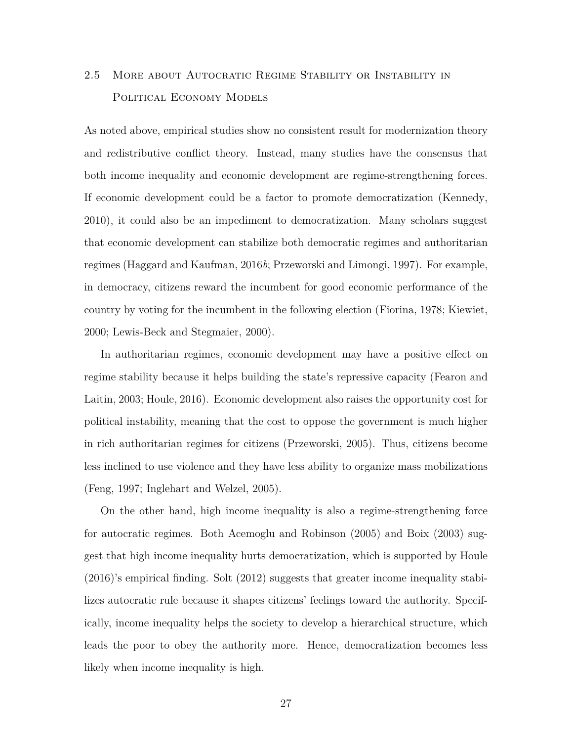## 2.5 More about Autocratic Regime Stability or Instability in Political Economy Models

As noted above, empirical studies show no consistent result for modernization theory and redistributive conflict theory. Instead, many studies have the consensus that both income inequality and economic development are regime-strengthening forces. If economic development could be a factor to promote democratization (Kennedy, 2010), it could also be an impediment to democratization. Many scholars suggest that economic development can stabilize both democratic regimes and authoritarian regimes (Haggard and Kaufman, 2016*b*; Przeworski and Limongi, 1997). For example, in democracy, citizens reward the incumbent for good economic performance of the country by voting for the incumbent in the following election (Fiorina, 1978; Kiewiet, 2000; Lewis-Beck and Stegmaier, 2000).

In authoritarian regimes, economic development may have a positive effect on regime stability because it helps building the state's repressive capacity (Fearon and Laitin, 2003; Houle, 2016). Economic development also raises the opportunity cost for political instability, meaning that the cost to oppose the government is much higher in rich authoritarian regimes for citizens (Przeworski, 2005). Thus, citizens become less inclined to use violence and they have less ability to organize mass mobilizations (Feng, 1997; Inglehart and Welzel, 2005).

On the other hand, high income inequality is also a regime-strengthening force for autocratic regimes. Both Acemoglu and Robinson (2005) and Boix (2003) suggest that high income inequality hurts democratization, which is supported by Houle (2016)'s empirical finding. Solt (2012) suggests that greater income inequality stabilizes autocratic rule because it shapes citizens' feelings toward the authority. Specifically, income inequality helps the society to develop a hierarchical structure, which leads the poor to obey the authority more. Hence, democratization becomes less likely when income inequality is high.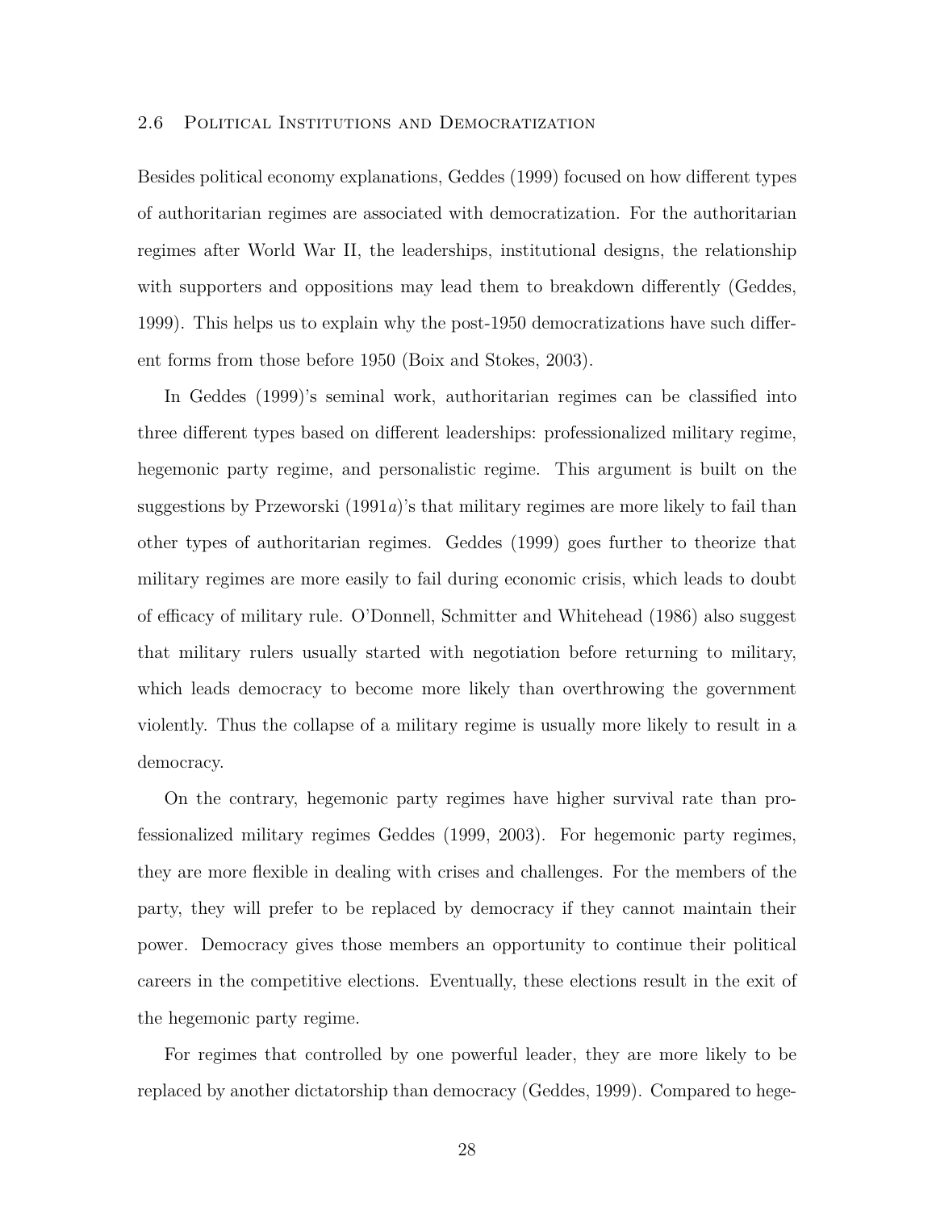## 2.6 Political Institutions and Democratization

Besides political economy explanations, Geddes (1999) focused on how different types of authoritarian regimes are associated with democratization. For the authoritarian regimes after World War II, the leaderships, institutional designs, the relationship with supporters and oppositions may lead them to breakdown differently (Geddes, 1999). This helps us to explain why the post-1950 democratizations have such different forms from those before 1950 (Boix and Stokes, 2003).

In Geddes (1999)'s seminal work, authoritarian regimes can be classified into three different types based on different leaderships: professionalized military regime, hegemonic party regime, and personalistic regime. This argument is built on the suggestions by Przeworski (1991*a*)'s that military regimes are more likely to fail than other types of authoritarian regimes. Geddes (1999) goes further to theorize that military regimes are more easily to fail during economic crisis, which leads to doubt of efficacy of military rule. O'Donnell, Schmitter and Whitehead (1986) also suggest that military rulers usually started with negotiation before returning to military, which leads democracy to become more likely than overthrowing the government violently. Thus the collapse of a military regime is usually more likely to result in a democracy.

On the contrary, hegemonic party regimes have higher survival rate than professionalized military regimes Geddes (1999, 2003). For hegemonic party regimes, they are more flexible in dealing with crises and challenges. For the members of the party, they will prefer to be replaced by democracy if they cannot maintain their power. Democracy gives those members an opportunity to continue their political careers in the competitive elections. Eventually, these elections result in the exit of the hegemonic party regime.

For regimes that controlled by one powerful leader, they are more likely to be replaced by another dictatorship than democracy (Geddes, 1999). Compared to hege-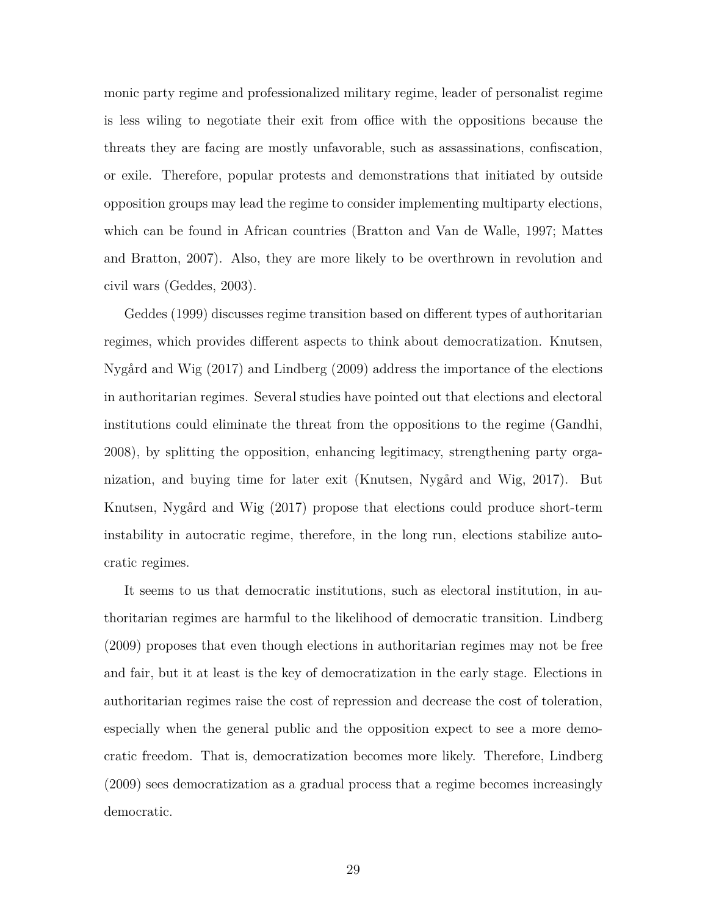monic party regime and professionalized military regime, leader of personalist regime is less wiling to negotiate their exit from office with the oppositions because the threats they are facing are mostly unfavorable, such as assassinations, confiscation, or exile. Therefore, popular protests and demonstrations that initiated by outside opposition groups may lead the regime to consider implementing multiparty elections, which can be found in African countries (Bratton and Van de Walle, 1997; Mattes and Bratton, 2007). Also, they are more likely to be overthrown in revolution and civil wars (Geddes, 2003).

Geddes (1999) discusses regime transition based on different types of authoritarian regimes, which provides different aspects to think about democratization. Knutsen, Nygård and Wig (2017) and Lindberg (2009) address the importance of the elections in authoritarian regimes. Several studies have pointed out that elections and electoral institutions could eliminate the threat from the oppositions to the regime (Gandhi, 2008), by splitting the opposition, enhancing legitimacy, strengthening party organization, and buying time for later exit (Knutsen, Nygård and Wig, 2017). But Knutsen, Nygård and Wig (2017) propose that elections could produce short-term instability in autocratic regime, therefore, in the long run, elections stabilize autocratic regimes.

It seems to us that democratic institutions, such as electoral institution, in authoritarian regimes are harmful to the likelihood of democratic transition. Lindberg (2009) proposes that even though elections in authoritarian regimes may not be free and fair, but it at least is the key of democratization in the early stage. Elections in authoritarian regimes raise the cost of repression and decrease the cost of toleration, especially when the general public and the opposition expect to see a more democratic freedom. That is, democratization becomes more likely. Therefore, Lindberg (2009) sees democratization as a gradual process that a regime becomes increasingly democratic.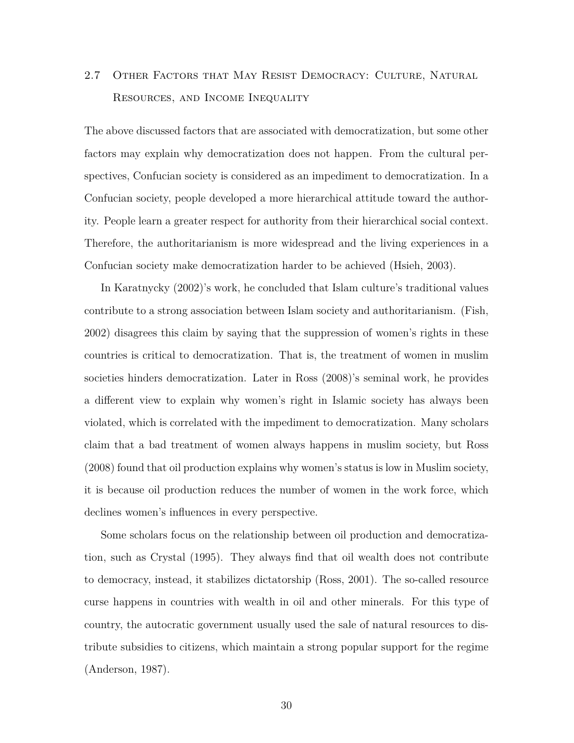## 2.7 Other Factors that May Resist Democracy: Culture, Natural Resources, and Income Inequality

The above discussed factors that are associated with democratization, but some other factors may explain why democratization does not happen. From the cultural perspectives, Confucian society is considered as an impediment to democratization. In a Confucian society, people developed a more hierarchical attitude toward the authority. People learn a greater respect for authority from their hierarchical social context. Therefore, the authoritarianism is more widespread and the living experiences in a Confucian society make democratization harder to be achieved (Hsieh, 2003).

In Karatnycky (2002)'s work, he concluded that Islam culture's traditional values contribute to a strong association between Islam society and authoritarianism. (Fish, 2002) disagrees this claim by saying that the suppression of women's rights in these countries is critical to democratization. That is, the treatment of women in muslim societies hinders democratization. Later in Ross (2008)'s seminal work, he provides a different view to explain why women's right in Islamic society has always been violated, which is correlated with the impediment to democratization. Many scholars claim that a bad treatment of women always happens in muslim society, but Ross (2008) found that oil production explains why women's status is low in Muslim society, it is because oil production reduces the number of women in the work force, which declines women's influences in every perspective.

Some scholars focus on the relationship between oil production and democratization, such as Crystal (1995). They always find that oil wealth does not contribute to democracy, instead, it stabilizes dictatorship (Ross, 2001). The so-called resource curse happens in countries with wealth in oil and other minerals. For this type of country, the autocratic government usually used the sale of natural resources to distribute subsidies to citizens, which maintain a strong popular support for the regime (Anderson, 1987).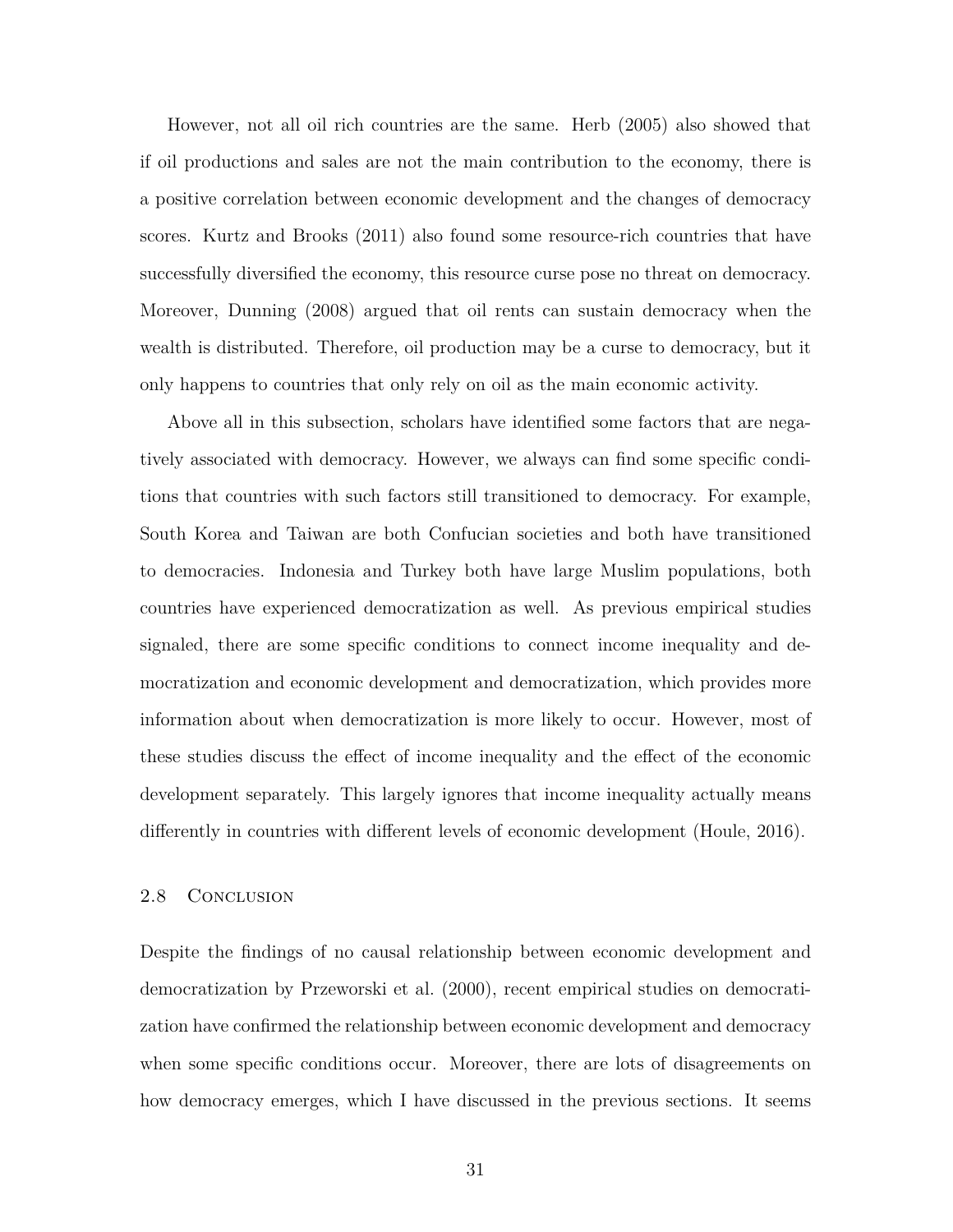However, not all oil rich countries are the same. Herb (2005) also showed that if oil productions and sales are not the main contribution to the economy, there is a positive correlation between economic development and the changes of democracy scores. Kurtz and Brooks (2011) also found some resource-rich countries that have successfully diversified the economy, this resource curse pose no threat on democracy. Moreover, Dunning (2008) argued that oil rents can sustain democracy when the wealth is distributed. Therefore, oil production may be a curse to democracy, but it only happens to countries that only rely on oil as the main economic activity.

Above all in this subsection, scholars have identified some factors that are negatively associated with democracy. However, we always can find some specific conditions that countries with such factors still transitioned to democracy. For example, South Korea and Taiwan are both Confucian societies and both have transitioned to democracies. Indonesia and Turkey both have large Muslim populations, both countries have experienced democratization as well. As previous empirical studies signaled, there are some specific conditions to connect income inequality and democratization and economic development and democratization, which provides more information about when democratization is more likely to occur. However, most of these studies discuss the effect of income inequality and the effect of the economic development separately. This largely ignores that income inequality actually means differently in countries with different levels of economic development (Houle, 2016).

### 2.8 Conclusion

Despite the findings of no causal relationship between economic development and democratization by Przeworski et al. (2000), recent empirical studies on democratization have confirmed the relationship between economic development and democracy when some specific conditions occur. Moreover, there are lots of disagreements on how democracy emerges, which I have discussed in the previous sections. It seems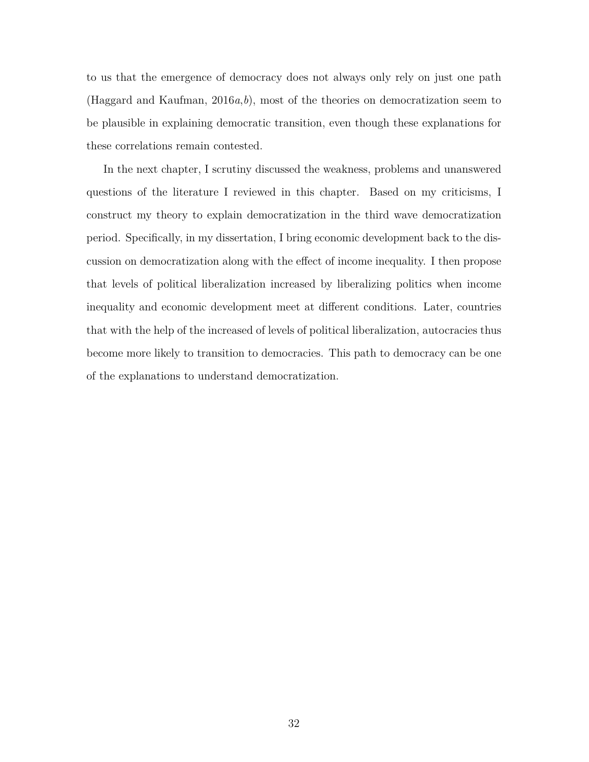to us that the emergence of democracy does not always only rely on just one path (Haggard and Kaufman, 2016*a*,*b*), most of the theories on democratization seem to be plausible in explaining democratic transition, even though these explanations for these correlations remain contested.

In the next chapter, I scrutiny discussed the weakness, problems and unanswered questions of the literature I reviewed in this chapter. Based on my criticisms, I construct my theory to explain democratization in the third wave democratization period. Specifically, in my dissertation, I bring economic development back to the discussion on democratization along with the effect of income inequality. I then propose that levels of political liberalization increased by liberalizing politics when income inequality and economic development meet at different conditions. Later, countries that with the help of the increased of levels of political liberalization, autocracies thus become more likely to transition to democracies. This path to democracy can be one of the explanations to understand democratization.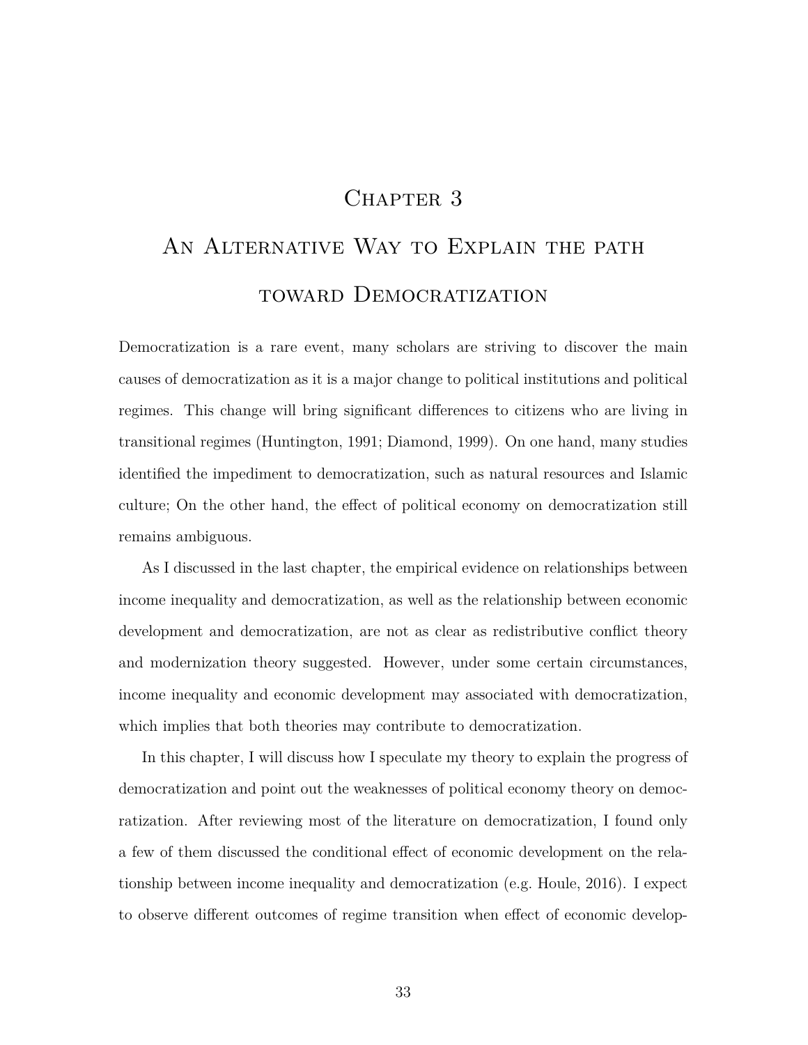# Chapter 3

# An Alternative Way to Explain the path toward Democratization

Democratization is a rare event, many scholars are striving to discover the main causes of democratization as it is a major change to political institutions and political regimes. This change will bring significant differences to citizens who are living in transitional regimes (Huntington, 1991; Diamond, 1999). On one hand, many studies identified the impediment to democratization, such as natural resources and Islamic culture; On the other hand, the effect of political economy on democratization still remains ambiguous.

As I discussed in the last chapter, the empirical evidence on relationships between income inequality and democratization, as well as the relationship between economic development and democratization, are not as clear as redistributive conflict theory and modernization theory suggested. However, under some certain circumstances, income inequality and economic development may associated with democratization, which implies that both theories may contribute to democratization.

In this chapter, I will discuss how I speculate my theory to explain the progress of democratization and point out the weaknesses of political economy theory on democratization. After reviewing most of the literature on democratization, I found only a few of them discussed the conditional effect of economic development on the relationship between income inequality and democratization (e.g. Houle, 2016). I expect to observe different outcomes of regime transition when effect of economic develop-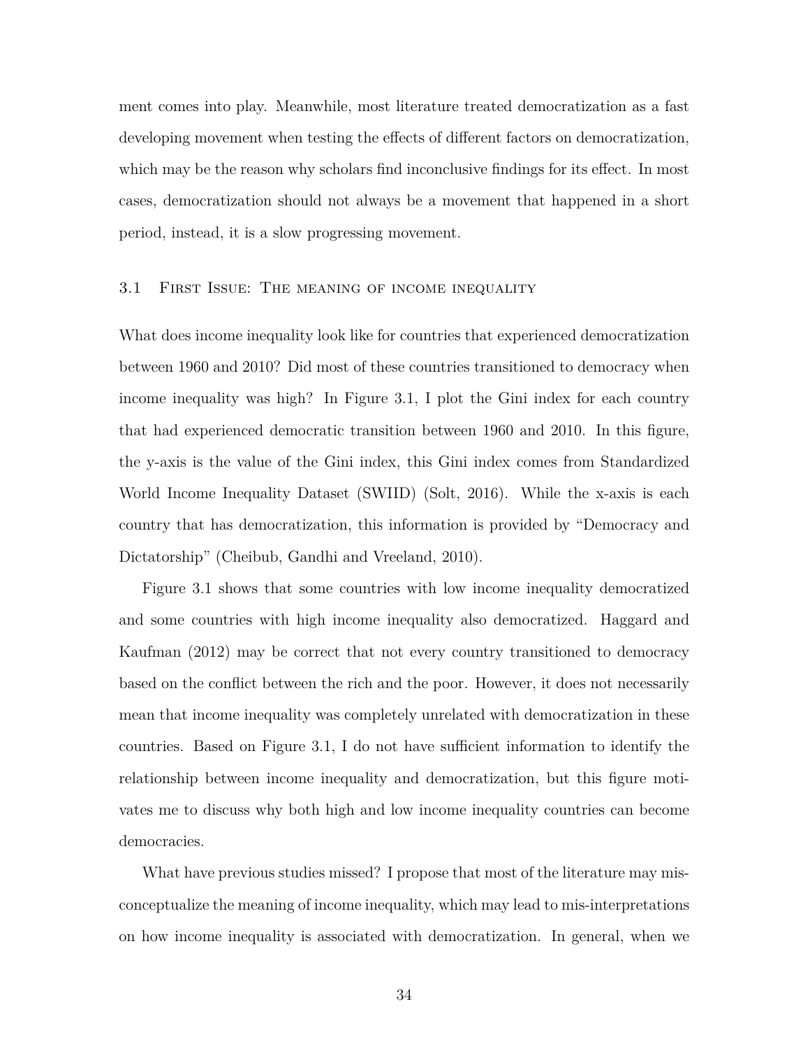ment comes into play. Meanwhile, most literature treated democratization as a fast developing movement when testing the effects of different factors on democratization, which may be the reason why scholars find inconclusive findings for its effect. In most cases, democratization should not always be a movement that happened in a short period, instead, it is a slow progressing movement.

### 3.1 First Issue: The meaning of income inequality

What does income inequality look like for countries that experienced democratization between 1960 and 2010? Did most of these countries transitioned to democracy when income inequality was high? In Figure 3.1, I plot the Gini index for each country that had experienced democratic transition between 1960 and 2010. In this figure, the y-axis is the value of the Gini index, this Gini index comes from Standardized World Income Inequality Dataset (SWIID) (Solt, 2016). While the x-axis is each country that has democratization, this information is provided by "Democracy and Dictatorship" (Cheibub, Gandhi and Vreeland, 2010).

Figure 3.1 shows that some countries with low income inequality democratized and some countries with high income inequality also democratized. Haggard and Kaufman (2012) may be correct that not every country transitioned to democracy based on the conflict between the rich and the poor. However, it does not necessarily mean that income inequality was completely unrelated with democratization in these countries. Based on Figure 3.1, I do not have sufficient information to identify the relationship between income inequality and democratization, but this figure motivates me to discuss why both high and low income inequality countries can become democracies.

What have previous studies missed? I propose that most of the literature may misconceptualize the meaning of income inequality, which may lead to mis-interpretations on how income inequality is associated with democratization. In general, when we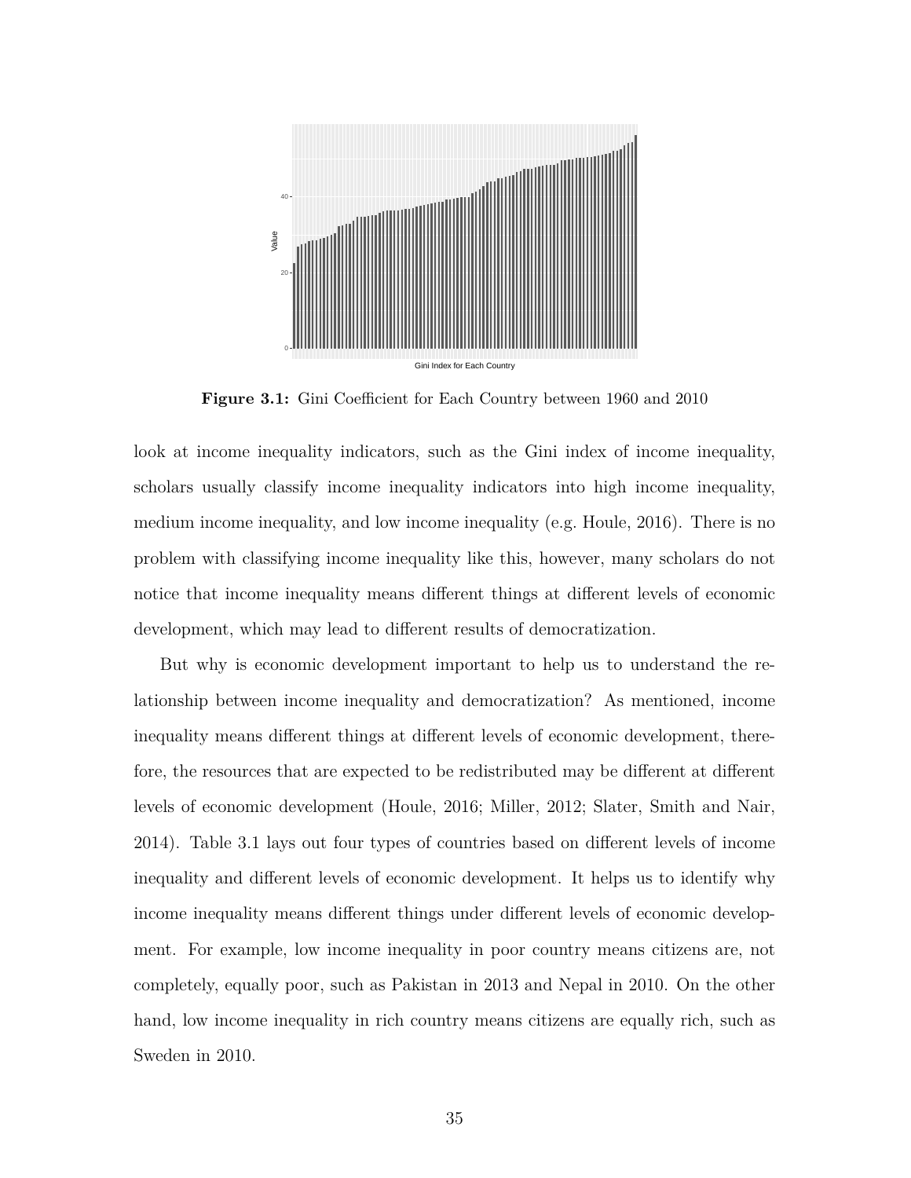**Figure 3.1:** Gini Coefficient for Each Country between 1960 and 2010

look at income inequality indicators, such as the Gini index of income inequality, scholars usually classify income inequality indicators into high income inequality, medium income inequality, and low income inequality (e.g. Houle, 2016). There is no problem with classifying income inequality like this, however, many scholars do not notice that income inequality means different things at different levels of economic development, which may lead to different results of democratization.

But why is economic development important to help us to understand the relationship between income inequality and democratization? As mentioned, income inequality means different things at different levels of economic development, therefore, the resources that are expected to be redistributed may be different at different levels of economic development (Houle, 2016; Miller, 2012; Slater, Smith and Nair, 2014). Table 3.1 lays out four types of countries based on different levels of income inequality and different levels of economic development. It helps us to identify why income inequality means different things under different levels of economic development. For example, low income inequality in poor country means citizens are, not completely, equally poor, such as Pakistan in 2013 and Nepal in 2010. On the other hand, low income inequality in rich country means citizens are equally rich, such as Sweden in 2010.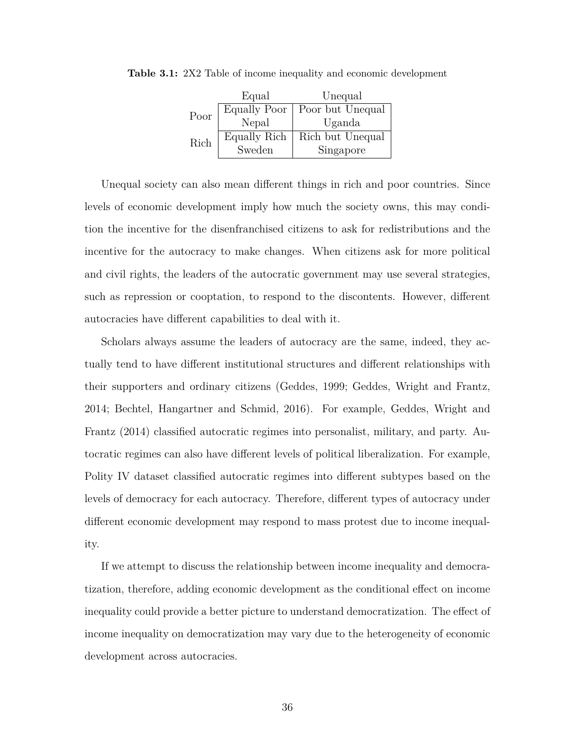**Table 3.1:** 2X2 Table of income inequality and economic development

| | Equal | Unequal |
|---|---|---|
| Poor | Equally Poor<br>Nepal | Poor but Unequal<br>Uganda |
| Rich | Equally Rich<br>Sweden | Rich but Unequal<br>Singapore |

Unequal society can also mean different things in rich and poor countries. Since levels of economic development imply how much the society owns, this may condition the incentive for the disenfranchised citizens to ask for redistributions and the incentive for the autocracy to make changes. When citizens ask for more political and civil rights, the leaders of the autocratic government may use several strategies, such as repression or cooptation, to respond to the discontents. However, different autocracies have different capabilities to deal with it.

Scholars always assume the leaders of autocracy are the same, indeed, they actually tend to have different institutional structures and different relationships with their supporters and ordinary citizens (Geddes, 1999; Geddes, Wright and Frantz, 2014; Bechtel, Hangartner and Schmid, 2016). For example, Geddes, Wright and Frantz (2014) classified autocratic regimes into personalist, military, and party. Autocratic regimes can also have different levels of political liberalization. For example, Polity IV dataset classified autocratic regimes into different subtypes based on the levels of democracy for each autocracy. Therefore, different types of autocracy under different economic development may respond to mass protest due to income inequality.

If we attempt to discuss the relationship between income inequality and democratization, therefore, adding economic development as the conditional effect on income inequality could provide a better picture to understand democratization. The effect of income inequality on democratization may vary due to the heterogeneity of economic development across autocracies.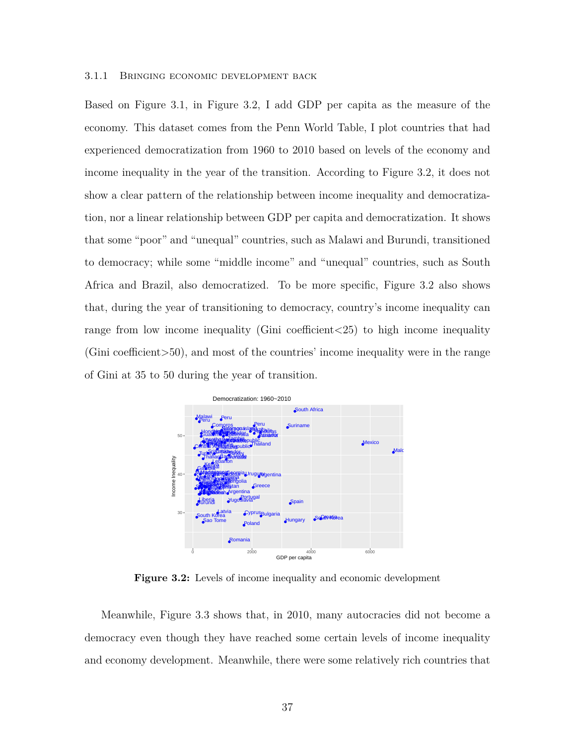### 3.1.1 Bringing economic development back

Based on Figure 3.1, in Figure 3.2, I add GDP per capita as the measure of the economy. This dataset comes from the Penn World Table, I plot countries that had experienced democratization from 1960 to 2010 based on levels of the economy and income inequality in the year of the transition. According to Figure 3.2, it does not show a clear pattern of the relationship between income inequality and democratization, nor a linear relationship between GDP per capita and democratization. It shows that some "poor" and "unequal" countries, such as Malawi and Burundi, transitioned to democracy; while some "middle income" and "unequal" countries, such as South Africa and Brazil, also democratized. To be more specific, Figure 3.2 also shows that, during the year of transitioning to democracy, country's income inequality can range from low income inequality (Gini coefficient<25) to high income inequality (Gini coefficient>50), and most of the countries' income inequality were in the range of Gini at 35 to 50 during the year of transition.

**Figure 3.2:** Levels of income inequality and economic development

Meanwhile, Figure 3.3 shows that, in 2010, many autocracies did not become a democracy even though they have reached some certain levels of income inequality and economy development. Meanwhile, there were some relatively rich countries that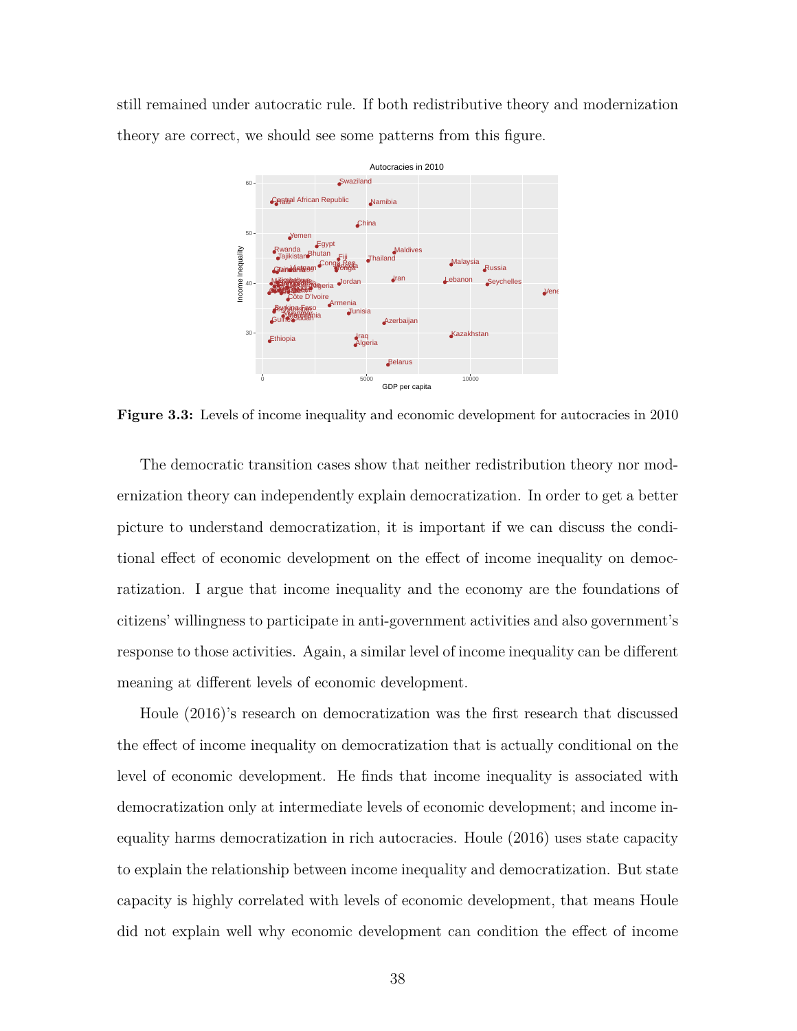still remained under autocratic rule. If both redistributive theory and modernization theory are correct, we should see some patterns from this figure.

**Figure 3.3:** Levels of income inequality and economic development for autocracies in 2010

The democratic transition cases show that neither redistribution theory nor modernization theory can independently explain democratization. In order to get a better picture to understand democratization, it is important if we can discuss the conditional effect of economic development on the effect of income inequality on democratization. I argue that income inequality and the economy are the foundations of citizens' willingness to participate in anti-government activities and also government's response to those activities. Again, a similar level of income inequality can be different meaning at different levels of economic development.

Houle (2016)'s research on democratization was the first research that discussed the effect of income inequality on democratization that is actually conditional on the level of economic development. He finds that income inequality is associated with democratization only at intermediate levels of economic development; and income inequality harms democratization in rich autocracies. Houle (2016) uses state capacity to explain the relationship between income inequality and democratization. But state capacity is highly correlated with levels of economic development, that means Houle did not explain well why economic development can condition the effect of income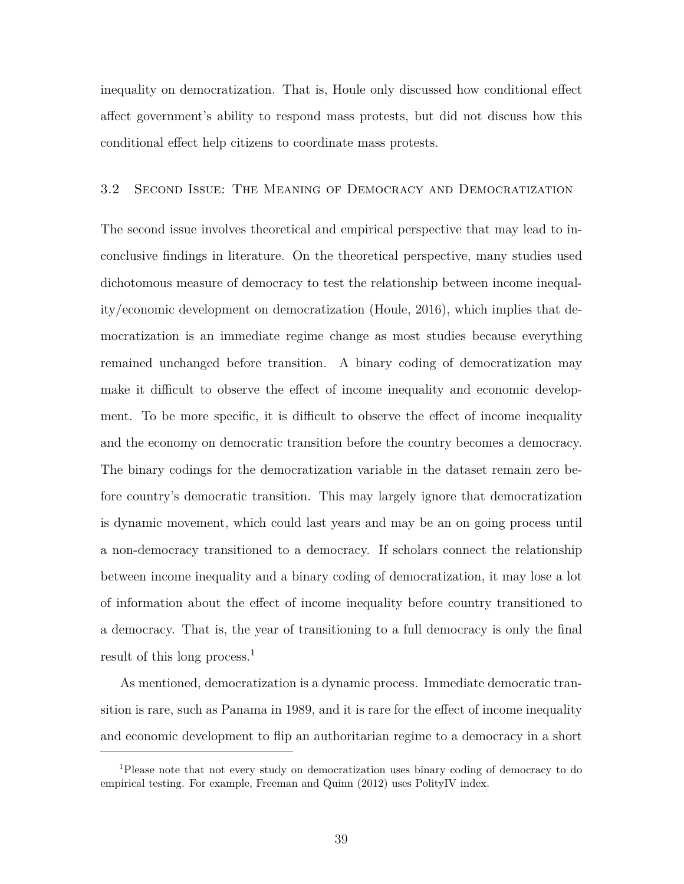inequality on democratization. That is, Houle only discussed how conditional effect affect government's ability to respond mass protests, but did not discuss how this conditional effect help citizens to coordinate mass protests.

### 3.2 Second Issue: The Meaning of Democracy and Democratization

The second issue involves theoretical and empirical perspective that may lead to inconclusive findings in literature. On the theoretical perspective, many studies used dichotomous measure of democracy to test the relationship between income inequality/economic development on democratization (Houle, 2016), which implies that democratization is an immediate regime change as most studies because everything remained unchanged before transition. A binary coding of democratization may make it difficult to observe the effect of income inequality and economic development. To be more specific, it is difficult to observe the effect of income inequality and the economy on democratic transition before the country becomes a democracy. The binary codings for the democratization variable in the dataset remain zero before country's democratic transition. This may largely ignore that democratization is dynamic movement, which could last years and may be an on going process until a non-democracy transitioned to a democracy. If scholars connect the relationship between income inequality and a binary coding of democratization, it may lose a lot of information about the effect of income inequality before country transitioned to a democracy. That is, the year of transitioning to a full democracy is only the final result of this long process.[1]

As mentioned, democratization is a dynamic process. Immediate democratic transition is rare, such as Panama in 1989, and it is rare for the effect of income inequality and economic development to flip an authoritarian regime to a democracy in a short

---

[1] Please note that not every study on democratization uses binary coding of democracy to do empirical testing. For example, Freeman and Quinn (2012) uses PolityIV index.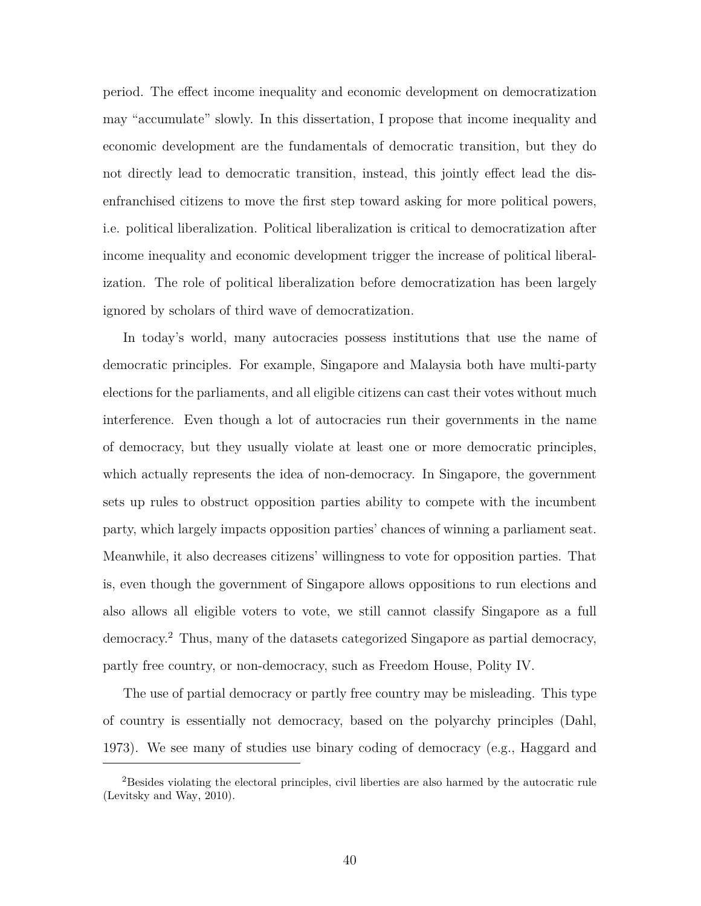period. The effect income inequality and economic development on democratization may "accumulate" slowly. In this dissertation, I propose that income inequality and economic development are the fundamentals of democratic transition, but they do not directly lead to democratic transition, instead, this jointly effect lead the disenfranchised citizens to move the first step toward asking for more political powers, i.e. political liberalization. Political liberalization is critical to democratization after income inequality and economic development trigger the increase of political liberalization. The role of political liberalization before democratization has been largely ignored by scholars of third wave of democratization.

In today's world, many autocracies possess institutions that use the name of democratic principles. For example, Singapore and Malaysia both have multi-party elections for the parliaments, and all eligible citizens can cast their votes without much interference. Even though a lot of autocracies run their governments in the name of democracy, but they usually violate at least one or more democratic principles, which actually represents the idea of non-democracy. In Singapore, the government sets up rules to obstruct opposition parties ability to compete with the incumbent party, which largely impacts opposition parties' chances of winning a parliament seat. Meanwhile, it also decreases citizens' willingness to vote for opposition parties. That is, even though the government of Singapore allows oppositions to run elections and also allows all eligible voters to vote, we still cannot classify Singapore as a full democracy.[2] Thus, many of the datasets categorized Singapore as partial democracy, partly free country, or non-democracy, such as Freedom House, Polity IV.

The use of partial democracy or partly free country may be misleading. This type of country is essentially not democracy, based on the polyarchy principles (Dahl, 1973). We see many of studies use binary coding of democracy (e.g., Haggard and

---

[2] Besides violating the electoral principles, civil liberties are also harmed by the autocratic rule (Levitsky and Way, 2010).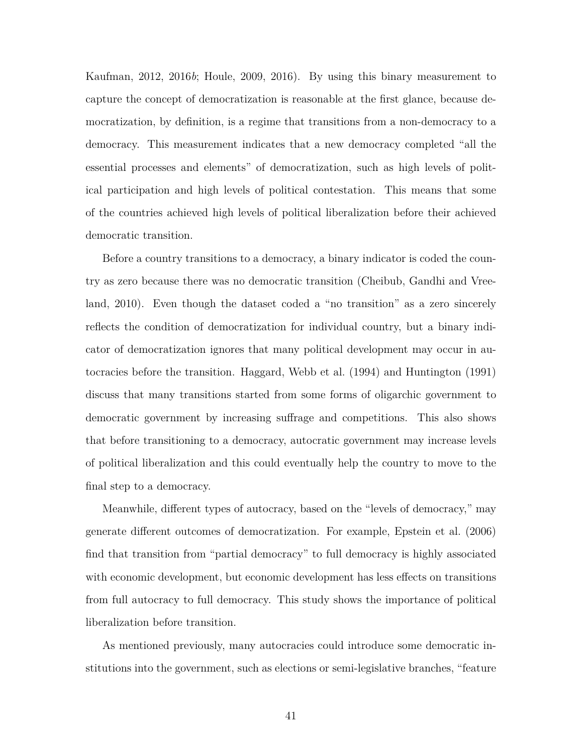Kaufman, 2012, 2016*b*; Houle, 2009, 2016). By using this binary measurement to capture the concept of democratization is reasonable at the first glance, because democratization, by definition, is a regime that transitions from a non-democracy to a democracy. This measurement indicates that a new democracy completed "all the essential processes and elements" of democratization, such as high levels of political participation and high levels of political contestation. This means that some of the countries achieved high levels of political liberalization before their achieved democratic transition.

Before a country transitions to a democracy, a binary indicator is coded the country as zero because there was no democratic transition (Cheibub, Gandhi and Vreeland, 2010). Even though the dataset coded a "no transition" as a zero sincerely reflects the condition of democratization for individual country, but a binary indicator of democratization ignores that many political development may occur in autocracies before the transition. Haggard, Webb et al. (1994) and Huntington (1991) discuss that many transitions started from some forms of oligarchic government to democratic government by increasing suffrage and competitions. This also shows that before transitioning to a democracy, autocratic government may increase levels of political liberalization and this could eventually help the country to move to the final step to a democracy.

Meanwhile, different types of autocracy, based on the "levels of democracy," may generate different outcomes of democratization. For example, Epstein et al. (2006) find that transition from "partial democracy" to full democracy is highly associated with economic development, but economic development has less effects on transitions from full autocracy to full democracy. This study shows the importance of political liberalization before transition.

As mentioned previously, many autocracies could introduce some democratic institutions into the government, such as elections or semi-legislative branches, "feature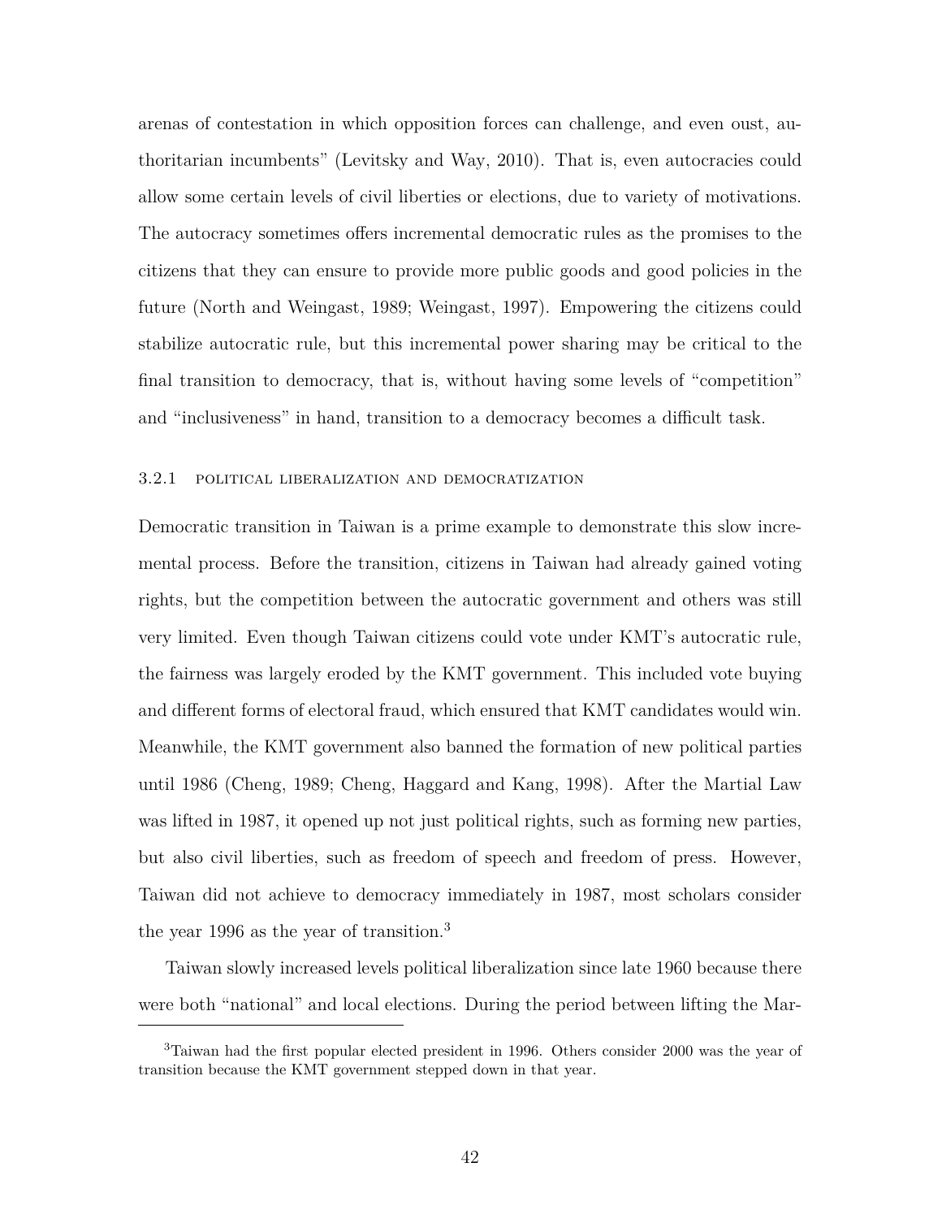arenas of contestation in which opposition forces can challenge, and even oust, authoritarian incumbents" (Levitsky and Way, 2010). That is, even autocracies could allow some certain levels of civil liberties or elections, due to variety of motivations. The autocracy sometimes offers incremental democratic rules as the promises to the citizens that they can ensure to provide more public goods and good policies in the future (North and Weingast, 1989; Weingast, 1997). Empowering the citizens could stabilize autocratic rule, but this incremental power sharing may be critical to the final transition to democracy, that is, without having some levels of "competition" and "inclusiveness" in hand, transition to a democracy becomes a difficult task.

### 3.2.1 Political liberalization and democratization

Democratic transition in Taiwan is a prime example to demonstrate this slow incremental process. Before the transition, citizens in Taiwan had already gained voting rights, but the competition between the autocratic government and others was still very limited. Even though Taiwan citizens could vote under KMT's autocratic rule, the fairness was largely eroded by the KMT government. This included vote buying and different forms of electoral fraud, which ensured that KMT candidates would win. Meanwhile, the KMT government also banned the formation of new political parties until 1986 (Cheng, 1989; Cheng, Haggard and Kang, 1998). After the Martial Law was lifted in 1987, it opened up not just political rights, such as forming new parties, but also civil liberties, such as freedom of speech and freedom of press. However, Taiwan did not achieve to democracy immediately in 1987, most scholars consider the year 1996 as the year of transition.[3]

Taiwan slowly increased levels political liberalization since late 1960 because there were both "national" and local elections. During the period between lifting the Mar-

[3] Taiwan had the first popular elected president in 1996. Others consider 2000 was the year of transition because the KMT government stepped down in that year.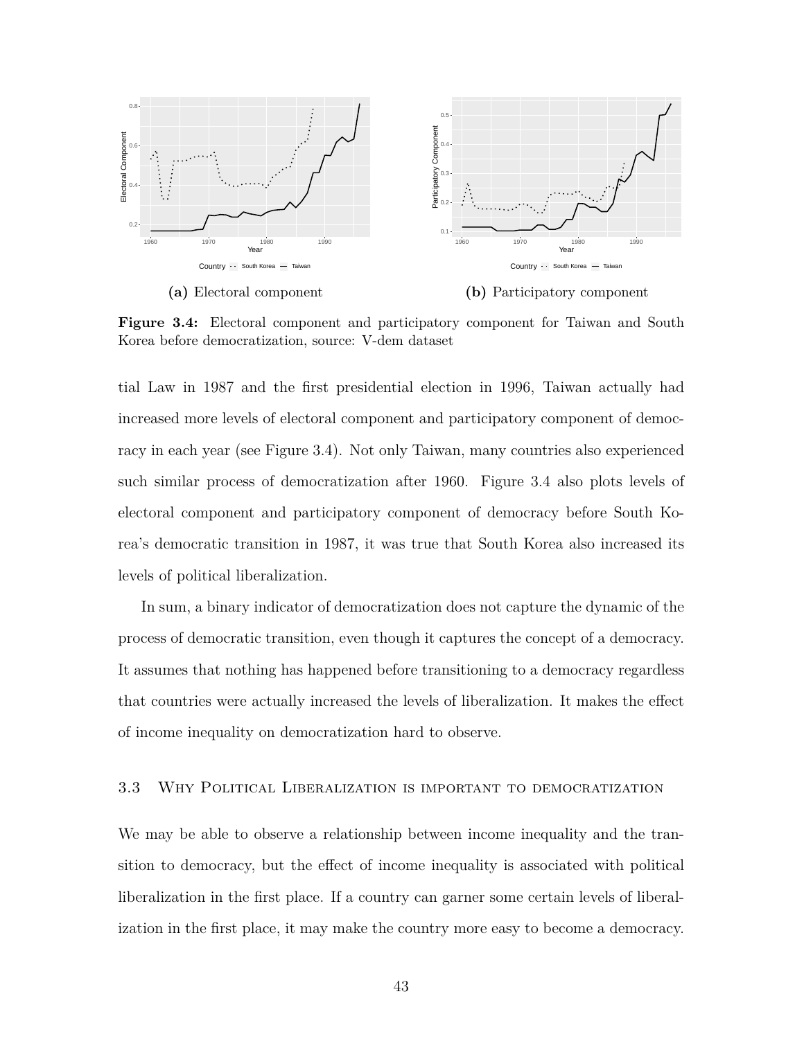**(a)** Electoral component

**(b)** Participatory component

**Figure 3.4:** Electoral component and participatory component for Taiwan and South Korea before democratization, source: V-dem dataset

tial Law in 1987 and the first presidential election in 1996, Taiwan actually had increased more levels of electoral component and participatory component of democracy in each year (see Figure 3.4). Not only Taiwan, many countries also experienced such similar process of democratization after 1960. Figure 3.4 also plots levels of electoral component and participatory component of democracy before South Korea's democratic transition in 1987, it was true that South Korea also increased its levels of political liberalization.

In sum, a binary indicator of democratization does not capture the dynamic of the process of democratic transition, even though it captures the concept of a democracy. It assumes that nothing has happened before transitioning to a democracy regardless that countries were actually increased the levels of liberalization. It makes the effect of income inequality on democratization hard to observe.

## 3.3 Why Political Liberalization is important to democratization

We may be able to observe a relationship between income inequality and the transition to democracy, but the effect of income inequality is associated with political liberalization in the first place. If a country can garner some certain levels of liberalization in the first place, it may make the country more easy to become a democracy.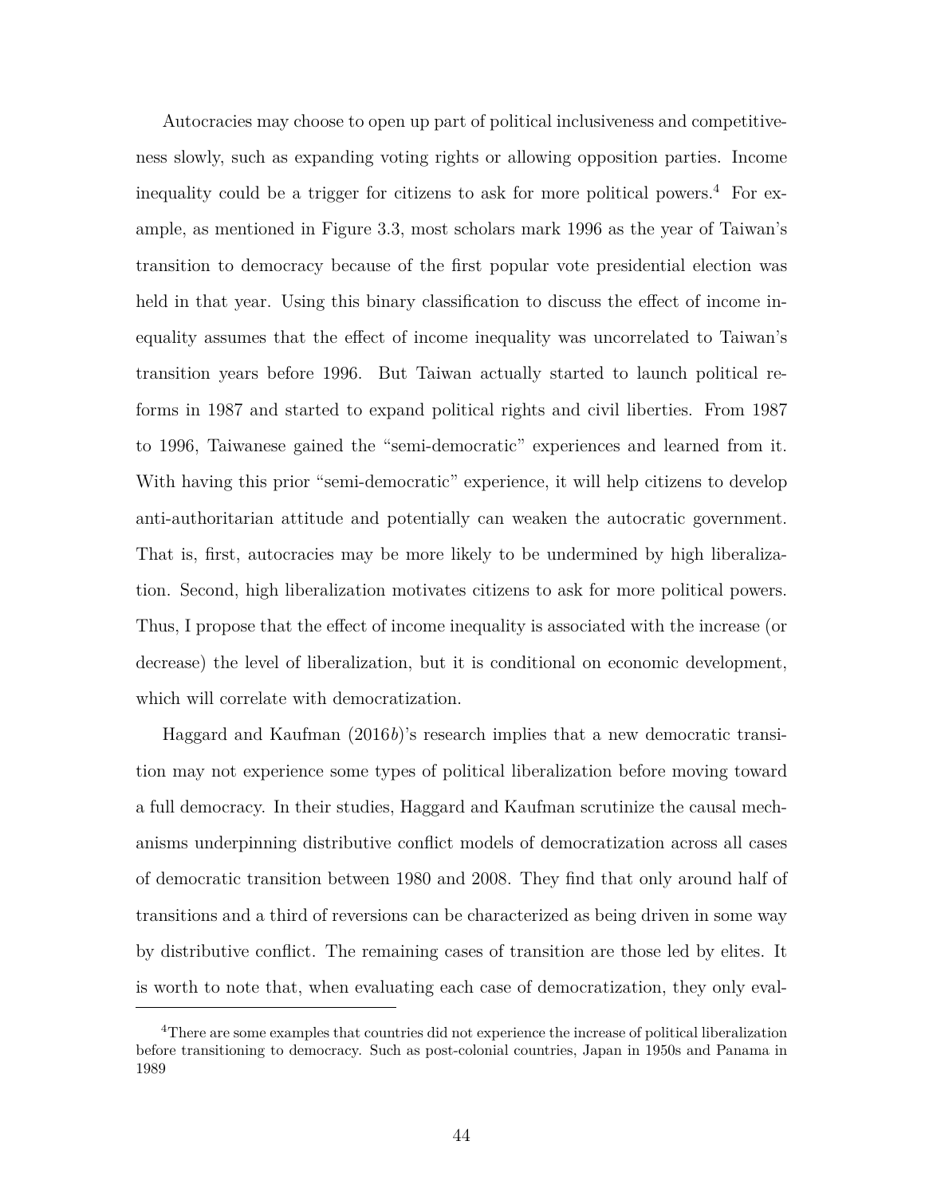Autocracies may choose to open up part of political inclusiveness and competitiveness slowly, such as expanding voting rights or allowing opposition parties. Income inequality could be a trigger for citizens to ask for more political powers.[4] For example, as mentioned in Figure 3.3, most scholars mark 1996 as the year of Taiwan's transition to democracy because of the first popular vote presidential election was held in that year. Using this binary classification to discuss the effect of income inequality assumes that the effect of income inequality was uncorrelated to Taiwan's transition years before 1996. But Taiwan actually started to launch political reforms in 1987 and started to expand political rights and civil liberties. From 1987 to 1996, Taiwanese gained the "semi-democratic" experiences and learned from it. With having this prior "semi-democratic" experience, it will help citizens to develop anti-authoritarian attitude and potentially can weaken the autocratic government. That is, first, autocracies may be more likely to be undermined by high liberalization. Second, high liberalization motivates citizens to ask for more political powers. Thus, I propose that the effect of income inequality is associated with the increase (or decrease) the level of liberalization, but it is conditional on economic development, which will correlate with democratization.

Haggard and Kaufman (2016*b*)'s research implies that a new democratic transition may not experience some types of political liberalization before moving toward a full democracy. In their studies, Haggard and Kaufman scrutinize the causal mechanisms underpinning distributive conflict models of democratization across all cases of democratic transition between 1980 and 2008. They find that only around half of transitions and a third of reversions can be characterized as being driven in some way by distributive conflict. The remaining cases of transition are those led by elites. It is worth to note that, when evaluating each case of democratization, they only eval-

[4] There are some examples that countries did not experience the increase of political liberalization before transitioning to democracy. Such as post-colonial countries, Japan in 1950s and Panama in 1989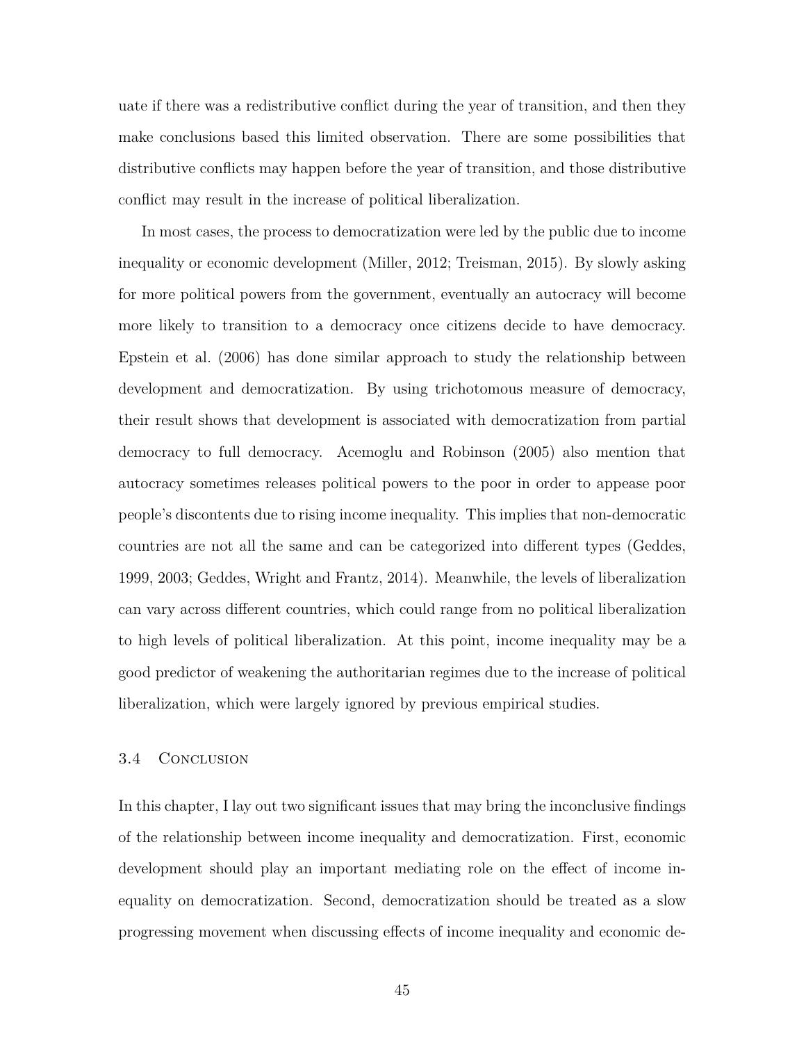uate if there was a redistributive conflict during the year of transition, and then they make conclusions based this limited observation. There are some possibilities that distributive conflicts may happen before the year of transition, and those distributive conflict may result in the increase of political liberalization.

In most cases, the process to democratization were led by the public due to income inequality or economic development (Miller, 2012; Treisman, 2015). By slowly asking for more political powers from the government, eventually an autocracy will become more likely to transition to a democracy once citizens decide to have democracy. Epstein et al. (2006) has done similar approach to study the relationship between development and democratization. By using trichotomous measure of democracy, their result shows that development is associated with democratization from partial democracy to full democracy. Acemoglu and Robinson (2005) also mention that autocracy sometimes releases political powers to the poor in order to appease poor people's discontents due to rising income inequality. This implies that non-democratic countries are not all the same and can be categorized into different types (Geddes, 1999, 2003; Geddes, Wright and Frantz, 2014). Meanwhile, the levels of liberalization can vary across different countries, which could range from no political liberalization to high levels of political liberalization. At this point, income inequality may be a good predictor of weakening the authoritarian regimes due to the increase of political liberalization, which were largely ignored by previous empirical studies.

### 3.4 Conclusion

In this chapter, I lay out two significant issues that may bring the inconclusive findings of the relationship between income inequality and democratization. First, economic development should play an important mediating role on the effect of income inequality on democratization. Second, democratization should be treated as a slow progressing movement when discussing effects of income inequality and economic de-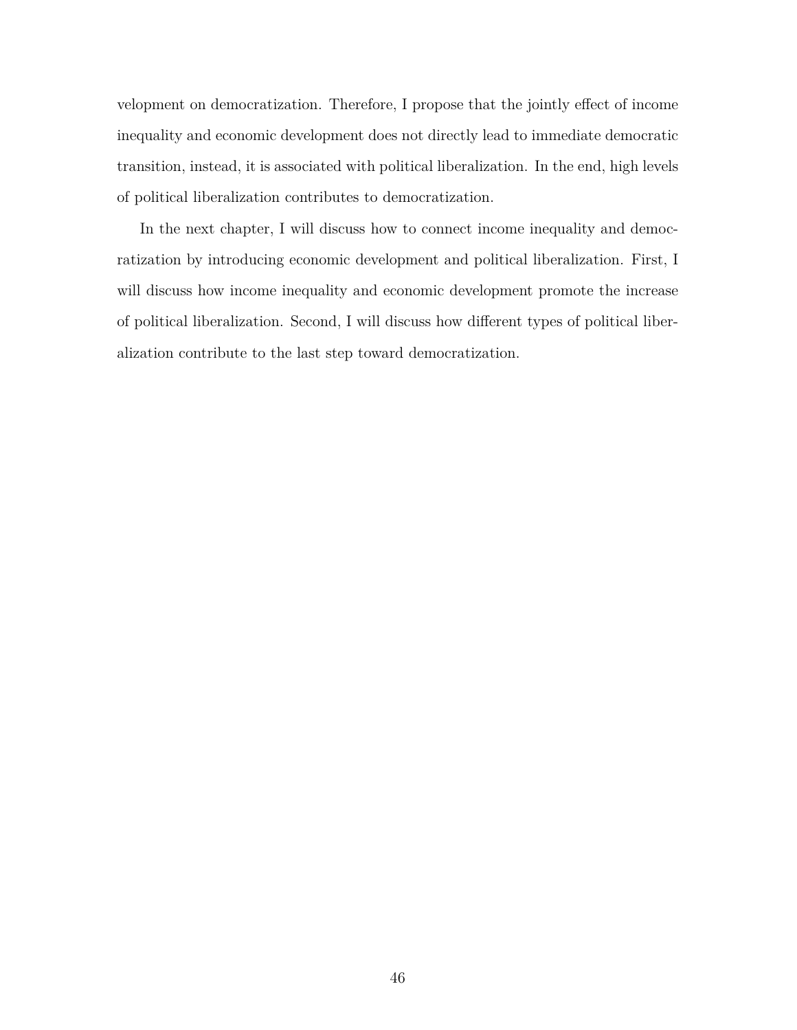velopment on democratization. Therefore, I propose that the jointly effect of income inequality and economic development does not directly lead to immediate democratic transition, instead, it is associated with political liberalization. In the end, high levels of political liberalization contributes to democratization.

In the next chapter, I will discuss how to connect income inequality and democratization by introducing economic development and political liberalization. First, I will discuss how income inequality and economic development promote the increase of political liberalization. Second, I will discuss how different types of political liberalization contribute to the last step toward democratization.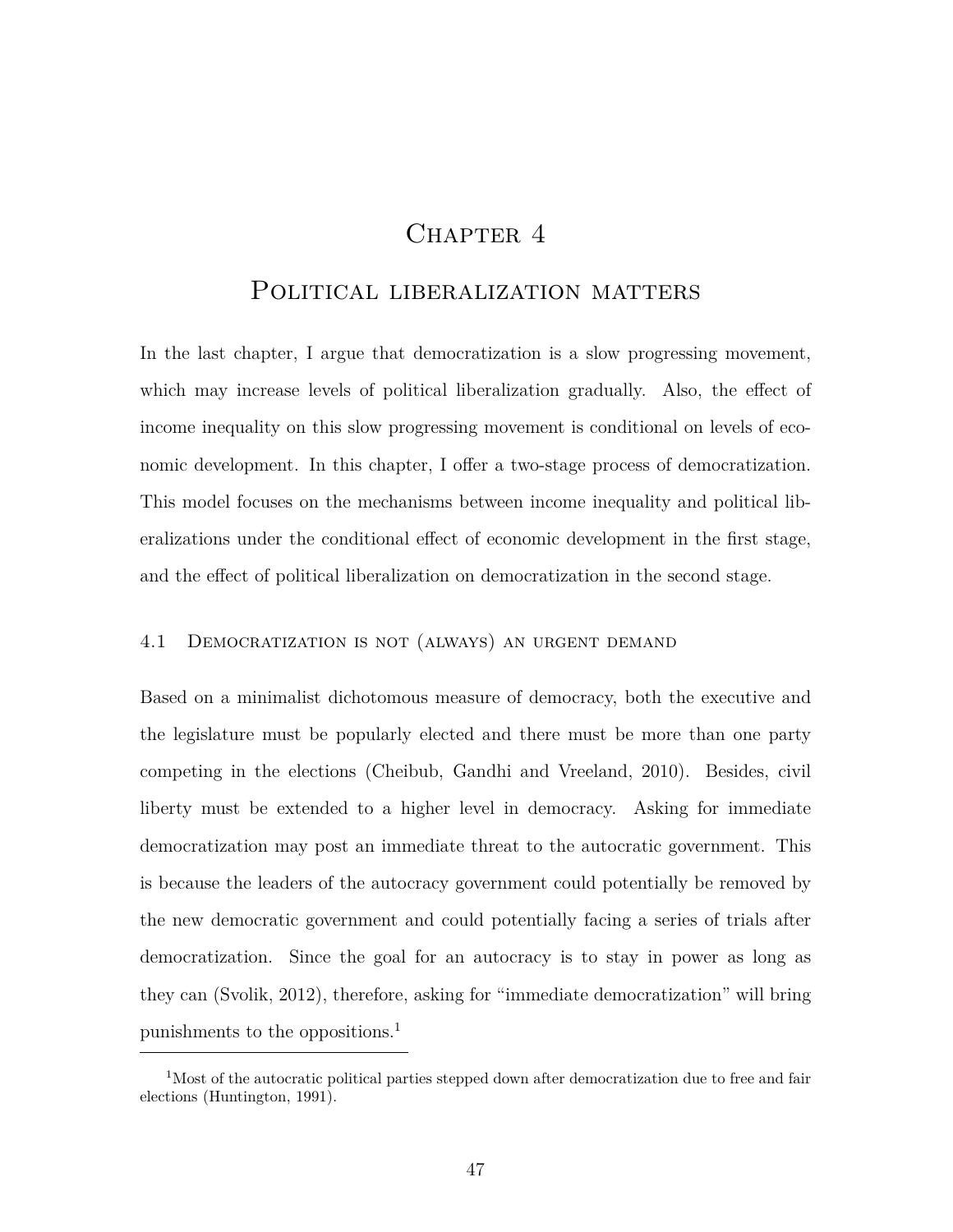# Chapter 4

# Political liberalization matters

In the last chapter, I argue that democratization is a slow progressing movement, which may increase levels of political liberalization gradually. Also, the effect of income inequality on this slow progressing movement is conditional on levels of economic development. In this chapter, I offer a two-stage process of democratization. This model focuses on the mechanisms between income inequality and political liberalizations under the conditional effect of economic development in the first stage, and the effect of political liberalization on democratization in the second stage.

## 4.1 Democratization is not (always) an urgent demand

Based on a minimalist dichotomous measure of democracy, both the executive and the legislature must be popularly elected and there must be more than one party competing in the elections (Cheibub, Gandhi and Vreeland, 2010). Besides, civil liberty must be extended to a higher level in democracy. Asking for immediate democratization may post an immediate threat to the autocratic government. This is because the leaders of the autocracy government could potentially be removed by the new democratic government and could potentially facing a series of trials after democratization. Since the goal for an autocracy is to stay in power as long as they can (Svolik, 2012), therefore, asking for "immediate democratization" will bring punishments to the oppositions.[1]

[1] Most of the autocratic political parties stepped down after democratization due to free and fair elections (Huntington, 1991).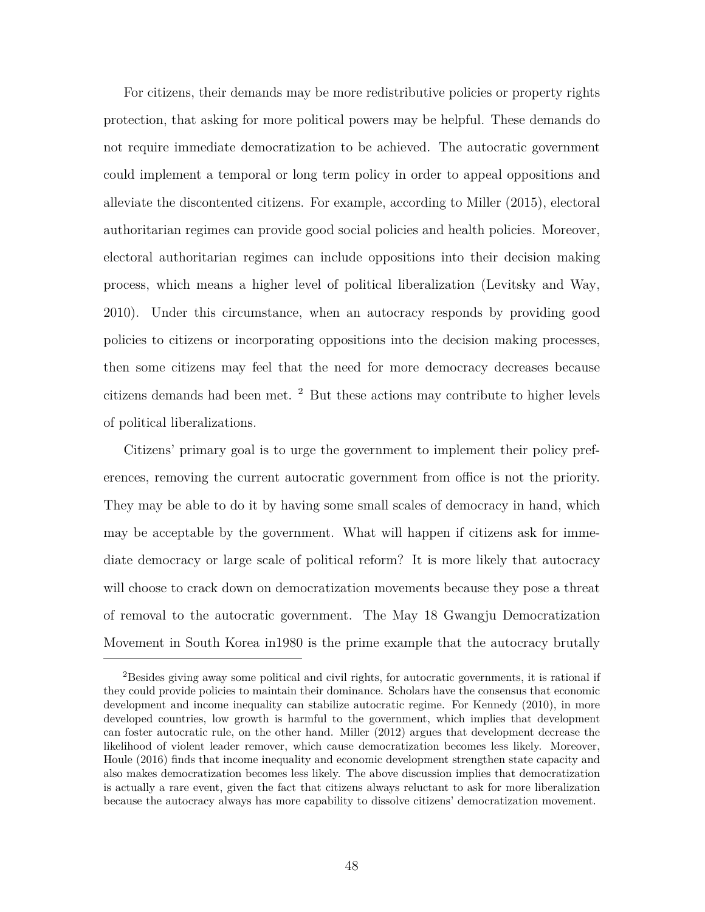For citizens, their demands may be more redistributive policies or property rights protection, that asking for more political powers may be helpful. These demands do not require immediate democratization to be achieved. The autocratic government could implement a temporal or long term policy in order to appeal oppositions and alleviate the discontented citizens. For example, according to Miller (2015), electoral authoritarian regimes can provide good social policies and health policies. Moreover, electoral authoritarian regimes can include oppositions into their decision making process, which means a higher level of political liberalization (Levitsky and Way, 2010). Under this circumstance, when an autocracy responds by providing good policies to citizens or incorporating oppositions into the decision making processes, then some citizens may feel that the need for more democracy decreases because citizens demands had been met. [2] But these actions may contribute to higher levels of political liberalizations.

Citizens' primary goal is to urge the government to implement their policy preferences, removing the current autocratic government from office is not the priority. They may be able to do it by having some small scales of democracy in hand, which may be acceptable by the government. What will happen if citizens ask for immediate democracy or large scale of political reform? It is more likely that autocracy will choose to crack down on democratization movements because they pose a threat of removal to the autocratic government. The May 18 Gwangju Democratization Movement in South Korea in1980 is the prime example that the autocracy brutally

[2] Besides giving away some political and civil rights, for autocratic governments, it is rational if they could provide policies to maintain their dominance. Scholars have the consensus that economic development and income inequality can stabilize autocratic regime. For Kennedy (2010), in more developed countries, low growth is harmful to the government, which implies that development can foster autocratic rule, on the other hand. Miller (2012) argues that development decrease the likelihood of violent leader remover, which cause democratization becomes less likely. Moreover, Houle (2016) finds that income inequality and economic development strengthen state capacity and also makes democratization becomes less likely. The above discussion implies that democratization is actually a rare event, given the fact that citizens always reluctant to ask for more liberalization because the autocracy always has more capability to dissolve citizens' democratization movement.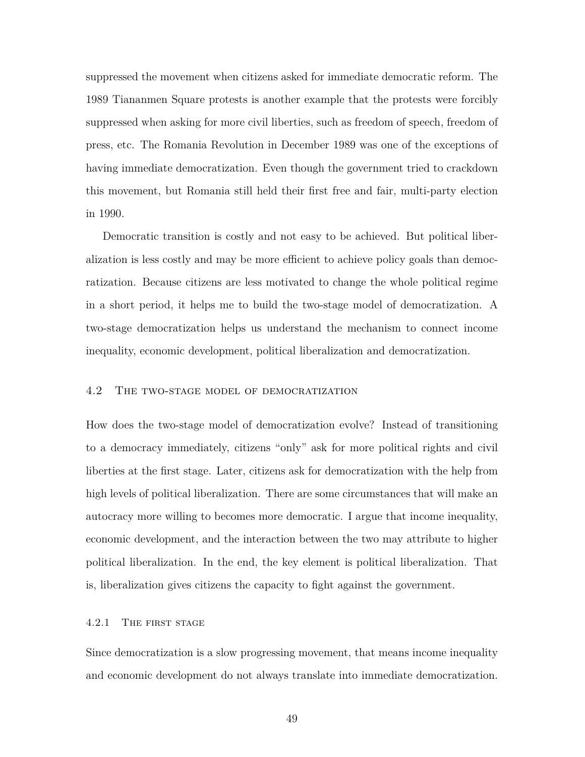suppressed the movement when citizens asked for immediate democratic reform. The 1989 Tiananmen Square protests is another example that the protests were forcibly suppressed when asking for more civil liberties, such as freedom of speech, freedom of press, etc. The Romania Revolution in December 1989 was one of the exceptions of having immediate democratization. Even though the government tried to crackdown this movement, but Romania still held their first free and fair, multi-party election in 1990.

Democratic transition is costly and not easy to be achieved. But political liberalization is less costly and may be more efficient to achieve policy goals than democratization. Because citizens are less motivated to change the whole political regime in a short period, it helps me to build the two-stage model of democratization. A two-stage democratization helps us understand the mechanism to connect income inequality, economic development, political liberalization and democratization.

## 4.2 The two-stage model of democratization

How does the two-stage model of democratization evolve? Instead of transitioning to a democracy immediately, citizens "only" ask for more political rights and civil liberties at the first stage. Later, citizens ask for democratization with the help from high levels of political liberalization. There are some circumstances that will make an autocracy more willing to becomes more democratic. I argue that income inequality, economic development, and the interaction between the two may attribute to higher political liberalization. In the end, the key element is political liberalization. That is, liberalization gives citizens the capacity to fight against the government.

### 4.2.1 The first stage

Since democratization is a slow progressing movement, that means income inequality and economic development do not always translate into immediate democratization.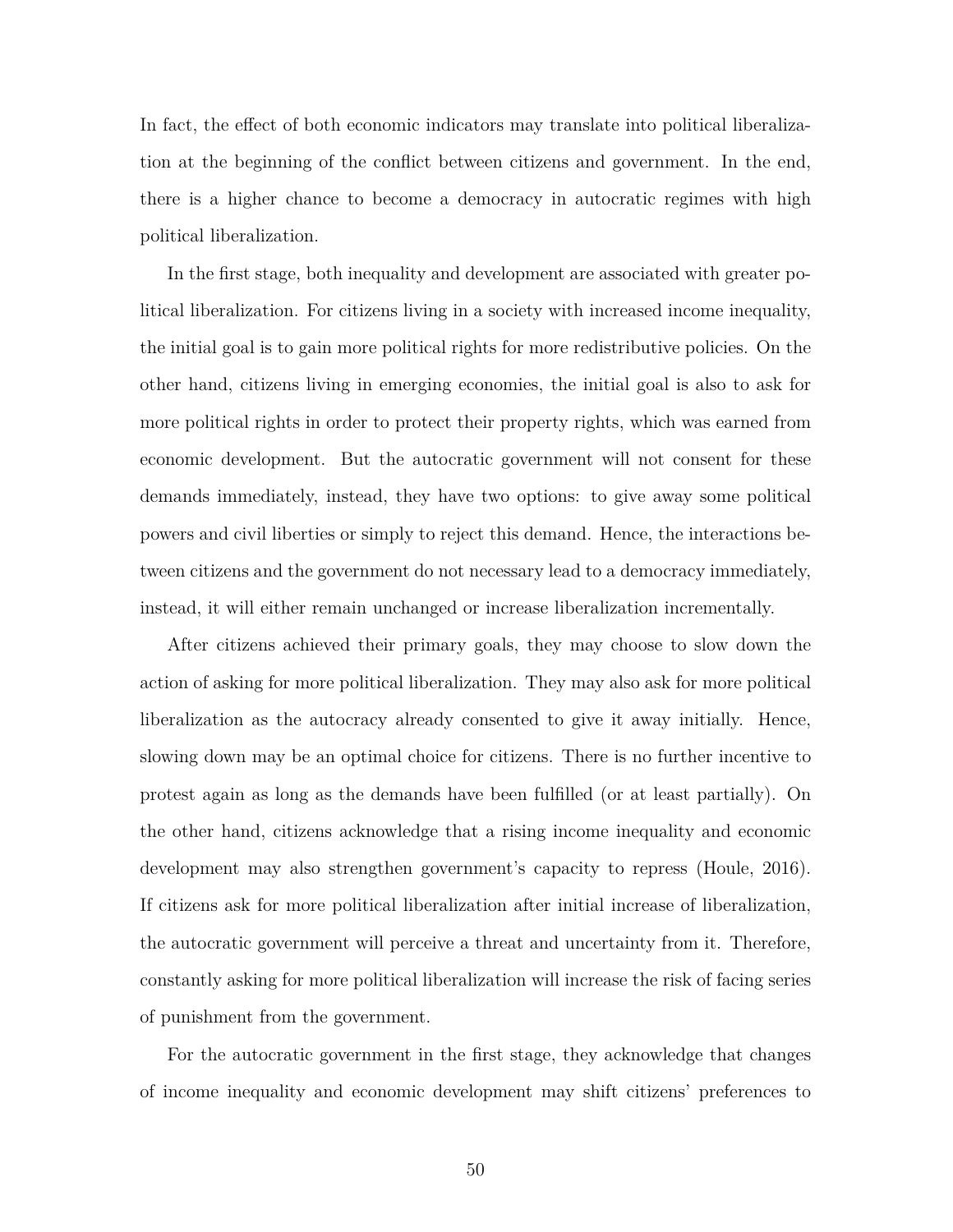In fact, the effect of both economic indicators may translate into political liberalization at the beginning of the conflict between citizens and government. In the end, there is a higher chance to become a democracy in autocratic regimes with high political liberalization.

In the first stage, both inequality and development are associated with greater political liberalization. For citizens living in a society with increased income inequality, the initial goal is to gain more political rights for more redistributive policies. On the other hand, citizens living in emerging economies, the initial goal is also to ask for more political rights in order to protect their property rights, which was earned from economic development. But the autocratic government will not consent for these demands immediately, instead, they have two options: to give away some political powers and civil liberties or simply to reject this demand. Hence, the interactions between citizens and the government do not necessary lead to a democracy immediately, instead, it will either remain unchanged or increase liberalization incrementally.

After citizens achieved their primary goals, they may choose to slow down the action of asking for more political liberalization. They may also ask for more political liberalization as the autocracy already consented to give it away initially. Hence, slowing down may be an optimal choice for citizens. There is no further incentive to protest again as long as the demands have been fulfilled (or at least partially). On the other hand, citizens acknowledge that a rising income inequality and economic development may also strengthen government's capacity to repress (Houle, 2016). If citizens ask for more political liberalization after initial increase of liberalization, the autocratic government will perceive a threat and uncertainty from it. Therefore, constantly asking for more political liberalization will increase the risk of facing series of punishment from the government.

For the autocratic government in the first stage, they acknowledge that changes of income inequality and economic development may shift citizens' preferences to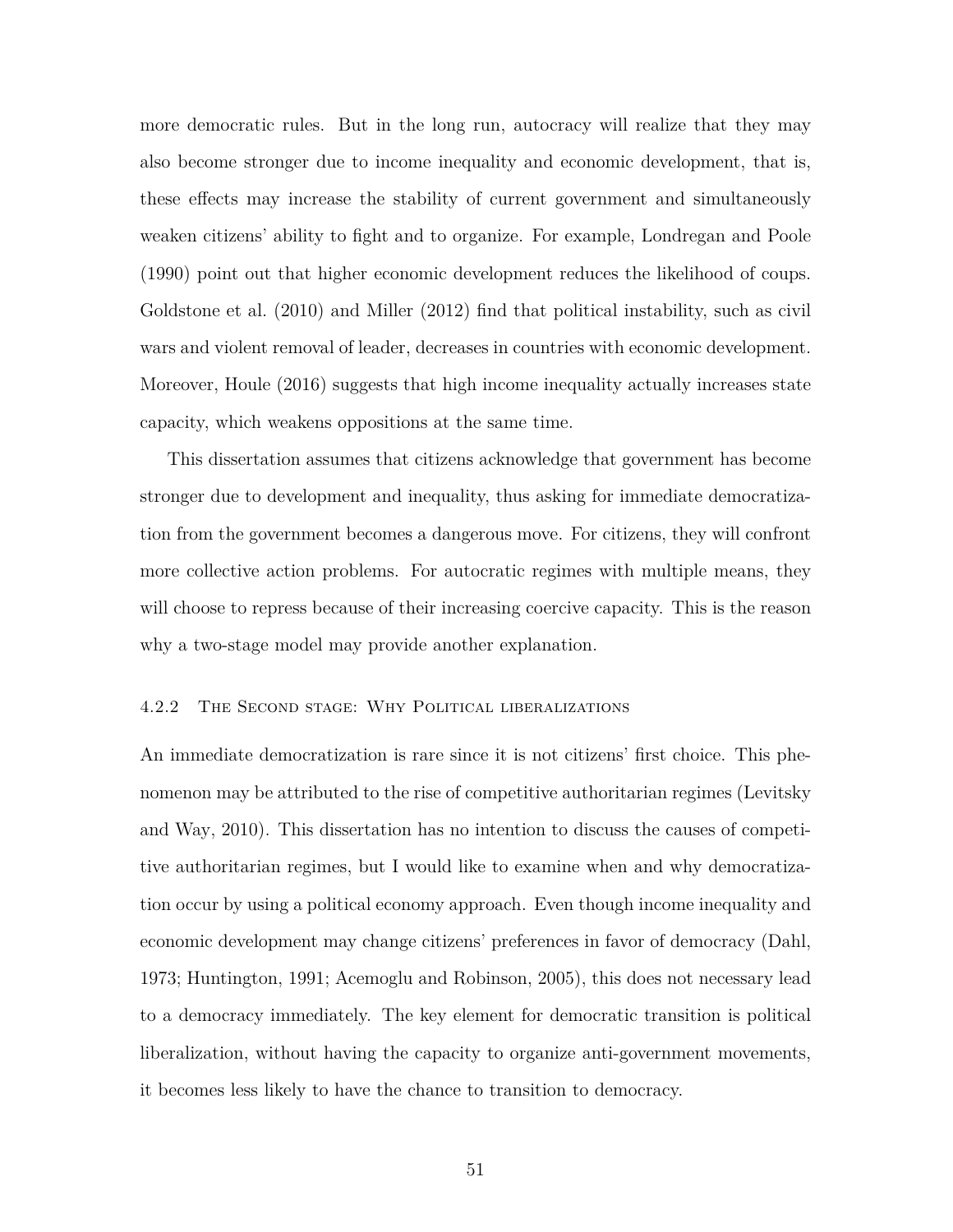more democratic rules. But in the long run, autocracy will realize that they may also become stronger due to income inequality and economic development, that is, these effects may increase the stability of current government and simultaneously weaken citizens' ability to fight and to organize. For example, Londregan and Poole (1990) point out that higher economic development reduces the likelihood of coups. Goldstone et al. (2010) and Miller (2012) find that political instability, such as civil wars and violent removal of leader, decreases in countries with economic development. Moreover, Houle (2016) suggests that high income inequality actually increases state capacity, which weakens oppositions at the same time.

This dissertation assumes that citizens acknowledge that government has become stronger due to development and inequality, thus asking for immediate democratization from the government becomes a dangerous move. For citizens, they will confront more collective action problems. For autocratic regimes with multiple means, they will choose to repress because of their increasing coercive capacity. This is the reason why a two-stage model may provide another explanation.

### 4.2.2 The Second stage: Why Political liberalizations

An immediate democratization is rare since it is not citizens' first choice. This phenomenon may be attributed to the rise of competitive authoritarian regimes (Levitsky and Way, 2010). This dissertation has no intention to discuss the causes of competitive authoritarian regimes, but I would like to examine when and why democratization occur by using a political economy approach. Even though income inequality and economic development may change citizens' preferences in favor of democracy (Dahl, 1973; Huntington, 1991; Acemoglu and Robinson, 2005), this does not necessary lead to a democracy immediately. The key element for democratic transition is political liberalization, without having the capacity to organize anti-government movements, it becomes less likely to have the chance to transition to democracy.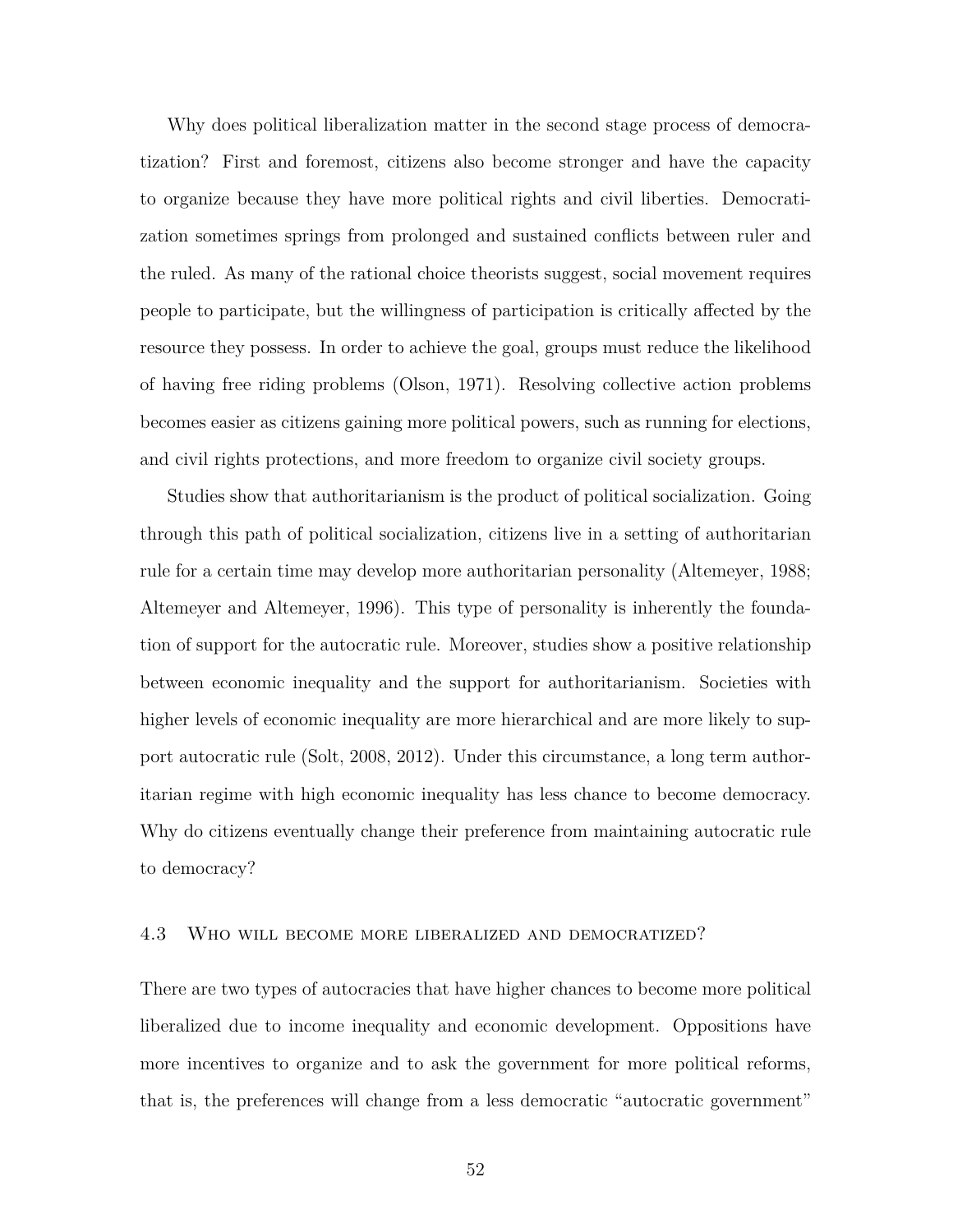Why does political liberalization matter in the second stage process of democratization? First and foremost, citizens also become stronger and have the capacity to organize because they have more political rights and civil liberties. Democratization sometimes springs from prolonged and sustained conflicts between ruler and the ruled. As many of the rational choice theorists suggest, social movement requires people to participate, but the willingness of participation is critically affected by the resource they possess. In order to achieve the goal, groups must reduce the likelihood of having free riding problems (Olson, 1971). Resolving collective action problems becomes easier as citizens gaining more political powers, such as running for elections, and civil rights protections, and more freedom to organize civil society groups.

Studies show that authoritarianism is the product of political socialization. Going through this path of political socialization, citizens live in a setting of authoritarian rule for a certain time may develop more authoritarian personality (Altemeyer, 1988; Altemeyer and Altemeyer, 1996). This type of personality is inherently the foundation of support for the autocratic rule. Moreover, studies show a positive relationship between economic inequality and the support for authoritarianism. Societies with higher levels of economic inequality are more hierarchical and are more likely to support autocratic rule (Solt, 2008, 2012). Under this circumstance, a long term authoritarian regime with high economic inequality has less chance to become democracy. Why do citizens eventually change their preference from maintaining autocratic rule to democracy?

### 4.3 Who will become more liberalized and democratized?

There are two types of autocracies that have higher chances to become more political liberalized due to income inequality and economic development. Oppositions have more incentives to organize and to ask the government for more political reforms, that is, the preferences will change from a less democratic "autocratic government"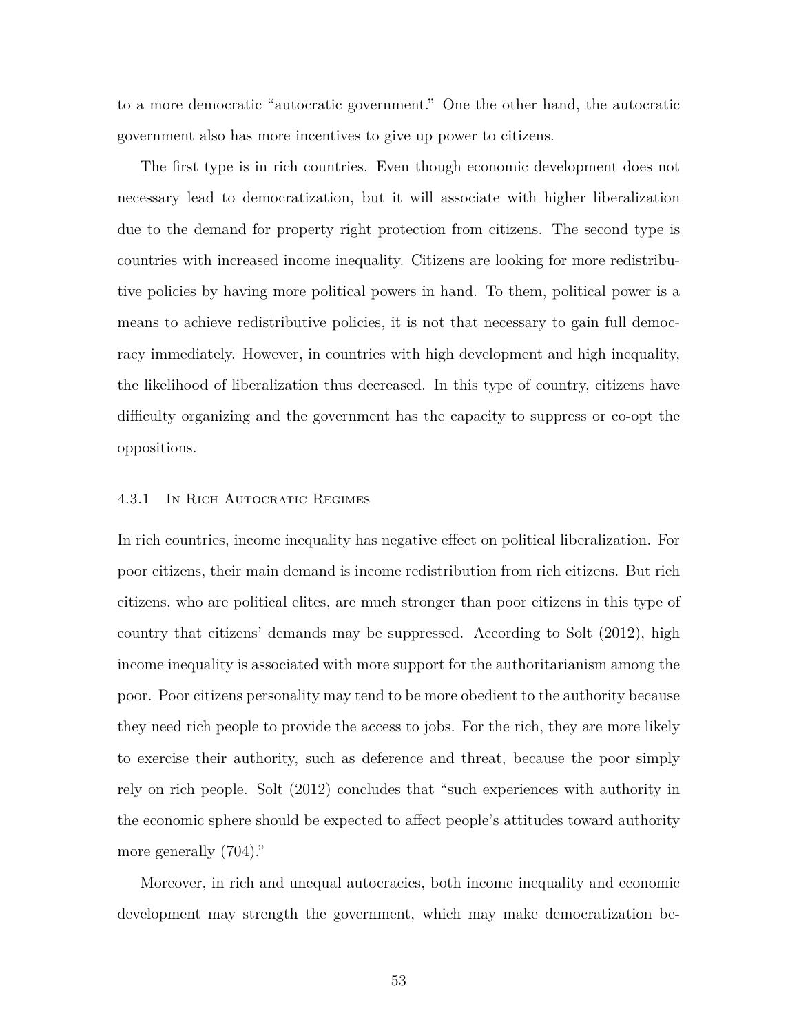to a more democratic "autocratic government." One the other hand, the autocratic government also has more incentives to give up power to citizens.

The first type is in rich countries. Even though economic development does not necessary lead to democratization, but it will associate with higher liberalization due to the demand for property right protection from citizens. The second type is countries with increased income inequality. Citizens are looking for more redistributive policies by having more political powers in hand. To them, political power is a means to achieve redistributive policies, it is not that necessary to gain full democracy immediately. However, in countries with high development and high inequality, the likelihood of liberalization thus decreased. In this type of country, citizens have difficulty organizing and the government has the capacity to suppress or co-opt the oppositions.

### 4.3.1 In Rich Autocratic Regimes

In rich countries, income inequality has negative effect on political liberalization. For poor citizens, their main demand is income redistribution from rich citizens. But rich citizens, who are political elites, are much stronger than poor citizens in this type of country that citizens' demands may be suppressed. According to Solt (2012), high income inequality is associated with more support for the authoritarianism among the poor. Poor citizens personality may tend to be more obedient to the authority because they need rich people to provide the access to jobs. For the rich, they are more likely to exercise their authority, such as deference and threat, because the poor simply rely on rich people. Solt (2012) concludes that "such experiences with authority in the economic sphere should be expected to affect people's attitudes toward authority more generally (704)."

Moreover, in rich and unequal autocracies, both income inequality and economic development may strength the government, which may make democratization be-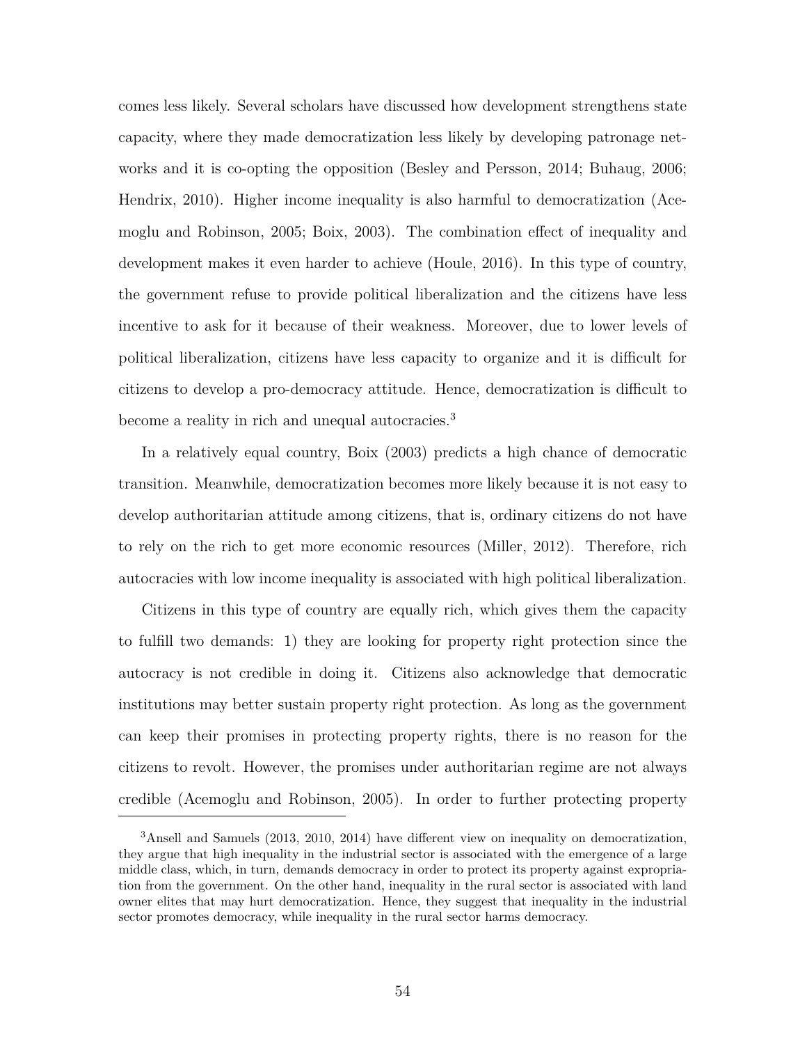comes less likely. Several scholars have discussed how development strengthens state capacity, where they made democratization less likely by developing patronage networks and it is co-opting the opposition (Besley and Persson, 2014; Buhaug, 2006; Hendrix, 2010). Higher income inequality is also harmful to democratization (Acemoglu and Robinson, 2005; Boix, 2003). The combination effect of inequality and development makes it even harder to achieve (Houle, 2016). In this type of country, the government refuse to provide political liberalization and the citizens have less incentive to ask for it because of their weakness. Moreover, due to lower levels of political liberalization, citizens have less capacity to organize and it is difficult for citizens to develop a pro-democracy attitude. Hence, democratization is difficult to become a reality in rich and unequal autocracies.[3]

In a relatively equal country, Boix (2003) predicts a high chance of democratic transition. Meanwhile, democratization becomes more likely because it is not easy to develop authoritarian attitude among citizens, that is, ordinary citizens do not have to rely on the rich to get more economic resources (Miller, 2012). Therefore, rich autocracies with low income inequality is associated with high political liberalization.

Citizens in this type of country are equally rich, which gives them the capacity to fulfill two demands: 1) they are looking for property right protection since the autocracy is not credible in doing it. Citizens also acknowledge that democratic institutions may better sustain property right protection. As long as the government can keep their promises in protecting property rights, there is no reason for the citizens to revolt. However, the promises under authoritarian regime are not always credible (Acemoglu and Robinson, 2005). In order to further protecting property

[3]Ansell and Samuels (2013, 2010, 2014) have different view on inequality on democratization, they argue that high inequality in the industrial sector is associated with the emergence of a large middle class, which, in turn, demands democracy in order to protect its property against expropriation from the government. On the other hand, inequality in the rural sector is associated with land owner elites that may hurt democratization. Hence, they suggest that inequality in the industrial sector promotes democracy, while inequality in the rural sector harms democracy.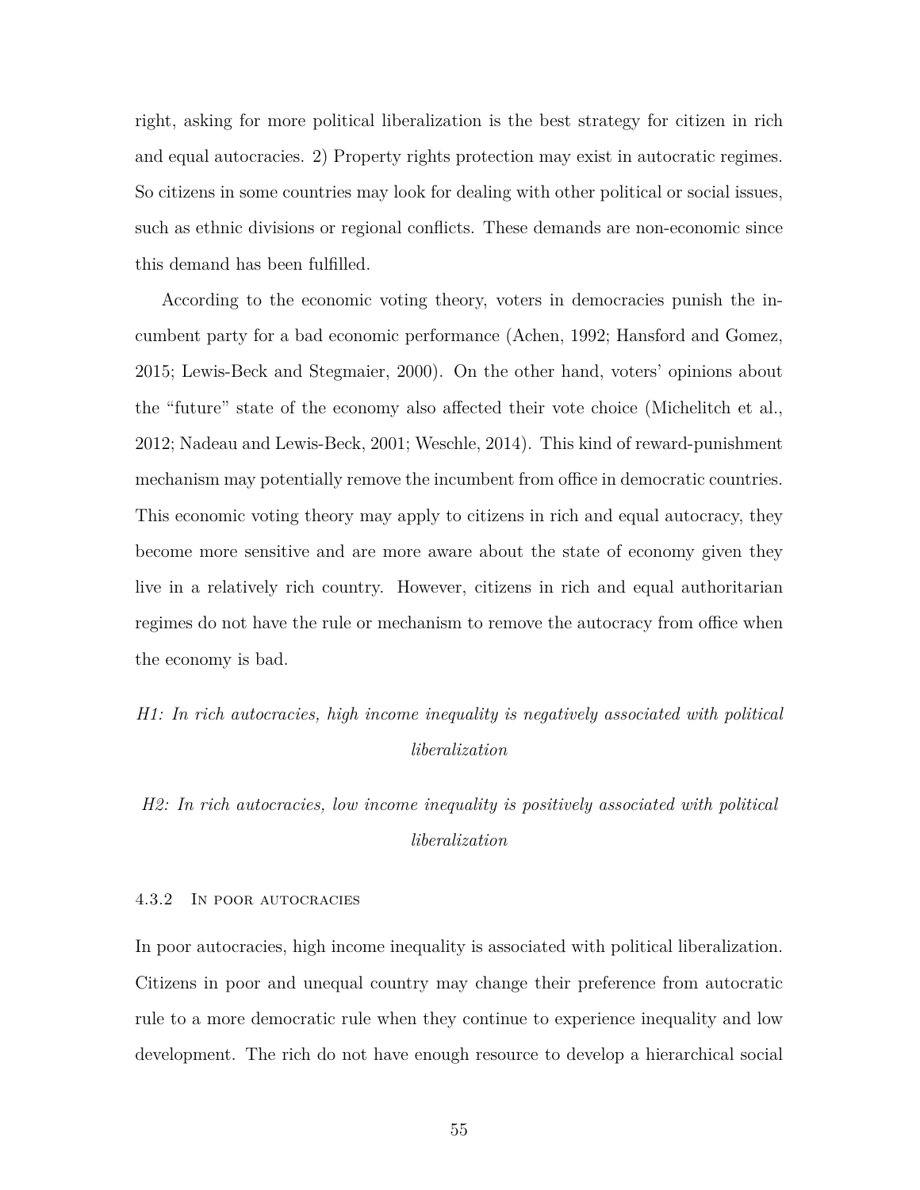right, asking for more political liberalization is the best strategy for citizen in rich and equal autocracies. 2) Property rights protection may exist in autocratic regimes. So citizens in some countries may look for dealing with other political or social issues, such as ethnic divisions or regional conflicts. These demands are non-economic since this demand has been fulfilled.

According to the economic voting theory, voters in democracies punish the incumbent party for a bad economic performance (Achen, 1992; Hansford and Gomez, 2015; Lewis-Beck and Stegmaier, 2000). On the other hand, voters' opinions about the "future" state of the economy also affected their vote choice (Michelitch et al., 2012; Nadeau and Lewis-Beck, 2001; Weschle, 2014). This kind of reward-punishment mechanism may potentially remove the incumbent from office in democratic countries. This economic voting theory may apply to citizens in rich and equal autocracy, they become more sensitive and are more aware about the state of economy given they live in a relatively rich country. However, citizens in rich and equal authoritarian regimes do not have the rule or mechanism to remove the autocracy from office when the economy is bad.

*H1: In rich autocracies, high income inequality is negatively associated with political liberalization*

*H2: In rich autocracies, low income inequality is positively associated with political liberalization*

#### 4.3.2 In poor autocracies

In poor autocracies, high income inequality is associated with political liberalization. Citizens in poor and unequal country may change their preference from autocratic rule to a more democratic rule when they continue to experience inequality and low development. The rich do not have enough resource to develop a hierarchical social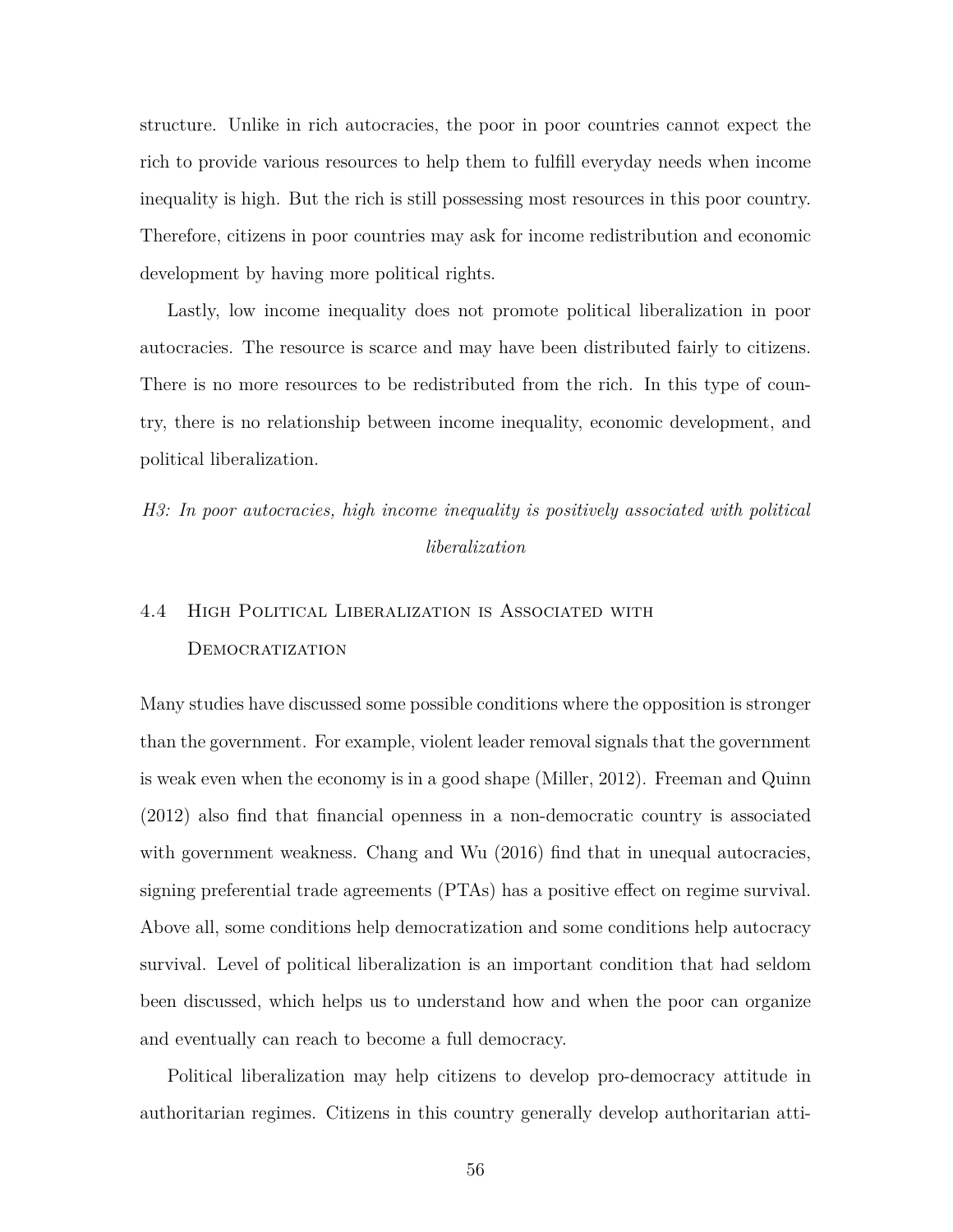structure. Unlike in rich autocracies, the poor in poor countries cannot expect the rich to provide various resources to help them to fulfill everyday needs when income inequality is high. But the rich is still possessing most resources in this poor country. Therefore, citizens in poor countries may ask for income redistribution and economic development by having more political rights.

Lastly, low income inequality does not promote political liberalization in poor autocracies. The resource is scarce and may have been distributed fairly to citizens. There is no more resources to be redistributed from the rich. In this type of country, there is no relationship between income inequality, economic development, and political liberalization.

*H3: In poor autocracies, high income inequality is positively associated with political liberalization*

## 4.4 High Political Liberalization is Associated with Democratization

Many studies have discussed some possible conditions where the opposition is stronger than the government. For example, violent leader removal signals that the government is weak even when the economy is in a good shape (Miller, 2012). Freeman and Quinn (2012) also find that financial openness in a non-democratic country is associated with government weakness. Chang and Wu (2016) find that in unequal autocracies, signing preferential trade agreements (PTAs) has a positive effect on regime survival. Above all, some conditions help democratization and some conditions help autocracy survival. Level of political liberalization is an important condition that had seldom been discussed, which helps us to understand how and when the poor can organize and eventually can reach to become a full democracy.

Political liberalization may help citizens to develop pro-democracy attitude in authoritarian regimes. Citizens in this country generally develop authoritarian atti-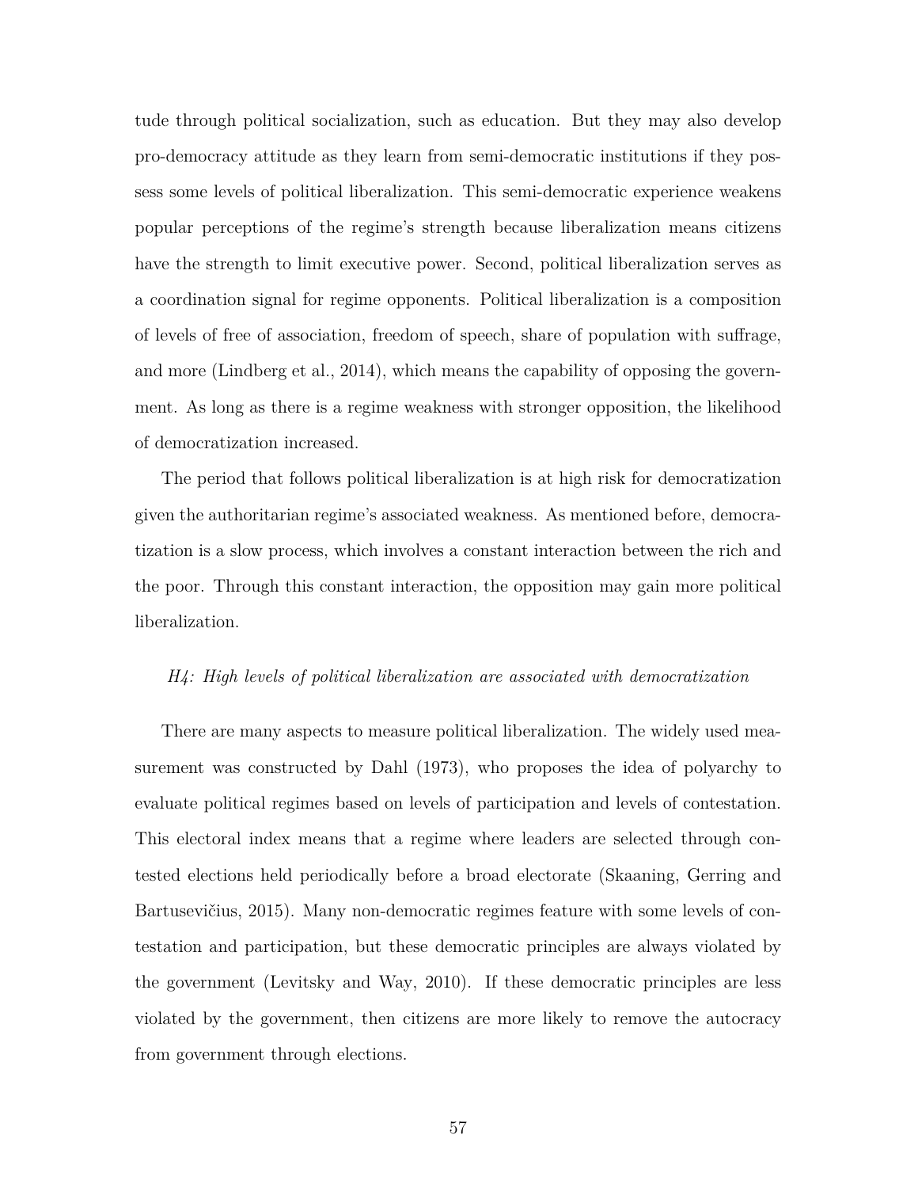tude through political socialization, such as education. But they may also develop pro-democracy attitude as they learn from semi-democratic institutions if they possess some levels of political liberalization. This semi-democratic experience weakens popular perceptions of the regime's strength because liberalization means citizens have the strength to limit executive power. Second, political liberalization serves as a coordination signal for regime opponents. Political liberalization is a composition of levels of free of association, freedom of speech, share of population with suffrage, and more (Lindberg et al., 2014), which means the capability of opposing the government. As long as there is a regime weakness with stronger opposition, the likelihood of democratization increased.

The period that follows political liberalization is at high risk for democratization given the authoritarian regime's associated weakness. As mentioned before, democratization is a slow process, which involves a constant interaction between the rich and the poor. Through this constant interaction, the opposition may gain more political liberalization.

*H4: High levels of political liberalization are associated with democratization*

There are many aspects to measure political liberalization. The widely used measurement was constructed by Dahl (1973), who proposes the idea of polyarchy to evaluate political regimes based on levels of participation and levels of contestation. This electoral index means that a regime where leaders are selected through contested elections held periodically before a broad electorate (Skaaning, Gerring and Bartusevičius, 2015). Many non-democratic regimes feature with some levels of contestation and participation, but these democratic principles are always violated by the government (Levitsky and Way, 2010). If these democratic principles are less violated by the government, then citizens are more likely to remove the autocracy from government through elections.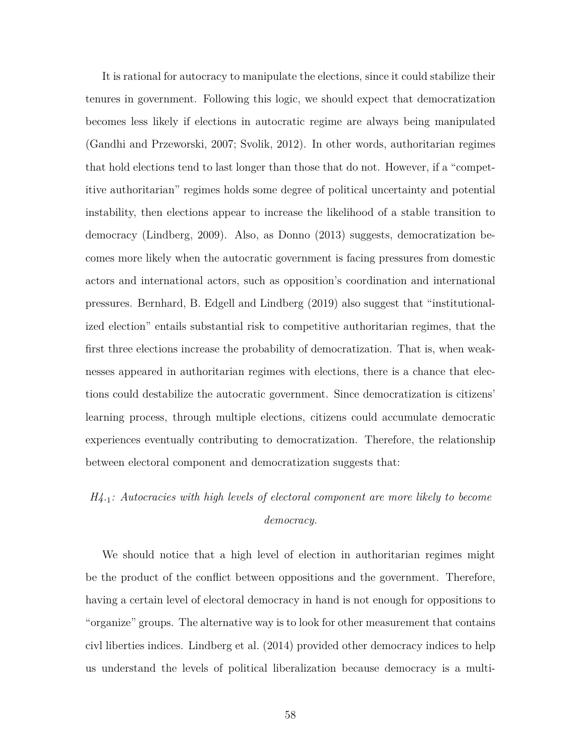It is rational for autocracy to manipulate the elections, since it could stabilize their tenures in government. Following this logic, we should expect that democratization becomes less likely if elections in autocratic regime are always being manipulated (Gandhi and Przeworski, 2007; Svolik, 2012). In other words, authoritarian regimes that hold elections tend to last longer than those that do not. However, if a "competitive authoritarian" regimes holds some degree of political uncertainty and potential instability, then elections appear to increase the likelihood of a stable transition to democracy (Lindberg, 2009). Also, as Donno (2013) suggests, democratization becomes more likely when the autocratic government is facing pressures from domestic actors and international actors, such as opposition's coordination and international pressures. Bernhard, B. Edgell and Lindberg (2019) also suggest that "institutionalized election" entails substantial risk to competitive authoritarian regimes, that the first three elections increase the probability of democratization. That is, when weaknesses appeared in authoritarian regimes with elections, there is a chance that elections could destabilize the autocratic government. Since democratization is citizens' learning process, through multiple elections, citizens could accumulate democratic experiences eventually contributing to democratization. Therefore, the relationship between electoral component and democratization suggests that:

*$H4._1$: Autocracies with high levels of electoral component are more likely to become democracy.*

We should notice that a high level of election in authoritarian regimes might be the product of the conflict between oppositions and the government. Therefore, having a certain level of electoral democracy in hand is not enough for oppositions to "organize" groups. The alternative way is to look for other measurement that contains civl liberties indices. Lindberg et al. (2014) provided other democracy indices to help us understand the levels of political liberalization because democracy is a multi-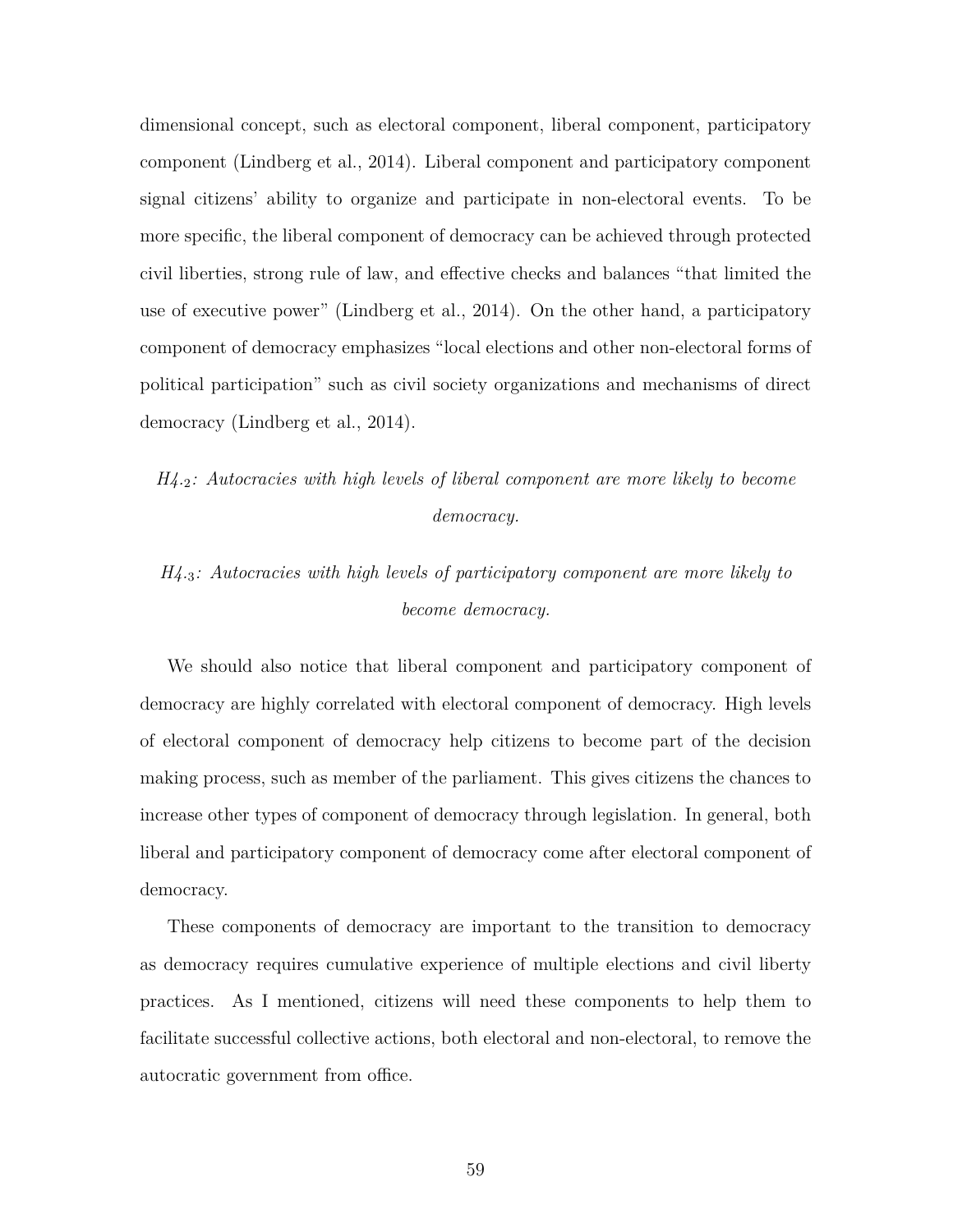dimensional concept, such as electoral component, liberal component, participatory component (Lindberg et al., 2014). Liberal component and participatory component signal citizens' ability to organize and participate in non-electoral events. To be more specific, the liberal component of democracy can be achieved through protected civil liberties, strong rule of law, and effective checks and balances "that limited the use of executive power" (Lindberg et al., 2014). On the other hand, a participatory component of democracy emphasizes "local elections and other non-electoral forms of political participation" such as civil society organizations and mechanisms of direct democracy (Lindberg et al., 2014).

*$H4._2$: Autocracies with high levels of liberal component are more likely to become democracy.*

*$H4._3$: Autocracies with high levels of participatory component are more likely to become democracy.*

We should also notice that liberal component and participatory component of democracy are highly correlated with electoral component of democracy. High levels of electoral component of democracy help citizens to become part of the decision making process, such as member of the parliament. This gives citizens the chances to increase other types of component of democracy through legislation. In general, both liberal and participatory component of democracy come after electoral component of democracy.

These components of democracy are important to the transition to democracy as democracy requires cumulative experience of multiple elections and civil liberty practices. As I mentioned, citizens will need these components to help them to facilitate successful collective actions, both electoral and non-electoral, to remove the autocratic government from office.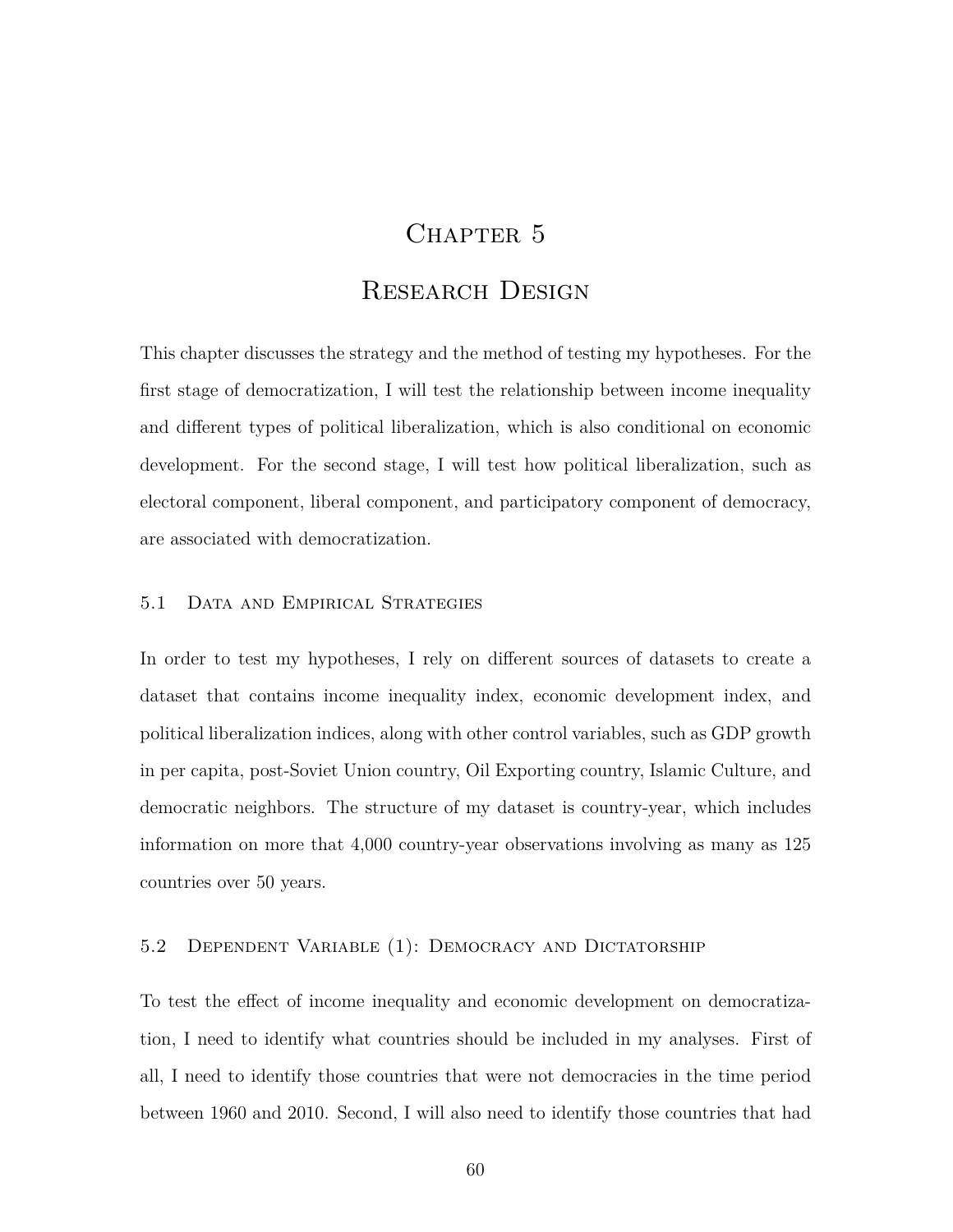# Chapter 5

# Research Design

This chapter discusses the strategy and the method of testing my hypotheses. For the first stage of democratization, I will test the relationship between income inequality and different types of political liberalization, which is also conditional on economic development. For the second stage, I will test how political liberalization, such as electoral component, liberal component, and participatory component of democracy, are associated with democratization.

## 5.1 Data and Empirical Strategies

In order to test my hypotheses, I rely on different sources of datasets to create a dataset that contains income inequality index, economic development index, and political liberalization indices, along with other control variables, such as GDP growth in per capita, post-Soviet Union country, Oil Exporting country, Islamic Culture, and democratic neighbors. The structure of my dataset is country-year, which includes information on more that 4,000 country-year observations involving as many as 125 countries over 50 years.

## 5.2 Dependent Variable (1): Democracy and Dictatorship

To test the effect of income inequality and economic development on democratization, I need to identify what countries should be included in my analyses. First of all, I need to identify those countries that were not democracies in the time period between 1960 and 2010. Second, I will also need to identify those countries that had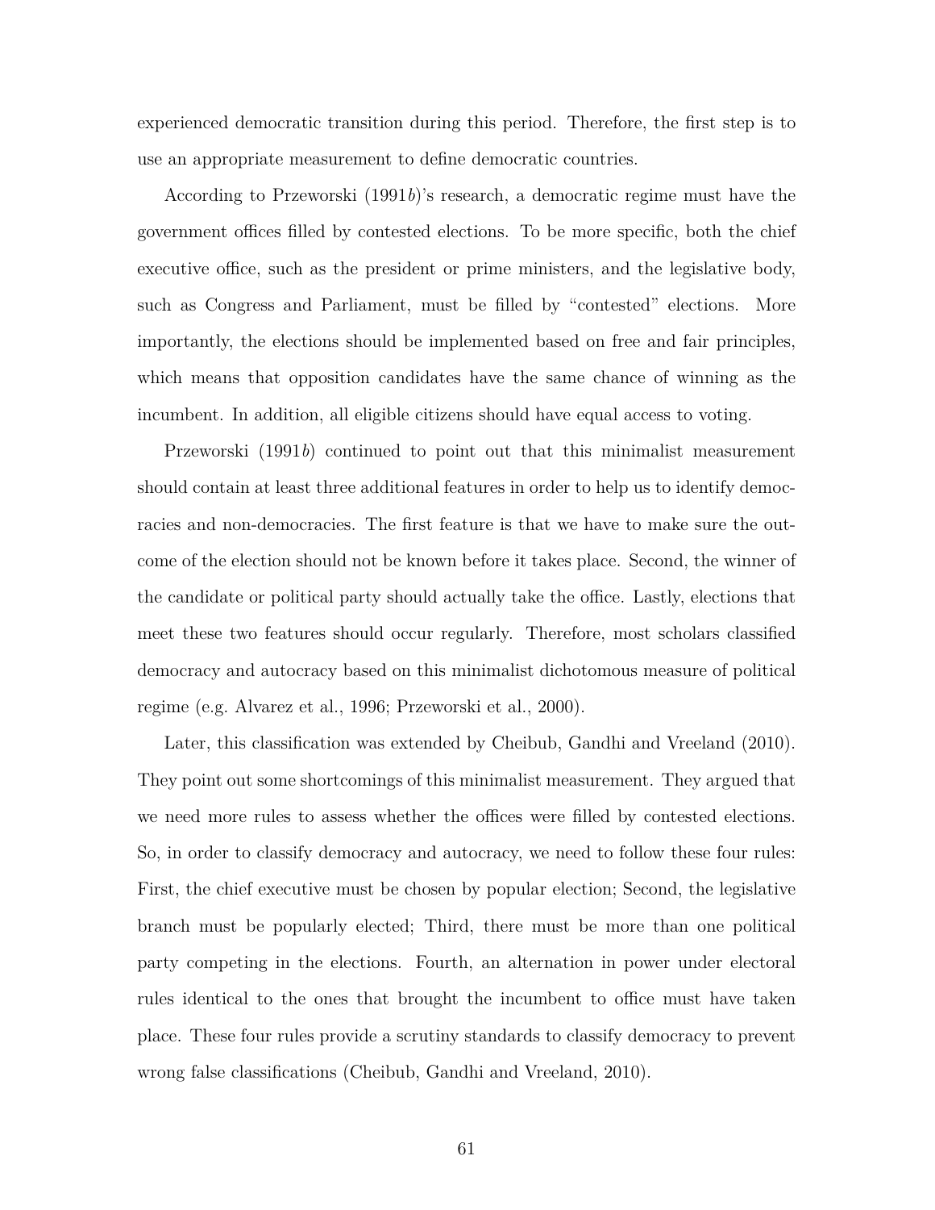experienced democratic transition during this period. Therefore, the first step is to use an appropriate measurement to define democratic countries.

According to Przeworski (1991*b*)'s research, a democratic regime must have the government offices filled by contested elections. To be more specific, both the chief executive office, such as the president or prime ministers, and the legislative body, such as Congress and Parliament, must be filled by "contested" elections. More importantly, the elections should be implemented based on free and fair principles, which means that opposition candidates have the same chance of winning as the incumbent. In addition, all eligible citizens should have equal access to voting.

Przeworski (1991*b*) continued to point out that this minimalist measurement should contain at least three additional features in order to help us to identify democracies and non-democracies. The first feature is that we have to make sure the outcome of the election should not be known before it takes place. Second, the winner of the candidate or political party should actually take the office. Lastly, elections that meet these two features should occur regularly. Therefore, most scholars classified democracy and autocracy based on this minimalist dichotomous measure of political regime (e.g. Alvarez et al., 1996; Przeworski et al., 2000).

Later, this classification was extended by Cheibub, Gandhi and Vreeland (2010). They point out some shortcomings of this minimalist measurement. They argued that we need more rules to assess whether the offices were filled by contested elections. So, in order to classify democracy and autocracy, we need to follow these four rules: First, the chief executive must be chosen by popular election; Second, the legislative branch must be popularly elected; Third, there must be more than one political party competing in the elections. Fourth, an alternation in power under electoral rules identical to the ones that brought the incumbent to office must have taken place. These four rules provide a scrutiny standards to classify democracy to prevent wrong false classifications (Cheibub, Gandhi and Vreeland, 2010).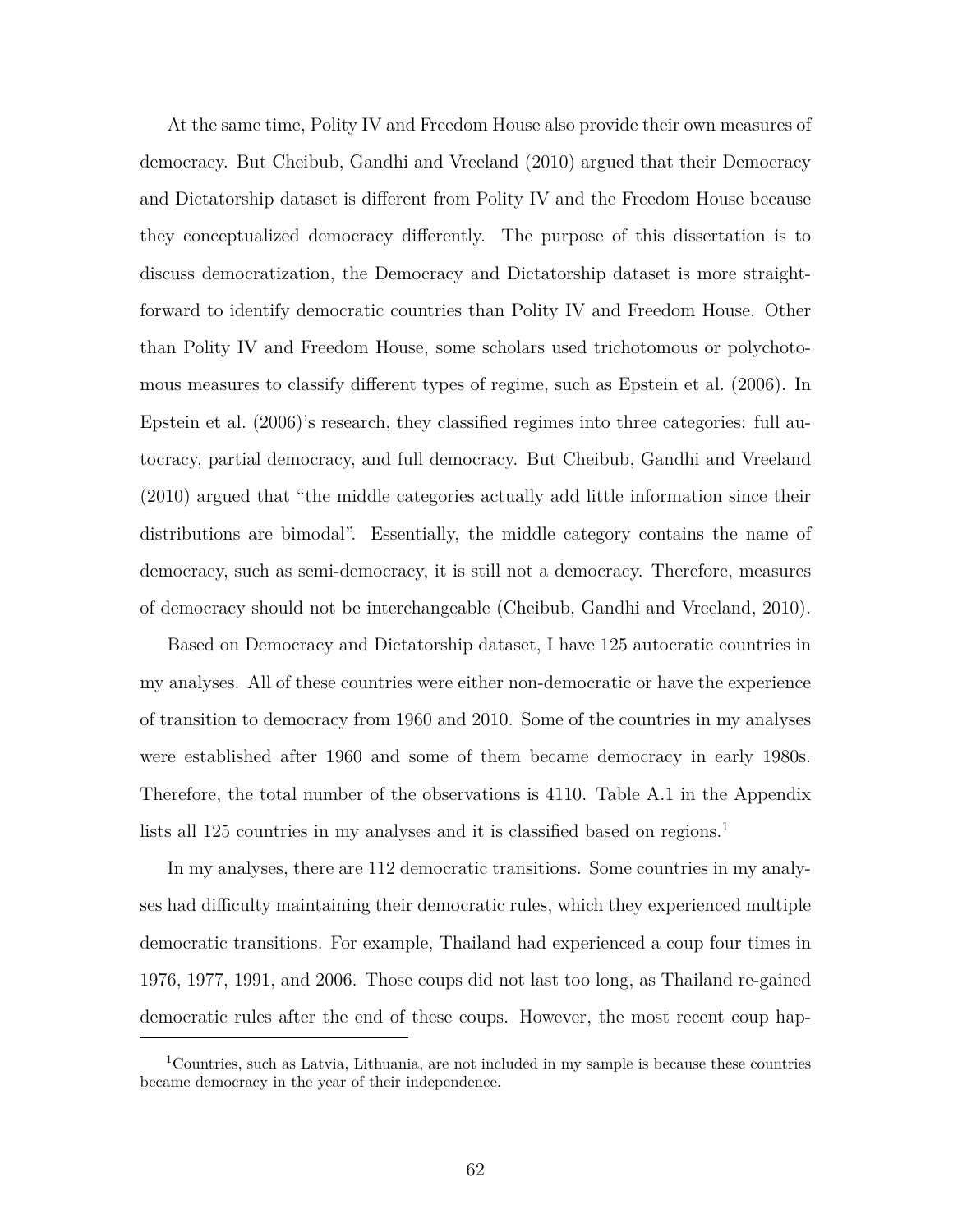At the same time, Polity IV and Freedom House also provide their own measures of democracy. But Cheibub, Gandhi and Vreeland (2010) argued that their Democracy and Dictatorship dataset is different from Polity IV and the Freedom House because they conceptualized democracy differently. The purpose of this dissertation is to discuss democratization, the Democracy and Dictatorship dataset is more straightforward to identify democratic countries than Polity IV and Freedom House. Other than Polity IV and Freedom House, some scholars used trichotomous or polychotomous measures to classify different types of regime, such as Epstein et al. (2006). In Epstein et al. (2006)'s research, they classified regimes into three categories: full autocracy, partial democracy, and full democracy. But Cheibub, Gandhi and Vreeland (2010) argued that "the middle categories actually add little information since their distributions are bimodal". Essentially, the middle category contains the name of democracy, such as semi-democracy, it is still not a democracy. Therefore, measures of democracy should not be interchangeable (Cheibub, Gandhi and Vreeland, 2010).

Based on Democracy and Dictatorship dataset, I have 125 autocratic countries in my analyses. All of these countries were either non-democratic or have the experience of transition to democracy from 1960 and 2010. Some of the countries in my analyses were established after 1960 and some of them became democracy in early 1980s. Therefore, the total number of the observations is 4110. Table A.1 in the Appendix lists all 125 countries in my analyses and it is classified based on regions.[1]

In my analyses, there are 112 democratic transitions. Some countries in my analyses had difficulty maintaining their democratic rules, which they experienced multiple democratic transitions. For example, Thailand had experienced a coup four times in 1976, 1977, 1991, and 2006. Those coups did not last too long, as Thailand re-gained democratic rules after the end of these coups. However, the most recent coup hap-

[1] Countries, such as Latvia, Lithuania, are not included in my sample is because these countries became democracy in the year of their independence.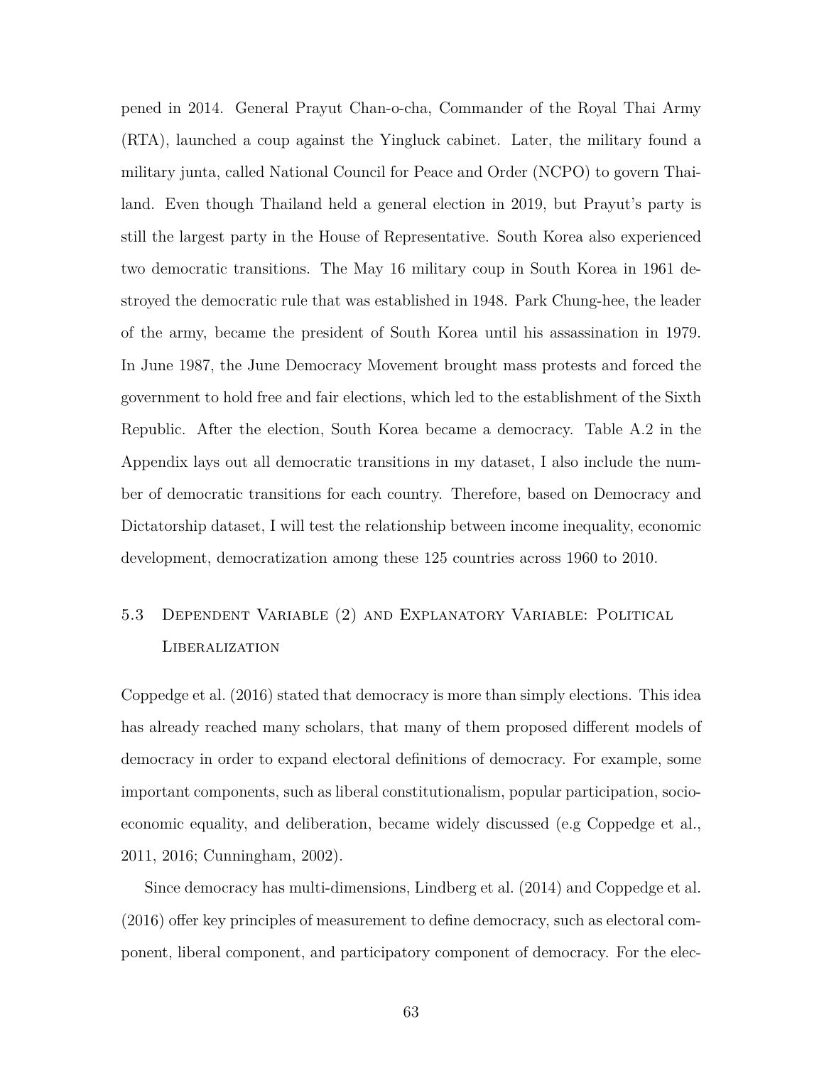pened in 2014. General Prayut Chan-o-cha, Commander of the Royal Thai Army (RTA), launched a coup against the Yingluck cabinet. Later, the military found a military junta, called National Council for Peace and Order (NCPO) to govern Thailand. Even though Thailand held a general election in 2019, but Prayut's party is still the largest party in the House of Representative. South Korea also experienced two democratic transitions. The May 16 military coup in South Korea in 1961 destroyed the democratic rule that was established in 1948. Park Chung-hee, the leader of the army, became the president of South Korea until his assassination in 1979. In June 1987, the June Democracy Movement brought mass protests and forced the government to hold free and fair elections, which led to the establishment of the Sixth Republic. After the election, South Korea became a democracy. Table A.2 in the Appendix lays out all democratic transitions in my dataset, I also include the number of democratic transitions for each country. Therefore, based on Democracy and Dictatorship dataset, I will test the relationship between income inequality, economic development, democratization among these 125 countries across 1960 to 2010.

## 5.3 Dependent Variable (2) and Explanatory Variable: Political Liberalization

Coppedge et al. (2016) stated that democracy is more than simply elections. This idea has already reached many scholars, that many of them proposed different models of democracy in order to expand electoral definitions of democracy. For example, some important components, such as liberal constitutionalism, popular participation, socio-economic equality, and deliberation, became widely discussed (e.g Coppedge et al., 2011, 2016; Cunningham, 2002).

Since democracy has multi-dimensions, Lindberg et al. (2014) and Coppedge et al. (2016) offer key principles of measurement to define democracy, such as electoral component, liberal component, and participatory component of democracy. For the elec-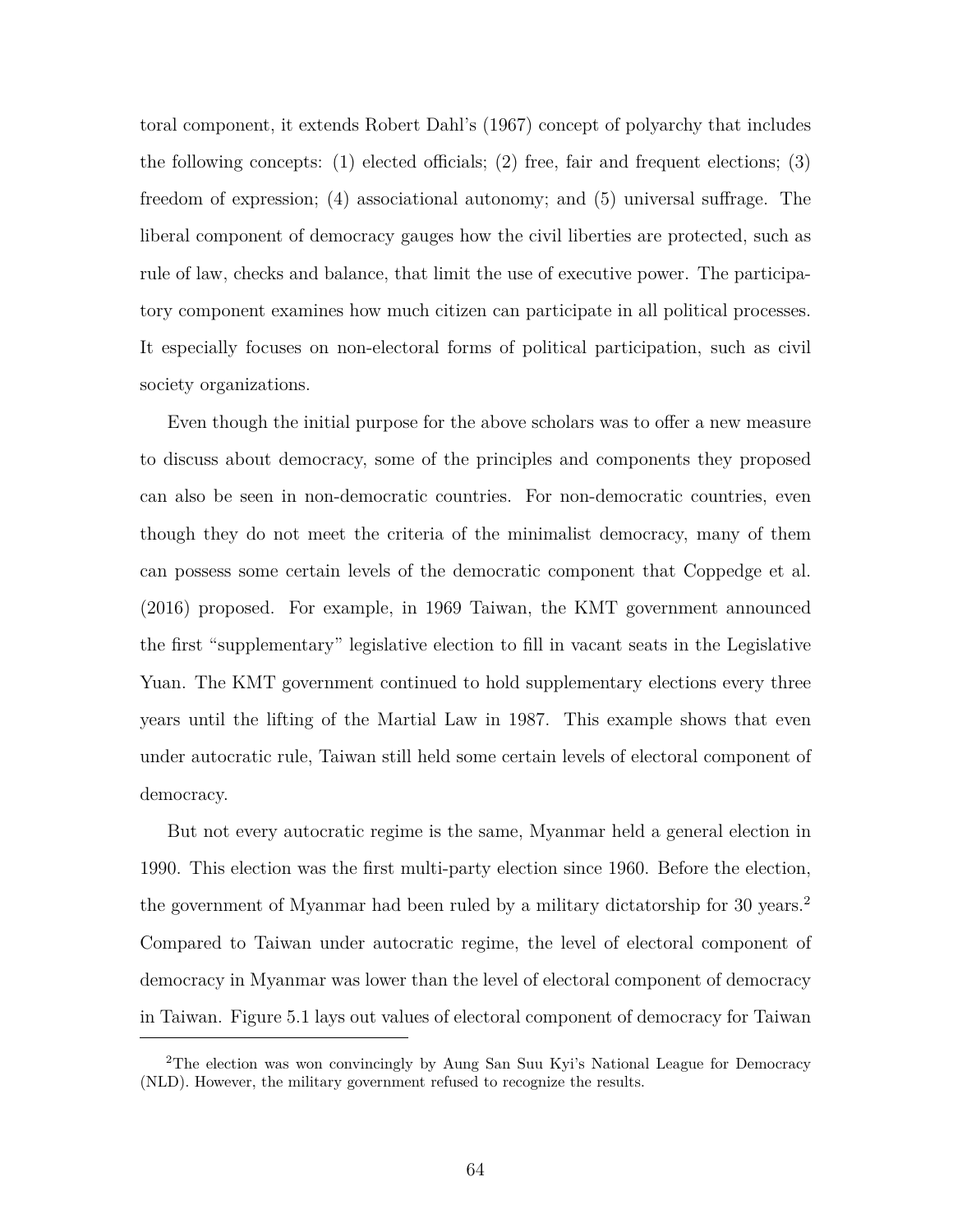toral component, it extends Robert Dahl's (1967) concept of polyarchy that includes the following concepts: (1) elected officials; (2) free, fair and frequent elections; (3) freedom of expression; (4) associational autonomy; and (5) universal suffrage. The liberal component of democracy gauges how the civil liberties are protected, such as rule of law, checks and balance, that limit the use of executive power. The participatory component examines how much citizen can participate in all political processes. It especially focuses on non-electoral forms of political participation, such as civil society organizations.

Even though the initial purpose for the above scholars was to offer a new measure to discuss about democracy, some of the principles and components they proposed can also be seen in non-democratic countries. For non-democratic countries, even though they do not meet the criteria of the minimalist democracy, many of them can possess some certain levels of the democratic component that Coppedge et al. (2016) proposed. For example, in 1969 Taiwan, the KMT government announced the first "supplementary" legislative election to fill in vacant seats in the Legislative Yuan. The KMT government continued to hold supplementary elections every three years until the lifting of the Martial Law in 1987. This example shows that even under autocratic rule, Taiwan still held some certain levels of electoral component of democracy.

But not every autocratic regime is the same, Myanmar held a general election in 1990. This election was the first multi-party election since 1960. Before the election, the government of Myanmar had been ruled by a military dictatorship for 30 years.[2] Compared to Taiwan under autocratic regime, the level of electoral component of democracy in Myanmar was lower than the level of electoral component of democracy in Taiwan. Figure 5.1 lays out values of electoral component of democracy for Taiwan

[2] The election was won convincingly by Aung San Suu Kyi's National League for Democracy (NLD). However, the military government refused to recognize the results.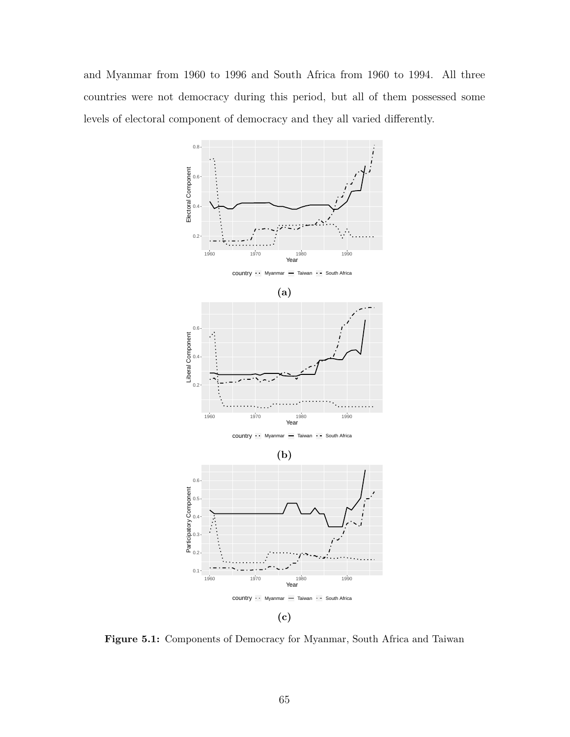and Myanmar from 1960 to 1996 and South Africa from 1960 to 1994. All three countries were not democracy during this period, but all of them possessed some levels of electoral component of democracy and they all varied differently.

**(a)**

**(b)**

**(c)**

**Figure 5.1:** Components of Democracy for Myanmar, South Africa and Taiwan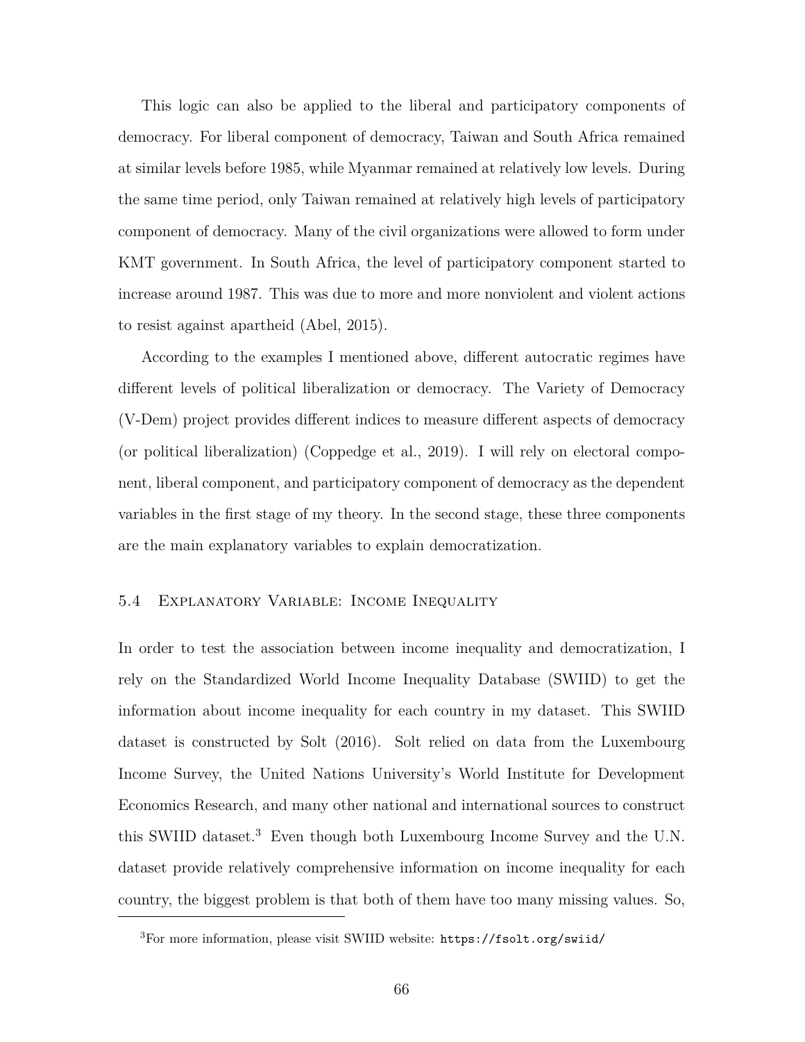This logic can also be applied to the liberal and participatory components of democracy. For liberal component of democracy, Taiwan and South Africa remained at similar levels before 1985, while Myanmar remained at relatively low levels. During the same time period, only Taiwan remained at relatively high levels of participatory component of democracy. Many of the civil organizations were allowed to form under KMT government. In South Africa, the level of participatory component started to increase around 1987. This was due to more and more nonviolent and violent actions to resist against apartheid (Abel, 2015).

According to the examples I mentioned above, different autocratic regimes have different levels of political liberalization or democracy. The Variety of Democracy (V-Dem) project provides different indices to measure different aspects of democracy (or political liberalization) (Coppedge et al., 2019). I will rely on electoral component, liberal component, and participatory component of democracy as the dependent variables in the first stage of my theory. In the second stage, these three components are the main explanatory variables to explain democratization.

### 5.4 Explanatory Variable: Income Inequality

In order to test the association between income inequality and democratization, I rely on the Standardized World Income Inequality Database (SWIID) to get the information about income inequality for each country in my dataset. This SWIID dataset is constructed by Solt (2016). Solt relied on data from the Luxembourg Income Survey, the United Nations University's World Institute for Development Economics Research, and many other national and international sources to construct this SWIID dataset.[3] Even though both Luxembourg Income Survey and the U.N. dataset provide relatively comprehensive information on income inequality for each country, the biggest problem is that both of them have too many missing values. So,

[3] For more information, please visit SWIID website: `https://fsolt.org/swiid/`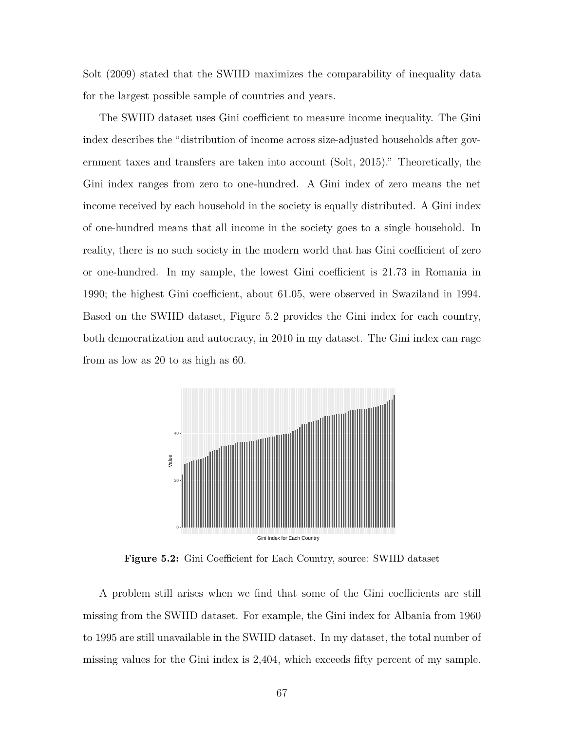Solt (2009) stated that the SWIID maximizes the comparability of inequality data for the largest possible sample of countries and years.

The SWIID dataset uses Gini coefficient to measure income inequality. The Gini index describes the "distribution of income across size-adjusted households after government taxes and transfers are taken into account (Solt, 2015)." Theoretically, the Gini index ranges from zero to one-hundred. A Gini index of zero means the net income received by each household in the society is equally distributed. A Gini index of one-hundred means that all income in the society goes to a single household. In reality, there is no such society in the modern world that has Gini coefficient of zero or one-hundred. In my sample, the lowest Gini coefficient is 21.73 in Romania in 1990; the highest Gini coefficient, about 61.05, were observed in Swaziland in 1994. Based on the SWIID dataset, Figure 5.2 provides the Gini index for each country, both democratization and autocracy, in 2010 in my dataset. The Gini index can rage from as low as 20 to as high as 60.

**Figure 5.2:** Gini Coefficient for Each Country, source: SWIID dataset

A problem still arises when we find that some of the Gini coefficients are still missing from the SWIID dataset. For example, the Gini index for Albania from 1960 to 1995 are still unavailable in the SWIID dataset. In my dataset, the total number of missing values for the Gini index is 2,404, which exceeds fifty percent of my sample.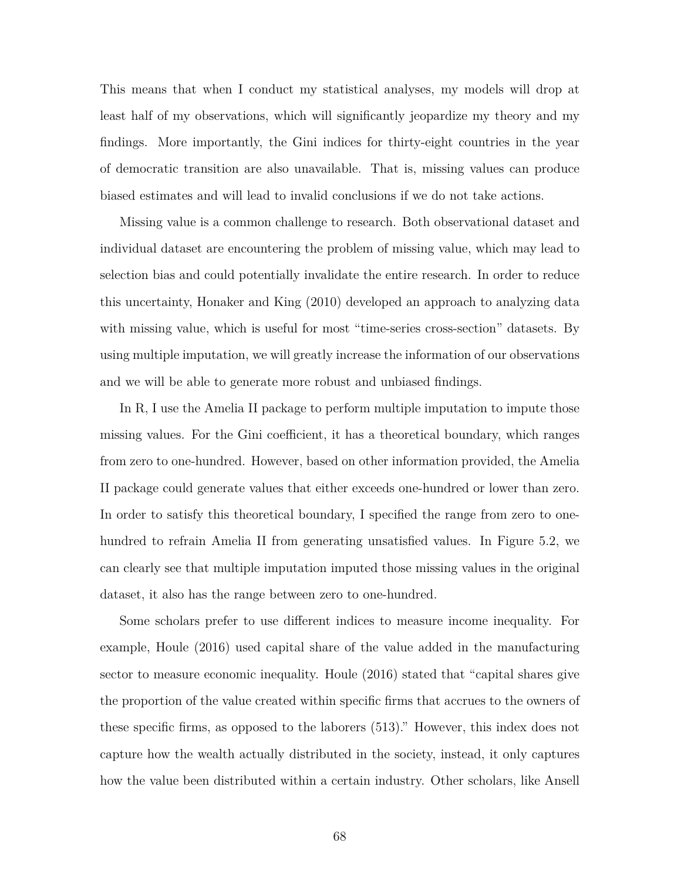This means that when I conduct my statistical analyses, my models will drop at least half of my observations, which will significantly jeopardize my theory and my findings. More importantly, the Gini indices for thirty-eight countries in the year of democratic transition are also unavailable. That is, missing values can produce biased estimates and will lead to invalid conclusions if we do not take actions.

Missing value is a common challenge to research. Both observational dataset and individual dataset are encountering the problem of missing value, which may lead to selection bias and could potentially invalidate the entire research. In order to reduce this uncertainty, Honaker and King (2010) developed an approach to analyzing data with missing value, which is useful for most "time-series cross-section" datasets. By using multiple imputation, we will greatly increase the information of our observations and we will be able to generate more robust and unbiased findings.

In R, I use the Amelia II package to perform multiple imputation to impute those missing values. For the Gini coefficient, it has a theoretical boundary, which ranges from zero to one-hundred. However, based on other information provided, the Amelia II package could generate values that either exceeds one-hundred or lower than zero. In order to satisfy this theoretical boundary, I specified the range from zero to one-hundred to refrain Amelia II from generating unsatisfied values. In Figure 5.2, we can clearly see that multiple imputation imputed those missing values in the original dataset, it also has the range between zero to one-hundred.

Some scholars prefer to use different indices to measure income inequality. For example, Houle (2016) used capital share of the value added in the manufacturing sector to measure economic inequality. Houle (2016) stated that "capital shares give the proportion of the value created within specific firms that accrues to the owners of these specific firms, as opposed to the laborers (513)." However, this index does not capture how the wealth actually distributed in the society, instead, it only captures how the value been distributed within a certain industry. Other scholars, like Ansell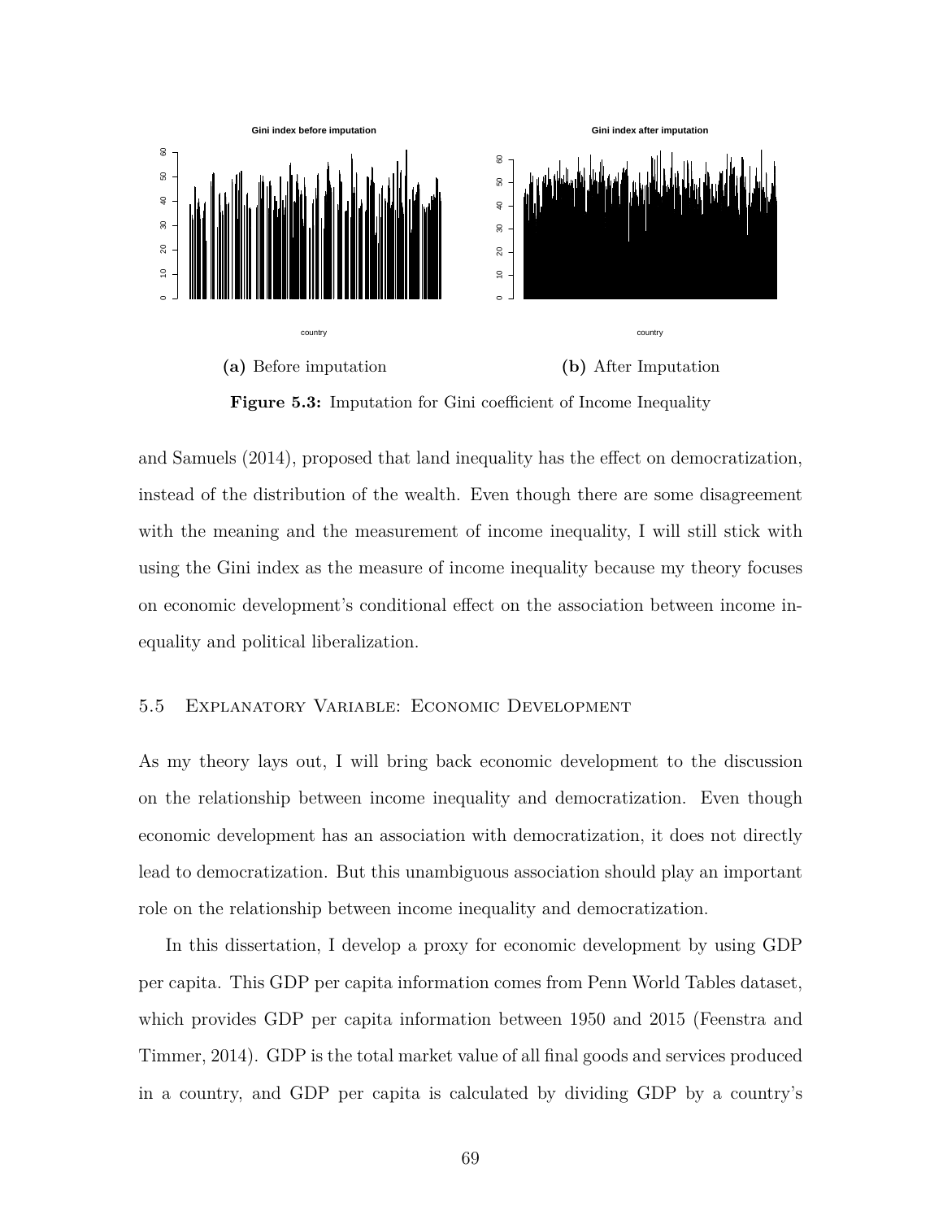(a) Before imputation

(b) After Imputation

**Figure 5.3:** Imputation for Gini coefficient of Income Inequality

and Samuels (2014), proposed that land inequality has the effect on democratization, instead of the distribution of the wealth. Even though there are some disagreement with the meaning and the measurement of income inequality, I will still stick with using the Gini index as the measure of income inequality because my theory focuses on economic development's conditional effect on the association between income inequality and political liberalization.

## 5.5 Explanatory Variable: Economic Development

As my theory lays out, I will bring back economic development to the discussion on the relationship between income inequality and democratization. Even though economic development has an association with democratization, it does not directly lead to democratization. But this unambiguous association should play an important role on the relationship between income inequality and democratization.

In this dissertation, I develop a proxy for economic development by using GDP per capita. This GDP per capita information comes from Penn World Tables dataset, which provides GDP per capita information between 1950 and 2015 (Feenstra and Timmer, 2014). GDP is the total market value of all final goods and services produced in a country, and GDP per capita is calculated by dividing GDP by a country's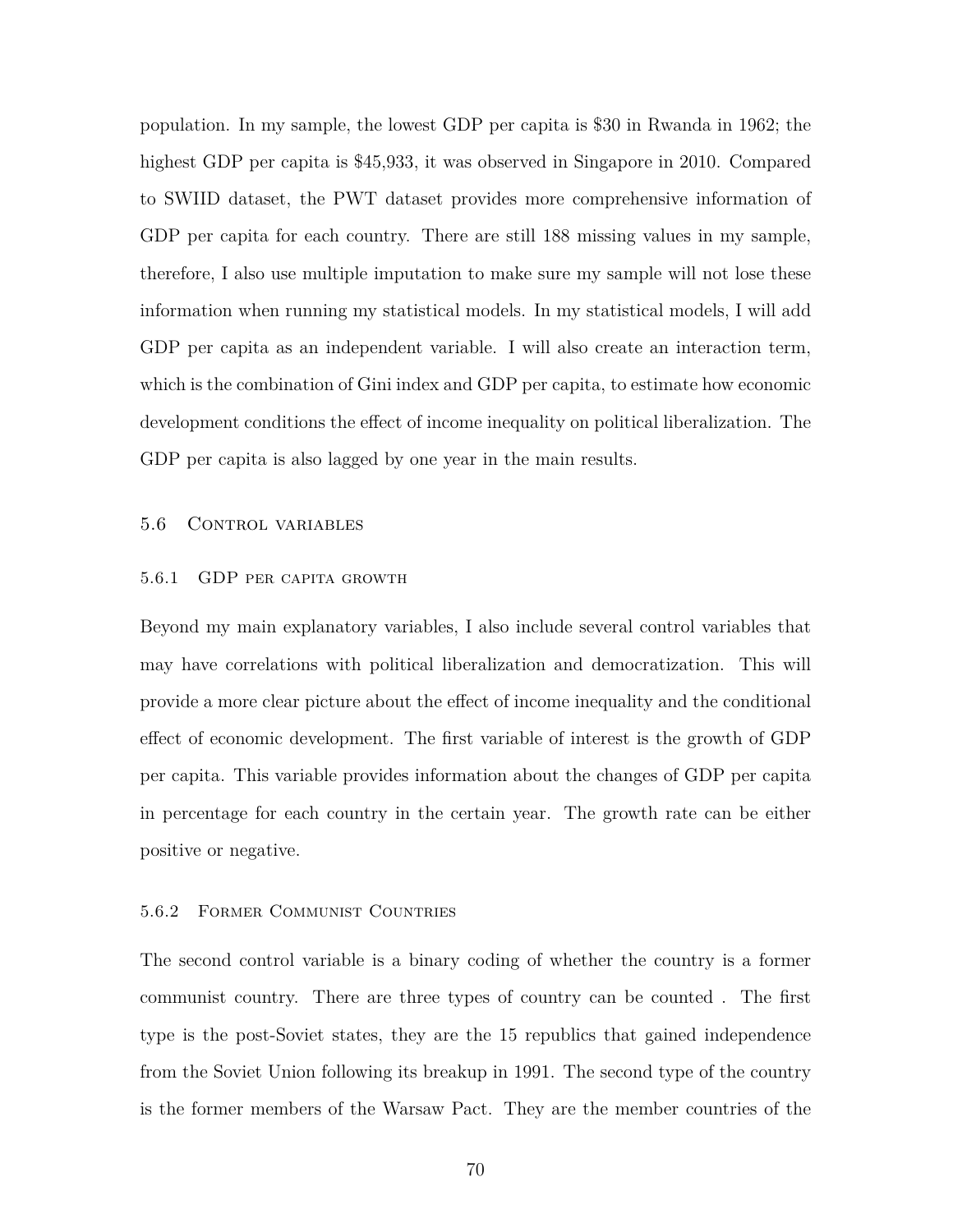population. In my sample, the lowest GDP per capita is $30 in Rwanda in 1962; the highest GDP per capita is $45,933, it was observed in Singapore in 2010. Compared to SWIID dataset, the PWT dataset provides more comprehensive information of GDP per capita for each country. There are still 188 missing values in my sample, therefore, I also use multiple imputation to make sure my sample will not lose these information when running my statistical models. In my statistical models, I will add GDP per capita as an independent variable. I will also create an interaction term, which is the combination of Gini index and GDP per capita, to estimate how economic development conditions the effect of income inequality on political liberalization. The GDP per capita is also lagged by one year in the main results.

## 5.6 Control variables

### 5.6.1 GDP per capita growth

Beyond my main explanatory variables, I also include several control variables that may have correlations with political liberalization and democratization. This will provide a more clear picture about the effect of income inequality and the conditional effect of economic development. The first variable of interest is the growth of GDP per capita. This variable provides information about the changes of GDP per capita in percentage for each country in the certain year. The growth rate can be either positive or negative.

### 5.6.2 Former Communist Countries

The second control variable is a binary coding of whether the country is a former communist country. There are three types of country can be counted . The first type is the post-Soviet states, they are the 15 republics that gained independence from the Soviet Union following its breakup in 1991. The second type of the country is the former members of the Warsaw Pact. They are the member countries of the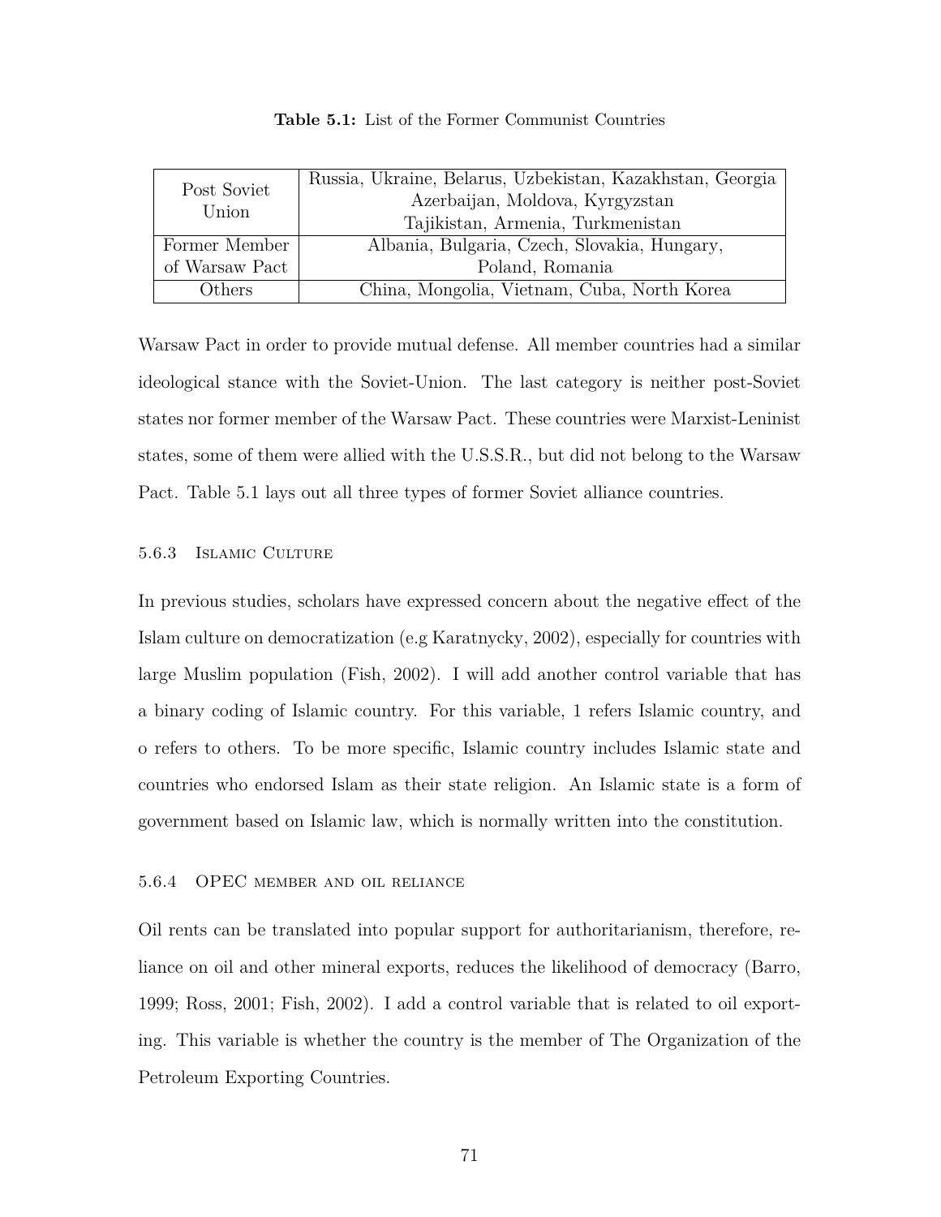**Table 5.1:** List of the Former Communist Countries

| | |
|---|---|
| Post Soviet Union | Russia, Ukraine, Belarus, Uzbekistan, Kazakhstan, Georgia Azerbaijan, Moldova, Kyrgyzstan Tajikistan, Armenia, Turkmenistan |
| Former Member of Warsaw Pact | Albania, Bulgaria, Czech, Slovakia, Hungary, Poland, Romania |
| Others | China, Mongolia, Vietnam, Cuba, North Korea |

Warsaw Pact in order to provide mutual defense. All member countries had a similar ideological stance with the Soviet-Union. The last category is neither post-Soviet states nor former member of the Warsaw Pact. These countries were Marxist-Leninist states, some of them were allied with the U.S.S.R., but did not belong to the Warsaw Pact. Table 5.1 lays out all three types of former Soviet alliance countries.

### 5.6.3 Islamic Culture

In previous studies, scholars have expressed concern about the negative effect of the Islam culture on democratization (e.g Karatnycky, 2002), especially for countries with large Muslim population (Fish, 2002). I will add another control variable that has a binary coding of Islamic country. For this variable, 1 refers Islamic country, and o refers to others. To be more specific, Islamic country includes Islamic state and countries who endorsed Islam as their state religion. An Islamic state is a form of government based on Islamic law, which is normally written into the constitution.

### 5.6.4 OPEC member and oil reliance

Oil rents can be translated into popular support for authoritarianism, therefore, reliance on oil and other mineral exports, reduces the likelihood of democracy (Barro, 1999; Ross, 2001; Fish, 2002). I add a control variable that is related to oil exporting. This variable is whether the country is the member of The Organization of the Petroleum Exporting Countries.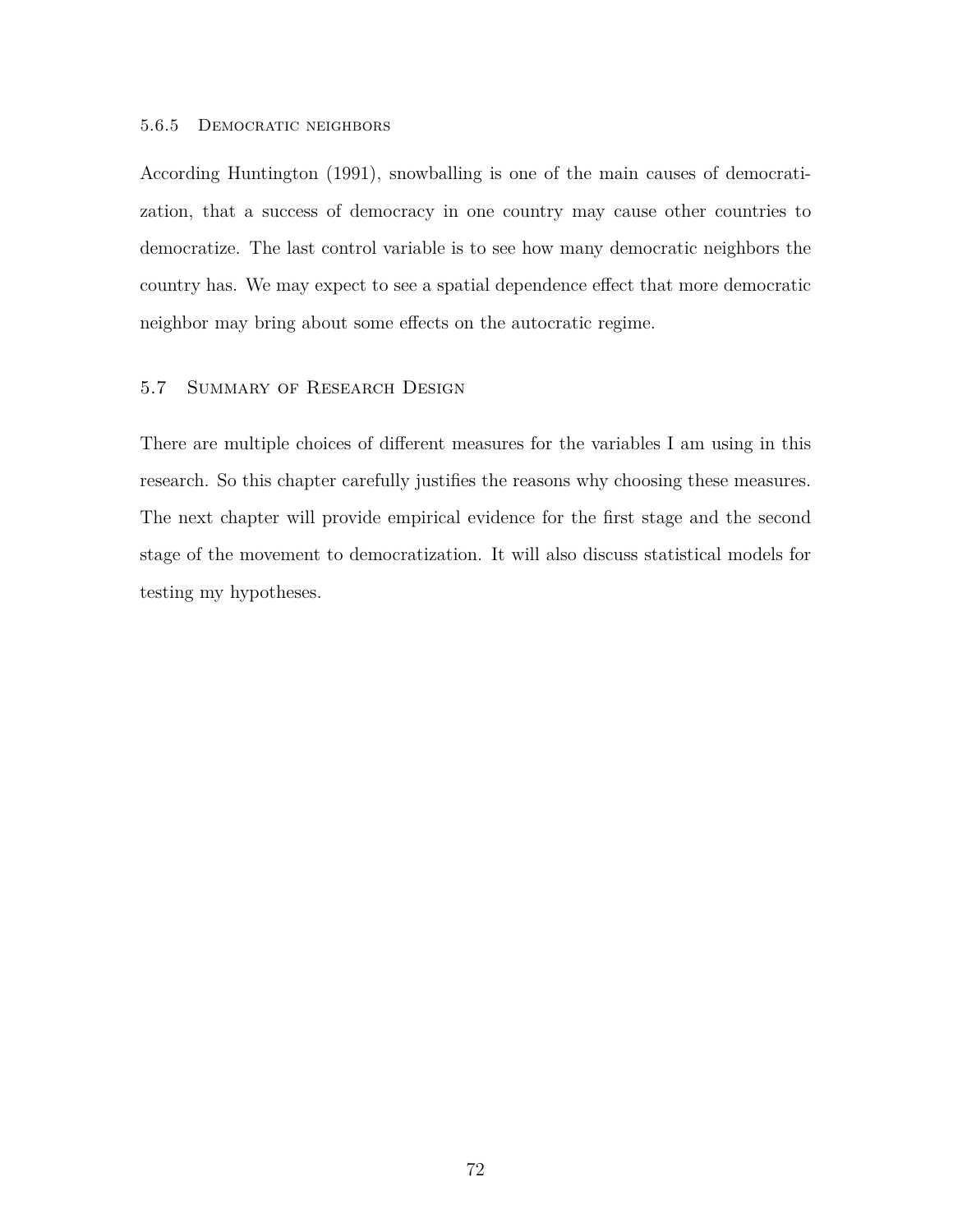#### 5.6.5 Democratic neighbors

According Huntington (1991), snowballing is one of the main causes of democratization, that a success of democracy in one country may cause other countries to democratize. The last control variable is to see how many democratic neighbors the country has. We may expect to see a spatial dependence effect that more democratic neighbor may bring about some effects on the autocratic regime.

### 5.7 Summary of Research Design

There are multiple choices of different measures for the variables I am using in this research. So this chapter carefully justifies the reasons why choosing these measures. The next chapter will provide empirical evidence for the first stage and the second stage of the movement to democratization. It will also discuss statistical models for testing my hypotheses.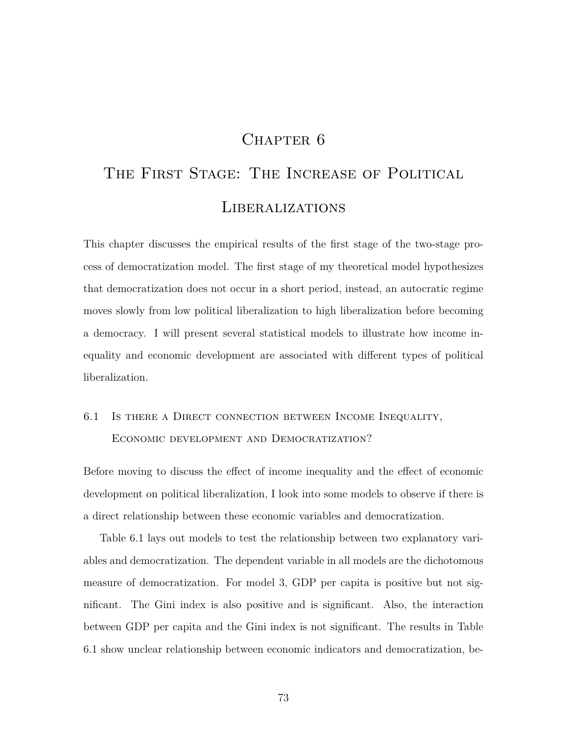# Chapter 6

# The First Stage: The Increase of Political Liberalizations

This chapter discusses the empirical results of the first stage of the two-stage process of democratization model. The first stage of my theoretical model hypothesizes that democratization does not occur in a short period, instead, an autocratic regime moves slowly from low political liberalization to high liberalization before becoming a democracy. I will present several statistical models to illustrate how income inequality and economic development are associated with different types of political liberalization.

## 6.1 Is there a Direct connection between Income Inequality, Economic development and Democratization?

Before moving to discuss the effect of income inequality and the effect of economic development on political liberalization, I look into some models to observe if there is a direct relationship between these economic variables and democratization.

Table 6.1 lays out models to test the relationship between two explanatory variables and democratization. The dependent variable in all models are the dichotomous measure of democratization. For model 3, GDP per capita is positive but not significant. The Gini index is also positive and is significant. Also, the interaction between GDP per capita and the Gini index is not significant. The results in Table 6.1 show unclear relationship between economic indicators and democratization, be-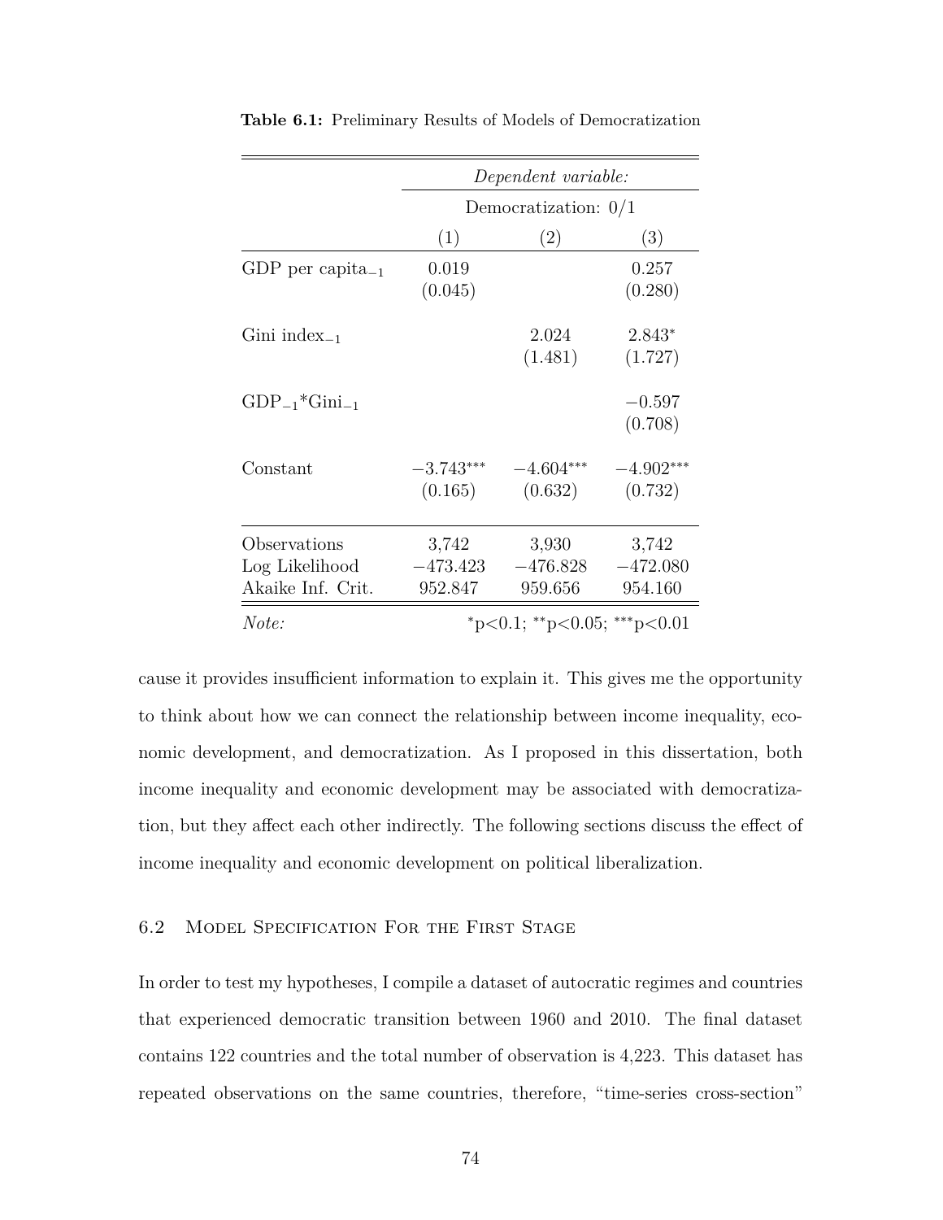**Table 6.1:** Preliminary Results of Models of Democratization

| | *Dependent variable:* | | |
|---|---|---|---|
| | Democratization: 0/1 | | |
| | (1) | (2) | (3) |
| GDP per capita$_{-1}$ | 0.019 | | 0.257 |
| | (0.045) | | (0.280) |
| Gini index$_{-1}$ | | 2.024 | 2.843$^{*}$ |
| | | (1.481) | (1.727) |
| GDP$_{-1}$*Gini$_{-1}$ | | | $-0.597$ |
| | | | (0.708) |
| Constant | $-3.743^{***}$ | $-4.604^{***}$ | $-4.902^{***}$ |
| | (0.165) | (0.632) | (0.732) |
| Observations | 3,742 | 3,930 | 3,742 |
| Log Likelihood | $-473.423$ | $-476.828$ | $-472.080$ |
| Akaike Inf. Crit. | 952.847 | 959.656 | 954.160 |
| *Note:* | $^{*}$p<0.1; $^{**}$p<0.05; $^{***}$p<0.01 | | |

cause it provides insufficient information to explain it. This gives me the opportunity to think about how we can connect the relationship between income inequality, economic development, and democratization. As I proposed in this dissertation, both income inequality and economic development may be associated with democratization, but they affect each other indirectly. The following sections discuss the effect of income inequality and economic development on political liberalization.

## 6.2 Model Specification For the First Stage

In order to test my hypotheses, I compile a dataset of autocratic regimes and countries that experienced democratic transition between 1960 and 2010. The final dataset contains 122 countries and the total number of observation is 4,223. This dataset has repeated observations on the same countries, therefore, "time-series cross-section"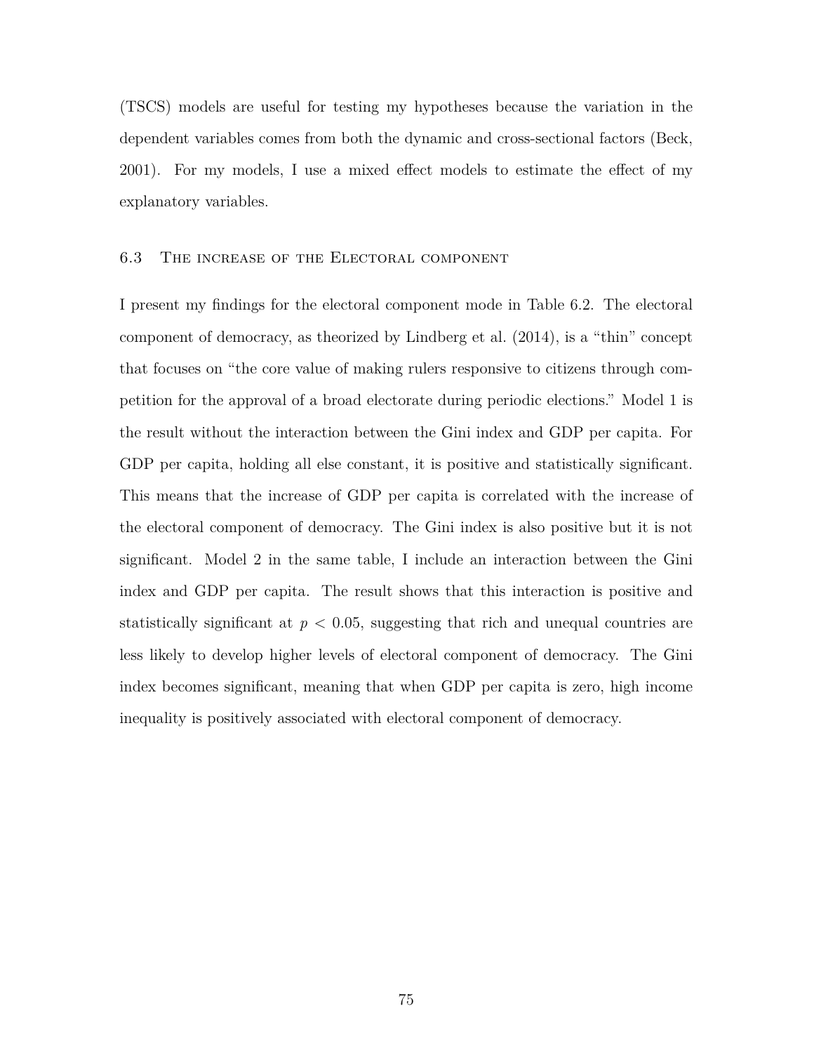(TSCS) models are useful for testing my hypotheses because the variation in the dependent variables comes from both the dynamic and cross-sectional factors (Beck, 2001). For my models, I use a mixed effect models to estimate the effect of my explanatory variables.

### 6.3 The increase of the Electoral component

I present my findings for the electoral component mode in Table 6.2. The electoral component of democracy, as theorized by Lindberg et al. (2014), is a "thin" concept that focuses on "the core value of making rulers responsive to citizens through competition for the approval of a broad electorate during periodic elections." Model 1 is the result without the interaction between the Gini index and GDP per capita. For GDP per capita, holding all else constant, it is positive and statistically significant. This means that the increase of GDP per capita is correlated with the increase of the electoral component of democracy. The Gini index is also positive but it is not significant. Model 2 in the same table, I include an interaction between the Gini index and GDP per capita. The result shows that this interaction is positive and statistically significant at $p < 0.05$, suggesting that rich and unequal countries are less likely to develop higher levels of electoral component of democracy. The Gini index becomes significant, meaning that when GDP per capita is zero, high income inequality is positively associated with electoral component of democracy.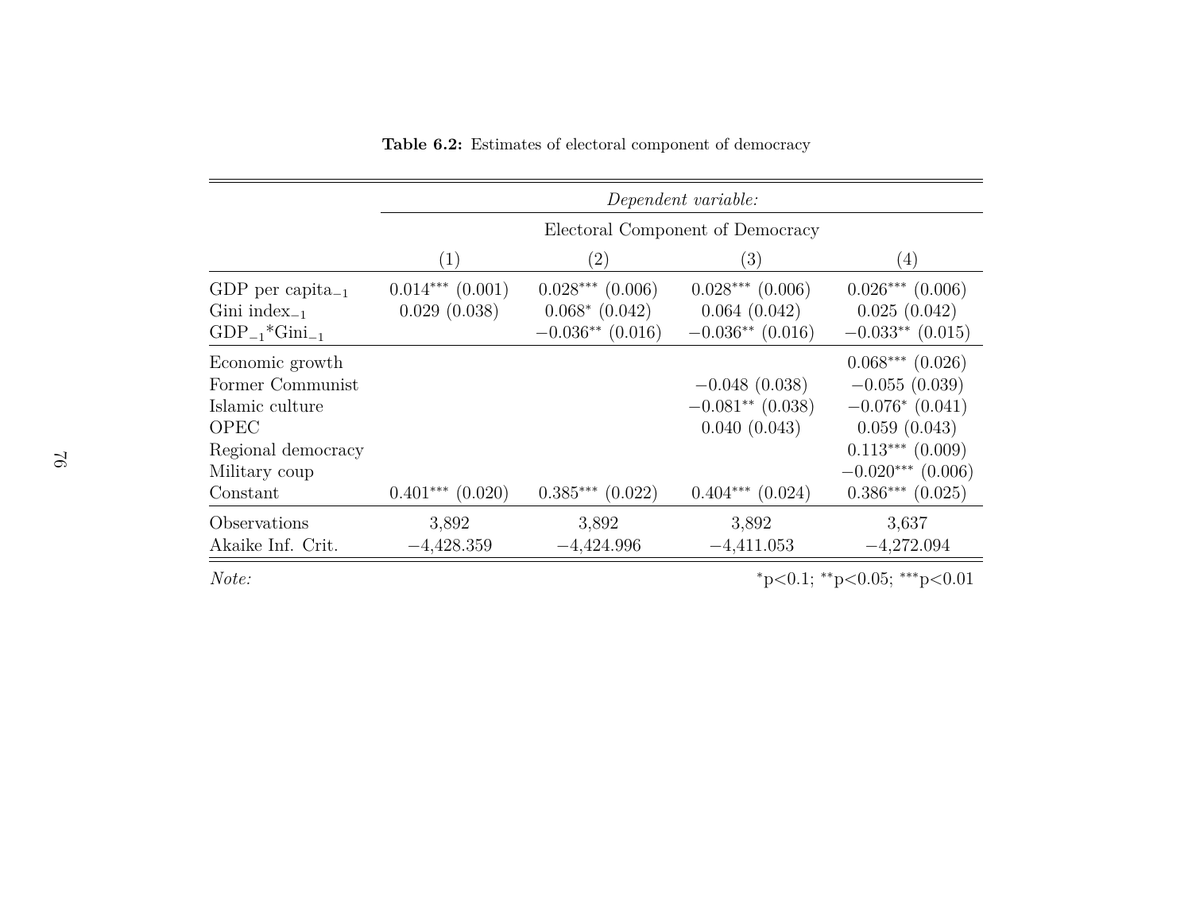**Table 6.2:** Estimates of electoral component of democracy

| | *Dependent variable:* | | | |
|---|---|---|---|---|
| | Electoral Component of Democracy | | | |
| | (1) | (2) | (3) | (4) |
| GDP per capita$_{-1}$ | $0.014^{***}$ (0.001) | $0.028^{***}$ (0.006) | $0.028^{***}$ (0.006) | $0.026^{***}$ (0.006) |
| Gini index$_{-1}$ | 0.029 (0.038) | $0.068^{*}$ (0.042) | 0.064 (0.042) | 0.025 (0.042) |
| GDP$_{-1}$*Gini$_{-1}$ | | $-0.036^{**}$ (0.016) | $-0.036^{**}$ (0.016) | $-0.033^{**}$ (0.015) |
| Economic growth | | | | $0.068^{***}$ (0.026) |
| Former Communist | | | $-0.048$ (0.038) | $-0.055$ (0.039) |
| Islamic culture | | | $-0.081^{**}$ (0.038) | $-0.076^{*}$ (0.041) |
| OPEC | | | 0.040 (0.043) | 0.059 (0.043) |
| Regional democracy | | | | $0.113^{***}$ (0.009) |
| Military coup | | | | $-0.020^{***}$ (0.006) |
| Constant | $0.401^{***}$ (0.020) | $0.385^{***}$ (0.022) | $0.404^{***}$ (0.024) | $0.386^{***}$ (0.025) |
| Observations | 3,892 | 3,892 | 3,892 | 3,637 |
| Akaike Inf. Crit. | $-4{,}428.359$ | $-4{,}424.996$ | $-4{,}411.053$ | $-4{,}272.094$ |

*Note:* $^{*}$p<0.1; $^{**}$p<0.05; $^{***}$p<0.01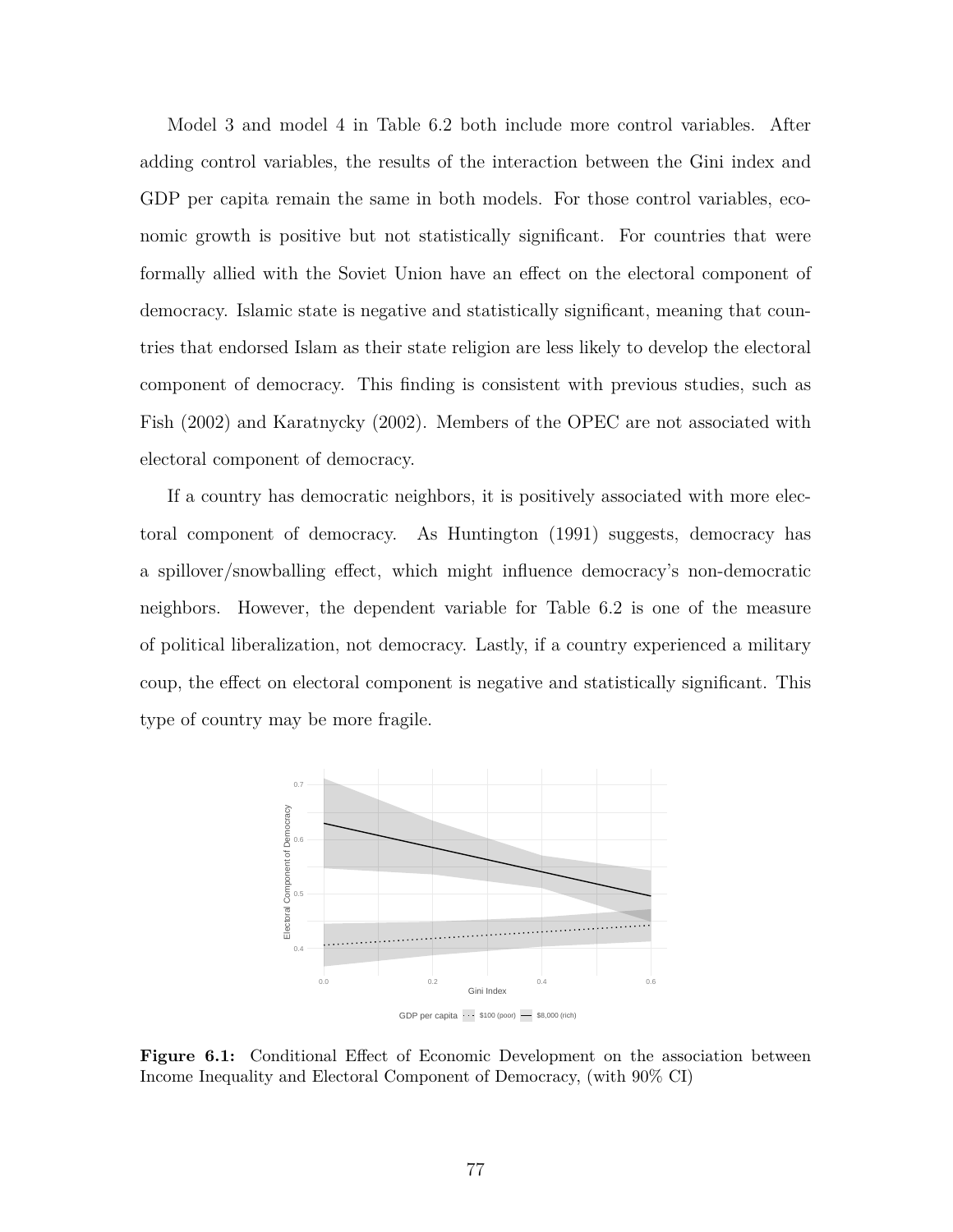Model 3 and model 4 in Table 6.2 both include more control variables. After adding control variables, the results of the interaction between the Gini index and GDP per capita remain the same in both models. For those control variables, economic growth is positive but not statistically significant. For countries that were formally allied with the Soviet Union have an effect on the electoral component of democracy. Islamic state is negative and statistically significant, meaning that countries that endorsed Islam as their state religion are less likely to develop the electoral component of democracy. This finding is consistent with previous studies, such as Fish (2002) and Karatnycky (2002). Members of the OPEC are not associated with electoral component of democracy.

If a country has democratic neighbors, it is positively associated with more electoral component of democracy. As Huntington (1991) suggests, democracy has a spillover/snowballing effect, which might influence democracy's non-democratic neighbors. However, the dependent variable for Table 6.2 is one of the measure of political liberalization, not democracy. Lastly, if a country experienced a military coup, the effect on electoral component is negative and statistically significant. This type of country may be more fragile.

**Figure 6.1:** Conditional Effect of Economic Development on the association between Income Inequality and Electoral Component of Democracy, (with 90% CI)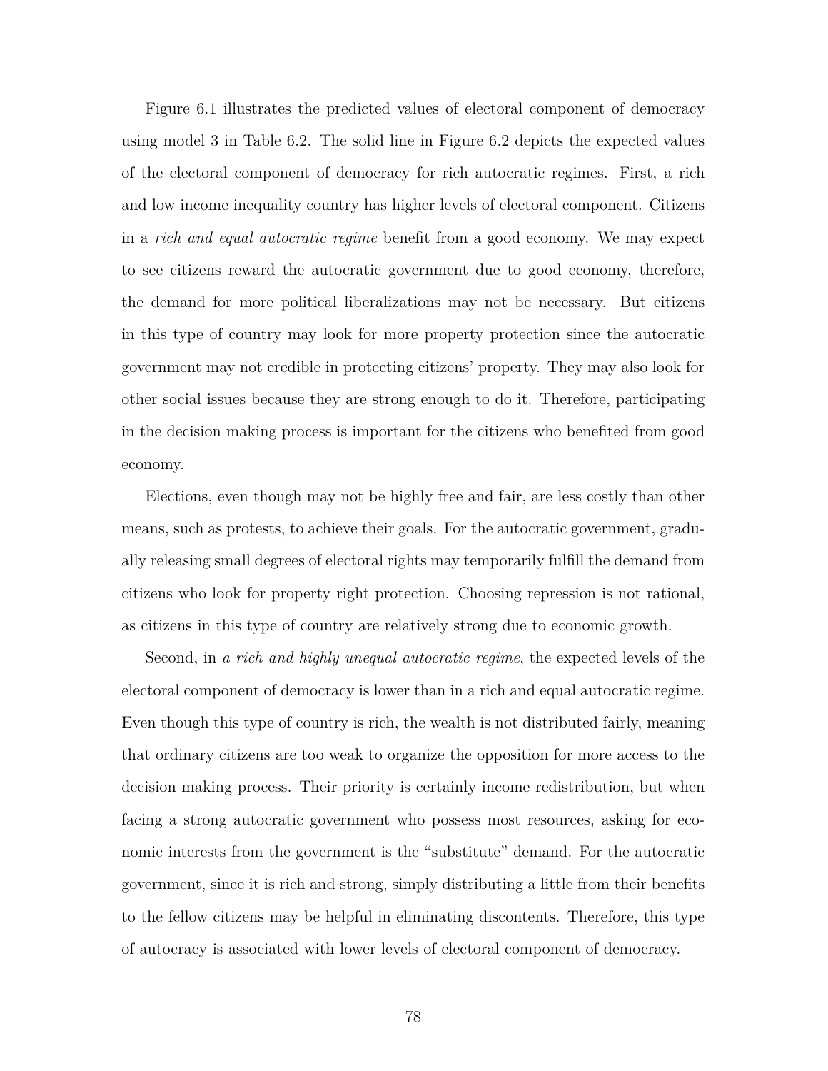Figure 6.1 illustrates the predicted values of electoral component of democracy using model 3 in Table 6.2. The solid line in Figure 6.2 depicts the expected values of the electoral component of democracy for rich autocratic regimes. First, a rich and low income inequality country has higher levels of electoral component. Citizens in a *rich and equal autocratic regime* benefit from a good economy. We may expect to see citizens reward the autocratic government due to good economy, therefore, the demand for more political liberalizations may not be necessary. But citizens in this type of country may look for more property protection since the autocratic government may not credible in protecting citizens' property. They may also look for other social issues because they are strong enough to do it. Therefore, participating in the decision making process is important for the citizens who benefited from good economy.

Elections, even though may not be highly free and fair, are less costly than other means, such as protests, to achieve their goals. For the autocratic government, gradually releasing small degrees of electoral rights may temporarily fulfill the demand from citizens who look for property right protection. Choosing repression is not rational, as citizens in this type of country are relatively strong due to economic growth.

Second, in *a rich and highly unequal autocratic regime*, the expected levels of the electoral component of democracy is lower than in a rich and equal autocratic regime. Even though this type of country is rich, the wealth is not distributed fairly, meaning that ordinary citizens are too weak to organize the opposition for more access to the decision making process. Their priority is certainly income redistribution, but when facing a strong autocratic government who possess most resources, asking for economic interests from the government is the "substitute" demand. For the autocratic government, since it is rich and strong, simply distributing a little from their benefits to the fellow citizens may be helpful in eliminating discontents. Therefore, this type of autocracy is associated with lower levels of electoral component of democracy.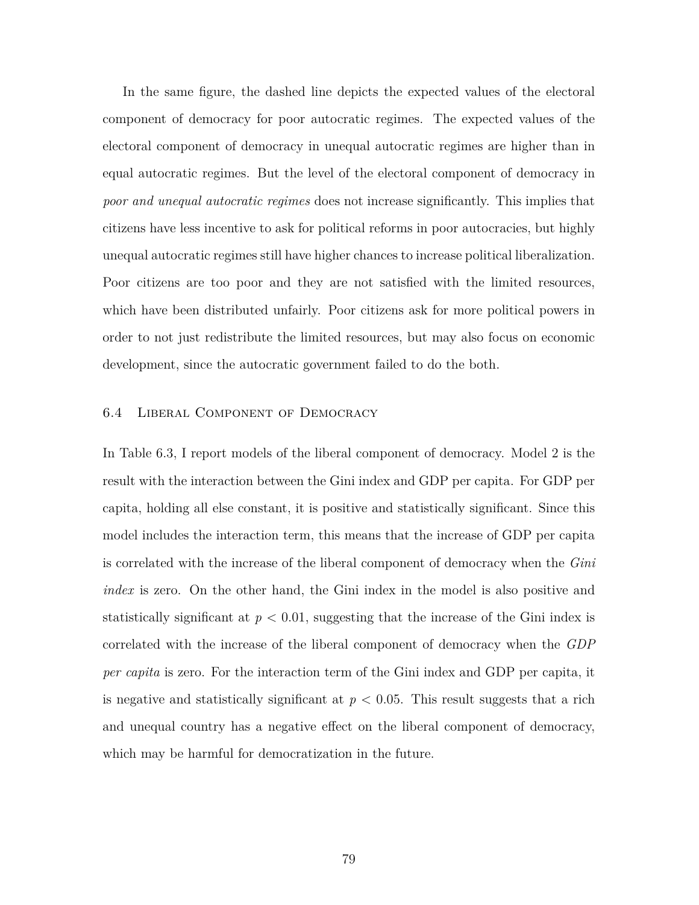In the same figure, the dashed line depicts the expected values of the electoral component of democracy for poor autocratic regimes. The expected values of the electoral component of democracy in unequal autocratic regimes are higher than in equal autocratic regimes. But the level of the electoral component of democracy in *poor and unequal autocratic regimes* does not increase significantly. This implies that citizens have less incentive to ask for political reforms in poor autocracies, but highly unequal autocratic regimes still have higher chances to increase political liberalization. Poor citizens are too poor and they are not satisfied with the limited resources, which have been distributed unfairly. Poor citizens ask for more political powers in order to not just redistribute the limited resources, but may also focus on economic development, since the autocratic government failed to do the both.

## 6.4 Liberal Component of Democracy

In Table 6.3, I report models of the liberal component of democracy. Model 2 is the result with the interaction between the Gini index and GDP per capita. For GDP per capita, holding all else constant, it is positive and statistically significant. Since this model includes the interaction term, this means that the increase of GDP per capita is correlated with the increase of the liberal component of democracy when the *Gini index* is zero. On the other hand, the Gini index in the model is also positive and statistically significant at $p < 0.01$, suggesting that the increase of the Gini index is correlated with the increase of the liberal component of democracy when the *GDP per capita* is zero. For the interaction term of the Gini index and GDP per capita, it is negative and statistically significant at $p < 0.05$. This result suggests that a rich and unequal country has a negative effect on the liberal component of democracy, which may be harmful for democratization in the future.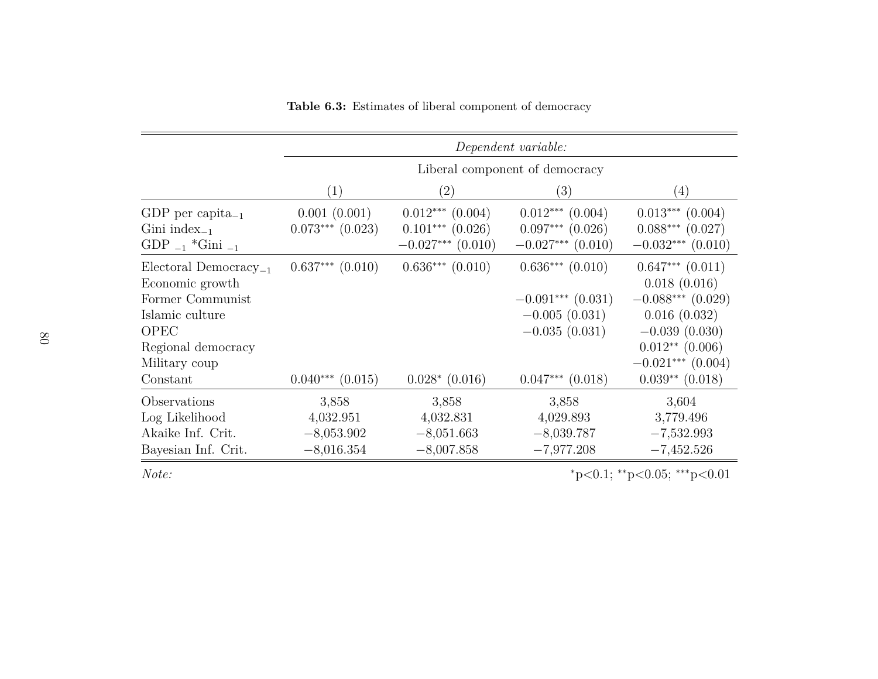**Table 6.3:** Estimates of liberal component of democracy

| | *Dependent variable:* | | | |
|---|---|---|---|---|
| | Liberal component of democracy | | | |
| | (1) | (2) | (3) | (4) |
| GDP per capita$_{-1}$ | 0.001 (0.001) | 0.012$^{***}$ (0.004) | 0.012$^{***}$ (0.004) | 0.013$^{***}$ (0.004) |
| Gini index$_{-1}$ | 0.073$^{***}$ (0.023) | 0.101$^{***}$ (0.026) | 0.097$^{***}$ (0.026) | 0.088$^{***}$ (0.027) |
| GDP $_{-1}$ *Gini $_{-1}$ | | −0.027$^{***}$ (0.010) | −0.027$^{***}$ (0.010) | −0.032$^{***}$ (0.010) |
| Electoral Democracy$_{-1}$ | 0.637$^{***}$ (0.010) | 0.636$^{***}$ (0.010) | 0.636$^{***}$ (0.010) | 0.647$^{***}$ (0.011) |
| Economic growth | | | | 0.018 (0.016) |
| Former Communist | | | −0.091$^{***}$ (0.031) | −0.088$^{***}$ (0.029) |
| Islamic culture | | | −0.005 (0.031) | 0.016 (0.032) |
| OPEC | | | −0.035 (0.031) | −0.039 (0.030) |
| Regional democracy | | | | 0.012$^{**}$ (0.006) |
| Military coup | | | | −0.021$^{***}$ (0.004) |
| Constant | 0.040$^{***}$ (0.015) | 0.028$^{*}$ (0.016) | 0.047$^{***}$ (0.018) | 0.039$^{**}$ (0.018) |
| Observations | 3,858 | 3,858 | 3,858 | 3,604 |
| Log Likelihood | 4,032.951 | 4,032.831 | 4,029.893 | 3,779.496 |
| Akaike Inf. Crit. | −8,053.902 | −8,051.663 | −8,039.787 | −7,532.993 |
| Bayesian Inf. Crit. | −8,016.354 | −8,007.858 | −7,977.208 | −7,452.526 |

*Note:* $^{*}$p<0.1; $^{**}$p<0.05; $^{***}$p<0.01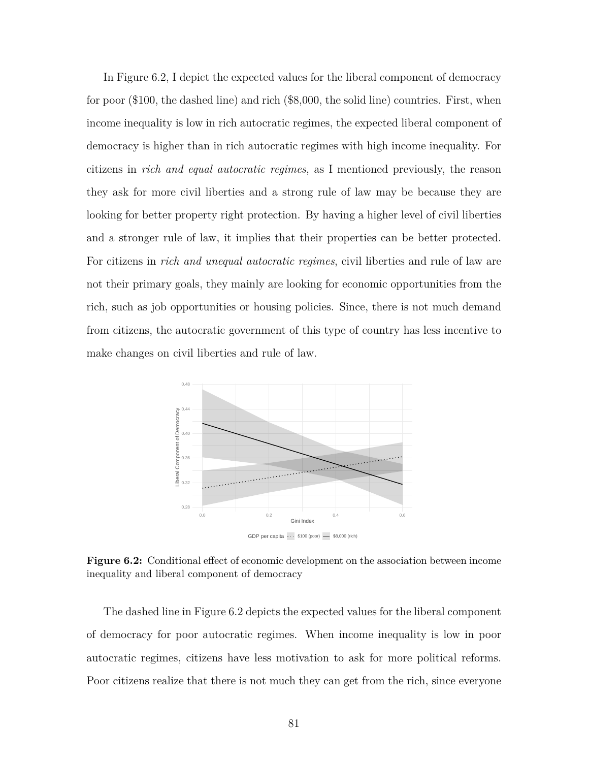In Figure 6.2, I depict the expected values for the liberal component of democracy for poor ($100, the dashed line) and rich ($8,000, the solid line) countries. First, when income inequality is low in rich autocratic regimes, the expected liberal component of democracy is higher than in rich autocratic regimes with high income inequality. For citizens in *rich and equal autocratic regimes*, as I mentioned previously, the reason they ask for more civil liberties and a strong rule of law may be because they are looking for better property right protection. By having a higher level of civil liberties and a stronger rule of law, it implies that their properties can be better protected. For citizens in *rich and unequal autocratic regimes*, civil liberties and rule of law are not their primary goals, they mainly are looking for economic opportunities from the rich, such as job opportunities or housing policies. Since, there is not much demand from citizens, the autocratic government of this type of country has less incentive to make changes on civil liberties and rule of law.

**Figure 6.2:** Conditional effect of economic development on the association between income inequality and liberal component of democracy

The dashed line in Figure 6.2 depicts the expected values for the liberal component of democracy for poor autocratic regimes. When income inequality is low in poor autocratic regimes, citizens have less motivation to ask for more political reforms. Poor citizens realize that there is not much they can get from the rich, since everyone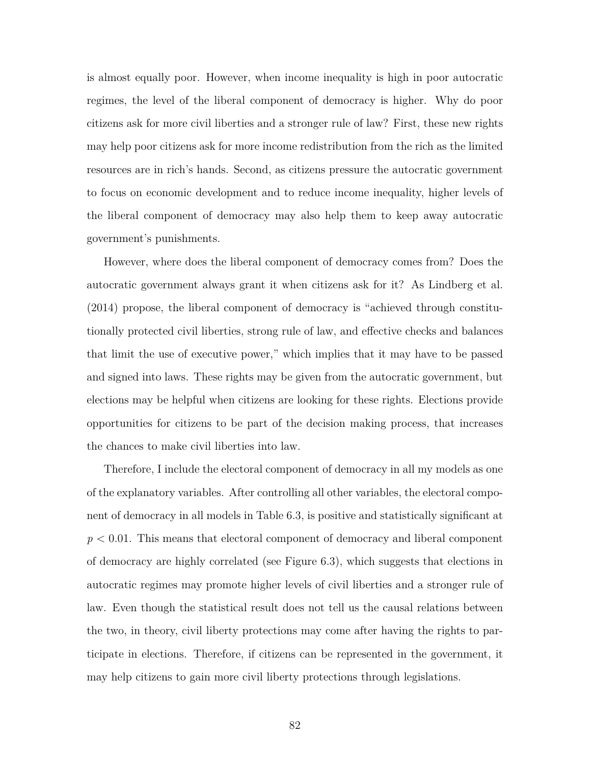is almost equally poor. However, when income inequality is high in poor autocratic regimes, the level of the liberal component of democracy is higher. Why do poor citizens ask for more civil liberties and a stronger rule of law? First, these new rights may help poor citizens ask for more income redistribution from the rich as the limited resources are in rich's hands. Second, as citizens pressure the autocratic government to focus on economic development and to reduce income inequality, higher levels of the liberal component of democracy may also help them to keep away autocratic government's punishments.

However, where does the liberal component of democracy comes from? Does the autocratic government always grant it when citizens ask for it? As Lindberg et al. (2014) propose, the liberal component of democracy is "achieved through constitutionally protected civil liberties, strong rule of law, and effective checks and balances that limit the use of executive power," which implies that it may have to be passed and signed into laws. These rights may be given from the autocratic government, but elections may be helpful when citizens are looking for these rights. Elections provide opportunities for citizens to be part of the decision making process, that increases the chances to make civil liberties into law.

Therefore, I include the electoral component of democracy in all my models as one of the explanatory variables. After controlling all other variables, the electoral component of democracy in all models in Table 6.3, is positive and statistically significant at $p < 0.01$. This means that electoral component of democracy and liberal component of democracy are highly correlated (see Figure 6.3), which suggests that elections in autocratic regimes may promote higher levels of civil liberties and a stronger rule of law. Even though the statistical result does not tell us the causal relations between the two, in theory, civil liberty protections may come after having the rights to participate in elections. Therefore, if citizens can be represented in the government, it may help citizens to gain more civil liberty protections through legislations.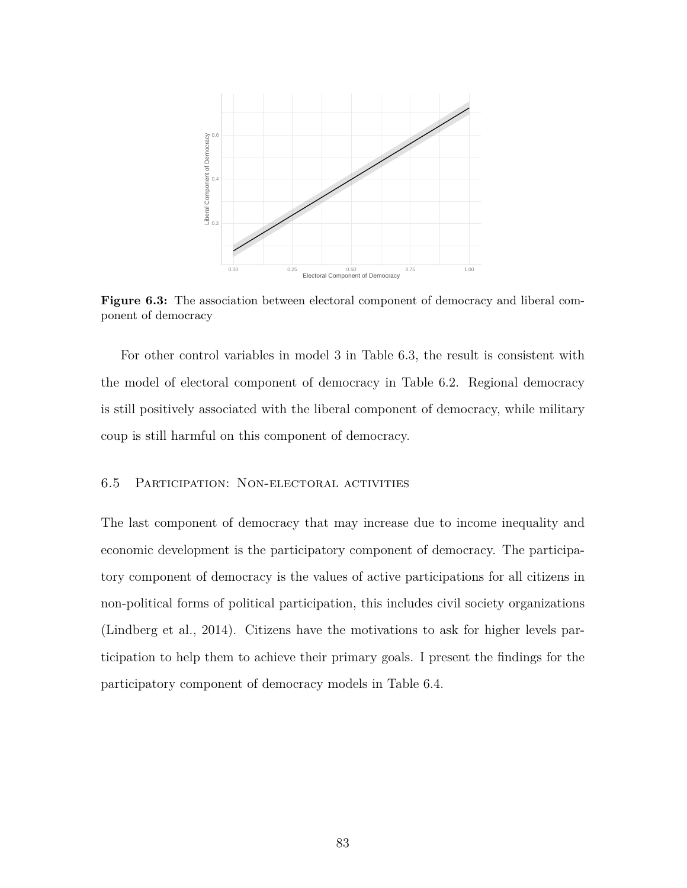**Figure 6.3:** The association between electoral component of democracy and liberal component of democracy

For other control variables in model 3 in Table 6.3, the result is consistent with the model of electoral component of democracy in Table 6.2. Regional democracy is still positively associated with the liberal component of democracy, while military coup is still harmful on this component of democracy.

## 6.5 Participation: Non-electoral activities

The last component of democracy that may increase due to income inequality and economic development is the participatory component of democracy. The participatory component of democracy is the values of active participations for all citizens in non-political forms of political participation, this includes civil society organizations (Lindberg et al., 2014). Citizens have the motivations to ask for higher levels participation to help them to achieve their primary goals. I present the findings for the participatory component of democracy models in Table 6.4.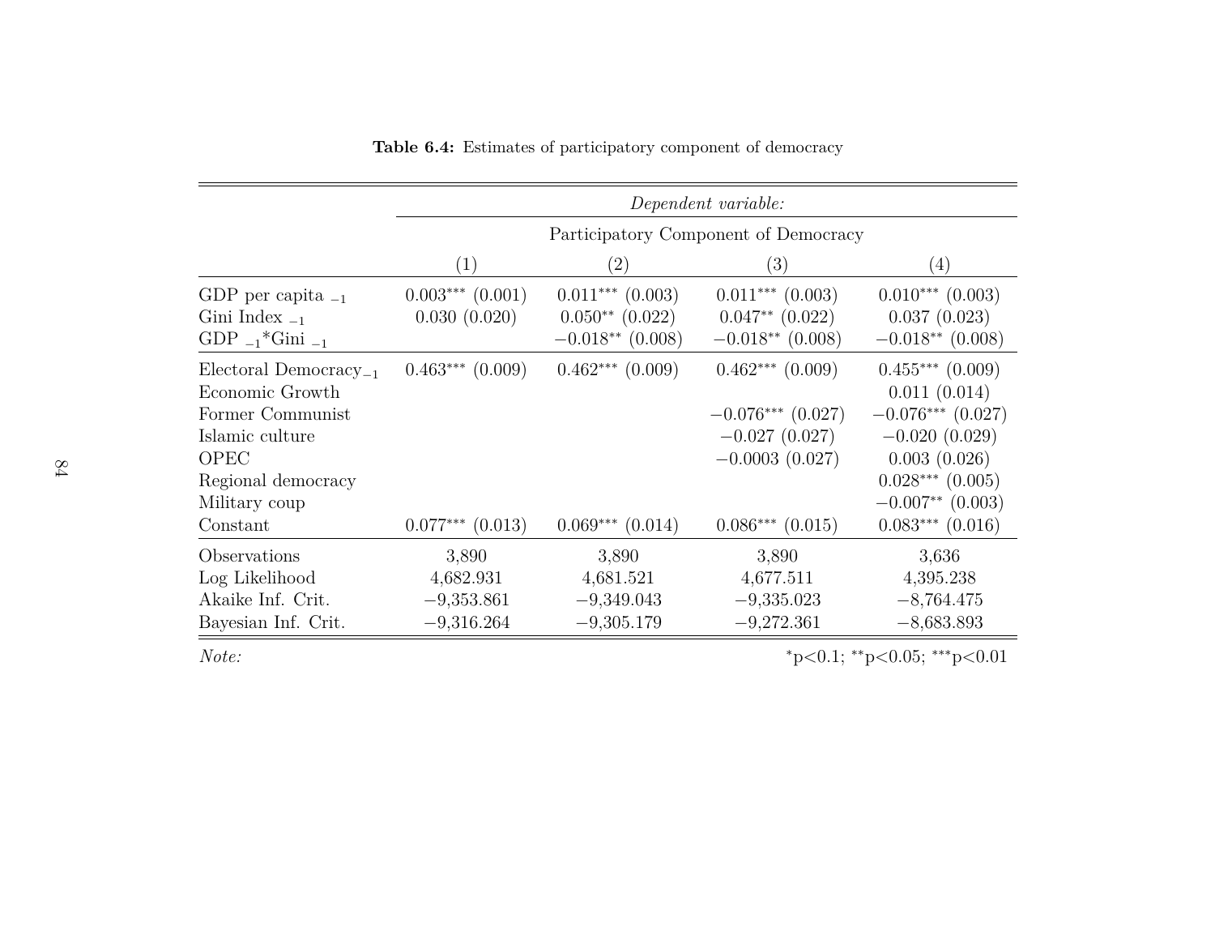**Table 6.4:** Estimates of participatory component of democracy

| | *Dependent variable:* | | | |
|---|---|---|---|---|
| | Participatory Component of Democracy | | | |
| | (1) | (2) | (3) | (4) |
| GDP per capita $_{-1}$ | 0.003*** (0.001) | 0.011*** (0.003) | 0.011*** (0.003) | 0.010*** (0.003) |
| Gini Index $_{-1}$ | 0.030 (0.020) | 0.050** (0.022) | 0.047** (0.022) | 0.037 (0.023) |
| GDP $_{-1}$*Gini $_{-1}$ | | −0.018** (0.008) | −0.018** (0.008) | −0.018** (0.008) |
| Electoral Democracy$_{-1}$ | 0.463*** (0.009) | 0.462*** (0.009) | 0.462*** (0.009) | 0.455*** (0.009) |
| Economic Growth | | | | 0.011 (0.014) |
| Former Communist | | | −0.076*** (0.027) | −0.076*** (0.027) |
| Islamic culture | | | −0.027 (0.027) | −0.020 (0.029) |
| OPEC | | | −0.0003 (0.027) | 0.003 (0.026) |
| Regional democracy | | | | 0.028*** (0.005) |
| Military coup | | | | −0.007** (0.003) |
| Constant | 0.077*** (0.013) | 0.069*** (0.014) | 0.086*** (0.015) | 0.083*** (0.016) |
| Observations | 3,890 | 3,890 | 3,890 | 3,636 |
| Log Likelihood | 4,682.931 | 4,681.521 | 4,677.511 | 4,395.238 |
| Akaike Inf. Crit. | −9,353.861 | −9,349.043 | −9,335.023 | −8,764.475 |
| Bayesian Inf. Crit. | −9,316.264 | −9,305.179 | −9,272.361 | −8,683.893 |

*Note:* *p<0.1; **p<0.05; ***p<0.01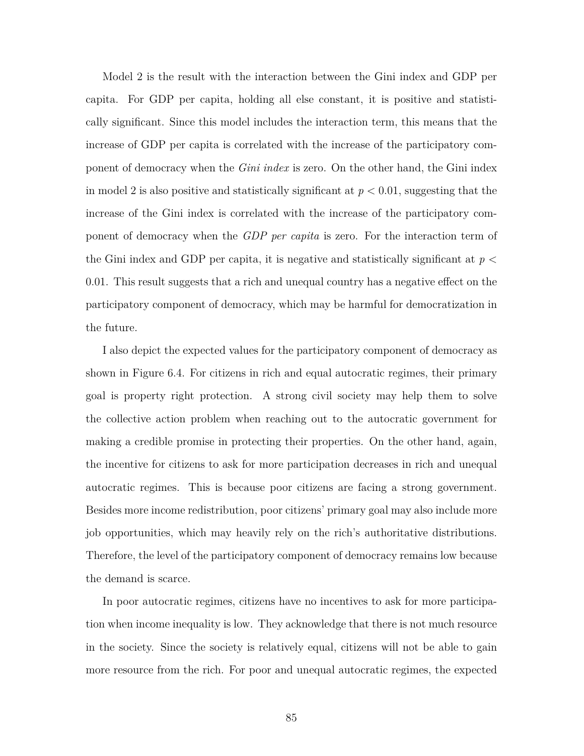Model 2 is the result with the interaction between the Gini index and GDP per capita. For GDP per capita, holding all else constant, it is positive and statistically significant. Since this model includes the interaction term, this means that the increase of GDP per capita is correlated with the increase of the participatory component of democracy when the *Gini index* is zero. On the other hand, the Gini index in model 2 is also positive and statistically significant at $p < 0.01$, suggesting that the increase of the Gini index is correlated with the increase of the participatory component of democracy when the *GDP per capita* is zero. For the interaction term of the Gini index and GDP per capita, it is negative and statistically significant at $p < 0.01$. This result suggests that a rich and unequal country has a negative effect on the participatory component of democracy, which may be harmful for democratization in the future.

I also depict the expected values for the participatory component of democracy as shown in Figure 6.4. For citizens in rich and equal autocratic regimes, their primary goal is property right protection. A strong civil society may help them to solve the collective action problem when reaching out to the autocratic government for making a credible promise in protecting their properties. On the other hand, again, the incentive for citizens to ask for more participation decreases in rich and unequal autocratic regimes. This is because poor citizens are facing a strong government. Besides more income redistribution, poor citizens' primary goal may also include more job opportunities, which may heavily rely on the rich's authoritative distributions. Therefore, the level of the participatory component of democracy remains low because the demand is scarce.

In poor autocratic regimes, citizens have no incentives to ask for more participation when income inequality is low. They acknowledge that there is not much resource in the society. Since the society is relatively equal, citizens will not be able to gain more resource from the rich. For poor and unequal autocratic regimes, the expected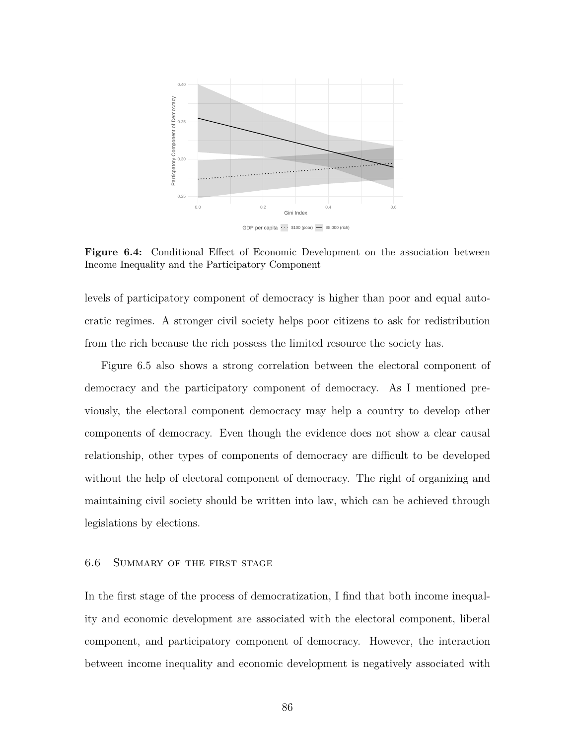**Figure 6.4:** Conditional Effect of Economic Development on the association between Income Inequality and the Participatory Component

levels of participatory component of democracy is higher than poor and equal autocratic regimes. A stronger civil society helps poor citizens to ask for redistribution from the rich because the rich possess the limited resource the society has.

Figure 6.5 also shows a strong correlation between the electoral component of democracy and the participatory component of democracy. As I mentioned previously, the electoral component democracy may help a country to develop other components of democracy. Even though the evidence does not show a clear causal relationship, other types of components of democracy are difficult to be developed without the help of electoral component of democracy. The right of organizing and maintaining civil society should be written into law, which can be achieved through legislations by elections.

## 6.6 Summary of the first stage

In the first stage of the process of democratization, I find that both income inequality and economic development are associated with the electoral component, liberal component, and participatory component of democracy. However, the interaction between income inequality and economic development is negatively associated with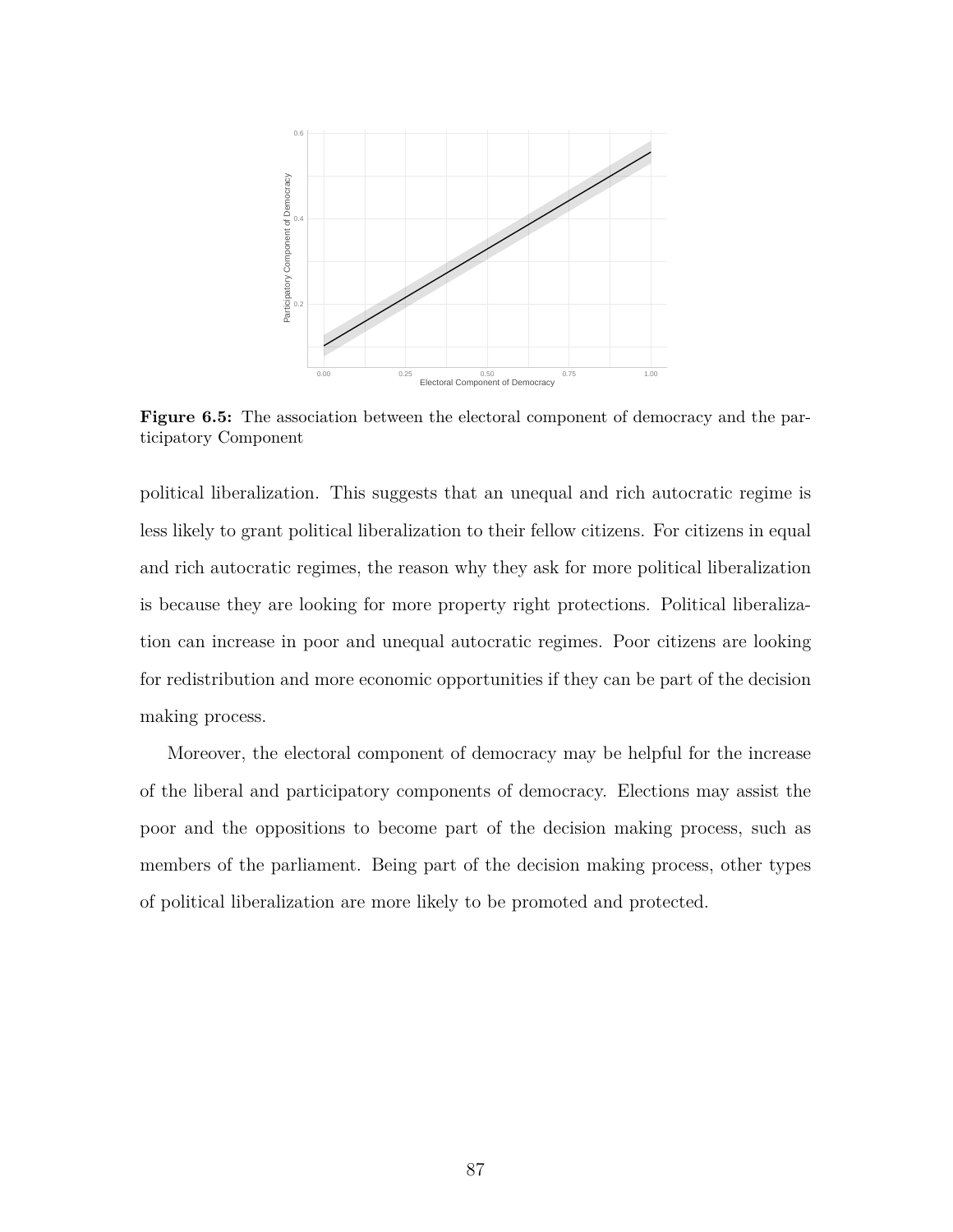**Figure 6.5:** The association between the electoral component of democracy and the participatory Component

political liberalization. This suggests that an unequal and rich autocratic regime is less likely to grant political liberalization to their fellow citizens. For citizens in equal and rich autocratic regimes, the reason why they ask for more political liberalization is because they are looking for more property right protections. Political liberalization can increase in poor and unequal autocratic regimes. Poor citizens are looking for redistribution and more economic opportunities if they can be part of the decision making process.

Moreover, the electoral component of democracy may be helpful for the increase of the liberal and participatory components of democracy. Elections may assist the poor and the oppositions to become part of the decision making process, such as members of the parliament. Being part of the decision making process, other types of political liberalization are more likely to be promoted and protected.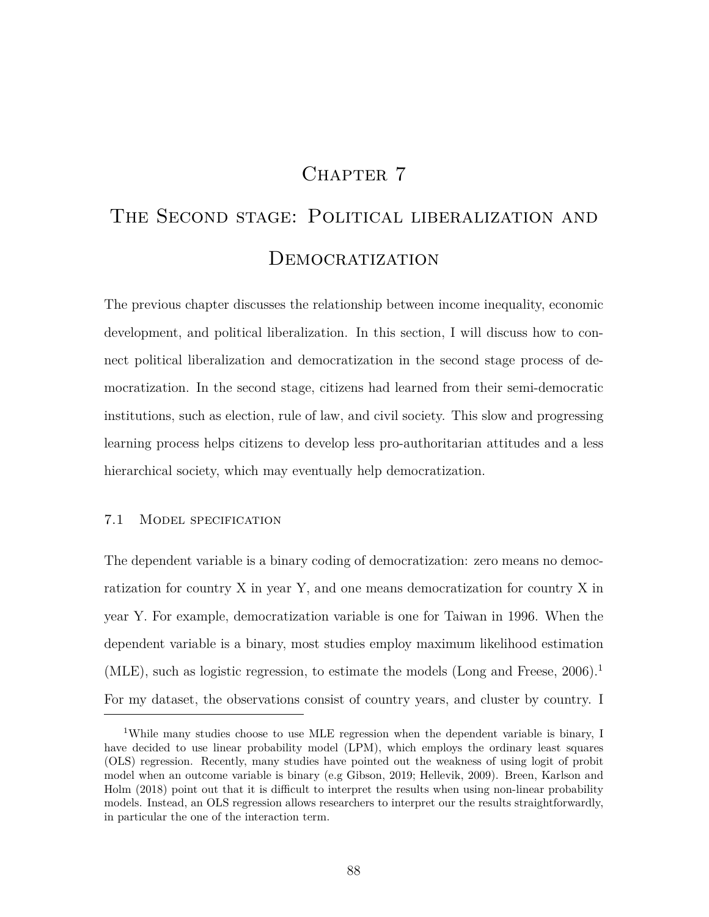# Chapter 7

# The Second stage: Political liberalization and Democratization

The previous chapter discusses the relationship between income inequality, economic development, and political liberalization. In this section, I will discuss how to connect political liberalization and democratization in the second stage process of democratization. In the second stage, citizens had learned from their semi-democratic institutions, such as election, rule of law, and civil society. This slow and progressing learning process helps citizens to develop less pro-authoritarian attitudes and a less hierarchical society, which may eventually help democratization.

## 7.1 Model specification

The dependent variable is a binary coding of democratization: zero means no democratization for country X in year Y, and one means democratization for country X in year Y. For example, democratization variable is one for Taiwan in 1996. When the dependent variable is a binary, most studies employ maximum likelihood estimation (MLE), such as logistic regression, to estimate the models (Long and Freese, 2006).[1] For my dataset, the observations consist of country years, and cluster by country. I

[1] While many studies choose to use MLE regression when the dependent variable is binary, I have decided to use linear probability model (LPM), which employs the ordinary least squares (OLS) regression. Recently, many studies have pointed out the weakness of using logit of probit model when an outcome variable is binary (e.g Gibson, 2019; Hellevik, 2009). Breen, Karlson and Holm (2018) point out that it is difficult to interpret the results when using non-linear probability models. Instead, an OLS regression allows researchers to interpret our the results straightforwardly, in particular the one of the interaction term.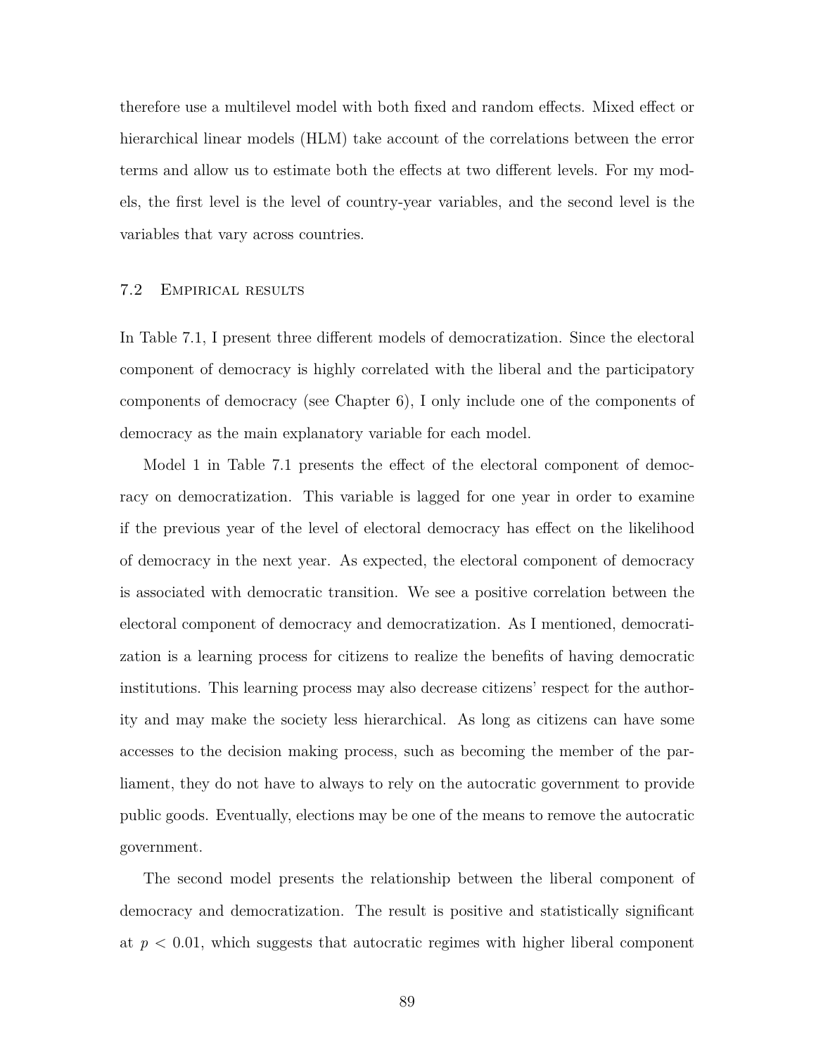therefore use a multilevel model with both fixed and random effects. Mixed effect or hierarchical linear models (HLM) take account of the correlations between the error terms and allow us to estimate both the effects at two different levels. For my models, the first level is the level of country-year variables, and the second level is the variables that vary across countries.

## 7.2 Empirical results

In Table 7.1, I present three different models of democratization. Since the electoral component of democracy is highly correlated with the liberal and the participatory components of democracy (see Chapter 6), I only include one of the components of democracy as the main explanatory variable for each model.

Model 1 in Table 7.1 presents the effect of the electoral component of democracy on democratization. This variable is lagged for one year in order to examine if the previous year of the level of electoral democracy has effect on the likelihood of democracy in the next year. As expected, the electoral component of democracy is associated with democratic transition. We see a positive correlation between the electoral component of democracy and democratization. As I mentioned, democratization is a learning process for citizens to realize the benefits of having democratic institutions. This learning process may also decrease citizens' respect for the authority and may make the society less hierarchical. As long as citizens can have some accesses to the decision making process, such as becoming the member of the parliament, they do not have to always to rely on the autocratic government to provide public goods. Eventually, elections may be one of the means to remove the autocratic government.

The second model presents the relationship between the liberal component of democracy and democratization. The result is positive and statistically significant at $p < 0.01$, which suggests that autocratic regimes with higher liberal component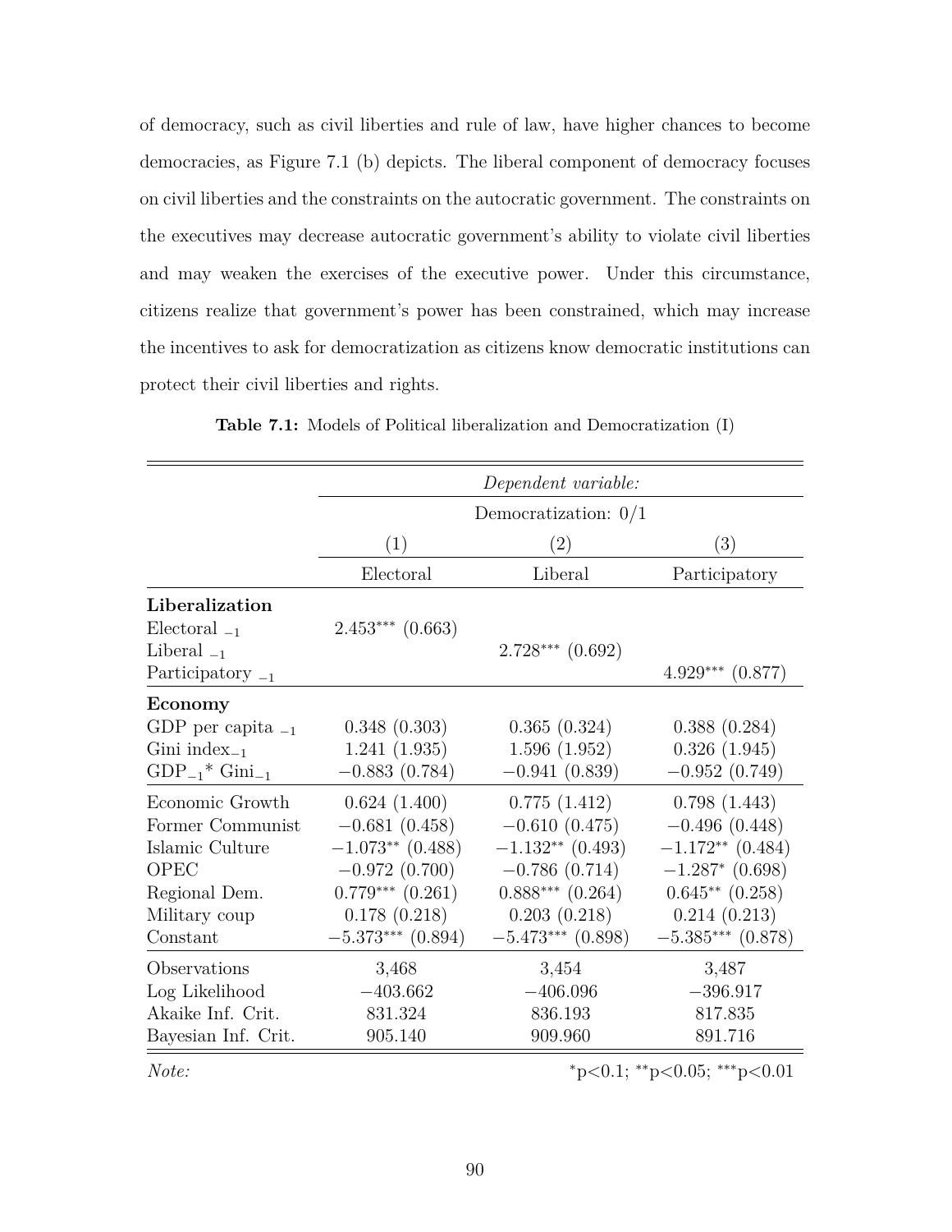of democracy, such as civil liberties and rule of law, have higher chances to become democracies, as Figure 7.1 (b) depicts. The liberal component of democracy focuses on civil liberties and the constraints on the autocratic government. The constraints on the executives may decrease autocratic government's ability to violate civil liberties and may weaken the exercises of the executive power. Under this circumstance, citizens realize that government's power has been constrained, which may increase the incentives to ask for democratization as citizens know democratic institutions can protect their civil liberties and rights.

**Table 7.1:** Models of Political liberalization and Democratization (I)

| | *Dependent variable:* | | |
|---|---|---|---|
| | Democratization: 0/1 | | |
| | (1) | (2) | (3) |
| | Electoral | Liberal | Participatory |
| **Liberalization** | | | |
| Electoral $_{-1}$ | $2.453^{***}$ (0.663) | | |
| Liberal $_{-1}$ | | $2.728^{***}$ (0.692) | |
| Participatory $_{-1}$ | | | $4.929^{***}$ (0.877) |
| **Economy** | | | |
| GDP per capita $_{-1}$ | 0.348 (0.303) | 0.365 (0.324) | 0.388 (0.284) |
| Gini index$_{-1}$ | 1.241 (1.935) | 1.596 (1.952) | 0.326 (1.945) |
| GDP$_{-1}$* Gini$_{-1}$ | −0.883 (0.784) | −0.941 (0.839) | −0.952 (0.749) |
| Economic Growth | 0.624 (1.400) | 0.775 (1.412) | 0.798 (1.443) |
| Former Communist | −0.681 (0.458) | −0.610 (0.475) | −0.496 (0.448) |
| Islamic Culture | $-1.073^{**}$ (0.488) | $-1.132^{**}$ (0.493) | $-1.172^{**}$ (0.484) |
| OPEC | −0.972 (0.700) | −0.786 (0.714) | $-1.287^{*}$ (0.698) |
| Regional Dem. | $0.779^{***}$ (0.261) | $0.888^{***}$ (0.264) | $0.645^{**}$ (0.258) |
| Military coup | 0.178 (0.218) | 0.203 (0.218) | 0.214 (0.213) |
| Constant | $-5.373^{***}$ (0.894) | $-5.473^{***}$ (0.898) | $-5.385^{***}$ (0.878) |
| Observations | 3,468 | 3,454 | 3,487 |
| Log Likelihood | −403.662 | −406.096 | −396.917 |
| Akaike Inf. Crit. | 831.324 | 836.193 | 817.835 |
| Bayesian Inf. Crit. | 905.140 | 909.960 | 891.716 |
| *Note:* | | | $^{*}$p<0.1; $^{**}$p<0.05; $^{***}$p<0.01 |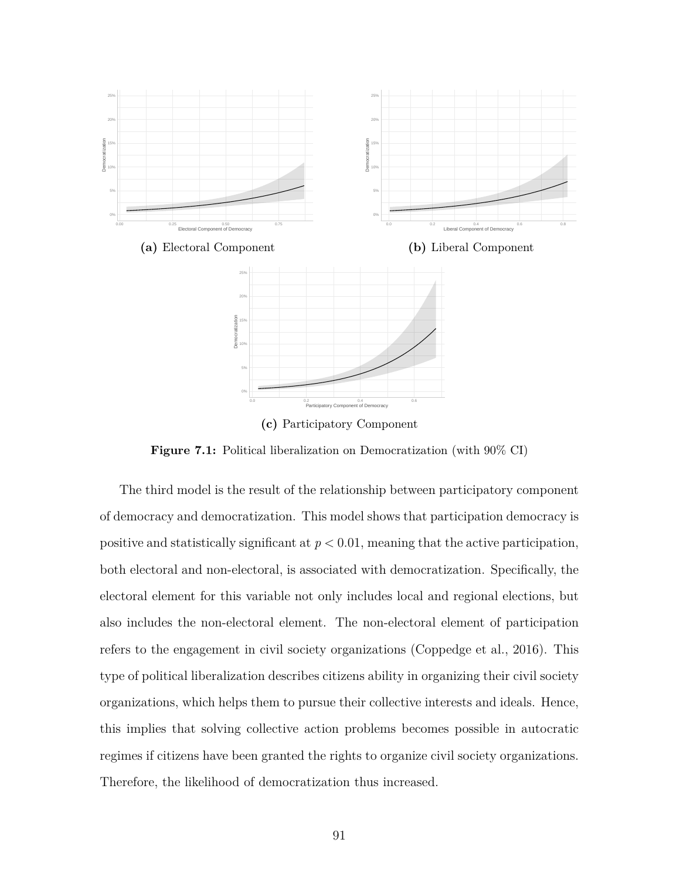(a) Electoral Component

(b) Liberal Component

(c) Participatory Component

**Figure 7.1:** Political liberalization on Democratization (with 90% CI)

The third model is the result of the relationship between participatory component of democracy and democratization. This model shows that participation democracy is positive and statistically significant at $p < 0.01$, meaning that the active participation, both electoral and non-electoral, is associated with democratization. Specifically, the electoral element for this variable not only includes local and regional elections, but also includes the non-electoral element. The non-electoral element of participation refers to the engagement in civil society organizations (Coppedge et al., 2016). This type of political liberalization describes citizens ability in organizing their civil society organizations, which helps them to pursue their collective interests and ideals. Hence, this implies that solving collective action problems becomes possible in autocratic regimes if citizens have been granted the rights to organize civil society organizations. Therefore, the likelihood of democratization thus increased.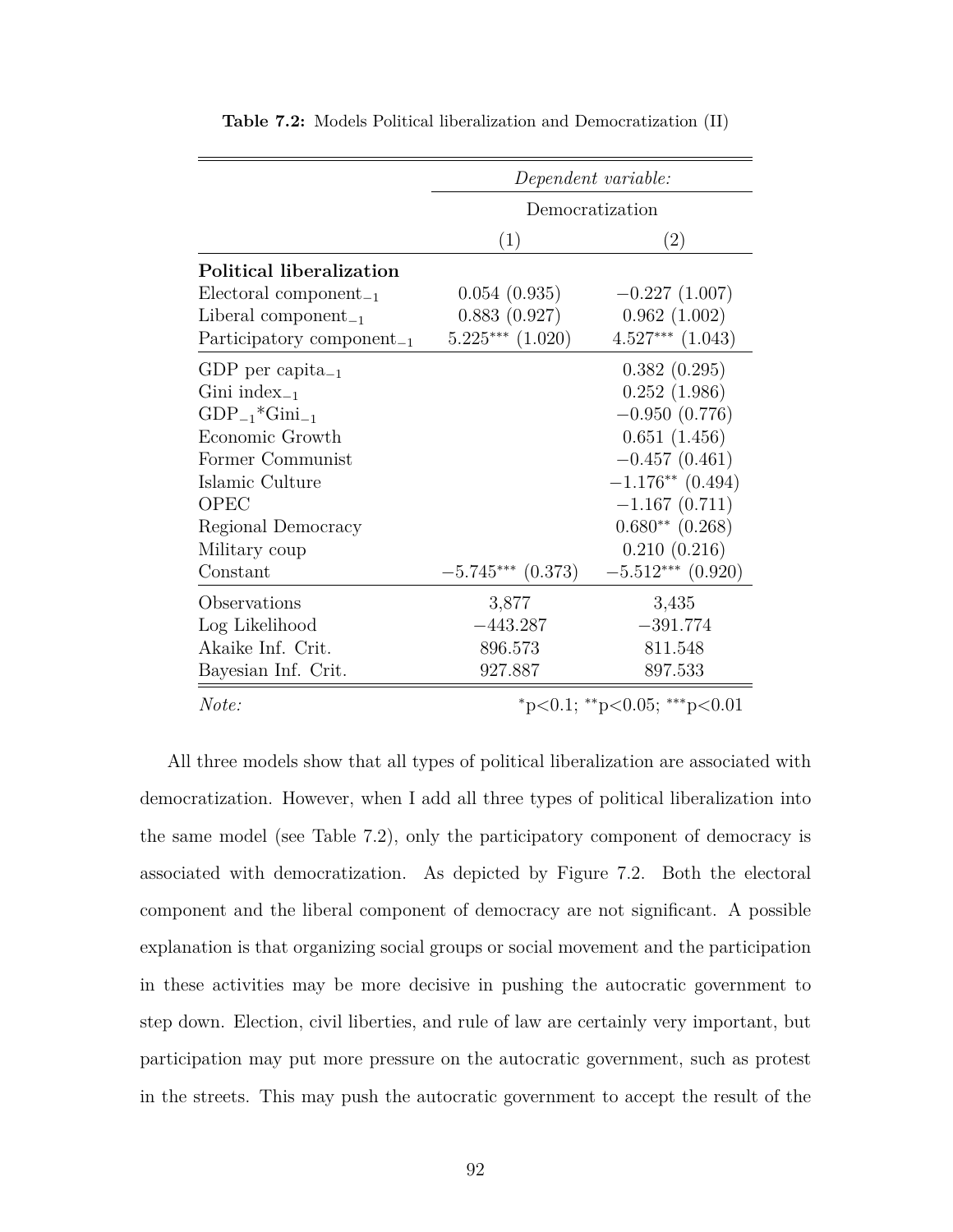**Table 7.2:** Models Political liberalization and Democratization (II)

| | *Dependent variable:* | |
|---|---|---|
| | Democratization | |
| | (1) | (2) |
| **Political liberalization** | | |
| Electoral component$_{-1}$ | 0.054 (0.935) | −0.227 (1.007) |
| Liberal component$_{-1}$ | 0.883 (0.927) | 0.962 (1.002) |
| Participatory component$_{-1}$ | 5.225$^{***}$ (1.020) | 4.527$^{***}$ (1.043) |
| GDP per capita$_{-1}$ | | 0.382 (0.295) |
| Gini index$_{-1}$ | | 0.252 (1.986) |
| GDP$_{-1}$*Gini$_{-1}$ | | −0.950 (0.776) |
| Economic Growth | | 0.651 (1.456) |
| Former Communist | | −0.457 (0.461) |
| Islamic Culture | | −1.176$^{**}$ (0.494) |
| OPEC | | −1.167 (0.711) |
| Regional Democracy | | 0.680$^{**}$ (0.268) |
| Military coup | | 0.210 (0.216) |
| Constant | −5.745$^{***}$ (0.373) | −5.512$^{***}$ (0.920) |
| Observations | 3,877 | 3,435 |
| Log Likelihood | −443.287 | −391.774 |
| Akaike Inf. Crit. | 896.573 | 811.548 |
| Bayesian Inf. Crit. | 927.887 | 897.533 |
| *Note:* | | $^{*}$p<0.1; $^{**}$p<0.05; $^{***}$p<0.01 |

All three models show that all types of political liberalization are associated with democratization. However, when I add all three types of political liberalization into the same model (see Table 7.2), only the participatory component of democracy is associated with democratization. As depicted by Figure 7.2. Both the electoral component and the liberal component of democracy are not significant. A possible explanation is that organizing social groups or social movement and the participation in these activities may be more decisive in pushing the autocratic government to step down. Election, civil liberties, and rule of law are certainly very important, but participation may put more pressure on the autocratic government, such as protest in the streets. This may push the autocratic government to accept the result of the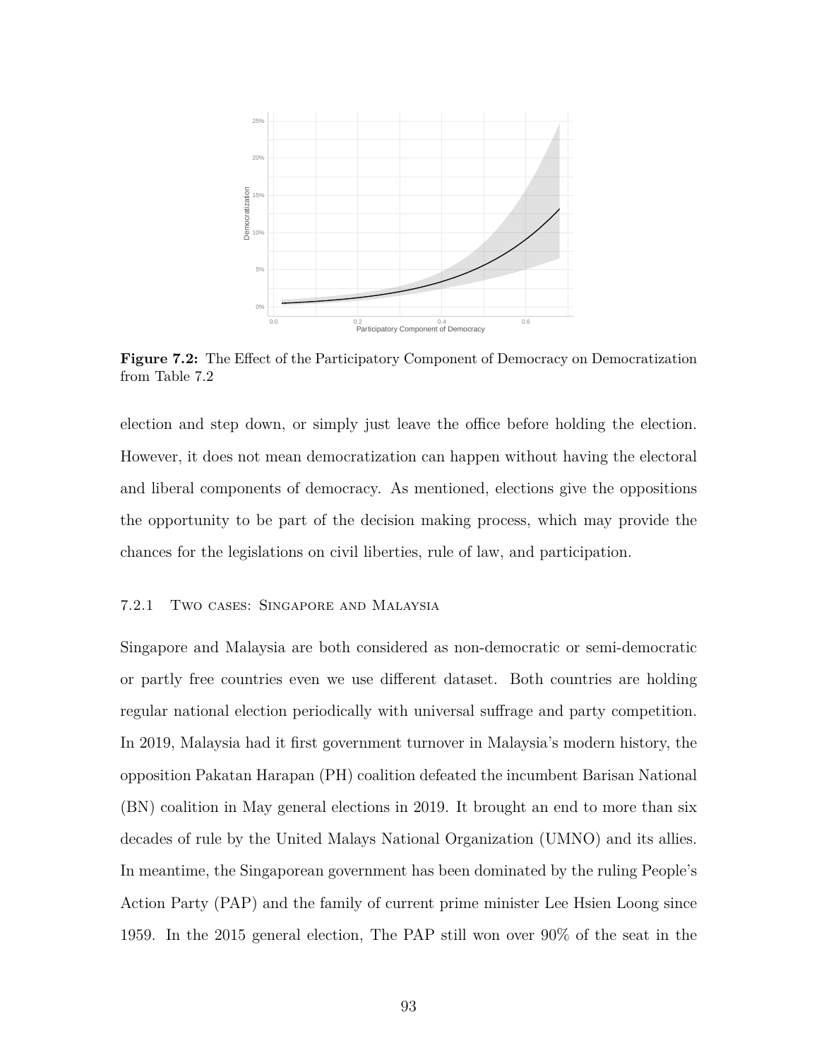**Figure 7.2:** The Effect of the Participatory Component of Democracy on Democratization from Table 7.2

election and step down, or simply just leave the office before holding the election. However, it does not mean democratization can happen without having the electoral and liberal components of democracy. As mentioned, elections give the oppositions the opportunity to be part of the decision making process, which may provide the chances for the legislations on civil liberties, rule of law, and participation.

### 7.2.1 Two cases: Singapore and Malaysia

Singapore and Malaysia are both considered as non-democratic or semi-democratic or partly free countries even we use different dataset. Both countries are holding regular national election periodically with universal suffrage and party competition. In 2019, Malaysia had it first government turnover in Malaysia's modern history, the opposition Pakatan Harapan (PH) coalition defeated the incumbent Barisan National (BN) coalition in May general elections in 2019. It brought an end to more than six decades of rule by the United Malays National Organization (UMNO) and its allies. In meantime, the Singaporean government has been dominated by the ruling People's Action Party (PAP) and the family of current prime minister Lee Hsien Loong since 1959. In the 2015 general election, The PAP still won over 90% of the seat in the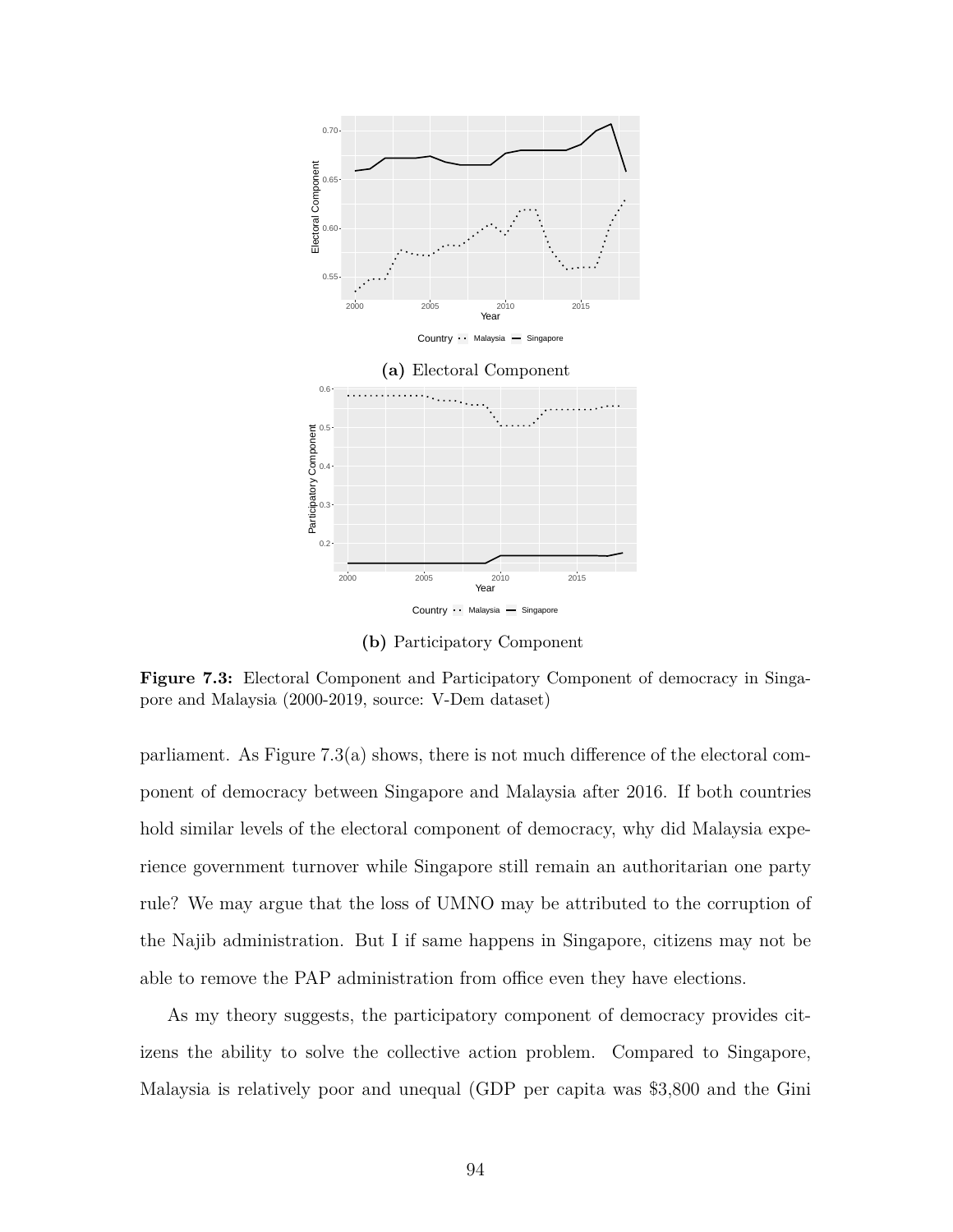**(a)** Electoral Component

**(b)** Participatory Component

**Figure 7.3:** Electoral Component and Participatory Component of democracy in Singapore and Malaysia (2000-2019, source: V-Dem dataset)

parliament. As Figure 7.3(a) shows, there is not much difference of the electoral component of democracy between Singapore and Malaysia after 2016. If both countries hold similar levels of the electoral component of democracy, why did Malaysia experience government turnover while Singapore still remain an authoritarian one party rule? We may argue that the loss of UMNO may be attributed to the corruption of the Najib administration. But I if same happens in Singapore, citizens may not be able to remove the PAP administration from office even they have elections.

As my theory suggests, the participatory component of democracy provides citizens the ability to solve the collective action problem. Compared to Singapore, Malaysia is relatively poor and unequal (GDP per capita was $3,800 and the Gini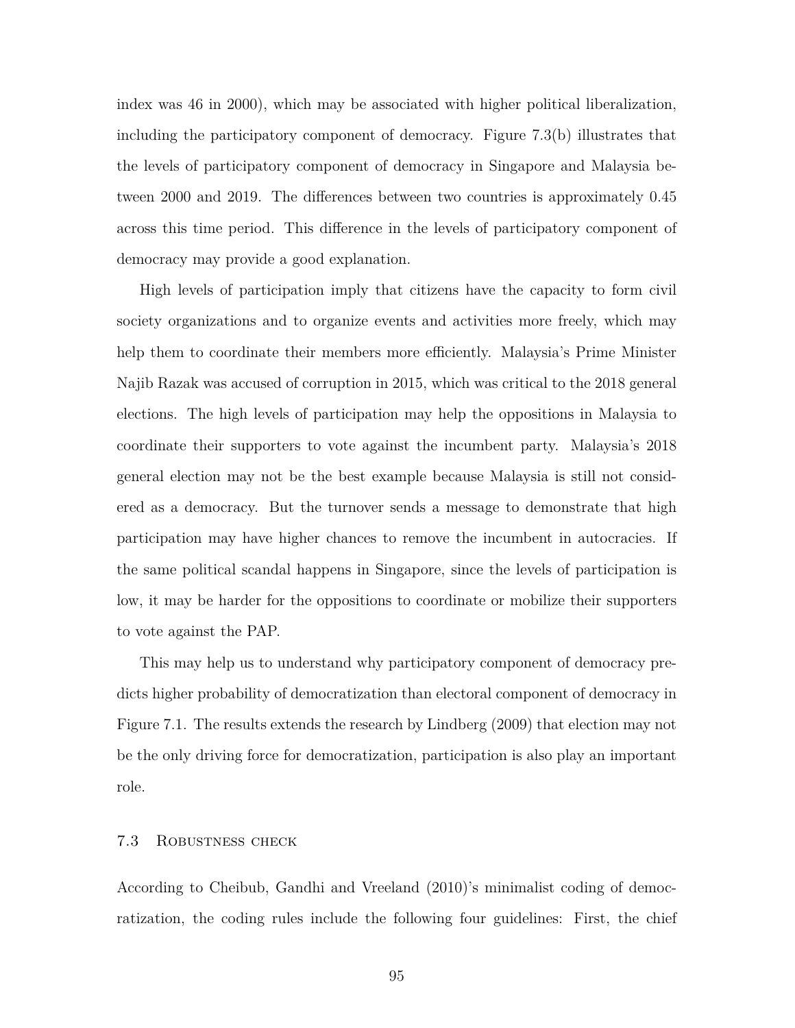index was 46 in 2000), which may be associated with higher political liberalization, including the participatory component of democracy. Figure 7.3(b) illustrates that the levels of participatory component of democracy in Singapore and Malaysia between 2000 and 2019. The differences between two countries is approximately 0.45 across this time period. This difference in the levels of participatory component of democracy may provide a good explanation.

High levels of participation imply that citizens have the capacity to form civil society organizations and to organize events and activities more freely, which may help them to coordinate their members more efficiently. Malaysia's Prime Minister Najib Razak was accused of corruption in 2015, which was critical to the 2018 general elections. The high levels of participation may help the oppositions in Malaysia to coordinate their supporters to vote against the incumbent party. Malaysia's 2018 general election may not be the best example because Malaysia is still not considered as a democracy. But the turnover sends a message to demonstrate that high participation may have higher chances to remove the incumbent in autocracies. If the same political scandal happens in Singapore, since the levels of participation is low, it may be harder for the oppositions to coordinate or mobilize their supporters to vote against the PAP.

This may help us to understand why participatory component of democracy predicts higher probability of democratization than electoral component of democracy in Figure 7.1. The results extends the research by Lindberg (2009) that election may not be the only driving force for democratization, participation is also play an important role.

## 7.3 Robustness check

According to Cheibub, Gandhi and Vreeland (2010)'s minimalist coding of democratization, the coding rules include the following four guidelines: First, the chief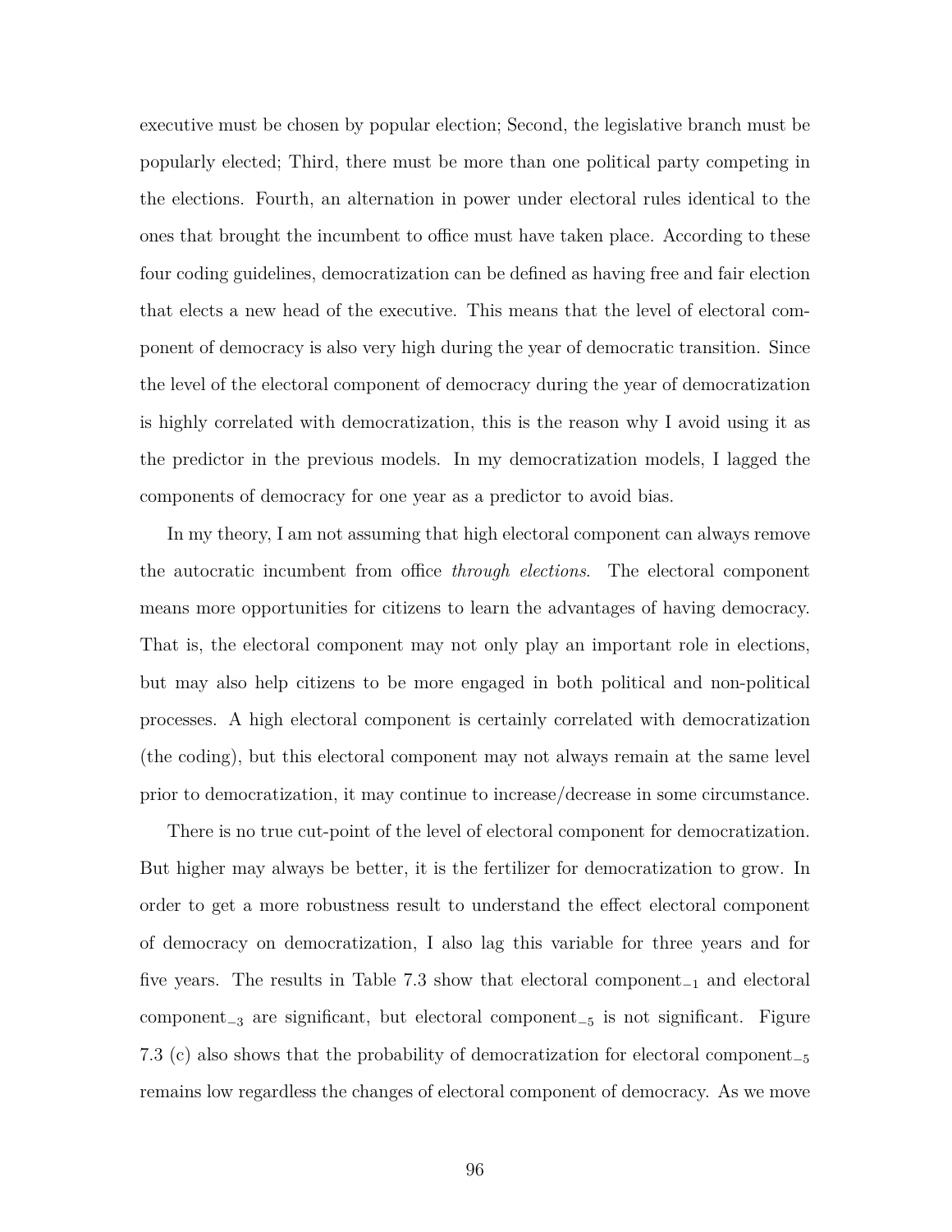executive must be chosen by popular election; Second, the legislative branch must be popularly elected; Third, there must be more than one political party competing in the elections. Fourth, an alternation in power under electoral rules identical to the ones that brought the incumbent to office must have taken place. According to these four coding guidelines, democratization can be defined as having free and fair election that elects a new head of the executive. This means that the level of electoral component of democracy is also very high during the year of democratic transition. Since the level of the electoral component of democracy during the year of democratization is highly correlated with democratization, this is the reason why I avoid using it as the predictor in the previous models. In my democratization models, I lagged the components of democracy for one year as a predictor to avoid bias.

In my theory, I am not assuming that high electoral component can always remove the autocratic incumbent from office *through elections*. The electoral component means more opportunities for citizens to learn the advantages of having democracy. That is, the electoral component may not only play an important role in elections, but may also help citizens to be more engaged in both political and non-political processes. A high electoral component is certainly correlated with democratization (the coding), but this electoral component may not always remain at the same level prior to democratization, it may continue to increase/decrease in some circumstance.

There is no true cut-point of the level of electoral component for democratization. But higher may always be better, it is the fertilizer for democratization to grow. In order to get a more robustness result to understand the effect electoral component of democracy on democratization, I also lag this variable for three years and for five years. The results in Table 7.3 show that electoral component$_{-1}$ and electoral component$_{-3}$ are significant, but electoral component$_{-5}$ is not significant. Figure 7.3 (c) also shows that the probability of democratization for electoral component$_{-5}$ remains low regardless the changes of electoral component of democracy. As we move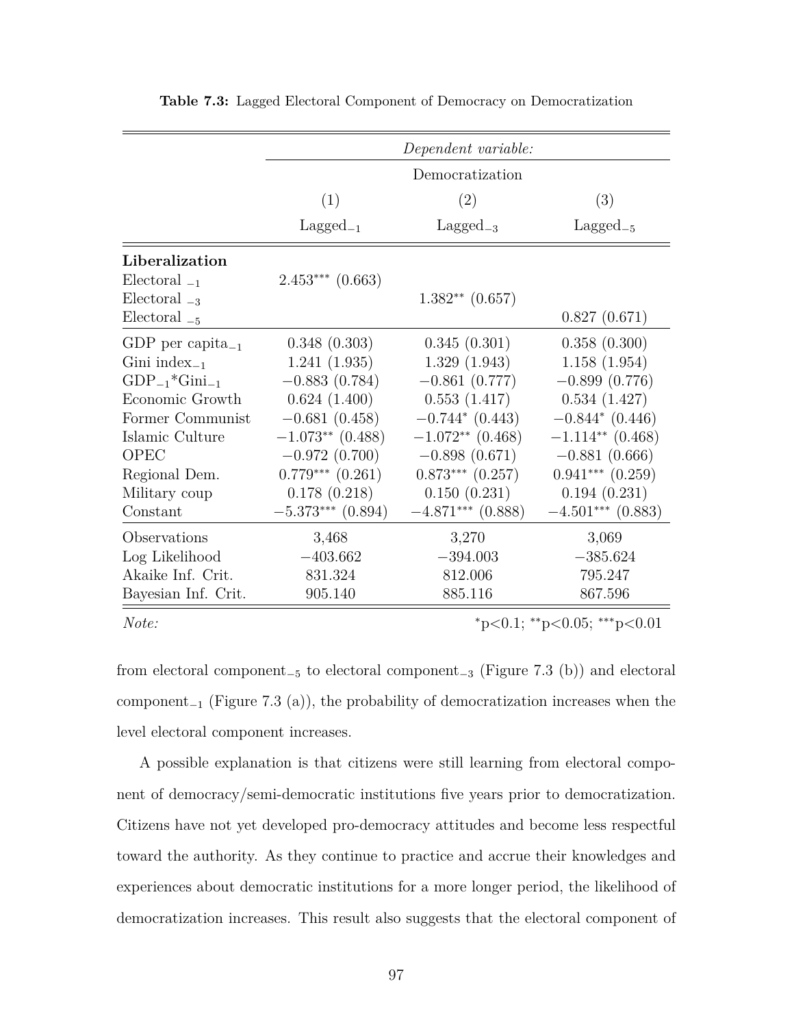**Table 7.3:** Lagged Electoral Component of Democracy on Democratization

| | *Dependent variable:* | | |
|---|---|---|---|
| | Democratization | | |
| | (1) | (2) | (3) |
| | $\text{Lagged}_{-1}$ | $\text{Lagged}_{-3}$ | $\text{Lagged}_{-5}$ |
| **Liberalization** | | | |
| $\text{Electoral}_{-1}$ | $2.453^{***}$ (0.663) | | |
| $\text{Electoral}_{-3}$ | | $1.382^{**}$ (0.657) | |
| $\text{Electoral}_{-5}$ | | | 0.827 (0.671) |
| GDP per $\text{capita}_{-1}$ | 0.348 (0.303) | 0.345 (0.301) | 0.358 (0.300) |
| Gini $\text{index}_{-1}$ | 1.241 (1.935) | 1.329 (1.943) | 1.158 (1.954) |
| $\text{GDP}_{-1}$*$\text{Gini}_{-1}$ | −0.883 (0.784) | −0.861 (0.777) | −0.899 (0.776) |
| Economic Growth | 0.624 (1.400) | 0.553 (1.417) | 0.534 (1.427) |
| Former Communist | −0.681 (0.458) | $-0.744^{*}$ (0.443) | $-0.844^{*}$ (0.446) |
| Islamic Culture | $-1.073^{**}$ (0.488) | $-1.072^{**}$ (0.468) | $-1.114^{**}$ (0.468) |
| OPEC | −0.972 (0.700) | −0.898 (0.671) | −0.881 (0.666) |
| Regional Dem. | $0.779^{***}$ (0.261) | $0.873^{***}$ (0.257) | $0.941^{***}$ (0.259) |
| Military coup | 0.178 (0.218) | 0.150 (0.231) | 0.194 (0.231) |
| Constant | $-5.373^{***}$ (0.894) | $-4.871^{***}$ (0.888) | $-4.501^{***}$ (0.883) |
| Observations | 3,468 | 3,270 | 3,069 |
| Log Likelihood | −403.662 | −394.003 | −385.624 |
| Akaike Inf. Crit. | 831.324 | 812.006 | 795.247 |
| Bayesian Inf. Crit. | 905.140 | 885.116 | 867.596 |
| *Note:* | | | $^{*}$p<0.1; $^{**}$p<0.05; $^{***}$p<0.01 |

from electoral $\text{component}_{-5}$ to electoral $\text{component}_{-3}$ (Figure 7.3 (b)) and electoral $\text{component}_{-1}$ (Figure 7.3 (a)), the probability of democratization increases when the level electoral component increases.

A possible explanation is that citizens were still learning from electoral component of democracy/semi-democratic institutions five years prior to democratization. Citizens have not yet developed pro-democracy attitudes and become less respectful toward the authority. As they continue to practice and accrue their knowledges and experiences about democratic institutions for a more longer period, the likelihood of democratization increases. This result also suggests that the electoral component of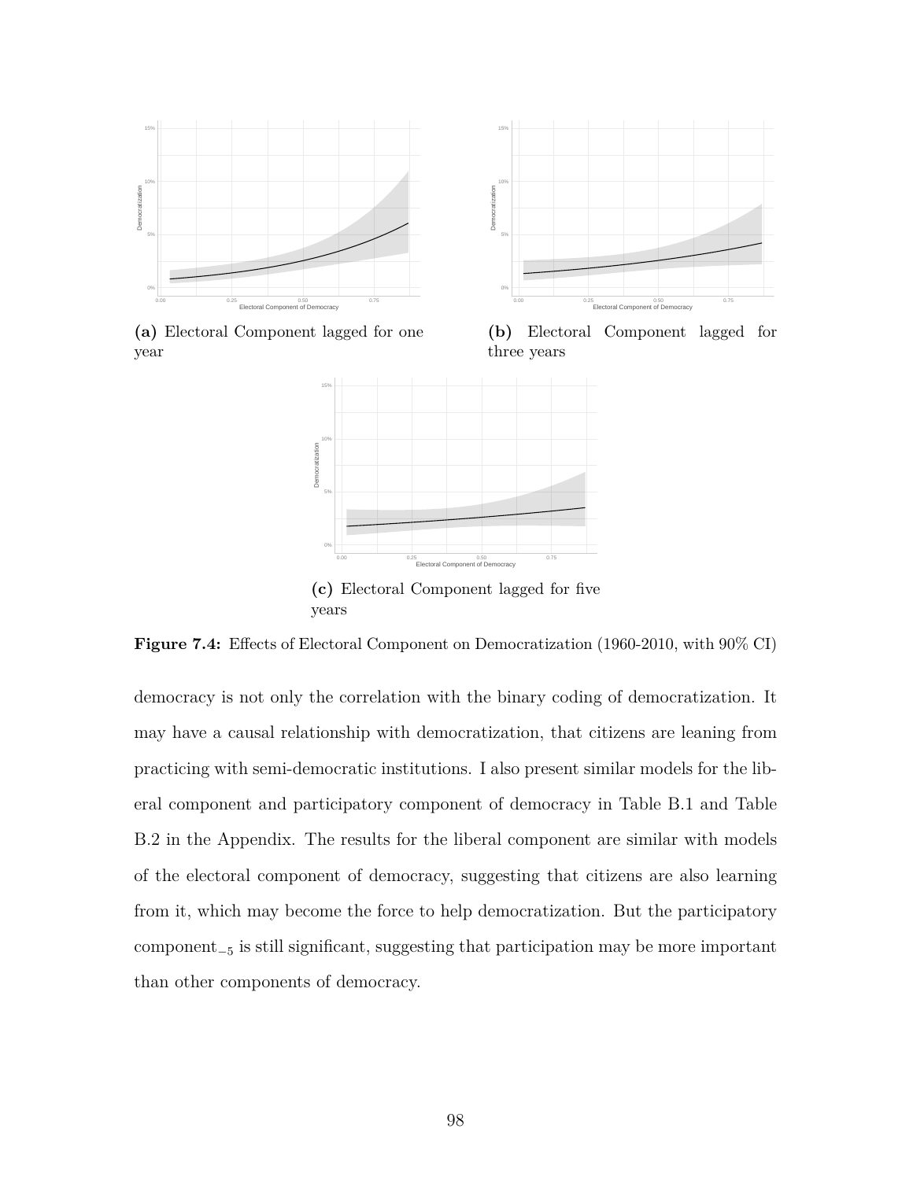**(a)** Electoral Component lagged for one year

**(b)** Electoral Component lagged for three years

**(c)** Electoral Component lagged for five years

**Figure 7.4:** Effects of Electoral Component on Democratization (1960-2010, with 90% CI)

democracy is not only the correlation with the binary coding of democratization. It may have a causal relationship with democratization, that citizens are leaning from practicing with semi-democratic institutions. I also present similar models for the liberal component and participatory component of democracy in Table B.1 and Table B.2 in the Appendix. The results for the liberal component are similar with models of the electoral component of democracy, suggesting that citizens are also learning from it, which may become the force to help democratization. But the participatory component$_{-5}$ is still significant, suggesting that participation may be more important than other components of democracy.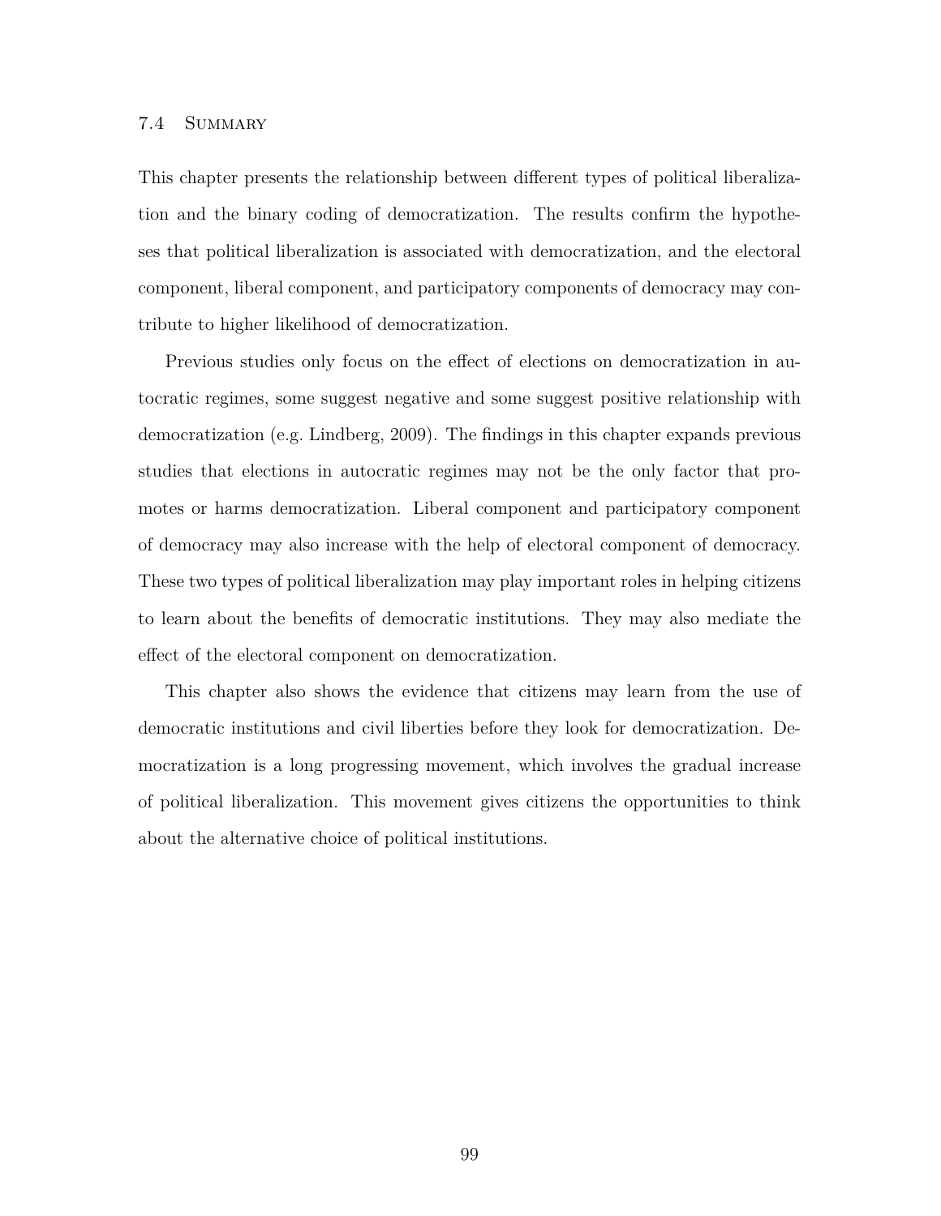### 7.4 Summary

This chapter presents the relationship between different types of political liberalization and the binary coding of democratization. The results confirm the hypotheses that political liberalization is associated with democratization, and the electoral component, liberal component, and participatory components of democracy may contribute to higher likelihood of democratization.

Previous studies only focus on the effect of elections on democratization in autocratic regimes, some suggest negative and some suggest positive relationship with democratization (e.g. Lindberg, 2009). The findings in this chapter expands previous studies that elections in autocratic regimes may not be the only factor that promotes or harms democratization. Liberal component and participatory component of democracy may also increase with the help of electoral component of democracy. These two types of political liberalization may play important roles in helping citizens to learn about the benefits of democratic institutions. They may also mediate the effect of the electoral component on democratization.

This chapter also shows the evidence that citizens may learn from the use of democratic institutions and civil liberties before they look for democratization. Democratization is a long progressing movement, which involves the gradual increase of political liberalization. This movement gives citizens the opportunities to think about the alternative choice of political institutions.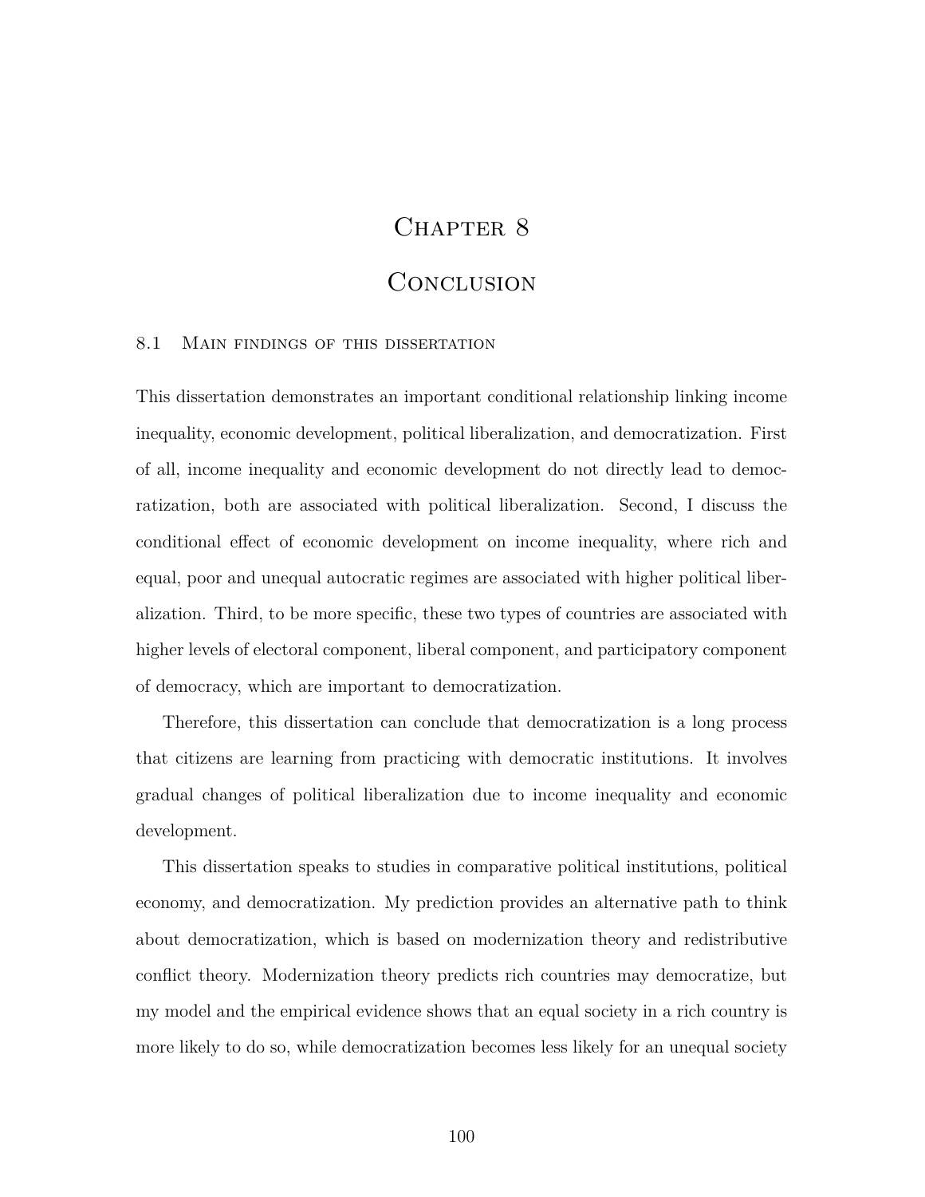# Chapter 8

# Conclusion

## 8.1 Main findings of this dissertation

This dissertation demonstrates an important conditional relationship linking income inequality, economic development, political liberalization, and democratization. First of all, income inequality and economic development do not directly lead to democratization, both are associated with political liberalization. Second, I discuss the conditional effect of economic development on income inequality, where rich and equal, poor and unequal autocratic regimes are associated with higher political liberalization. Third, to be more specific, these two types of countries are associated with higher levels of electoral component, liberal component, and participatory component of democracy, which are important to democratization.

Therefore, this dissertation can conclude that democratization is a long process that citizens are learning from practicing with democratic institutions. It involves gradual changes of political liberalization due to income inequality and economic development.

This dissertation speaks to studies in comparative political institutions, political economy, and democratization. My prediction provides an alternative path to think about democratization, which is based on modernization theory and redistributive conflict theory. Modernization theory predicts rich countries may democratize, but my model and the empirical evidence shows that an equal society in a rich country is more likely to do so, while democratization becomes less likely for an unequal society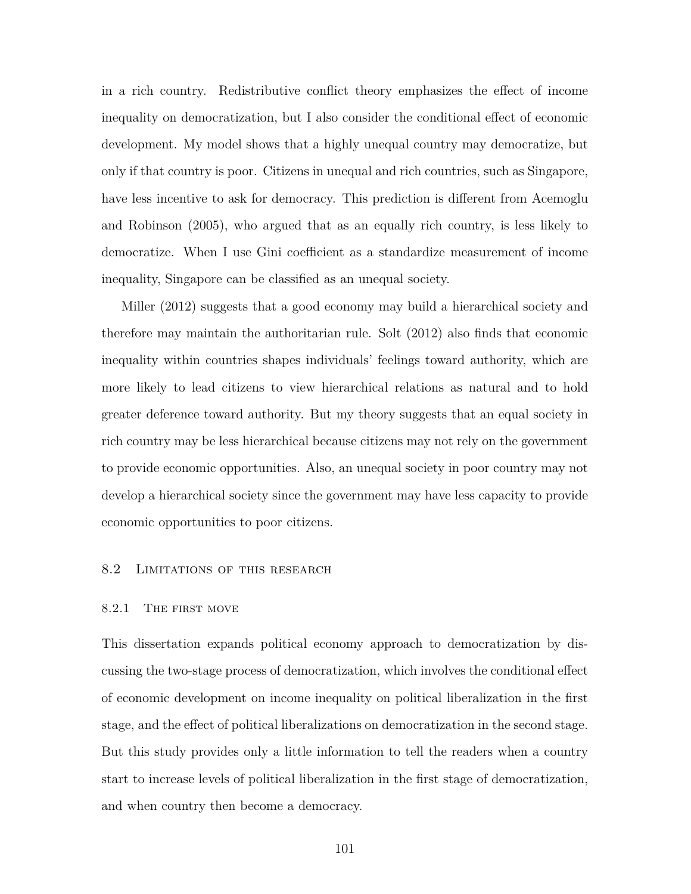in a rich country. Redistributive conflict theory emphasizes the effect of income inequality on democratization, but I also consider the conditional effect of economic development. My model shows that a highly unequal country may democratize, but only if that country is poor. Citizens in unequal and rich countries, such as Singapore, have less incentive to ask for democracy. This prediction is different from Acemoglu and Robinson (2005), who argued that as an equally rich country, is less likely to democratize. When I use Gini coefficient as a standardize measurement of income inequality, Singapore can be classified as an unequal society.

Miller (2012) suggests that a good economy may build a hierarchical society and therefore may maintain the authoritarian rule. Solt (2012) also finds that economic inequality within countries shapes individuals' feelings toward authority, which are more likely to lead citizens to view hierarchical relations as natural and to hold greater deference toward authority. But my theory suggests that an equal society in rich country may be less hierarchical because citizens may not rely on the government to provide economic opportunities. Also, an unequal society in poor country may not develop a hierarchical society since the government may have less capacity to provide economic opportunities to poor citizens.

## 8.2 Limitations of this research

### 8.2.1 The first move

This dissertation expands political economy approach to democratization by discussing the two-stage process of democratization, which involves the conditional effect of economic development on income inequality on political liberalization in the first stage, and the effect of political liberalizations on democratization in the second stage. But this study provides only a little information to tell the readers when a country start to increase levels of political liberalization in the first stage of democratization, and when country then become a democracy.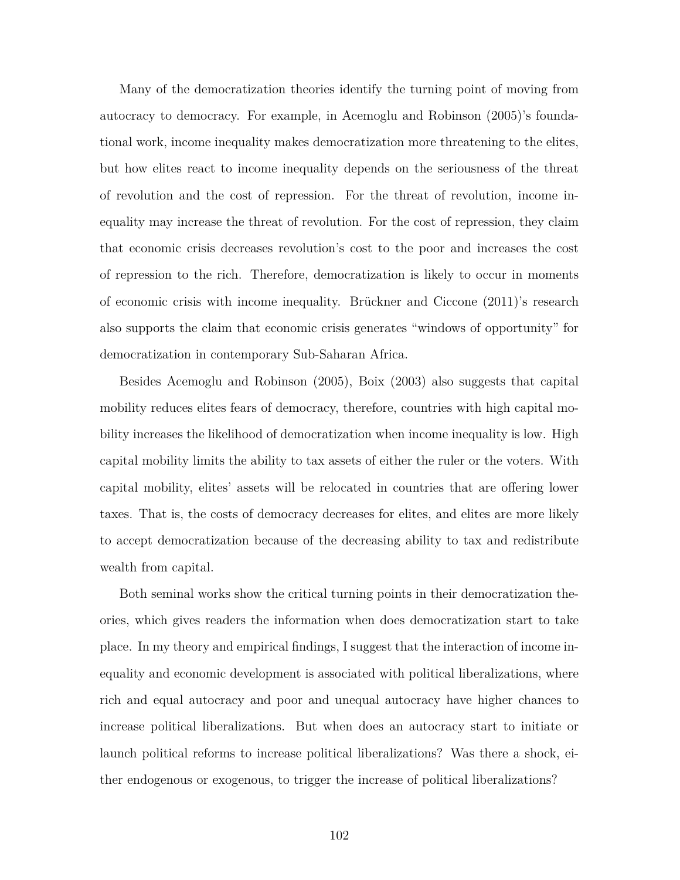Many of the democratization theories identify the turning point of moving from autocracy to democracy. For example, in Acemoglu and Robinson (2005)'s foundational work, income inequality makes democratization more threatening to the elites, but how elites react to income inequality depends on the seriousness of the threat of revolution and the cost of repression. For the threat of revolution, income inequality may increase the threat of revolution. For the cost of repression, they claim that economic crisis decreases revolution's cost to the poor and increases the cost of repression to the rich. Therefore, democratization is likely to occur in moments of economic crisis with income inequality. Brückner and Ciccone (2011)'s research also supports the claim that economic crisis generates "windows of opportunity" for democratization in contemporary Sub-Saharan Africa.

Besides Acemoglu and Robinson (2005), Boix (2003) also suggests that capital mobility reduces elites fears of democracy, therefore, countries with high capital mobility increases the likelihood of democratization when income inequality is low. High capital mobility limits the ability to tax assets of either the ruler or the voters. With capital mobility, elites' assets will be relocated in countries that are offering lower taxes. That is, the costs of democracy decreases for elites, and elites are more likely to accept democratization because of the decreasing ability to tax and redistribute wealth from capital.

Both seminal works show the critical turning points in their democratization theories, which gives readers the information when does democratization start to take place. In my theory and empirical findings, I suggest that the interaction of income inequality and economic development is associated with political liberalizations, where rich and equal autocracy and poor and unequal autocracy have higher chances to increase political liberalizations. But when does an autocracy start to initiate or launch political reforms to increase political liberalizations? Was there a shock, either endogenous or exogenous, to trigger the increase of political liberalizations?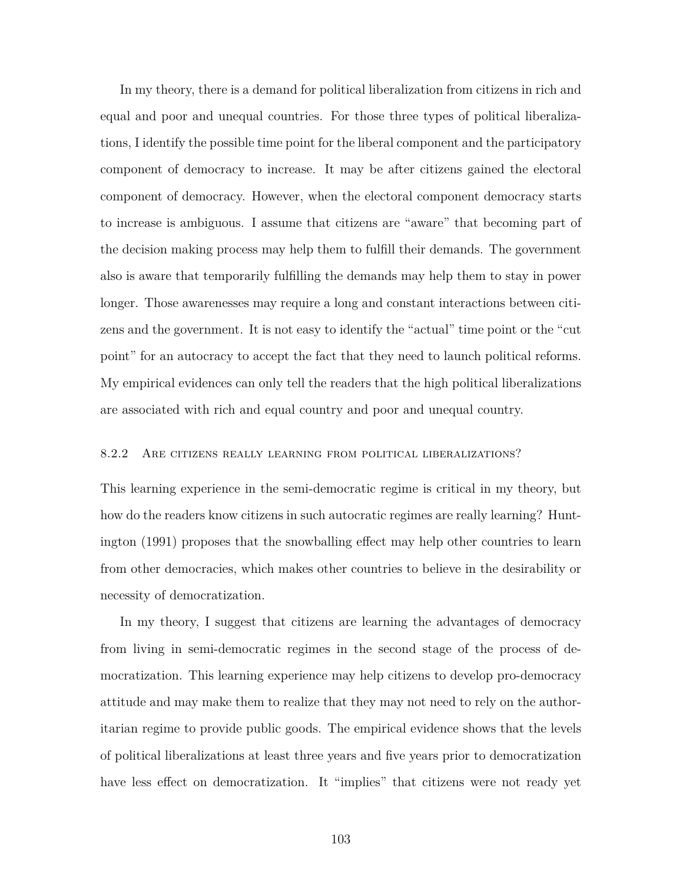In my theory, there is a demand for political liberalization from citizens in rich and equal and poor and unequal countries. For those three types of political liberalizations, I identify the possible time point for the liberal component and the participatory component of democracy to increase. It may be after citizens gained the electoral component of democracy. However, when the electoral component democracy starts to increase is ambiguous. I assume that citizens are "aware" that becoming part of the decision making process may help them to fulfill their demands. The government also is aware that temporarily fulfilling the demands may help them to stay in power longer. Those awarenesses may require a long and constant interactions between citizens and the government. It is not easy to identify the "actual" time point or the "cut point" for an autocracy to accept the fact that they need to launch political reforms. My empirical evidences can only tell the readers that the high political liberalizations are associated with rich and equal country and poor and unequal country.

### 8.2.2 Are citizens really learning from political liberalizations?

This learning experience in the semi-democratic regime is critical in my theory, but how do the readers know citizens in such autocratic regimes are really learning? Huntington (1991) proposes that the snowballing effect may help other countries to learn from other democracies, which makes other countries to believe in the desirability or necessity of democratization.

In my theory, I suggest that citizens are learning the advantages of democracy from living in semi-democratic regimes in the second stage of the process of democratization. This learning experience may help citizens to develop pro-democracy attitude and may make them to realize that they may not need to rely on the authoritarian regime to provide public goods. The empirical evidence shows that the levels of political liberalizations at least three years and five years prior to democratization have less effect on democratization. It "implies" that citizens were not ready yet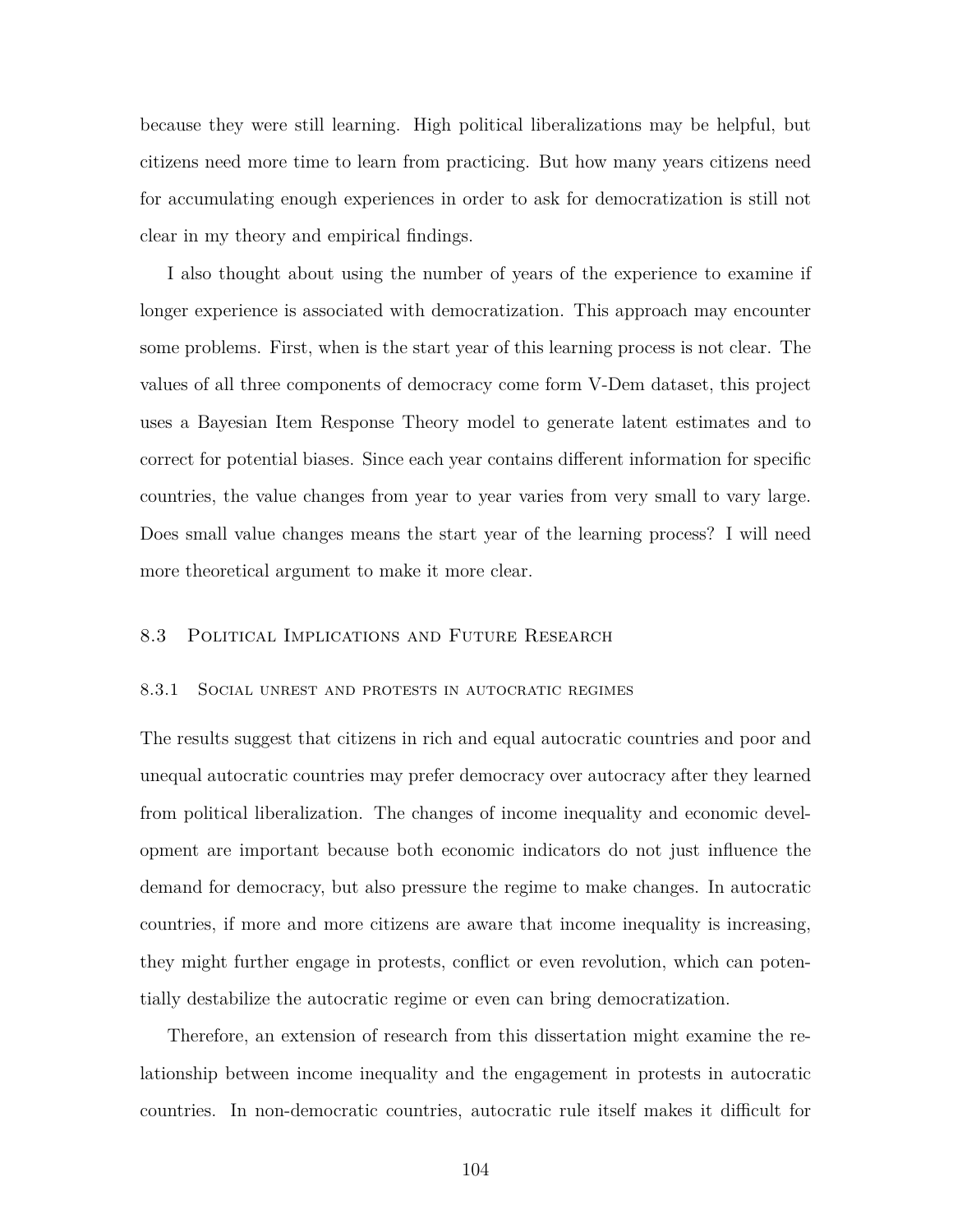because they were still learning. High political liberalizations may be helpful, but citizens need more time to learn from practicing. But how many years citizens need for accumulating enough experiences in order to ask for democratization is still not clear in my theory and empirical findings.

I also thought about using the number of years of the experience to examine if longer experience is associated with democratization. This approach may encounter some problems. First, when is the start year of this learning process is not clear. The values of all three components of democracy come form V-Dem dataset, this project uses a Bayesian Item Response Theory model to generate latent estimates and to correct for potential biases. Since each year contains different information for specific countries, the value changes from year to year varies from very small to vary large. Does small value changes means the start year of the learning process? I will need more theoretical argument to make it more clear.

## 8.3 Political Implications and Future Research

### 8.3.1 Social unrest and protests in autocratic regimes

The results suggest that citizens in rich and equal autocratic countries and poor and unequal autocratic countries may prefer democracy over autocracy after they learned from political liberalization. The changes of income inequality and economic development are important because both economic indicators do not just influence the demand for democracy, but also pressure the regime to make changes. In autocratic countries, if more and more citizens are aware that income inequality is increasing, they might further engage in protests, conflict or even revolution, which can potentially destabilize the autocratic regime or even can bring democratization.

Therefore, an extension of research from this dissertation might examine the relationship between income inequality and the engagement in protests in autocratic countries. In non-democratic countries, autocratic rule itself makes it difficult for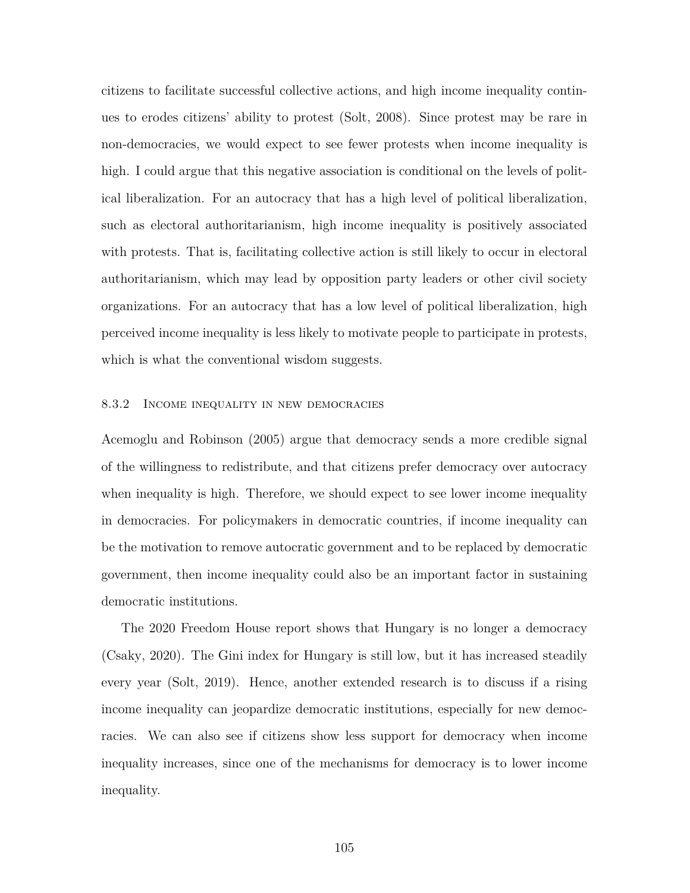citizens to facilitate successful collective actions, and high income inequality continues to erodes citizens' ability to protest (Solt, 2008). Since protest may be rare in non-democracies, we would expect to see fewer protests when income inequality is high. I could argue that this negative association is conditional on the levels of political liberalization. For an autocracy that has a high level of political liberalization, such as electoral authoritarianism, high income inequality is positively associated with protests. That is, facilitating collective action is still likely to occur in electoral authoritarianism, which may lead by opposition party leaders or other civil society organizations. For an autocracy that has a low level of political liberalization, high perceived income inequality is less likely to motivate people to participate in protests, which is what the conventional wisdom suggests.

### 8.3.2 Income inequality in new democracies

Acemoglu and Robinson (2005) argue that democracy sends a more credible signal of the willingness to redistribute, and that citizens prefer democracy over autocracy when inequality is high. Therefore, we should expect to see lower income inequality in democracies. For policymakers in democratic countries, if income inequality can be the motivation to remove autocratic government and to be replaced by democratic government, then income inequality could also be an important factor in sustaining democratic institutions.

The 2020 Freedom House report shows that Hungary is no longer a democracy (Csaky, 2020). The Gini index for Hungary is still low, but it has increased steadily every year (Solt, 2019). Hence, another extended research is to discuss if a rising income inequality can jeopardize democratic institutions, especially for new democracies. We can also see if citizens show less support for democracy when income inequality increases, since one of the mechanisms for democracy is to lower income inequality.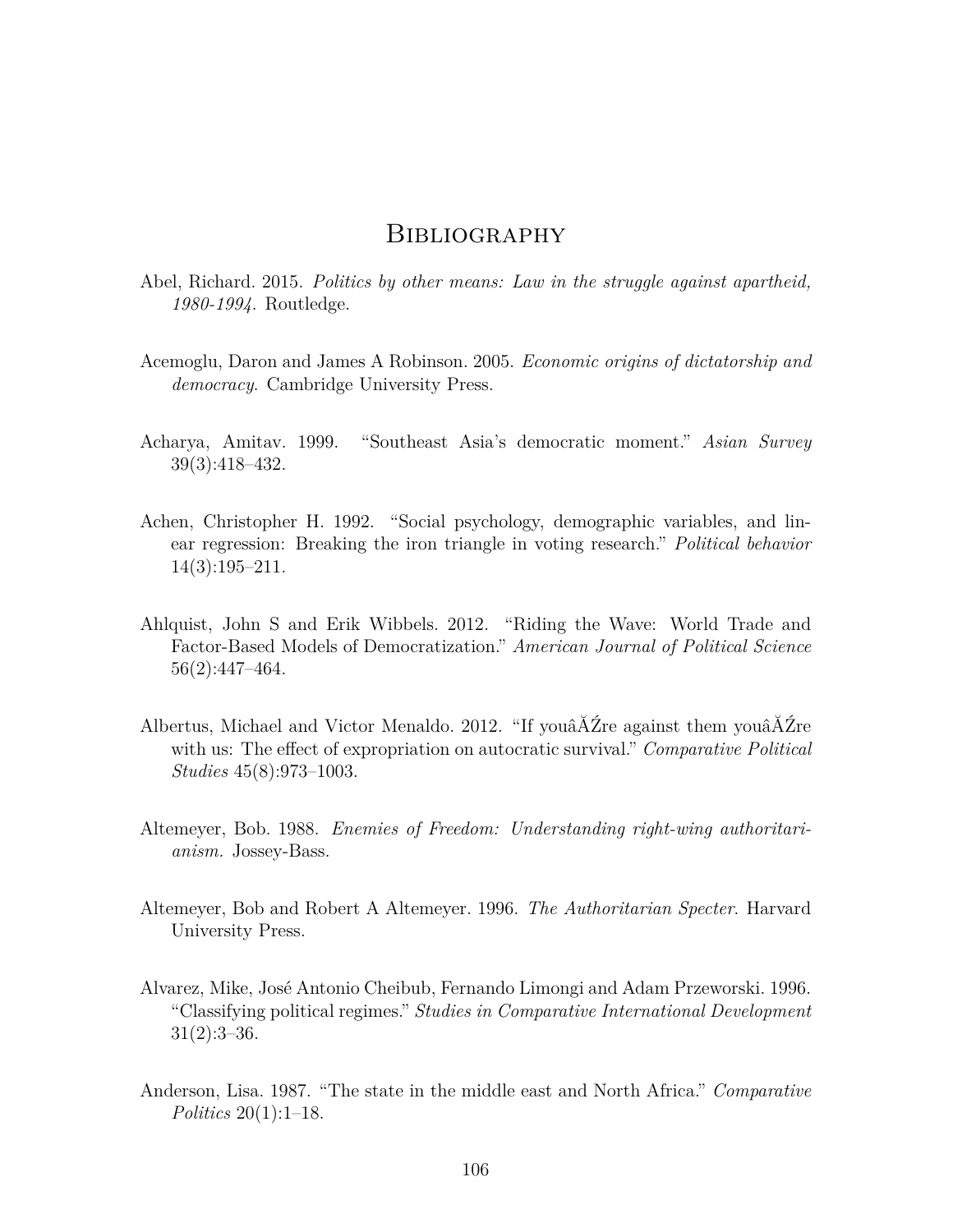# Bibliography

Abel, Richard. 2015. *Politics by other means: Law in the struggle against apartheid, 1980-1994*. Routledge.

Acemoglu, Daron and James A Robinson. 2005. *Economic origins of dictatorship and democracy*. Cambridge University Press.

Acharya, Amitav. 1999. "Southeast Asia's democratic moment." *Asian Survey* 39(3):418–432.

Achen, Christopher H. 1992. "Social psychology, demographic variables, and linear regression: Breaking the iron triangle in voting research." *Political behavior* 14(3):195–211.

Ahlquist, John S and Erik Wibbels. 2012. "Riding the Wave: World Trade and Factor-Based Models of Democratization." *American Journal of Political Science* 56(2):447–464.

Albertus, Michael and Victor Menaldo. 2012. "If youâĂŹre against them youâĂŹre with us: The effect of expropriation on autocratic survival." *Comparative Political Studies* 45(8):973–1003.

Altemeyer, Bob. 1988. *Enemies of Freedom: Understanding right-wing authoritarianism.* Jossey-Bass.

Altemeyer, Bob and Robert A Altemeyer. 1996. *The Authoritarian Specter*. Harvard University Press.

Alvarez, Mike, José Antonio Cheibub, Fernando Limongi and Adam Przeworski. 1996. "Classifying political regimes." *Studies in Comparative International Development* 31(2):3–36.

Anderson, Lisa. 1987. "The state in the middle east and North Africa." *Comparative Politics* 20(1):1–18.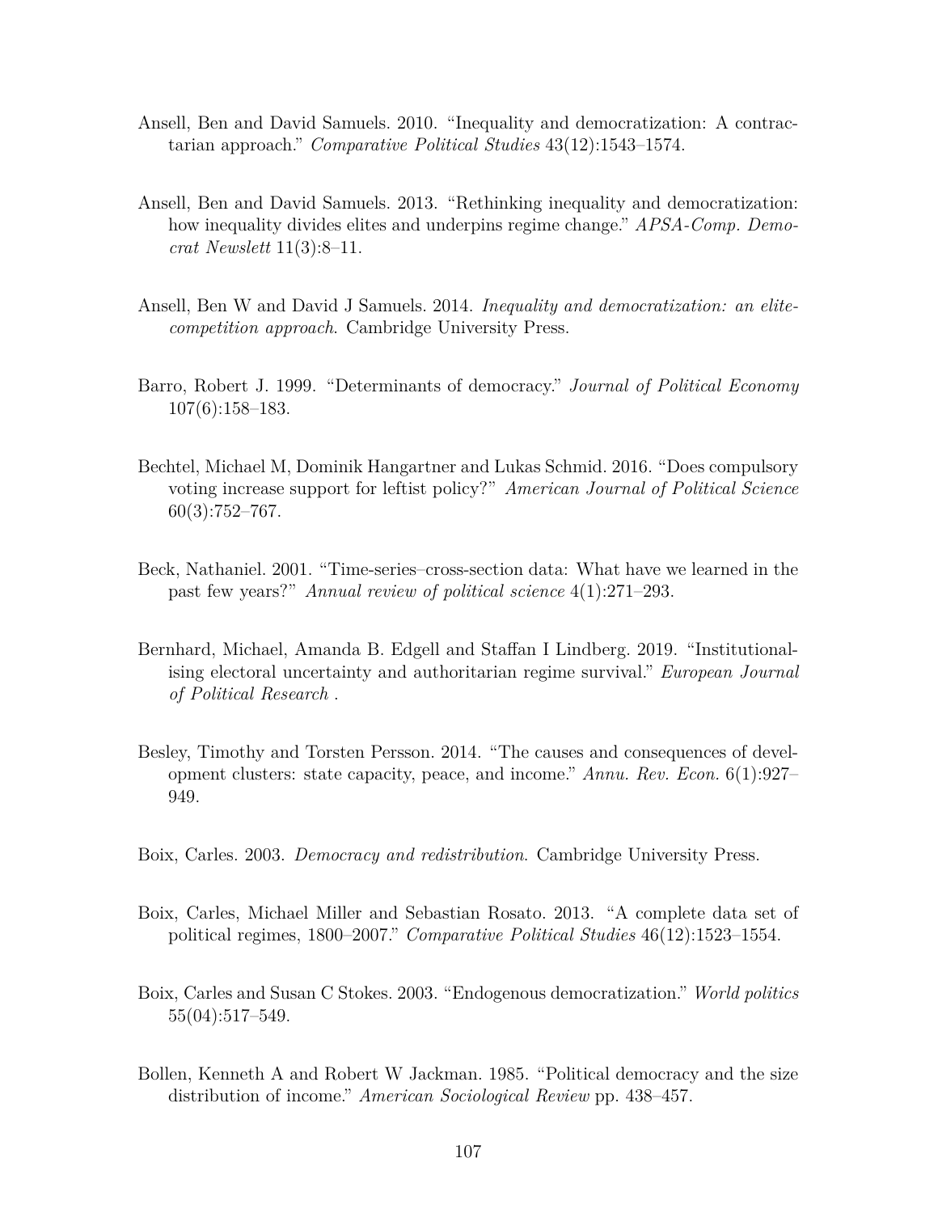Ansell, Ben and David Samuels. 2010. "Inequality and democratization: A contractarian approach." *Comparative Political Studies* 43(12):1543–1574.

Ansell, Ben and David Samuels. 2013. "Rethinking inequality and democratization: how inequality divides elites and underpins regime change." *APSA-Comp. Democrat Newslett* 11(3):8–11.

Ansell, Ben W and David J Samuels. 2014. *Inequality and democratization: an elite-competition approach*. Cambridge University Press.

Barro, Robert J. 1999. "Determinants of democracy." *Journal of Political Economy* 107(6):158–183.

Bechtel, Michael M, Dominik Hangartner and Lukas Schmid. 2016. "Does compulsory voting increase support for leftist policy?" *American Journal of Political Science* 60(3):752–767.

Beck, Nathaniel. 2001. "Time-series–cross-section data: What have we learned in the past few years?" *Annual review of political science* 4(1):271–293.

Bernhard, Michael, Amanda B. Edgell and Staffan I Lindberg. 2019. "Institutionalising electoral uncertainty and authoritarian regime survival." *European Journal of Political Research* .

Besley, Timothy and Torsten Persson. 2014. "The causes and consequences of development clusters: state capacity, peace, and income." *Annu. Rev. Econ.* 6(1):927–949.

Boix, Carles. 2003. *Democracy and redistribution*. Cambridge University Press.

Boix, Carles, Michael Miller and Sebastian Rosato. 2013. "A complete data set of political regimes, 1800–2007." *Comparative Political Studies* 46(12):1523–1554.

Boix, Carles and Susan C Stokes. 2003. "Endogenous democratization." *World politics* 55(04):517–549.

Bollen, Kenneth A and Robert W Jackman. 1985. "Political democracy and the size distribution of income." *American Sociological Review* pp. 438–457.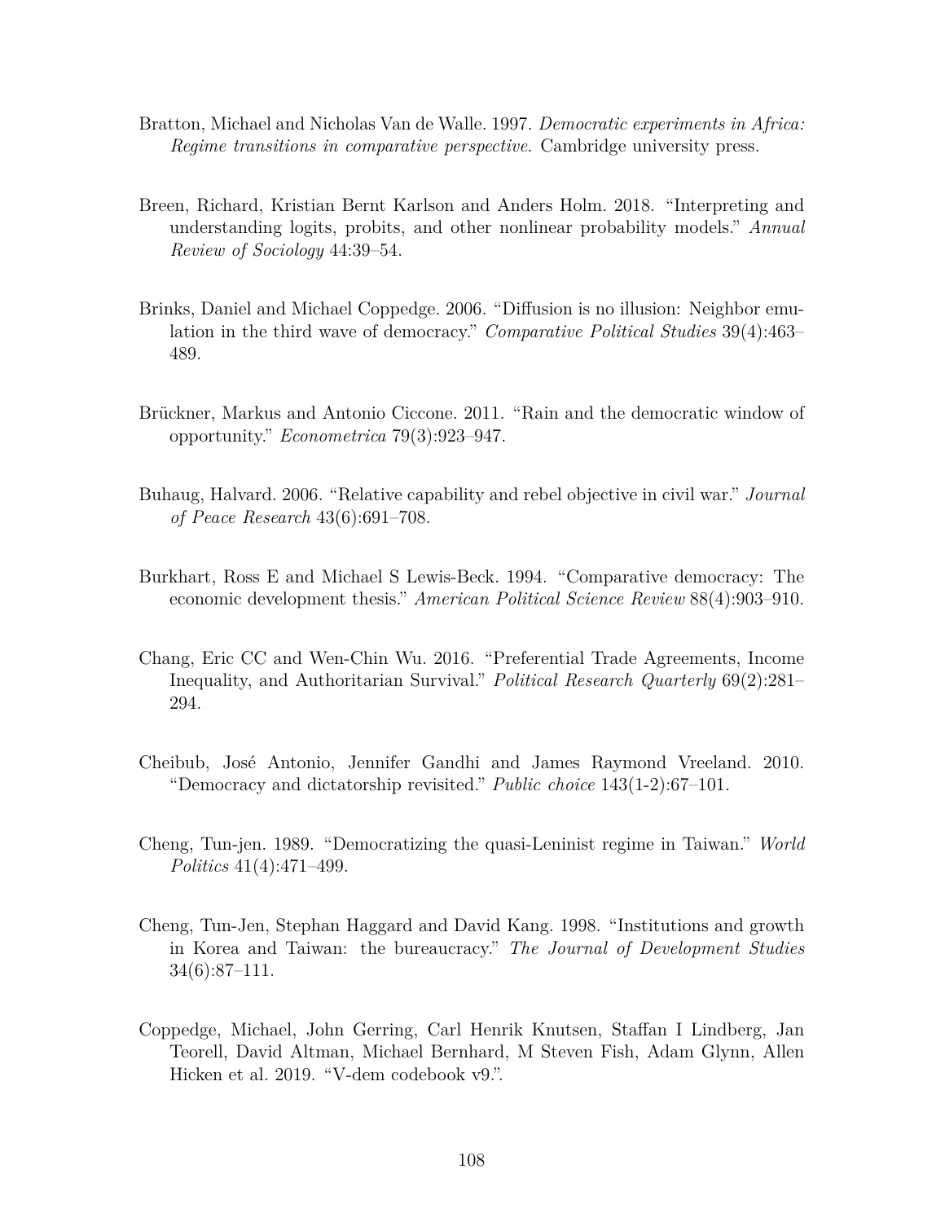Bratton, Michael and Nicholas Van de Walle. 1997. *Democratic experiments in Africa: Regime transitions in comparative perspective*. Cambridge university press.

Breen, Richard, Kristian Bernt Karlson and Anders Holm. 2018. "Interpreting and understanding logits, probits, and other nonlinear probability models." *Annual Review of Sociology* 44:39–54.

Brinks, Daniel and Michael Coppedge. 2006. "Diffusion is no illusion: Neighbor emulation in the third wave of democracy." *Comparative Political Studies* 39(4):463–489.

Brückner, Markus and Antonio Ciccone. 2011. "Rain and the democratic window of opportunity." *Econometrica* 79(3):923–947.

Buhaug, Halvard. 2006. "Relative capability and rebel objective in civil war." *Journal of Peace Research* 43(6):691–708.

Burkhart, Ross E and Michael S Lewis-Beck. 1994. "Comparative democracy: The economic development thesis." *American Political Science Review* 88(4):903–910.

Chang, Eric CC and Wen-Chin Wu. 2016. "Preferential Trade Agreements, Income Inequality, and Authoritarian Survival." *Political Research Quarterly* 69(2):281–294.

Cheibub, José Antonio, Jennifer Gandhi and James Raymond Vreeland. 2010. "Democracy and dictatorship revisited." *Public choice* 143(1-2):67–101.

Cheng, Tun-jen. 1989. "Democratizing the quasi-Leninist regime in Taiwan." *World Politics* 41(4):471–499.

Cheng, Tun-Jen, Stephan Haggard and David Kang. 1998. "Institutions and growth in Korea and Taiwan: the bureaucracy." *The Journal of Development Studies* 34(6):87–111.

Coppedge, Michael, John Gerring, Carl Henrik Knutsen, Staffan I Lindberg, Jan Teorell, David Altman, Michael Bernhard, M Steven Fish, Adam Glynn, Allen Hicken et al. 2019. "V-dem codebook v9.".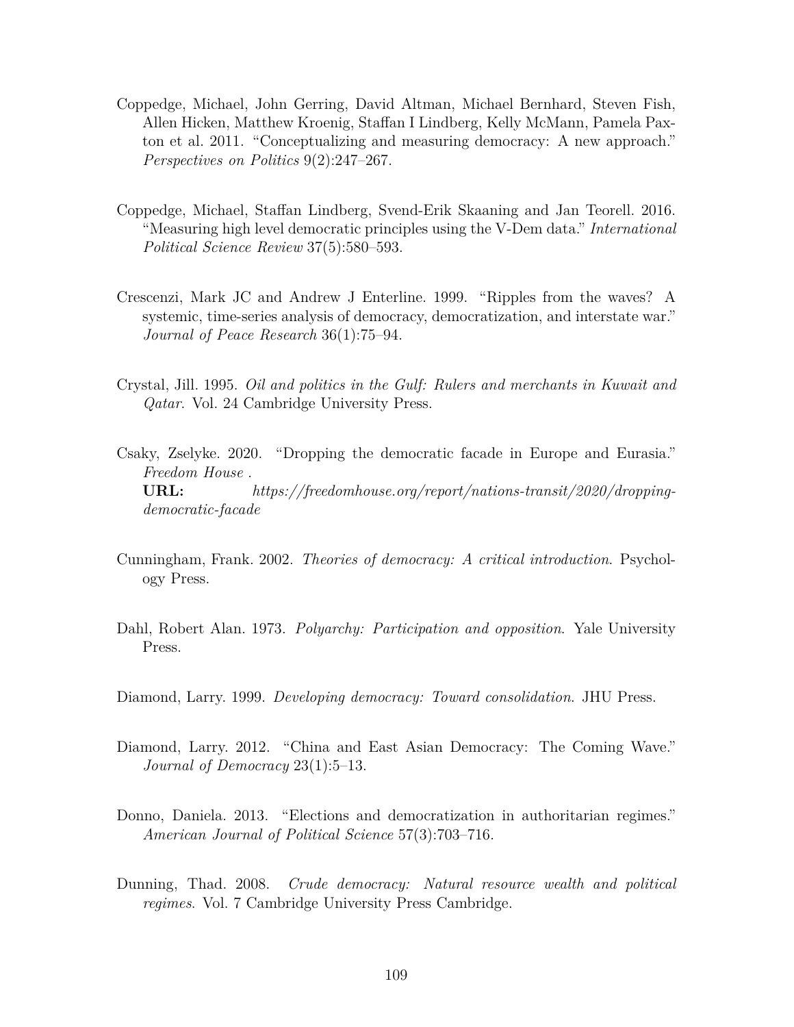Coppedge, Michael, John Gerring, David Altman, Michael Bernhard, Steven Fish, Allen Hicken, Matthew Kroenig, Staffan I Lindberg, Kelly McMann, Pamela Paxton et al. 2011. "Conceptualizing and measuring democracy: A new approach." *Perspectives on Politics* 9(2):247–267.

Coppedge, Michael, Staffan Lindberg, Svend-Erik Skaaning and Jan Teorell. 2016. "Measuring high level democratic principles using the V-Dem data." *International Political Science Review* 37(5):580–593.

Crescenzi, Mark JC and Andrew J Enterline. 1999. "Ripples from the waves? A systemic, time-series analysis of democracy, democratization, and interstate war." *Journal of Peace Research* 36(1):75–94.

Crystal, Jill. 1995. *Oil and politics in the Gulf: Rulers and merchants in Kuwait and Qatar*. Vol. 24 Cambridge University Press.

Csaky, Zselyke. 2020. "Dropping the democratic facade in Europe and Eurasia." *Freedom House* .
**URL:** *https://freedomhouse.org/report/nations-transit/2020/dropping-democratic-facade*

Cunningham, Frank. 2002. *Theories of democracy: A critical introduction*. Psychology Press.

Dahl, Robert Alan. 1973. *Polyarchy: Participation and opposition*. Yale University Press.

Diamond, Larry. 1999. *Developing democracy: Toward consolidation*. JHU Press.

Diamond, Larry. 2012. "China and East Asian Democracy: The Coming Wave." *Journal of Democracy* 23(1):5–13.

Donno, Daniela. 2013. "Elections and democratization in authoritarian regimes." *American Journal of Political Science* 57(3):703–716.

Dunning, Thad. 2008. *Crude democracy: Natural resource wealth and political regimes*. Vol. 7 Cambridge University Press Cambridge.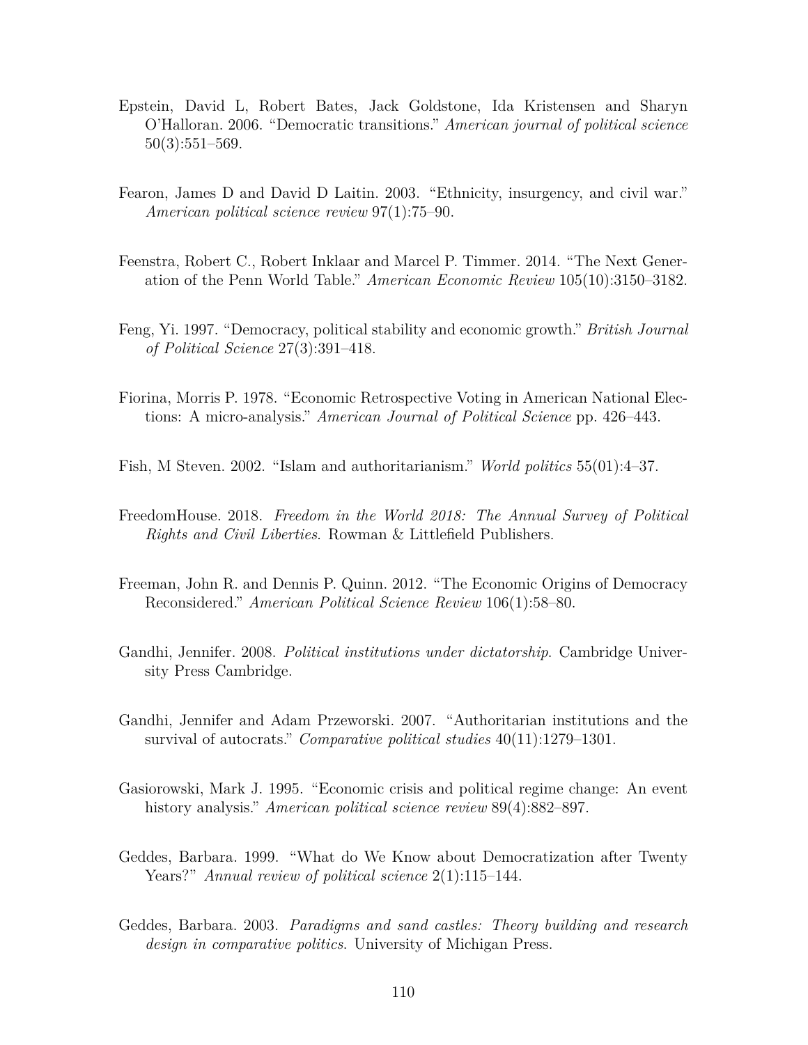Epstein, David L, Robert Bates, Jack Goldstone, Ida Kristensen and Sharyn O'Halloran. 2006. "Democratic transitions." *American journal of political science* 50(3):551–569.

Fearon, James D and David D Laitin. 2003. "Ethnicity, insurgency, and civil war." *American political science review* 97(1):75–90.

Feenstra, Robert C., Robert Inklaar and Marcel P. Timmer. 2014. "The Next Generation of the Penn World Table." *American Economic Review* 105(10):3150–3182.

Feng, Yi. 1997. "Democracy, political stability and economic growth." *British Journal of Political Science* 27(3):391–418.

Fiorina, Morris P. 1978. "Economic Retrospective Voting in American National Elections: A micro-analysis." *American Journal of Political Science* pp. 426–443.

Fish, M Steven. 2002. "Islam and authoritarianism." *World politics* 55(01):4–37.

FreedomHouse. 2018. *Freedom in the World 2018: The Annual Survey of Political Rights and Civil Liberties*. Rowman & Littlefield Publishers.

Freeman, John R. and Dennis P. Quinn. 2012. "The Economic Origins of Democracy Reconsidered." *American Political Science Review* 106(1):58–80.

Gandhi, Jennifer. 2008. *Political institutions under dictatorship*. Cambridge University Press Cambridge.

Gandhi, Jennifer and Adam Przeworski. 2007. "Authoritarian institutions and the survival of autocrats." *Comparative political studies* 40(11):1279–1301.

Gasiorowski, Mark J. 1995. "Economic crisis and political regime change: An event history analysis." *American political science review* 89(4):882–897.

Geddes, Barbara. 1999. "What do We Know about Democratization after Twenty Years?" *Annual review of political science* 2(1):115–144.

Geddes, Barbara. 2003. *Paradigms and sand castles: Theory building and research design in comparative politics*. University of Michigan Press.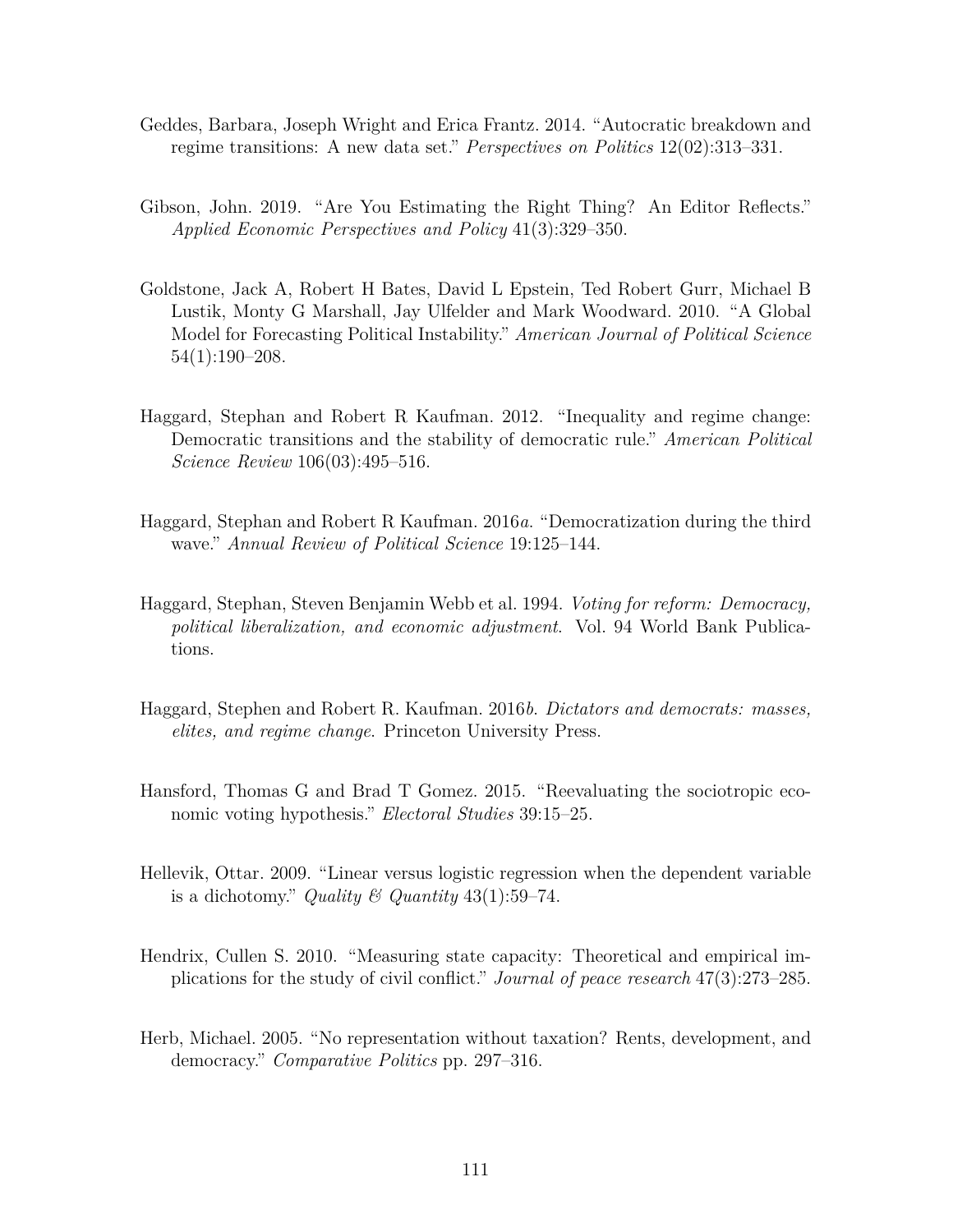Geddes, Barbara, Joseph Wright and Erica Frantz. 2014. "Autocratic breakdown and regime transitions: A new data set." *Perspectives on Politics* 12(02):313–331.

Gibson, John. 2019. "Are You Estimating the Right Thing? An Editor Reflects." *Applied Economic Perspectives and Policy* 41(3):329–350.

Goldstone, Jack A, Robert H Bates, David L Epstein, Ted Robert Gurr, Michael B Lustik, Monty G Marshall, Jay Ulfelder and Mark Woodward. 2010. "A Global Model for Forecasting Political Instability." *American Journal of Political Science* 54(1):190–208.

Haggard, Stephan and Robert R Kaufman. 2012. "Inequality and regime change: Democratic transitions and the stability of democratic rule." *American Political Science Review* 106(03):495–516.

Haggard, Stephan and Robert R Kaufman. 2016*a*. "Democratization during the third wave." *Annual Review of Political Science* 19:125–144.

Haggard, Stephan, Steven Benjamin Webb et al. 1994. *Voting for reform: Democracy, political liberalization, and economic adjustment*. Vol. 94 World Bank Publications.

Haggard, Stephen and Robert R. Kaufman. 2016*b*. *Dictators and democrats: masses, elites, and regime change*. Princeton University Press.

Hansford, Thomas G and Brad T Gomez. 2015. "Reevaluating the sociotropic economic voting hypothesis." *Electoral Studies* 39:15–25.

Hellevik, Ottar. 2009. "Linear versus logistic regression when the dependent variable is a dichotomy." *Quality & Quantity* 43(1):59–74.

Hendrix, Cullen S. 2010. "Measuring state capacity: Theoretical and empirical implications for the study of civil conflict." *Journal of peace research* 47(3):273–285.

Herb, Michael. 2005. "No representation without taxation? Rents, development, and democracy." *Comparative Politics* pp. 297–316.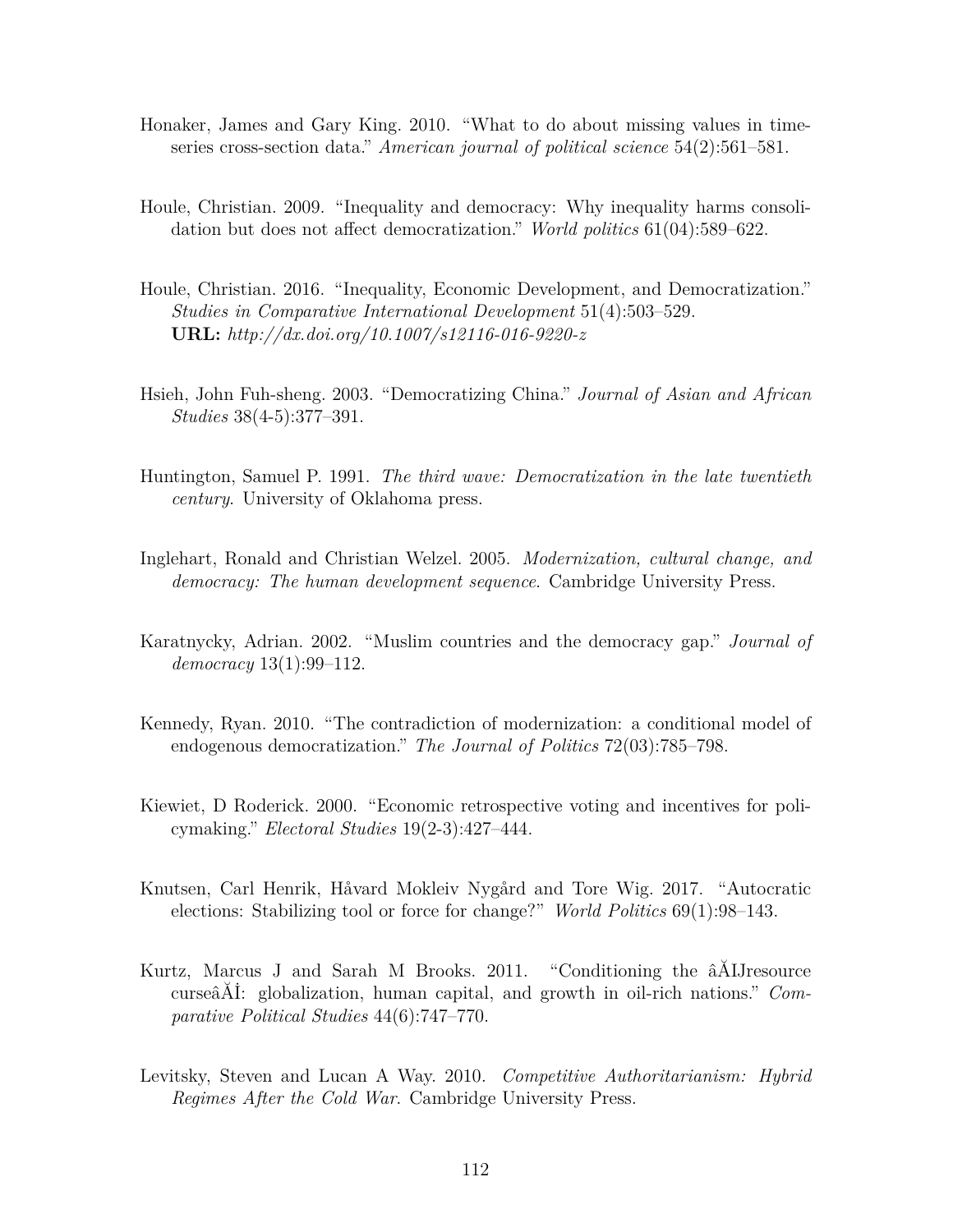Honaker, James and Gary King. 2010. "What to do about missing values in time-series cross-section data." *American journal of political science* 54(2):561–581.

Houle, Christian. 2009. "Inequality and democracy: Why inequality harms consolidation but does not affect democratization." *World politics* 61(04):589–622.

Houle, Christian. 2016. "Inequality, Economic Development, and Democratization." *Studies in Comparative International Development* 51(4):503–529.
**URL:** *http://dx.doi.org/10.1007/s12116-016-9220-z*

Hsieh, John Fuh-sheng. 2003. "Democratizing China." *Journal of Asian and African Studies* 38(4-5):377–391.

Huntington, Samuel P. 1991. *The third wave: Democratization in the late twentieth century*. University of Oklahoma press.

Inglehart, Ronald and Christian Welzel. 2005. *Modernization, cultural change, and democracy: The human development sequence*. Cambridge University Press.

Karatnycky, Adrian. 2002. "Muslim countries and the democracy gap." *Journal of democracy* 13(1):99–112.

Kennedy, Ryan. 2010. "The contradiction of modernization: a conditional model of endogenous democratization." *The Journal of Politics* 72(03):785–798.

Kiewiet, D Roderick. 2000. "Economic retrospective voting and incentives for policymaking." *Electoral Studies* 19(2-3):427–444.

Knutsen, Carl Henrik, Håvard Mokleiv Nygård and Tore Wig. 2017. "Autocratic elections: Stabilizing tool or force for change?" *World Politics* 69(1):98–143.

Kurtz, Marcus J and Sarah M Brooks. 2011. "Conditioning the âĂIJresource curseâĂİ: globalization, human capital, and growth in oil-rich nations." *Comparative Political Studies* 44(6):747–770.

Levitsky, Steven and Lucan A Way. 2010. *Competitive Authoritarianism: Hybrid Regimes After the Cold War*. Cambridge University Press.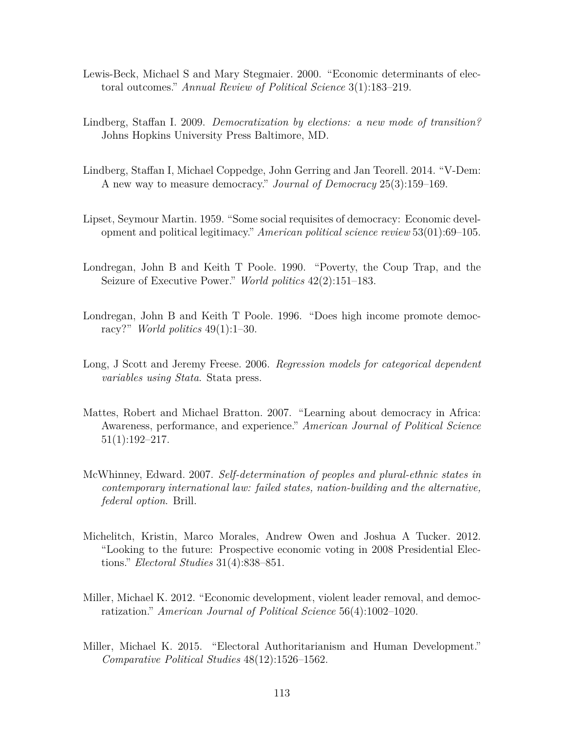Lewis-Beck, Michael S and Mary Stegmaier. 2000. "Economic determinants of electoral outcomes." *Annual Review of Political Science* 3(1):183–219.

Lindberg, Staffan I. 2009. *Democratization by elections: a new mode of transition?* Johns Hopkins University Press Baltimore, MD.

Lindberg, Staffan I, Michael Coppedge, John Gerring and Jan Teorell. 2014. "V-Dem: A new way to measure democracy." *Journal of Democracy* 25(3):159–169.

Lipset, Seymour Martin. 1959. "Some social requisites of democracy: Economic development and political legitimacy." *American political science review* 53(01):69–105.

Londregan, John B and Keith T Poole. 1990. "Poverty, the Coup Trap, and the Seizure of Executive Power." *World politics* 42(2):151–183.

Londregan, John B and Keith T Poole. 1996. "Does high income promote democracy?" *World politics* 49(1):1–30.

Long, J Scott and Jeremy Freese. 2006. *Regression models for categorical dependent variables using Stata.* Stata press.

Mattes, Robert and Michael Bratton. 2007. "Learning about democracy in Africa: Awareness, performance, and experience." *American Journal of Political Science* 51(1):192–217.

McWhinney, Edward. 2007. *Self-determination of peoples and plural-ethnic states in contemporary international law: failed states, nation-building and the alternative, federal option.* Brill.

Michelitch, Kristin, Marco Morales, Andrew Owen and Joshua A Tucker. 2012. "Looking to the future: Prospective economic voting in 2008 Presidential Elections." *Electoral Studies* 31(4):838–851.

Miller, Michael K. 2012. "Economic development, violent leader removal, and democratization." *American Journal of Political Science* 56(4):1002–1020.

Miller, Michael K. 2015. "Electoral Authoritarianism and Human Development." *Comparative Political Studies* 48(12):1526–1562.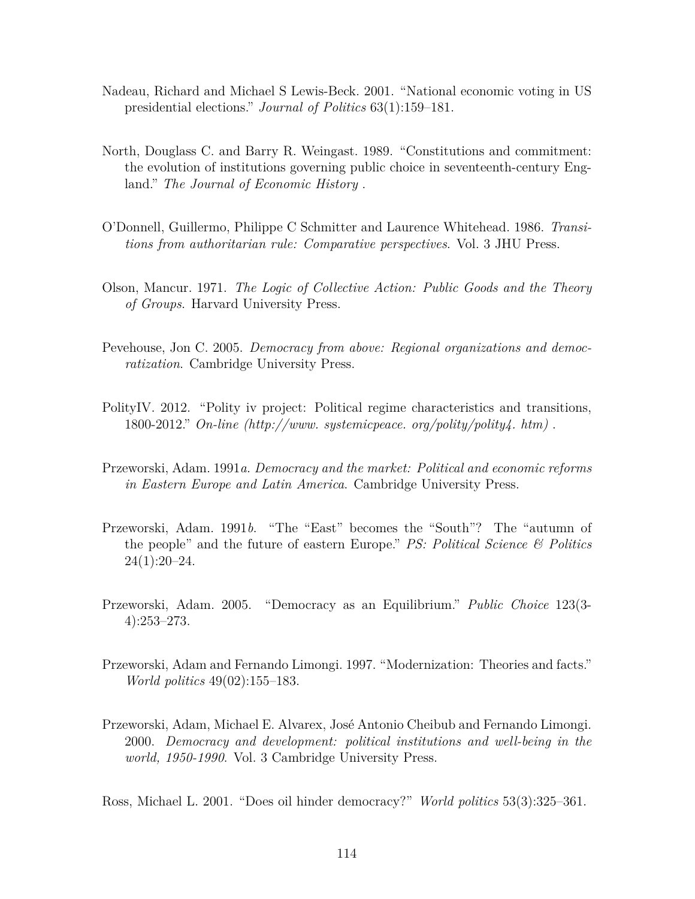Nadeau, Richard and Michael S Lewis-Beck. 2001. "National economic voting in US presidential elections." *Journal of Politics* 63(1):159–181.

North, Douglass C. and Barry R. Weingast. 1989. "Constitutions and commitment: the evolution of institutions governing public choice in seventeenth-century England." *The Journal of Economic History* .

O'Donnell, Guillermo, Philippe C Schmitter and Laurence Whitehead. 1986. *Transitions from authoritarian rule: Comparative perspectives*. Vol. 3 JHU Press.

Olson, Mancur. 1971. *The Logic of Collective Action: Public Goods and the Theory of Groups*. Harvard University Press.

Pevehouse, Jon C. 2005. *Democracy from above: Regional organizations and democratization*. Cambridge University Press.

PolityIV. 2012. "Polity iv project: Political regime characteristics and transitions, 1800-2012." *On-line (http://www. systemicpeace. org/polity/polity4. htm)* .

Przeworski, Adam. 1991*a*. *Democracy and the market: Political and economic reforms in Eastern Europe and Latin America*. Cambridge University Press.

Przeworski, Adam. 1991*b*. "The "East" becomes the "South"? The "autumn of the people" and the future of eastern Europe." *PS: Political Science & Politics* 24(1):20–24.

Przeworski, Adam. 2005. "Democracy as an Equilibrium." *Public Choice* 123(3-4):253–273.

Przeworski, Adam and Fernando Limongi. 1997. "Modernization: Theories and facts." *World politics* 49(02):155–183.

Przeworski, Adam, Michael E. Alvarex, José Antonio Cheibub and Fernando Limongi. 2000. *Democracy and development: political institutions and well-being in the world, 1950-1990*. Vol. 3 Cambridge University Press.

Ross, Michael L. 2001. "Does oil hinder democracy?" *World politics* 53(3):325–361.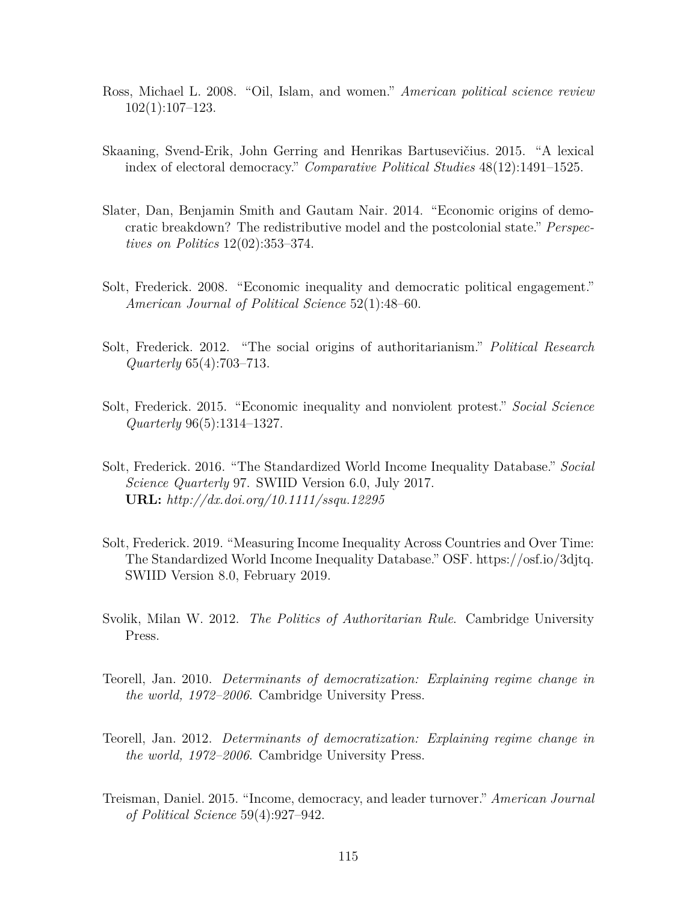Ross, Michael L. 2008. "Oil, Islam, and women." *American political science review* 102(1):107–123.

Skaaning, Svend-Erik, John Gerring and Henrikas Bartusevičius. 2015. "A lexical index of electoral democracy." *Comparative Political Studies* 48(12):1491–1525.

Slater, Dan, Benjamin Smith and Gautam Nair. 2014. "Economic origins of democratic breakdown? The redistributive model and the postcolonial state." *Perspectives on Politics* 12(02):353–374.

Solt, Frederick. 2008. "Economic inequality and democratic political engagement." *American Journal of Political Science* 52(1):48–60.

Solt, Frederick. 2012. "The social origins of authoritarianism." *Political Research Quarterly* 65(4):703–713.

Solt, Frederick. 2015. "Economic inequality and nonviolent protest." *Social Science Quarterly* 96(5):1314–1327.

Solt, Frederick. 2016. "The Standardized World Income Inequality Database." *Social Science Quarterly* 97. SWIID Version 6.0, July 2017.
**URL:** *http://dx.doi.org/10.1111/ssqu.12295*

Solt, Frederick. 2019. "Measuring Income Inequality Across Countries and Over Time: The Standardized World Income Inequality Database." OSF. https://osf.io/3djtq. SWIID Version 8.0, February 2019.

Svolik, Milan W. 2012. *The Politics of Authoritarian Rule*. Cambridge University Press.

Teorell, Jan. 2010. *Determinants of democratization: Explaining regime change in the world, 1972–2006*. Cambridge University Press.

Teorell, Jan. 2012. *Determinants of democratization: Explaining regime change in the world, 1972–2006*. Cambridge University Press.

Treisman, Daniel. 2015. "Income, democracy, and leader turnover." *American Journal of Political Science* 59(4):927–942.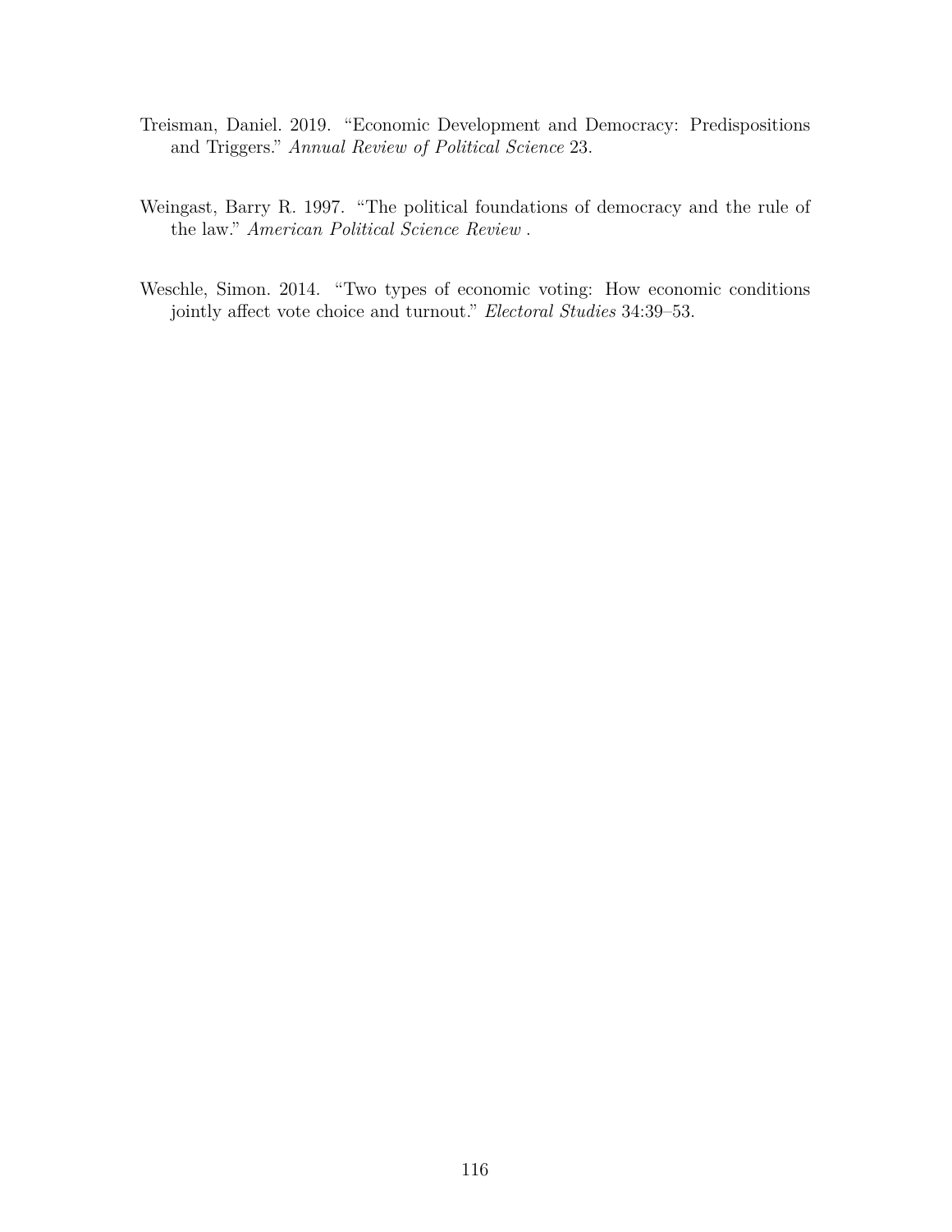Treisman, Daniel. 2019. "Economic Development and Democracy: Predispositions and Triggers." *Annual Review of Political Science* 23.

Weingast, Barry R. 1997. "The political foundations of democracy and the rule of the law." *American Political Science Review* .

Weschle, Simon. 2014. "Two types of economic voting: How economic conditions jointly affect vote choice and turnout." *Electoral Studies* 34:39–53.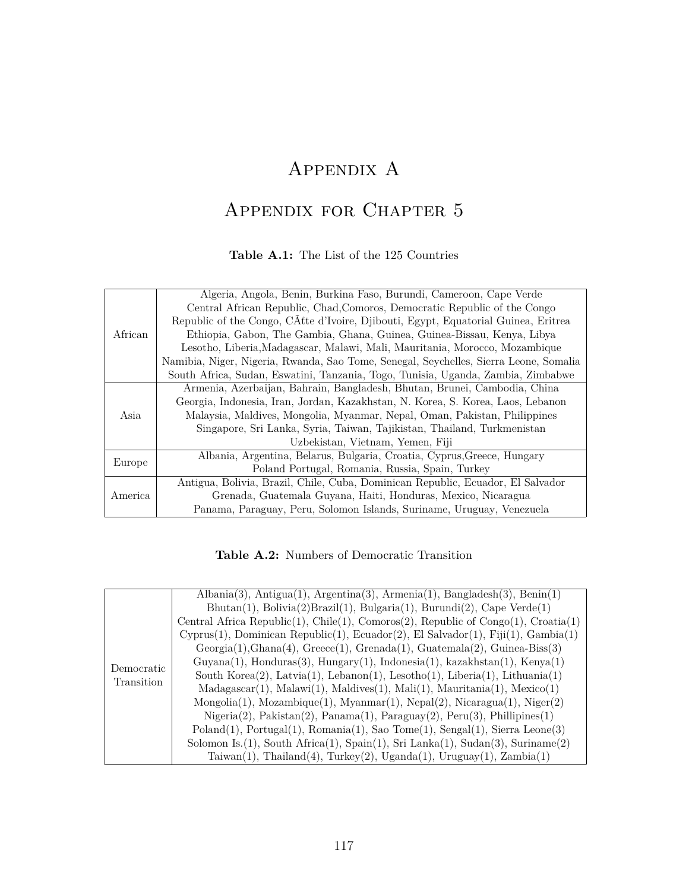// Appendix A

# Appendix A

## Appendix for Chapter 5

**Table A.1:** The List of the 125 Countries

| | |
|---|---|
| African | Algeria, Angola, Benin, Burkina Faso, Burundi, Cameroon, Cape Verde Central African Republic, Chad,Comoros, Democratic Republic of the Congo Republic of the Congo, CÃťte d'Ivoire, Djibouti, Egypt, Equatorial Guinea, Eritrea Ethiopia, Gabon, The Gambia, Ghana, Guinea, Guinea-Bissau, Kenya, Libya Lesotho, Liberia,Madagascar, Malawi, Mali, Mauritania, Morocco, Mozambique Namibia, Niger, Nigeria, Rwanda, Sao Tome, Senegal, Seychelles, Sierra Leone, Somalia South Africa, Sudan, Eswatini, Tanzania, Togo, Tunisia, Uganda, Zambia, Zimbabwe |
| Asia | Armenia, Azerbaijan, Bahrain, Bangladesh, Bhutan, Brunei, Cambodia, China Georgia, Indonesia, Iran, Jordan, Kazakhstan, N. Korea, S. Korea, Laos, Lebanon Malaysia, Maldives, Mongolia, Myanmar, Nepal, Oman, Pakistan, Philippines Singapore, Sri Lanka, Syria, Taiwan, Tajikistan, Thailand, Turkmenistan Uzbekistan, Vietnam, Yemen, Fiji |
| Europe | Albania, Argentina, Belarus, Bulgaria, Croatia, Cyprus,Greece, Hungary Poland Portugal, Romania, Russia, Spain, Turkey |
| America | Antigua, Bolivia, Brazil, Chile, Cuba, Dominican Republic, Ecuador, El Salvador Grenada, Guatemala Guyana, Haiti, Honduras, Mexico, Nicaragua Panama, Paraguay, Peru, Solomon Islands, Suriname, Uruguay, Venezuela |

**Table A.2:** Numbers of Democratic Transition

| | |
|---|---|
| Democratic Transition | Albania(3), Antigua(1), Argentina(3), Armenia(1), Bangladesh(3), Benin(1) Bhutan(1), Bolivia(2)Brazil(1), Bulgaria(1), Burundi(2), Cape Verde(1) Central Africa Republic(1), Chile(1), Comoros(2), Republic of Congo(1), Croatia(1) Cyprus(1), Dominican Republic(1), Ecuador(2), El Salvador(1), Fiji(1), Gambia(1) Georgia(1),Ghana(4), Greece(1), Grenada(1), Guatemala(2), Guinea-Biss(3) Guyana(1), Honduras(3), Hungary(1), Indonesia(1), kazakhstan(1), Kenya(1) South Korea(2), Latvia(1), Lebanon(1), Lesotho(1), Liberia(1), Lithuania(1) Madagascar(1), Malawi(1), Maldives(1), Mali(1), Mauritania(1), Mexico(1) Mongolia(1), Mozambique(1), Myanmar(1), Nepal(2), Nicaragua(1), Niger(2) Nigeria(2), Pakistan(2), Panama(1), Paraguay(2), Peru(3), Phillipines(1) Poland(1), Portugal(1), Romania(1), Sao Tome(1), Sengal(1), Sierra Leone(3) Solomon Is.(1), South Africa(1), Spain(1), Sri Lanka(1), Sudan(3), Suriname(2) Taiwan(1), Thailand(4), Turkey(2), Uganda(1), Uruguay(1), Zambia(1) |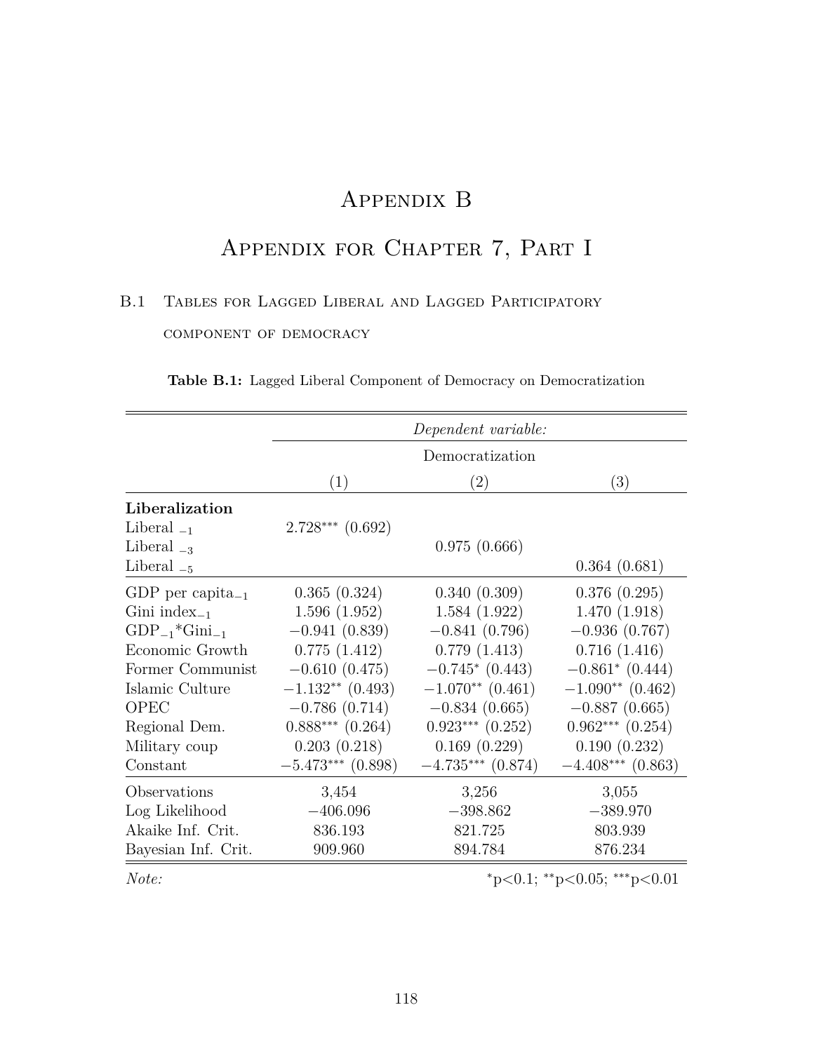# Appendix B

# Appendix for Chapter 7, Part I

## B.1 Tables for Lagged Liberal and Lagged Participatory component of democracy

**Table B.1:** Lagged Liberal Component of Democracy on Democratization

| | *Dependent variable:* | | |
|---|---|---|---|
| | Democratization | | |
| | (1) | (2) | (3) |
| **Liberalization** | | | |
| Liberal $_{-1}$ | $2.728^{***}$ (0.692) | | |
| Liberal $_{-3}$ | | 0.975 (0.666) | |
| Liberal $_{-5}$ | | | 0.364 (0.681) |
| GDP per capita$_{-1}$ | 0.365 (0.324) | 0.340 (0.309) | 0.376 (0.295) |
| Gini index$_{-1}$ | 1.596 (1.952) | 1.584 (1.922) | 1.470 (1.918) |
| GDP$_{-1}$*Gini$_{-1}$ | −0.941 (0.839) | −0.841 (0.796) | −0.936 (0.767) |
| Economic Growth | 0.775 (1.412) | 0.779 (1.413) | 0.716 (1.416) |
| Former Communist | −0.610 (0.475) | $-0.745^{*}$ (0.443) | $-0.861^{*}$ (0.444) |
| Islamic Culture | $-1.132^{**}$ (0.493) | $-1.070^{**}$ (0.461) | $-1.090^{**}$ (0.462) |
| OPEC | −0.786 (0.714) | −0.834 (0.665) | −0.887 (0.665) |
| Regional Dem. | $0.888^{***}$ (0.264) | $0.923^{***}$ (0.252) | $0.962^{***}$ (0.254) |
| Military coup | 0.203 (0.218) | 0.169 (0.229) | 0.190 (0.232) |
| Constant | $-5.473^{***}$ (0.898) | $-4.735^{***}$ (0.874) | $-4.408^{***}$ (0.863) |
| Observations | 3,454 | 3,256 | 3,055 |
| Log Likelihood | −406.096 | −398.862 | −389.970 |
| Akaike Inf. Crit. | 836.193 | 821.725 | 803.939 |
| Bayesian Inf. Crit. | 909.960 | 894.784 | 876.234 |
| *Note:* | | | $^{*}$p<0.1; $^{**}$p<0.05; $^{***}$p<0.01 |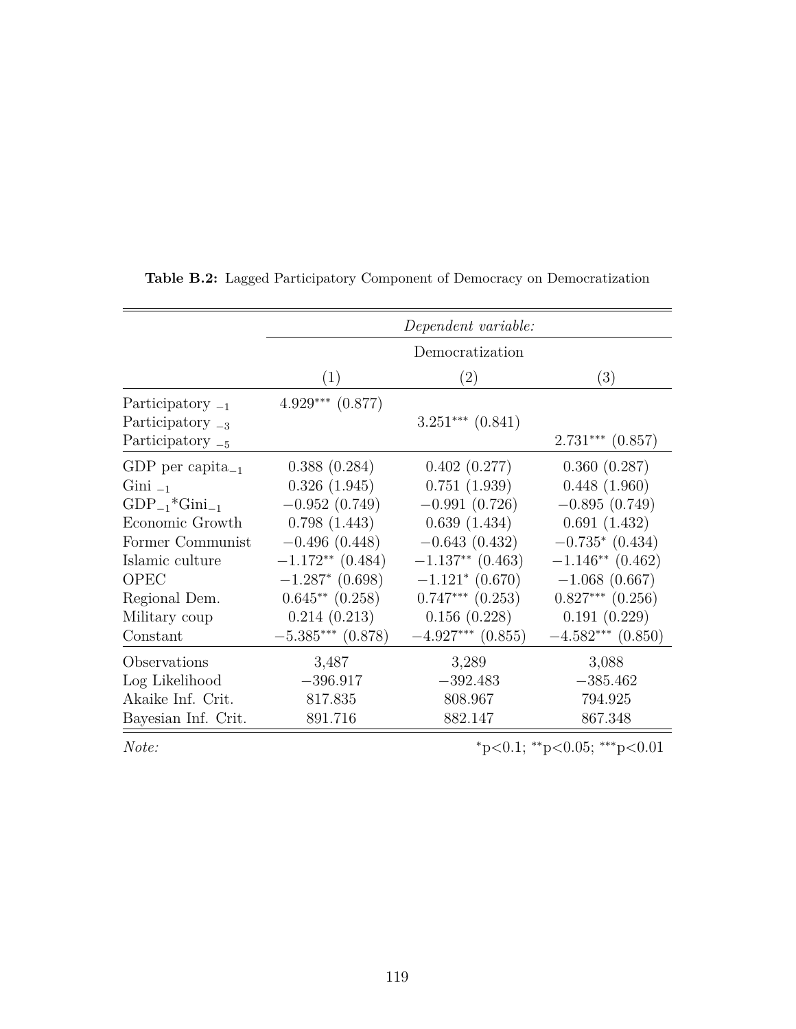**Table B.2:** Lagged Participatory Component of Democracy on Democratization

| | *Dependent variable:* | | |
|---|---|---|---|
| | Democratization | | |
| | (1) | (2) | (3) |
| Participatory $_{-1}$ | $4.929^{***}$ (0.877) | | |
| Participatory $_{-3}$ | | $3.251^{***}$ (0.841) | |
| Participatory $_{-5}$ | | | $2.731^{***}$ (0.857) |
| GDP per capita$_{-1}$ | 0.388 (0.284) | 0.402 (0.277) | 0.360 (0.287) |
| Gini $_{-1}$ | 0.326 (1.945) | 0.751 (1.939) | 0.448 (1.960) |
| GDP$_{-1}$*Gini$_{-1}$ | −0.952 (0.749) | −0.991 (0.726) | −0.895 (0.749) |
| Economic Growth | 0.798 (1.443) | 0.639 (1.434) | 0.691 (1.432) |
| Former Communist | −0.496 (0.448) | −0.643 (0.432) | $-0.735^{*}$ (0.434) |
| Islamic culture | $-1.172^{**}$ (0.484) | $-1.137^{**}$ (0.463) | $-1.146^{**}$ (0.462) |
| OPEC | $-1.287^{*}$ (0.698) | $-1.121^{*}$ (0.670) | −1.068 (0.667) |
| Regional Dem. | $0.645^{**}$ (0.258) | $0.747^{***}$ (0.253) | $0.827^{***}$ (0.256) |
| Military coup | 0.214 (0.213) | 0.156 (0.228) | 0.191 (0.229) |
| Constant | $-5.385^{***}$ (0.878) | $-4.927^{***}$ (0.855) | $-4.582^{***}$ (0.850) |
| Observations | 3,487 | 3,289 | 3,088 |
| Log Likelihood | −396.917 | −392.483 | −385.462 |
| Akaike Inf. Crit. | 817.835 | 808.967 | 794.925 |
| Bayesian Inf. Crit. | 891.716 | 882.147 | 867.348 |

*Note:* $^{*}$p<0.1; $^{**}$p<0.05; $^{***}$p<0.01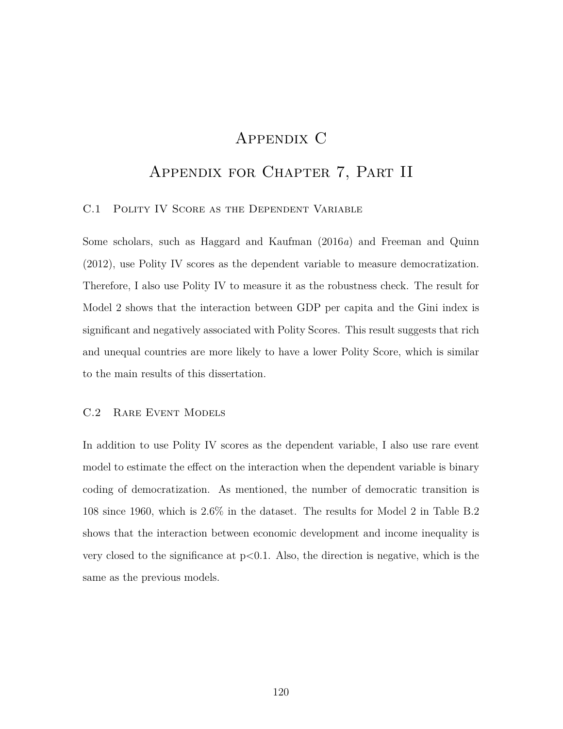# Appendix C

# Appendix for Chapter 7, Part II

## C.1 Polity IV Score as the Dependent Variable

Some scholars, such as Haggard and Kaufman (2016*a*) and Freeman and Quinn (2012), use Polity IV scores as the dependent variable to measure democratization. Therefore, I also use Polity IV to measure it as the robustness check. The result for Model 2 shows that the interaction between GDP per capita and the Gini index is significant and negatively associated with Polity Scores. This result suggests that rich and unequal countries are more likely to have a lower Polity Score, which is similar to the main results of this dissertation.

## C.2 Rare Event Models

In addition to use Polity IV scores as the dependent variable, I also use rare event model to estimate the effect on the interaction when the dependent variable is binary coding of democratization. As mentioned, the number of democratic transition is 108 since 1960, which is 2.6% in the dataset. The results for Model 2 in Table B.2 shows that the interaction between economic development and income inequality is very closed to the significance at $p<0.1$. Also, the direction is negative, which is the same as the previous models.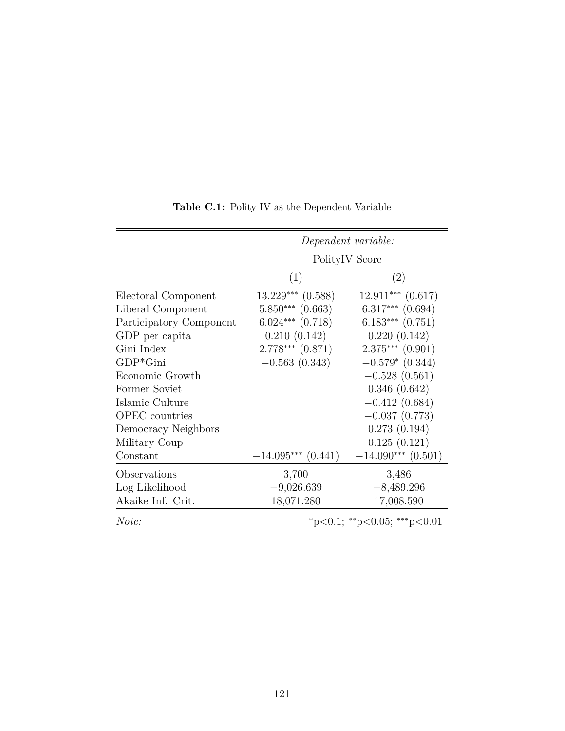**Table C.1:** Polity IV as the Dependent Variable

| | *Dependent variable:* | |
|---|---|---|
| | PolityIV Score | |
| | (1) | (2) |
| Electoral Component | $13.229^{***}$ (0.588) | $12.911^{***}$ (0.617) |
| Liberal Component | $5.850^{***}$ (0.663) | $6.317^{***}$ (0.694) |
| Participatory Component | $6.024^{***}$ (0.718) | $6.183^{***}$ (0.751) |
| GDP per capita | 0.210 (0.142) | 0.220 (0.142) |
| Gini Index | $2.778^{***}$ (0.871) | $2.375^{***}$ (0.901) |
| GDP*Gini | −0.563 (0.343) | $-0.579^{*}$ (0.344) |
| Economic Growth | | −0.528 (0.561) |
| Former Soviet | | 0.346 (0.642) |
| Islamic Culture | | −0.412 (0.684) |
| OPEC countries | | −0.037 (0.773) |
| Democracy Neighbors | | 0.273 (0.194) |
| Military Coup | | 0.125 (0.121) |
| Constant | $-14.095^{***}$ (0.441) | $-14.090^{***}$ (0.501) |
| Observations | 3,700 | 3,486 |
| Log Likelihood | −9,026.639 | −8,489.296 |
| Akaike Inf. Crit. | 18,071.280 | 17,008.590 |

*Note:* $^{*}$p<0.1; $^{**}$p<0.05; $^{***}$p<0.01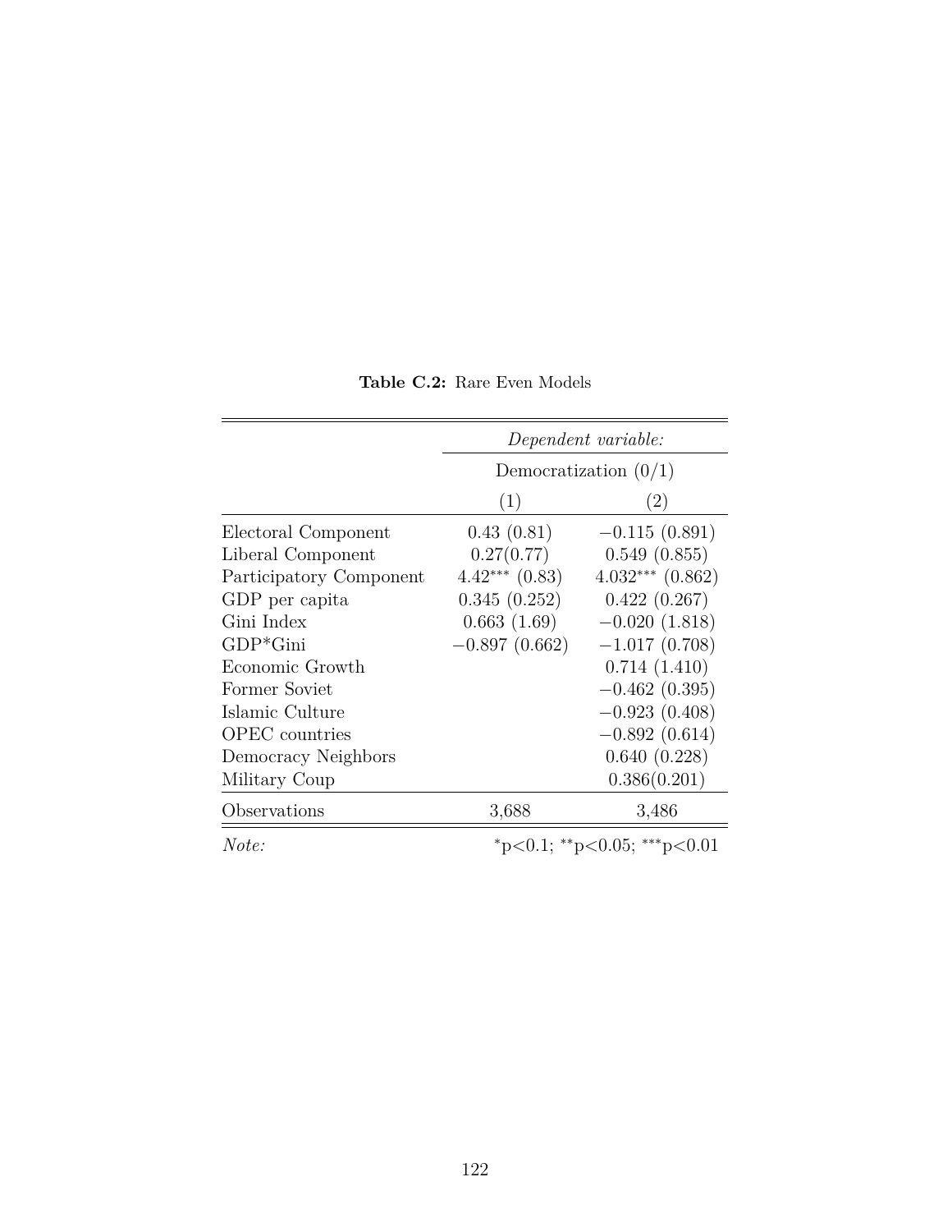**Table C.2:** Rare Even Models

| | *Dependent variable:* | |
|---|---|---|
| | Democratization (0/1) | |
| | (1) | (2) |
| Electoral Component | 0.43 (0.81) | −0.115 (0.891) |
| Liberal Component | 0.27(0.77) | 0.549 (0.855) |
| Participatory Component | $4.42^{***}$ (0.83) | $4.032^{***}$ (0.862) |
| GDP per capita | 0.345 (0.252) | 0.422 (0.267) |
| Gini Index | 0.663 (1.69) | −0.020 (1.818) |
| GDP*Gini | −0.897 (0.662) | −1.017 (0.708) |
| Economic Growth | | 0.714 (1.410) |
| Former Soviet | | −0.462 (0.395) |
| Islamic Culture | | −0.923 (0.408) |
| OPEC countries | | −0.892 (0.614) |
| Democracy Neighbors | | 0.640 (0.228) |
| Military Coup | | 0.386(0.201) |
| Observations | 3,688 | 3,486 |

*Note:* $^{*}$p<0.1; $^{**}$p<0.05; $^{***}$p<0.01